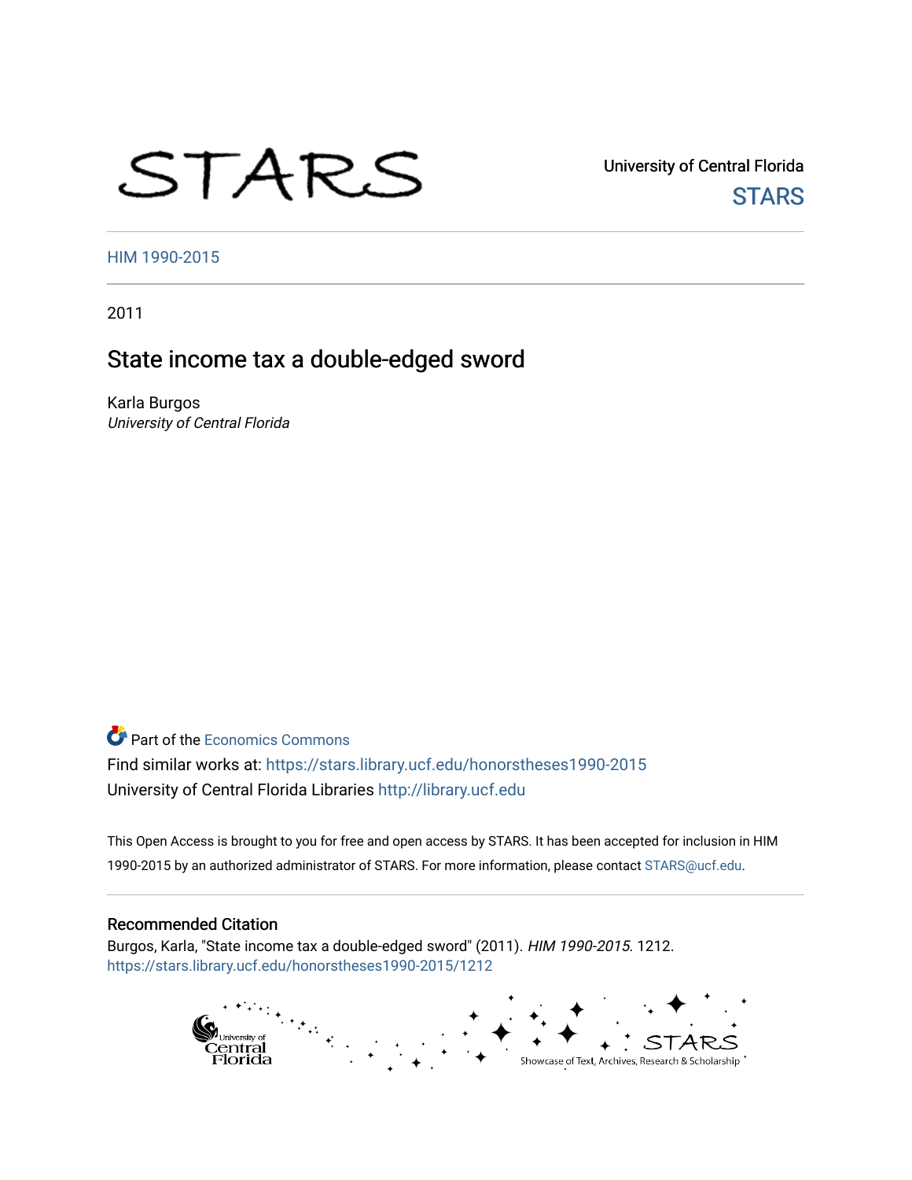University of Central Florida

STARS

HIM 1990-2015

2011

# State income tax a double-edged sword

Karla Burgos
*University of Central Florida*

Part of the Economics Commons

Find similar works at: https://stars.library.ucf.edu/honorstheses1990-2015
University of Central Florida Libraries http://library.ucf.edu

This Open Access is brought to you for free and open access by STARS. It has been accepted for inclusion in HIM 1990-2015 by an authorized administrator of STARS. For more information, please contact STARS@ucf.edu.

## Recommended Citation

Burgos, Karla, "State income tax a double-edged sword" (2011). *HIM 1990-2015*. 1212.
https://stars.library.ucf.edu/honorstheses1990-2015/1212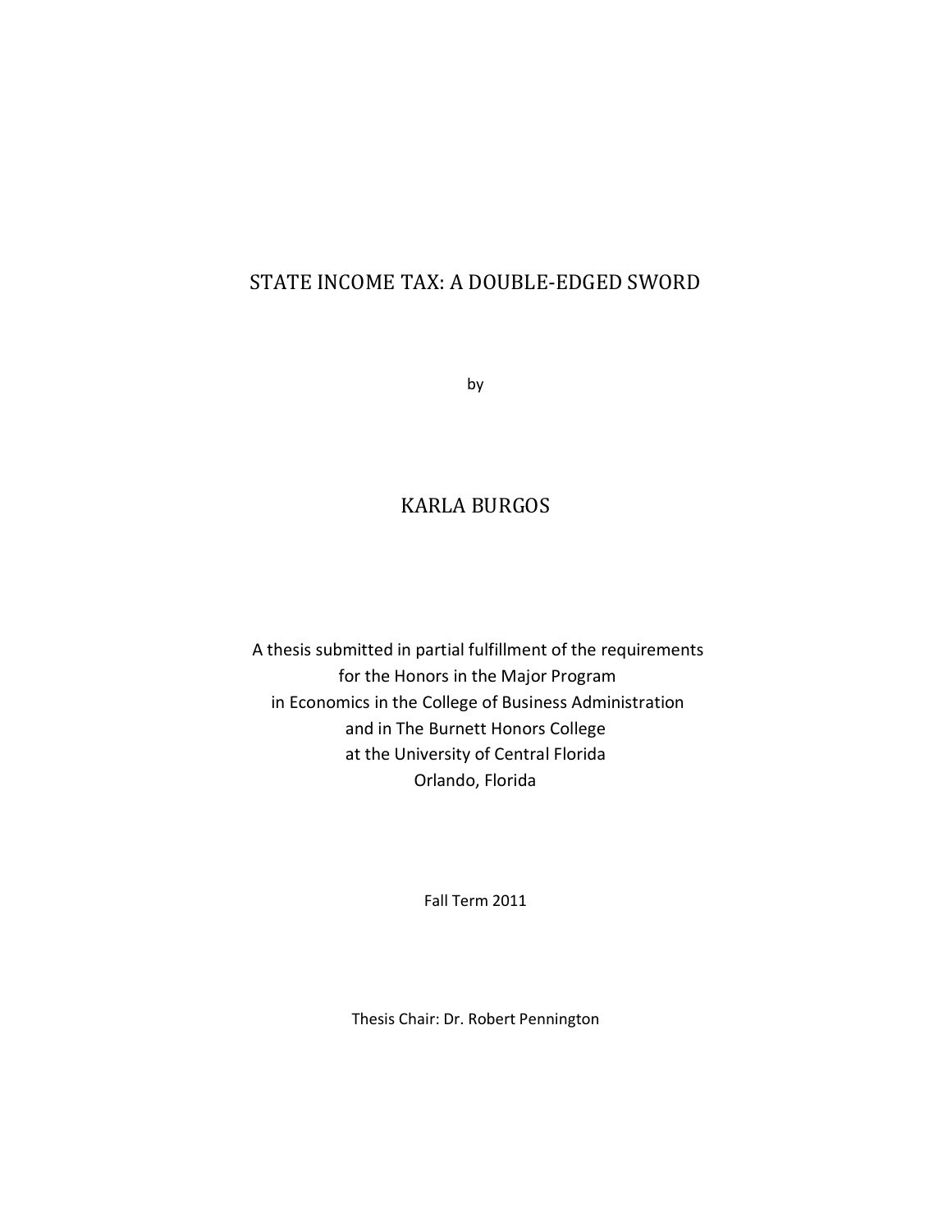# STATE INCOME TAX: A DOUBLE-EDGED SWORD

by

KARLA BURGOS

A thesis submitted in partial fulfillment of the requirements
for the Honors in the Major Program
in Economics in the College of Business Administration
and in The Burnett Honors College
at the University of Central Florida
Orlando, Florida

Fall Term 2011

Thesis Chair: Dr. Robert Pennington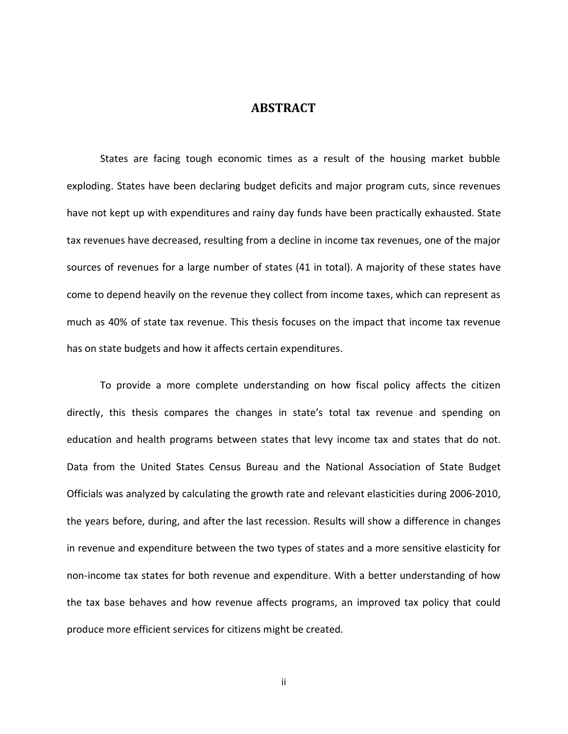# ABSTRACT

States are facing tough economic times as a result of the housing market bubble exploding. States have been declaring budget deficits and major program cuts, since revenues have not kept up with expenditures and rainy day funds have been practically exhausted. State tax revenues have decreased, resulting from a decline in income tax revenues, one of the major sources of revenues for a large number of states (41 in total). A majority of these states have come to depend heavily on the revenue they collect from income taxes, which can represent as much as 40% of state tax revenue. This thesis focuses on the impact that income tax revenue has on state budgets and how it affects certain expenditures.

To provide a more complete understanding on how fiscal policy affects the citizen directly, this thesis compares the changes in state's total tax revenue and spending on education and health programs between states that levy income tax and states that do not. Data from the United States Census Bureau and the National Association of State Budget Officials was analyzed by calculating the growth rate and relevant elasticities during 2006-2010, the years before, during, and after the last recession. Results will show a difference in changes in revenue and expenditure between the two types of states and a more sensitive elasticity for non-income tax states for both revenue and expenditure. With a better understanding of how the tax base behaves and how revenue affects programs, an improved tax policy that could produce more efficient services for citizens might be created.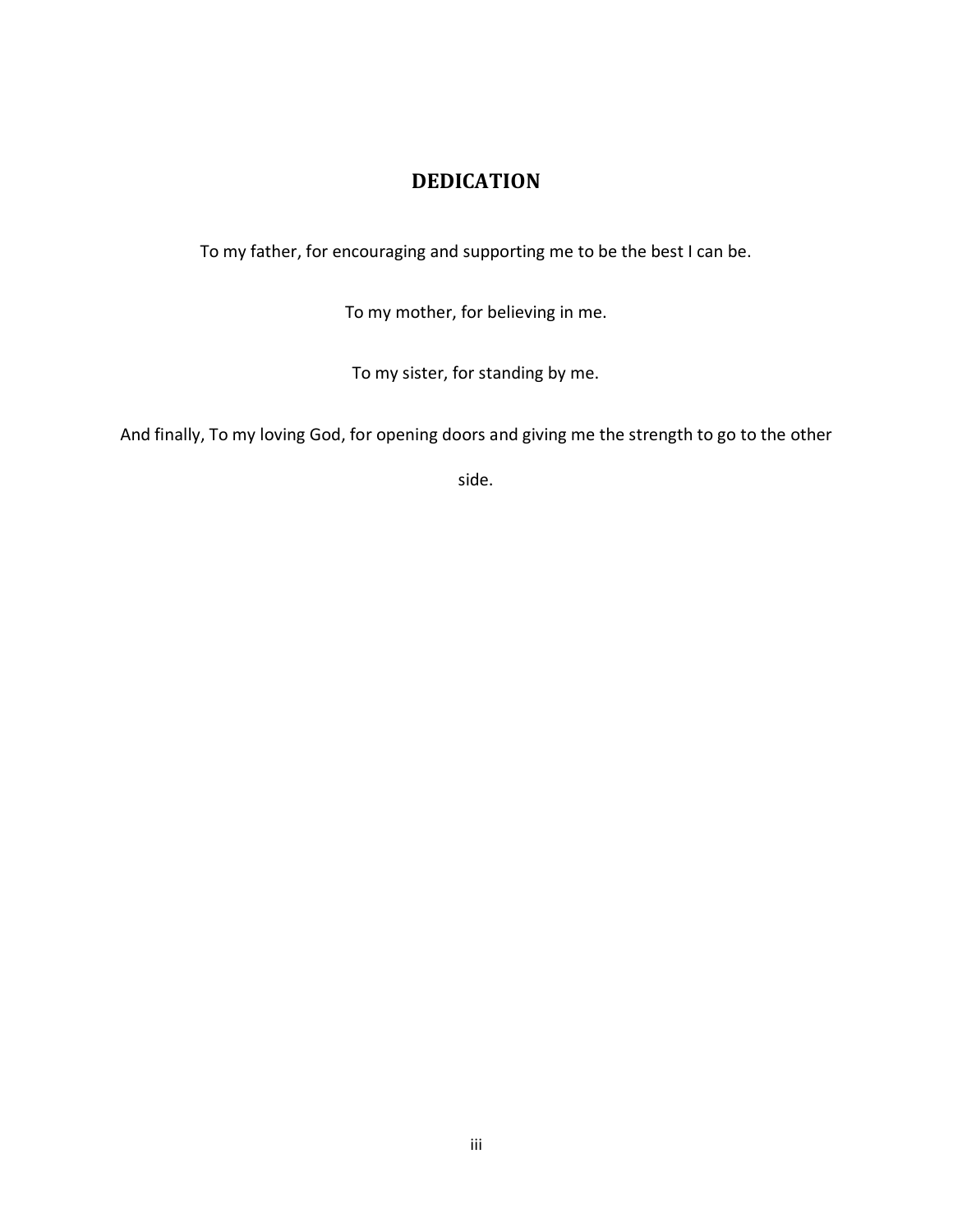# DEDICATION

To my father, for encouraging and supporting me to be the best I can be.

To my mother, for believing in me.

To my sister, for standing by me.

And finally, To my loving God, for opening doors and giving me the strength to go to the other side.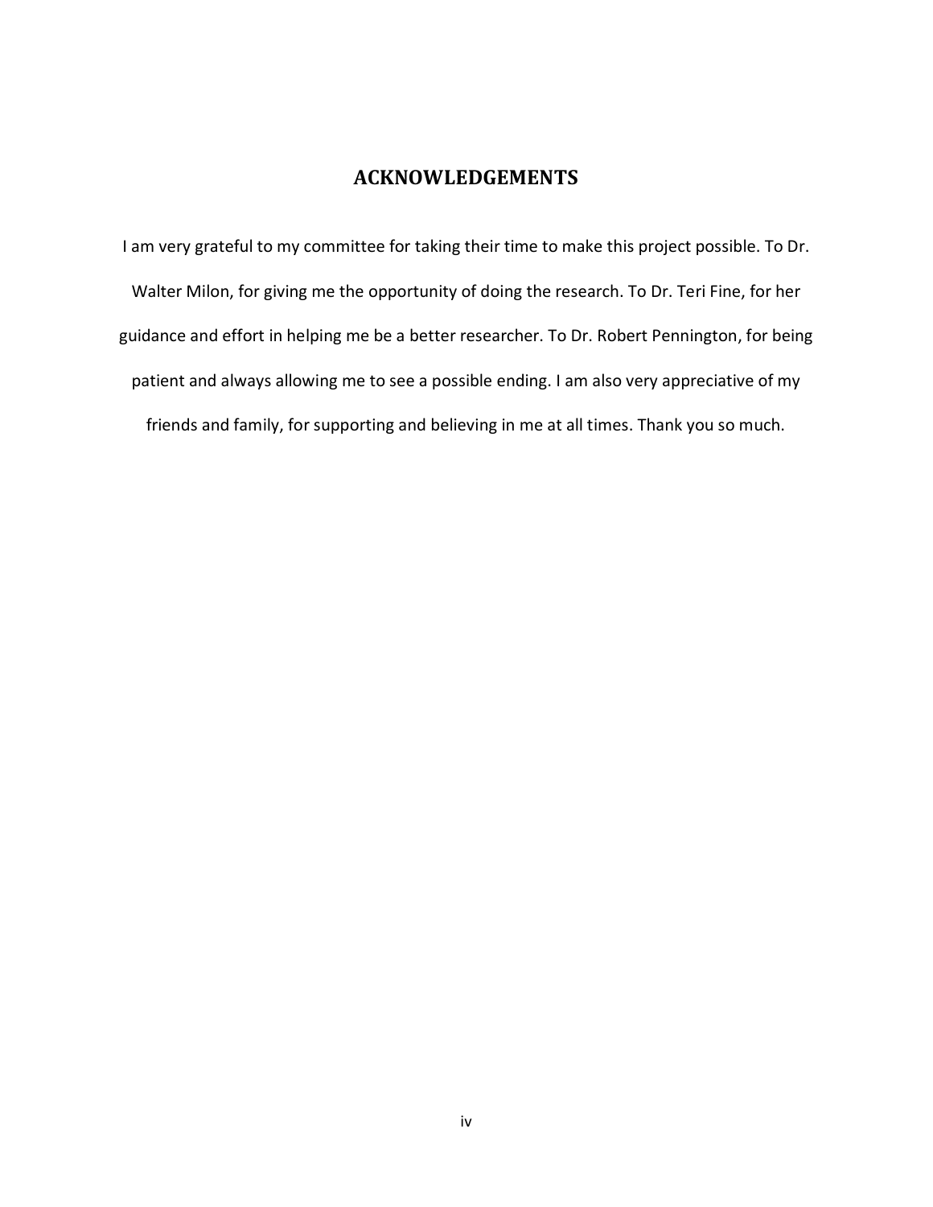# ACKNOWLEDGEMENTS

I am very grateful to my committee for taking their time to make this project possible. To Dr. Walter Milon, for giving me the opportunity of doing the research. To Dr. Teri Fine, for her guidance and effort in helping me be a better researcher. To Dr. Robert Pennington, for being patient and always allowing me to see a possible ending. I am also very appreciative of my friends and family, for supporting and believing in me at all times. Thank you so much.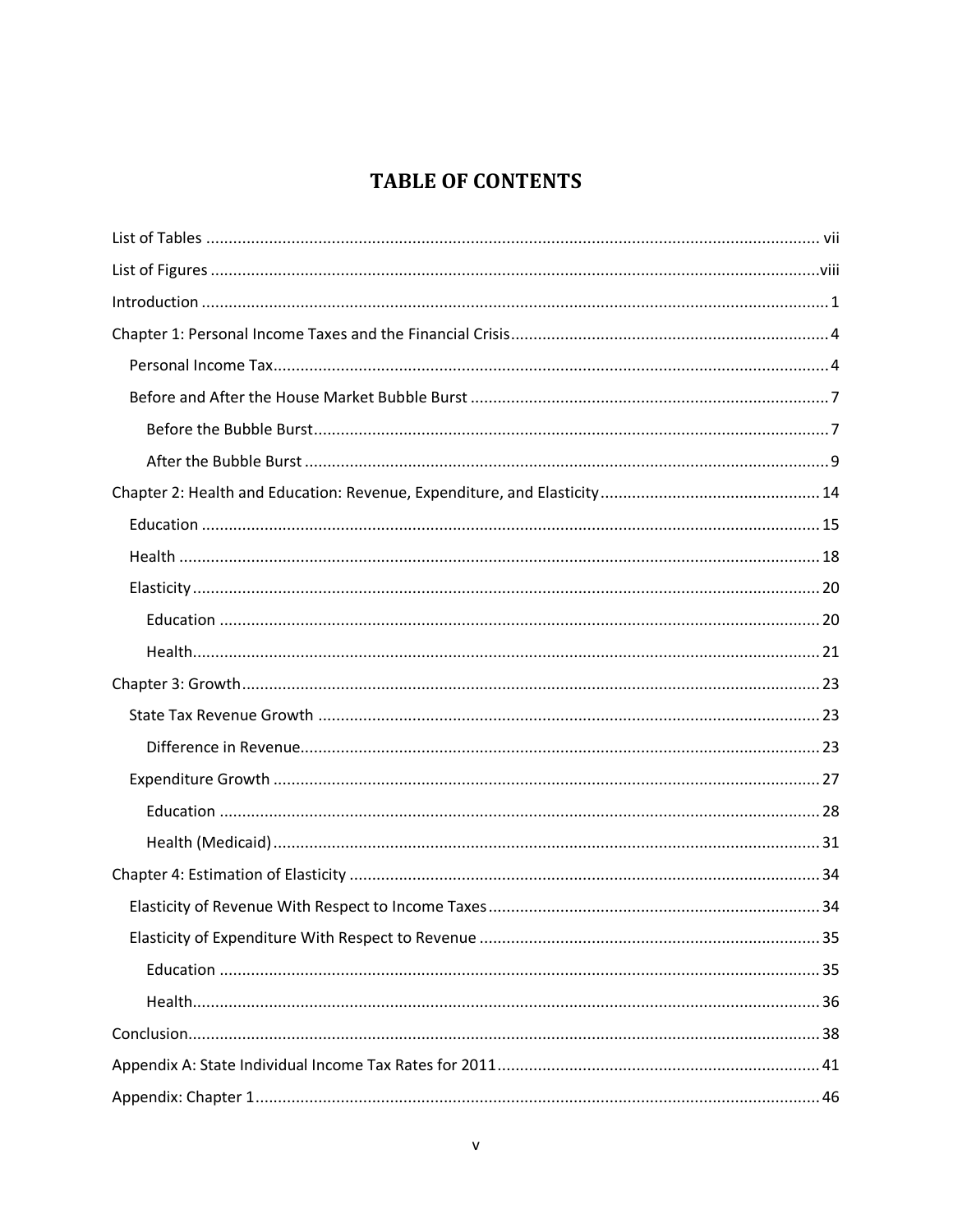# TABLE OF CONTENTS

List of Tables ........................................................................ vii

List of Figures ........................................................................ viii

Introduction ........................................................................ 1

Chapter 1: Personal Income Taxes and the Financial Crisis ........................................................................ 4

  Personal Income Tax ........................................................................ 4

  Before and After the House Market Bubble Burst ........................................................................ 7

    Before the Bubble Burst ........................................................................ 7

    After the Bubble Burst ........................................................................ 9

Chapter 2: Health and Education: Revenue, Expenditure, and Elasticity ........................................................................ 14

  Education ........................................................................ 15

  Health ........................................................................ 18

  Elasticity ........................................................................ 20

    Education ........................................................................ 20

    Health ........................................................................ 21

Chapter 3: Growth ........................................................................ 23

  State Tax Revenue Growth ........................................................................ 23

    Difference in Revenue ........................................................................ 23

  Expenditure Growth ........................................................................ 27

    Education ........................................................................ 28

    Health (Medicaid) ........................................................................ 31

Chapter 4: Estimation of Elasticity ........................................................................ 34

  Elasticity of Revenue With Respect to Income Taxes ........................................................................ 34

  Elasticity of Expenditure With Respect to Revenue ........................................................................ 35

    Education ........................................................................ 35

    Health ........................................................................ 36

Conclusion ........................................................................ 38

Appendix A: State Individual Income Tax Rates for 2011 ........................................................................ 41

Appendix: Chapter 1 ........................................................................ 46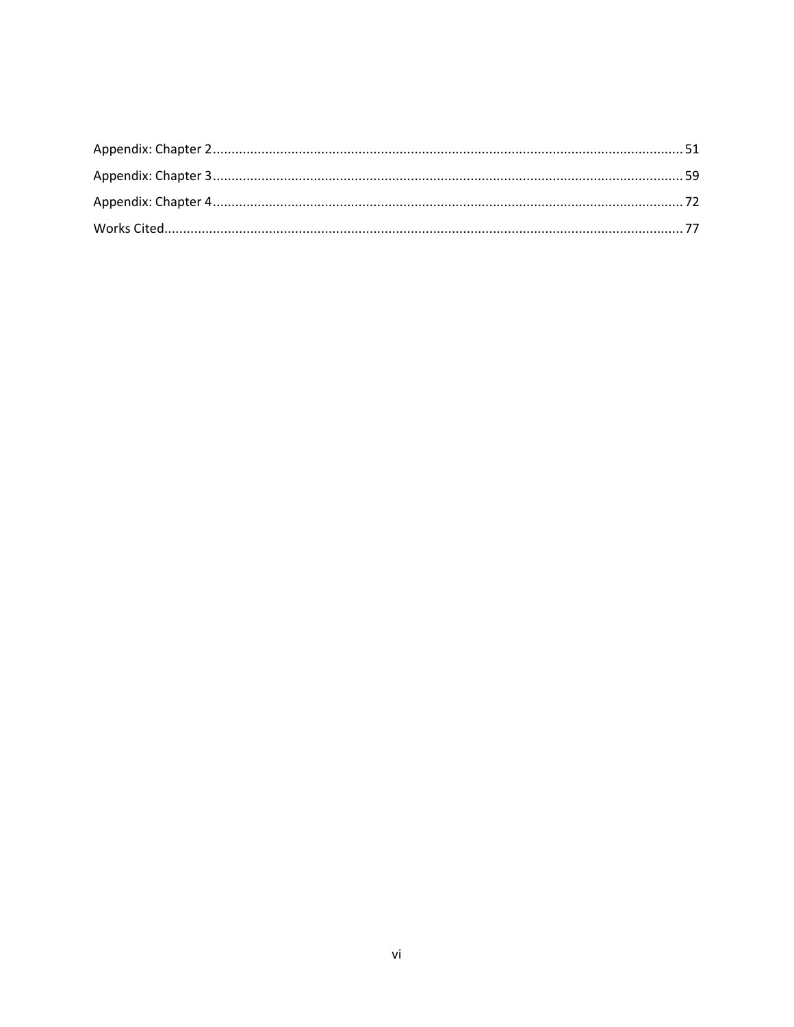Appendix: Chapter 2 .......................................................................................................................... 51

Appendix: Chapter 3 .......................................................................................................................... 59

Appendix: Chapter 4 .......................................................................................................................... 72

Works Cited....................................................................................................................................... 77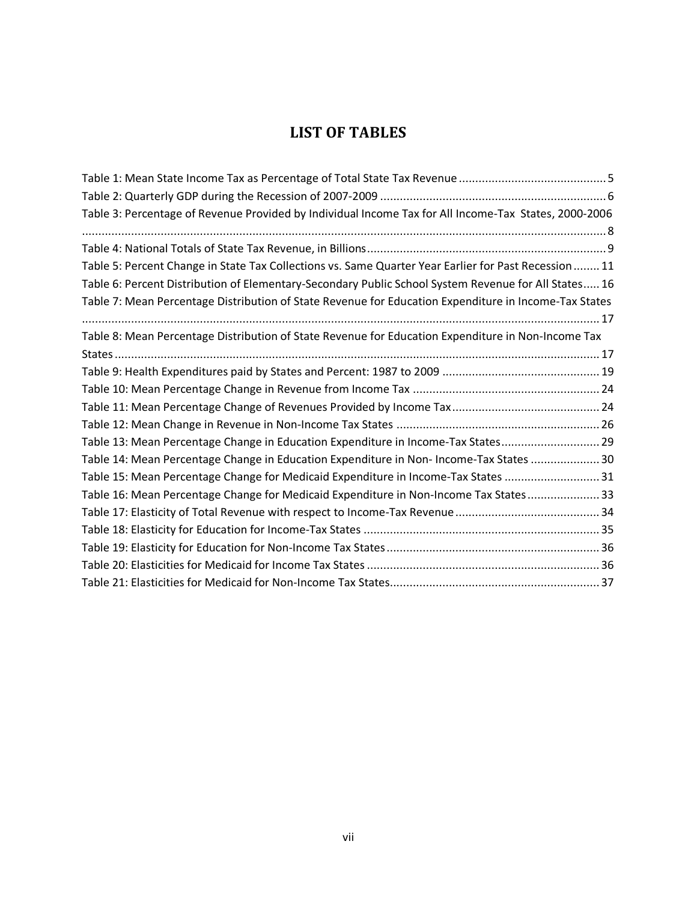# LIST OF TABLES

Table 1: Mean State Income Tax as Percentage of Total State Tax Revenue ............................................ 5
Table 2: Quarterly GDP during the Recession of 2007-2009 .................................................................... 6
Table 3: Percentage of Revenue Provided by Individual Income Tax for All Income-Tax States, 2000-2006 ............................................................................................................................................................ 8
Table 4: National Totals of State Tax Revenue, in Billions ........................................................................ 9
Table 5: Percent Change in State Tax Collections vs. Same Quarter Year Earlier for Past Recession ........ 11
Table 6: Percent Distribution of Elementary-Secondary Public School System Revenue for All States..... 16
Table 7: Mean Percentage Distribution of State Revenue for Education Expenditure in Income-Tax States ............................................................................................................................................................ 17
Table 8: Mean Percentage Distribution of State Revenue for Education Expenditure in Non-Income Tax States .................................................................................................................................................. 17
Table 9: Health Expenditures paid by States and Percent: 1987 to 2009 ................................................ 19
Table 10: Mean Percentage Change in Revenue from Income Tax ......................................................... 24
Table 11: Mean Percentage Change of Revenues Provided by Income Tax ............................................. 24
Table 12: Mean Change in Revenue in Non-Income Tax States .............................................................. 26
Table 13: Mean Percentage Change in Education Expenditure in Income-Tax States.............................. 29
Table 14: Mean Percentage Change in Education Expenditure in Non- Income-Tax States ..................... 30
Table 15: Mean Percentage Change for Medicaid Expenditure in Income-Tax States ............................. 31
Table 16: Mean Percentage Change for Medicaid Expenditure in Non-Income Tax States ...................... 33
Table 17: Elasticity of Total Revenue with respect to Income-Tax Revenue ............................................ 34
Table 18: Elasticity for Education for Income-Tax States ........................................................................ 35
Table 19: Elasticity for Education for Non-Income Tax States ................................................................. 36
Table 20: Elasticities for Medicaid for Income Tax States ....................................................................... 36
Table 21: Elasticities for Medicaid for Non-Income Tax States................................................................ 37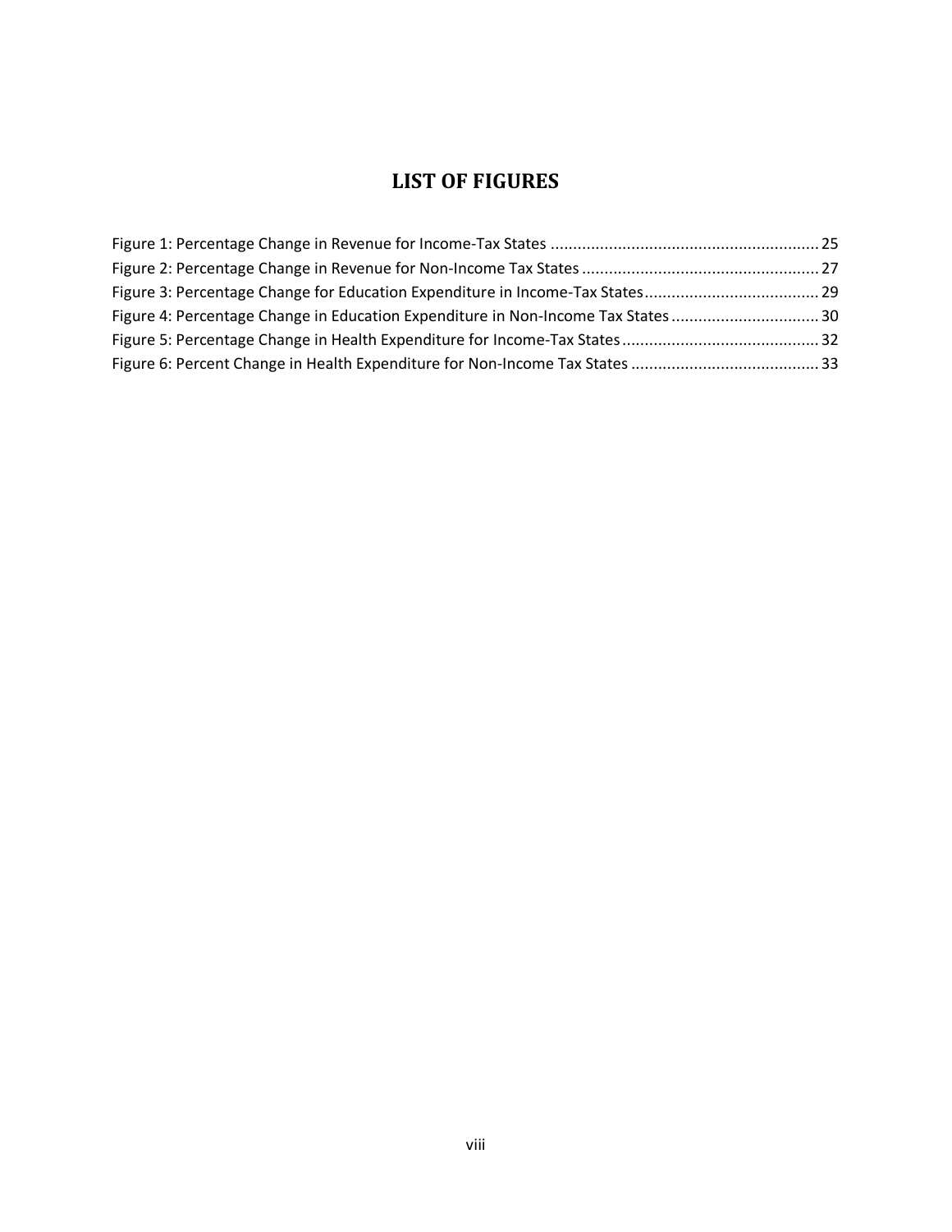# LIST OF FIGURES

Figure 1: Percentage Change in Revenue for Income-Tax States ........................................................... 25
Figure 2: Percentage Change in Revenue for Non-Income Tax States .................................................... 27
Figure 3: Percentage Change for Education Expenditure in Income-Tax States...................................... 29
Figure 4: Percentage Change in Education Expenditure in Non-Income Tax States ................................ 30
Figure 5: Percentage Change in Health Expenditure for Income-Tax States ........................................... 32
Figure 6: Percent Change in Health Expenditure for Non-Income Tax States ......................................... 33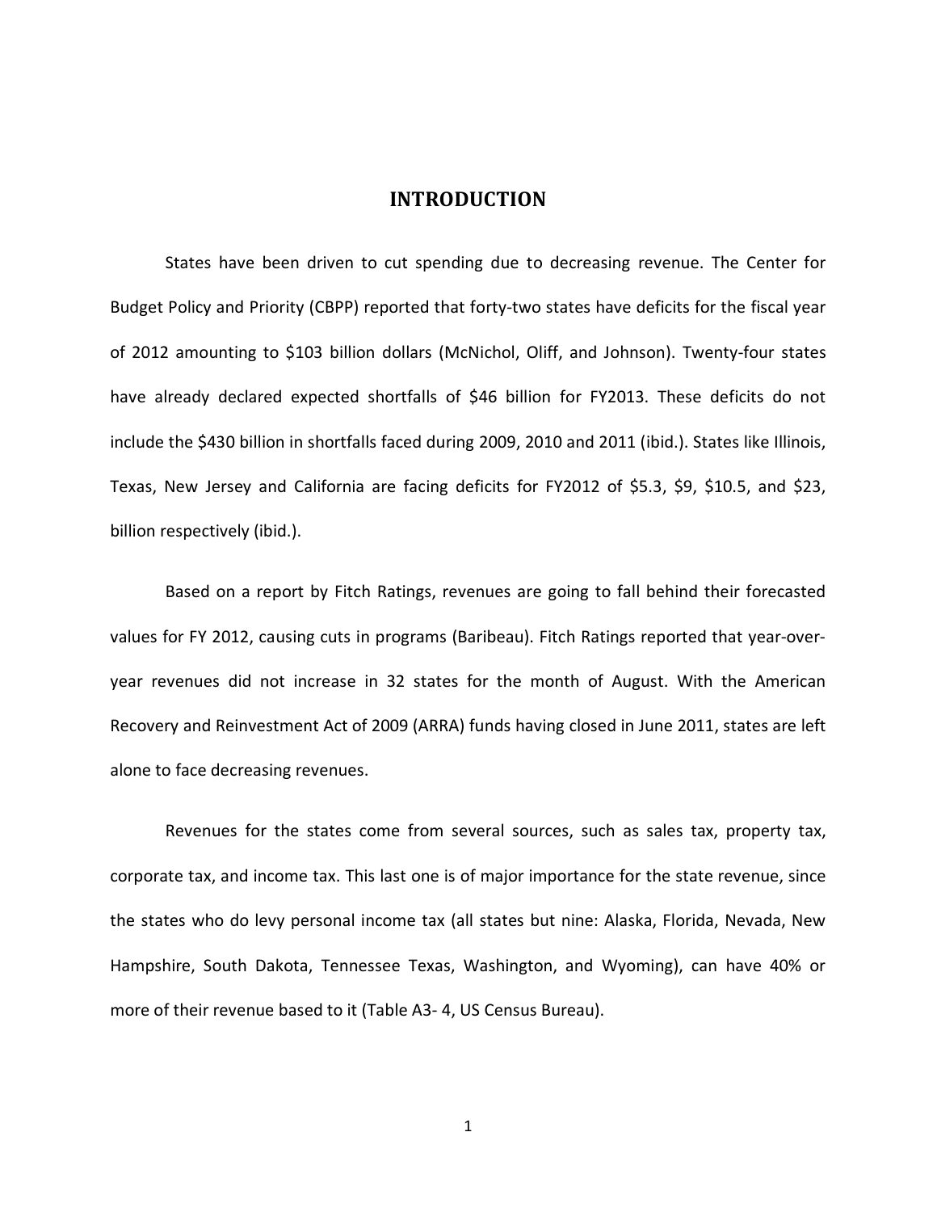# INTRODUCTION

States have been driven to cut spending due to decreasing revenue. The Center for Budget Policy and Priority (CBPP) reported that forty-two states have deficits for the fiscal year of 2012 amounting to $103 billion dollars (McNichol, Oliff, and Johnson). Twenty-four states have already declared expected shortfalls of $46 billion for FY2013. These deficits do not include the $430 billion in shortfalls faced during 2009, 2010 and 2011 (ibid.). States like Illinois, Texas, New Jersey and California are facing deficits for FY2012 of $5.3, $9, $10.5, and $23, billion respectively (ibid.).

Based on a report by Fitch Ratings, revenues are going to fall behind their forecasted values for FY 2012, causing cuts in programs (Baribeau). Fitch Ratings reported that year-over-year revenues did not increase in 32 states for the month of August. With the American Recovery and Reinvestment Act of 2009 (ARRA) funds having closed in June 2011, states are left alone to face decreasing revenues.

Revenues for the states come from several sources, such as sales tax, property tax, corporate tax, and income tax. This last one is of major importance for the state revenue, since the states who do levy personal income tax (all states but nine: Alaska, Florida, Nevada, New Hampshire, South Dakota, Tennessee Texas, Washington, and Wyoming), can have 40% or more of their revenue based to it (Table A3- 4, US Census Bureau).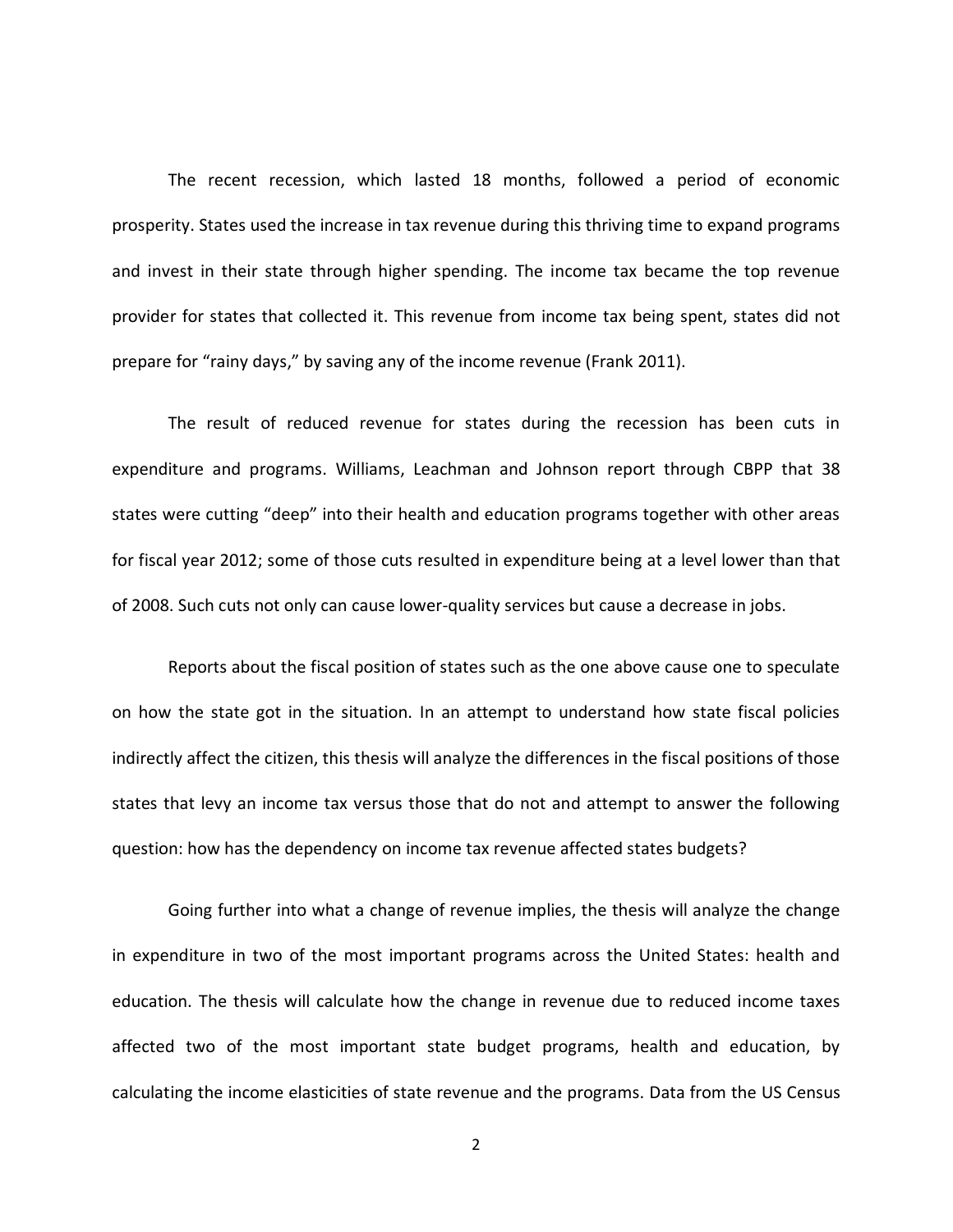The recent recession, which lasted 18 months, followed a period of economic prosperity. States used the increase in tax revenue during this thriving time to expand programs and invest in their state through higher spending. The income tax became the top revenue provider for states that collected it. This revenue from income tax being spent, states did not prepare for "rainy days," by saving any of the income revenue (Frank 2011).

The result of reduced revenue for states during the recession has been cuts in expenditure and programs. Williams, Leachman and Johnson report through CBPP that 38 states were cutting "deep" into their health and education programs together with other areas for fiscal year 2012; some of those cuts resulted in expenditure being at a level lower than that of 2008. Such cuts not only can cause lower-quality services but cause a decrease in jobs.

Reports about the fiscal position of states such as the one above cause one to speculate on how the state got in the situation. In an attempt to understand how state fiscal policies indirectly affect the citizen, this thesis will analyze the differences in the fiscal positions of those states that levy an income tax versus those that do not and attempt to answer the following question: how has the dependency on income tax revenue affected states budgets?

Going further into what a change of revenue implies, the thesis will analyze the change in expenditure in two of the most important programs across the United States: health and education. The thesis will calculate how the change in revenue due to reduced income taxes affected two of the most important state budget programs, health and education, by calculating the income elasticities of state revenue and the programs. Data from the US Census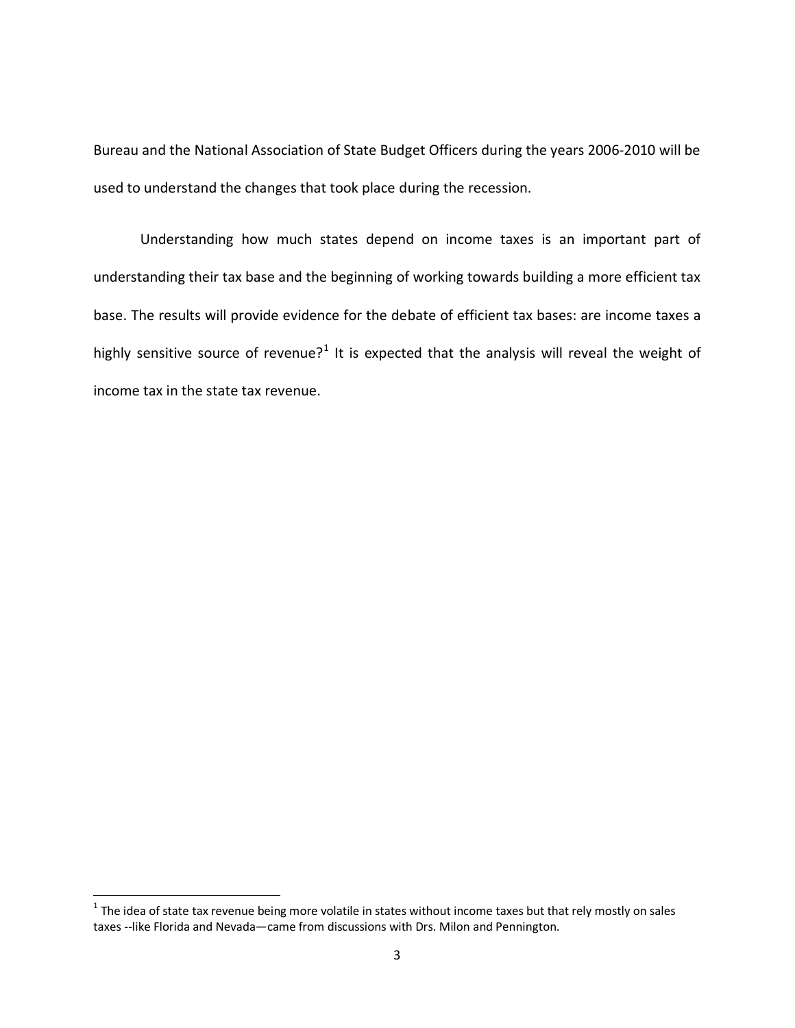Bureau and the National Association of State Budget Officers during the years 2006-2010 will be used to understand the changes that took place during the recession.

Understanding how much states depend on income taxes is an important part of understanding their tax base and the beginning of working towards building a more efficient tax base. The results will provide evidence for the debate of efficient tax bases: are income taxes a highly sensitive source of revenue?[1] It is expected that the analysis will reveal the weight of income tax in the state tax revenue.

---

[1] The idea of state tax revenue being more volatile in states without income taxes but that rely mostly on sales taxes --like Florida and Nevada—came from discussions with Drs. Milon and Pennington.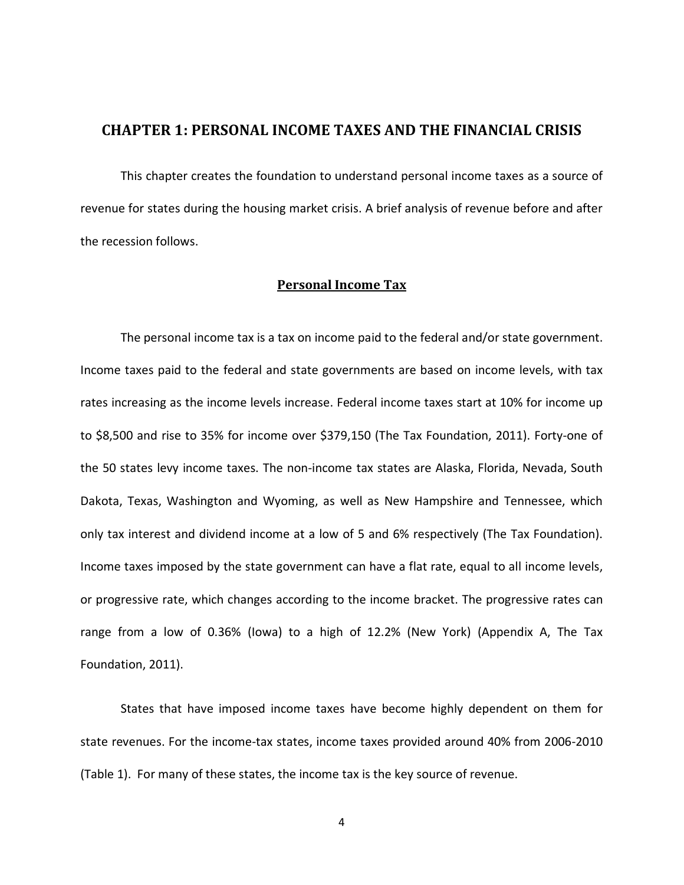# CHAPTER 1: PERSONAL INCOME TAXES AND THE FINANCIAL CRISIS

This chapter creates the foundation to understand personal income taxes as a source of revenue for states during the housing market crisis. A brief analysis of revenue before and after the recession follows.

## Personal Income Tax

The personal income tax is a tax on income paid to the federal and/or state government. Income taxes paid to the federal and state governments are based on income levels, with tax rates increasing as the income levels increase. Federal income taxes start at 10% for income up to $8,500 and rise to 35% for income over $379,150 (The Tax Foundation, 2011). Forty-one of the 50 states levy income taxes. The non-income tax states are Alaska, Florida, Nevada, South Dakota, Texas, Washington and Wyoming, as well as New Hampshire and Tennessee, which only tax interest and dividend income at a low of 5 and 6% respectively (The Tax Foundation). Income taxes imposed by the state government can have a flat rate, equal to all income levels, or progressive rate, which changes according to the income bracket. The progressive rates can range from a low of 0.36% (Iowa) to a high of 12.2% (New York) (Appendix A, The Tax Foundation, 2011).

States that have imposed income taxes have become highly dependent on them for state revenues. For the income-tax states, income taxes provided around 40% from 2006-2010 (Table 1). For many of these states, the income tax is the key source of revenue.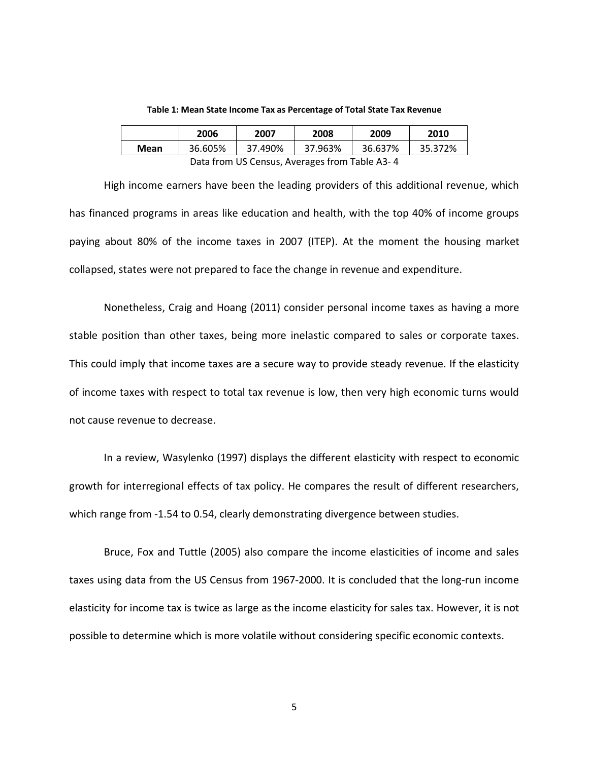**Table 1: Mean State Income Tax as Percentage of Total State Tax Revenue**

| | 2006 | 2007 | 2008 | 2009 | 2010 |
|---|---|---|---|---|---|
| **Mean** | 36.605% | 37.490% | 37.963% | 36.637% | 35.372% |

Data from US Census, Averages from Table A3- 4

High income earners have been the leading providers of this additional revenue, which has financed programs in areas like education and health, with the top 40% of income groups paying about 80% of the income taxes in 2007 (ITEP). At the moment the housing market collapsed, states were not prepared to face the change in revenue and expenditure.

Nonetheless, Craig and Hoang (2011) consider personal income taxes as having a more stable position than other taxes, being more inelastic compared to sales or corporate taxes. This could imply that income taxes are a secure way to provide steady revenue. If the elasticity of income taxes with respect to total tax revenue is low, then very high economic turns would not cause revenue to decrease.

In a review, Wasylenko (1997) displays the different elasticity with respect to economic growth for interregional effects of tax policy. He compares the result of different researchers, which range from -1.54 to 0.54, clearly demonstrating divergence between studies.

Bruce, Fox and Tuttle (2005) also compare the income elasticities of income and sales taxes using data from the US Census from 1967-2000. It is concluded that the long-run income elasticity for income tax is twice as large as the income elasticity for sales tax. However, it is not possible to determine which is more volatile without considering specific economic contexts.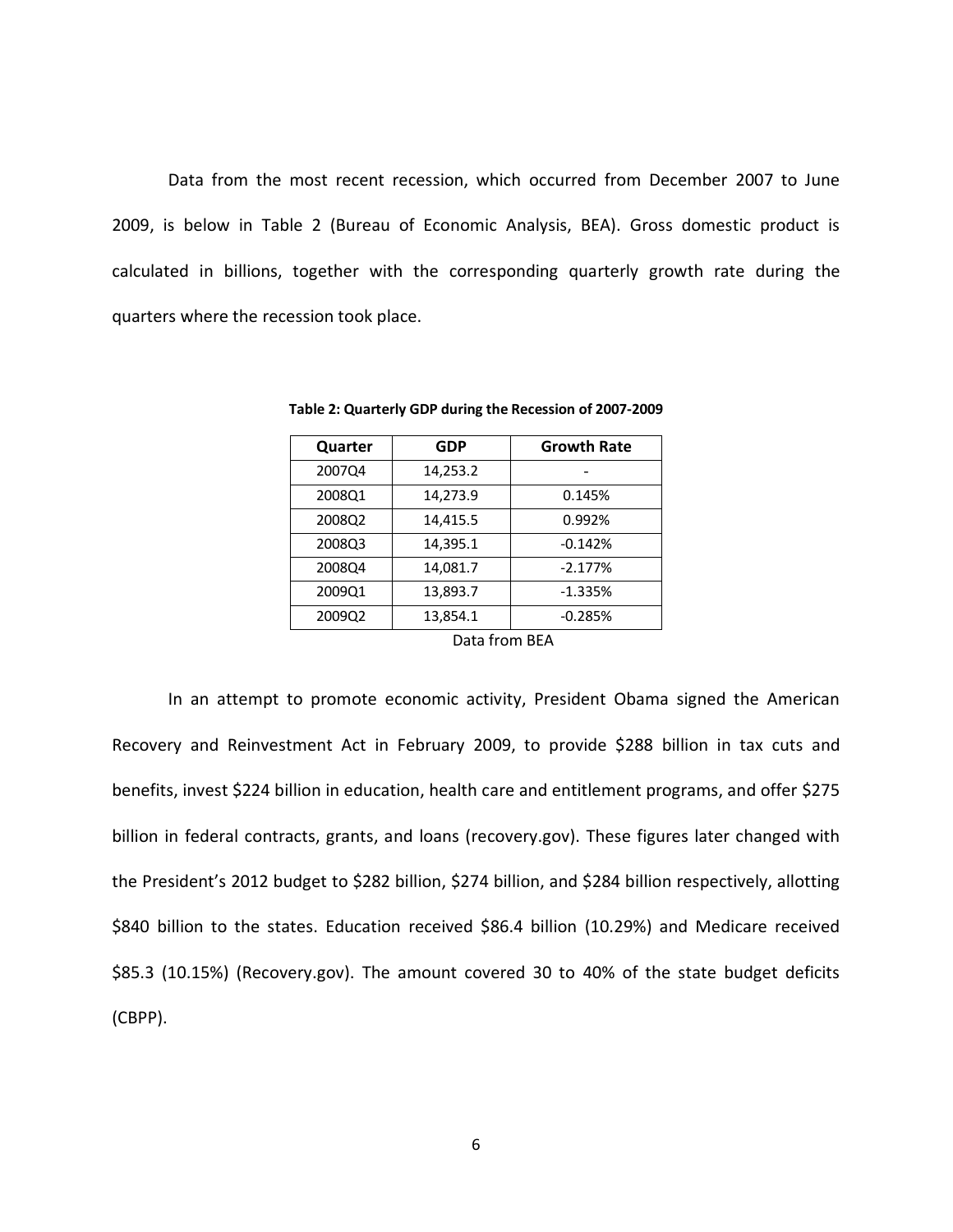Data from the most recent recession, which occurred from December 2007 to June 2009, is below in Table 2 (Bureau of Economic Analysis, BEA). Gross domestic product is calculated in billions, together with the corresponding quarterly growth rate during the quarters where the recession took place.

**Table 2: Quarterly GDP during the Recession of 2007-2009**

| Quarter | GDP | Growth Rate |
|---|---|---|
| 2007Q4 | 14,253.2 | - |
| 2008Q1 | 14,273.9 | 0.145% |
| 2008Q2 | 14,415.5 | 0.992% |
| 2008Q3 | 14,395.1 | -0.142% |
| 2008Q4 | 14,081.7 | -2.177% |
| 2009Q1 | 13,893.7 | -1.335% |
| 2009Q2 | 13,854.1 | -0.285% |

Data from BEA

In an attempt to promote economic activity, President Obama signed the American Recovery and Reinvestment Act in February 2009, to provide $288 billion in tax cuts and benefits, invest $224 billion in education, health care and entitlement programs, and offer $275 billion in federal contracts, grants, and loans (recovery.gov). These figures later changed with the President's 2012 budget to $282 billion, $274 billion, and $284 billion respectively, allotting $840 billion to the states. Education received $86.4 billion (10.29%) and Medicare received $85.3 (10.15%) (Recovery.gov). The amount covered 30 to 40% of the state budget deficits (CBPP).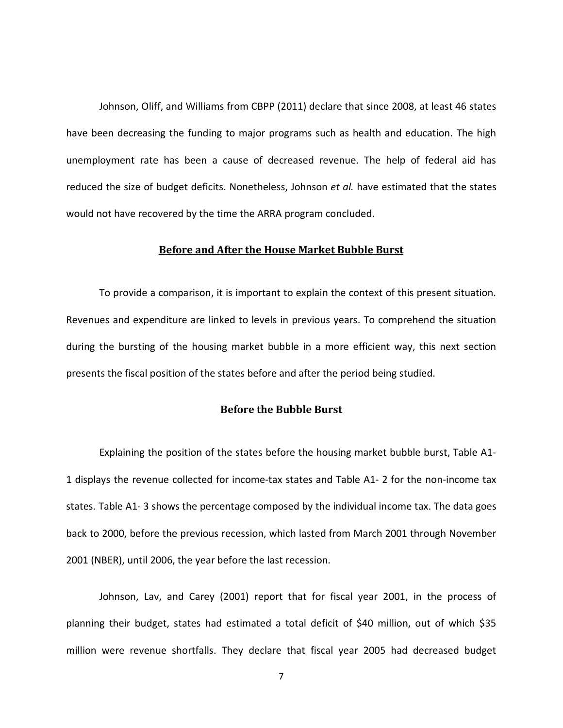Johnson, Oliff, and Williams from CBPP (2011) declare that since 2008, at least 46 states have been decreasing the funding to major programs such as health and education. The high unemployment rate has been a cause of decreased revenue. The help of federal aid has reduced the size of budget deficits. Nonetheless, Johnson *et al.* have estimated that the states would not have recovered by the time the ARRA program concluded.

## Before and After the House Market Bubble Burst

To provide a comparison, it is important to explain the context of this present situation. Revenues and expenditure are linked to levels in previous years. To comprehend the situation during the bursting of the housing market bubble in a more efficient way, this next section presents the fiscal position of the states before and after the period being studied.

### Before the Bubble Burst

Explaining the position of the states before the housing market bubble burst, Table A1-1 displays the revenue collected for income-tax states and Table A1- 2 for the non-income tax states. Table A1- 3 shows the percentage composed by the individual income tax. The data goes back to 2000, before the previous recession, which lasted from March 2001 through November 2001 (NBER), until 2006, the year before the last recession.

Johnson, Lav, and Carey (2001) report that for fiscal year 2001, in the process of planning their budget, states had estimated a total deficit of $40 million, out of which $35 million were revenue shortfalls. They declare that fiscal year 2005 had decreased budget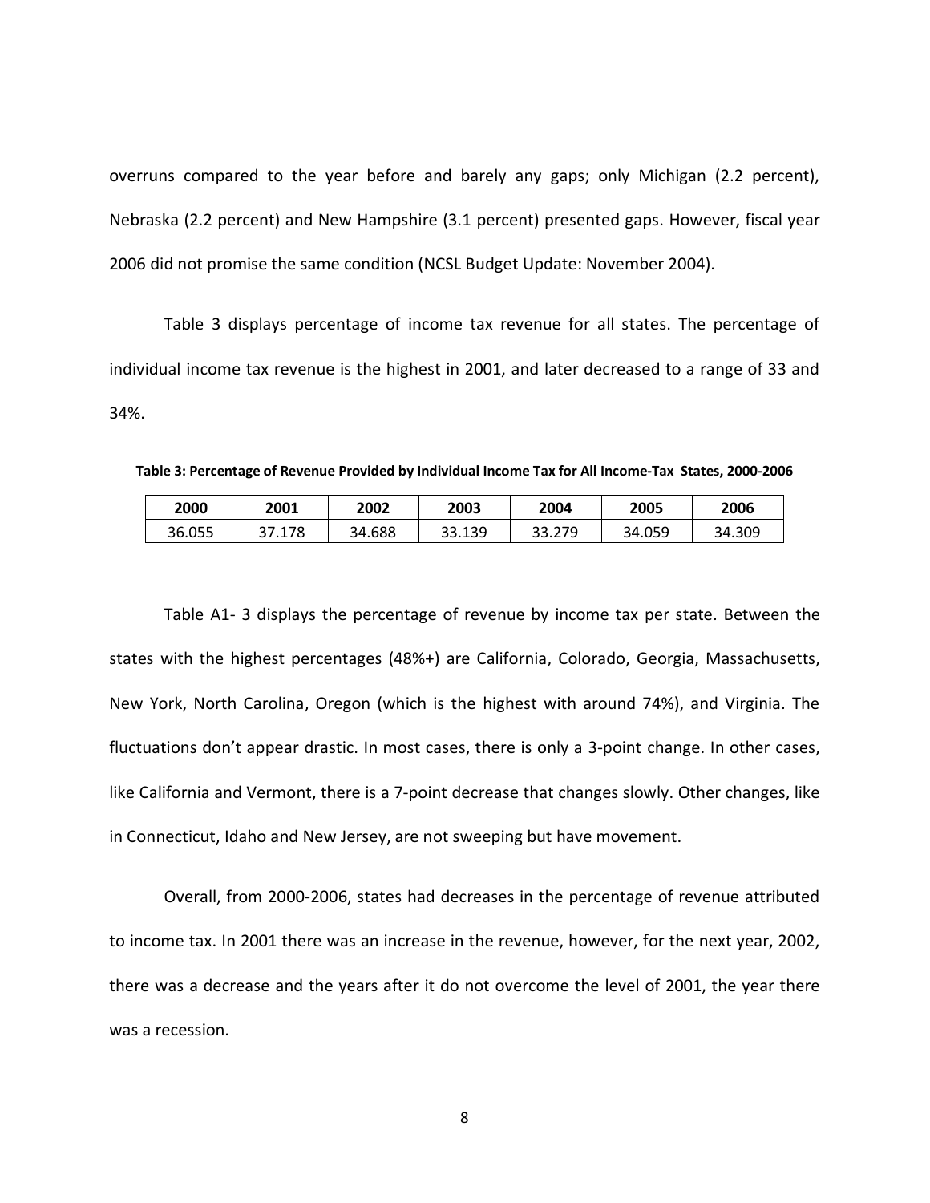overruns compared to the year before and barely any gaps; only Michigan (2.2 percent), Nebraska (2.2 percent) and New Hampshire (3.1 percent) presented gaps. However, fiscal year 2006 did not promise the same condition (NCSL Budget Update: November 2004).

Table 3 displays percentage of income tax revenue for all states. The percentage of individual income tax revenue is the highest in 2001, and later decreased to a range of 33 and 34%.

**Table 3: Percentage of Revenue Provided by Individual Income Tax for All Income-Tax States, 2000-2006**

| 2000 | 2001 | 2002 | 2003 | 2004 | 2005 | 2006 |
|---|---|---|---|---|---|---|
| 36.055 | 37.178 | 34.688 | 33.139 | 33.279 | 34.059 | 34.309 |

Table A1- 3 displays the percentage of revenue by income tax per state. Between the states with the highest percentages (48%+) are California, Colorado, Georgia, Massachusetts, New York, North Carolina, Oregon (which is the highest with around 74%), and Virginia. The fluctuations don't appear drastic. In most cases, there is only a 3-point change. In other cases, like California and Vermont, there is a 7-point decrease that changes slowly. Other changes, like in Connecticut, Idaho and New Jersey, are not sweeping but have movement.

Overall, from 2000-2006, states had decreases in the percentage of revenue attributed to income tax. In 2001 there was an increase in the revenue, however, for the next year, 2002, there was a decrease and the years after it do not overcome the level of 2001, the year there was a recession.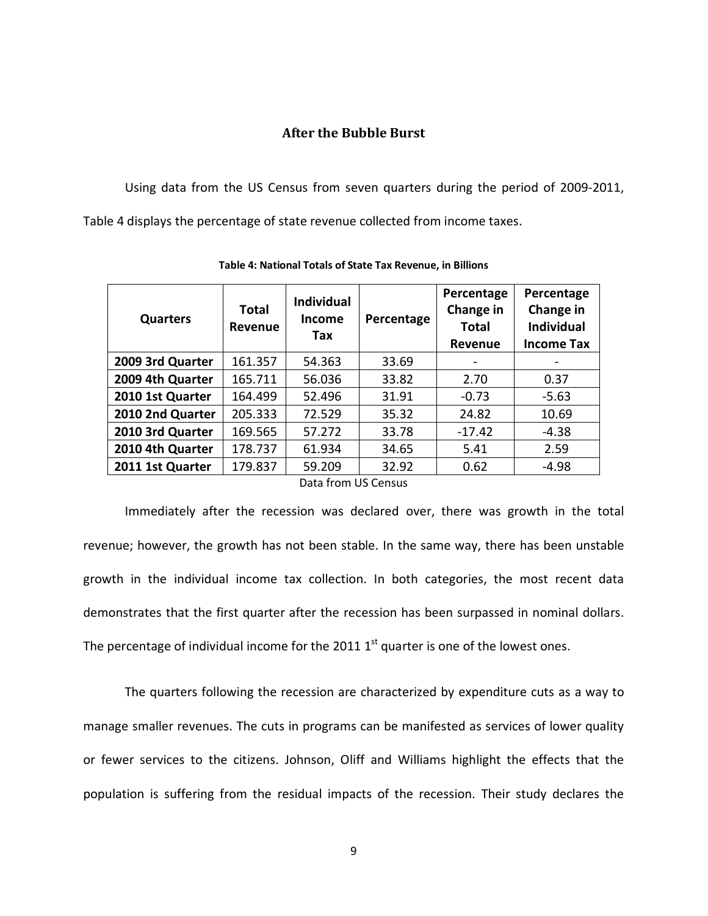## After the Bubble Burst

Using data from the US Census from seven quarters during the period of 2009-2011, Table 4 displays the percentage of state revenue collected from income taxes.

**Table 4: National Totals of State Tax Revenue, in Billions**

| Quarters | Total Revenue | Individual Income Tax | Percentage | Percentage Change in Total Revenue | Percentage Change in Individual Income Tax |
|---|---|---|---|---|---|
| **2009 3rd Quarter** | 161.357 | 54.363 | 33.69 | - | - |
| **2009 4th Quarter** | 165.711 | 56.036 | 33.82 | 2.70 | 0.37 |
| **2010 1st Quarter** | 164.499 | 52.496 | 31.91 | -0.73 | -5.63 |
| **2010 2nd Quarter** | 205.333 | 72.529 | 35.32 | 24.82 | 10.69 |
| **2010 3rd Quarter** | 169.565 | 57.272 | 33.78 | -17.42 | -4.38 |
| **2010 4th Quarter** | 178.737 | 61.934 | 34.65 | 5.41 | 2.59 |
| **2011 1st Quarter** | 179.837 | 59.209 | 32.92 | 0.62 | -4.98 |

Data from US Census

Immediately after the recession was declared over, there was growth in the total revenue; however, the growth has not been stable. In the same way, there has been unstable growth in the individual income tax collection. In both categories, the most recent data demonstrates that the first quarter after the recession has been surpassed in nominal dollars. The percentage of individual income for the 2011 1st quarter is one of the lowest ones.

The quarters following the recession are characterized by expenditure cuts as a way to manage smaller revenues. The cuts in programs can be manifested as services of lower quality or fewer services to the citizens. Johnson, Oliff and Williams highlight the effects that the population is suffering from the residual impacts of the recession. Their study declares the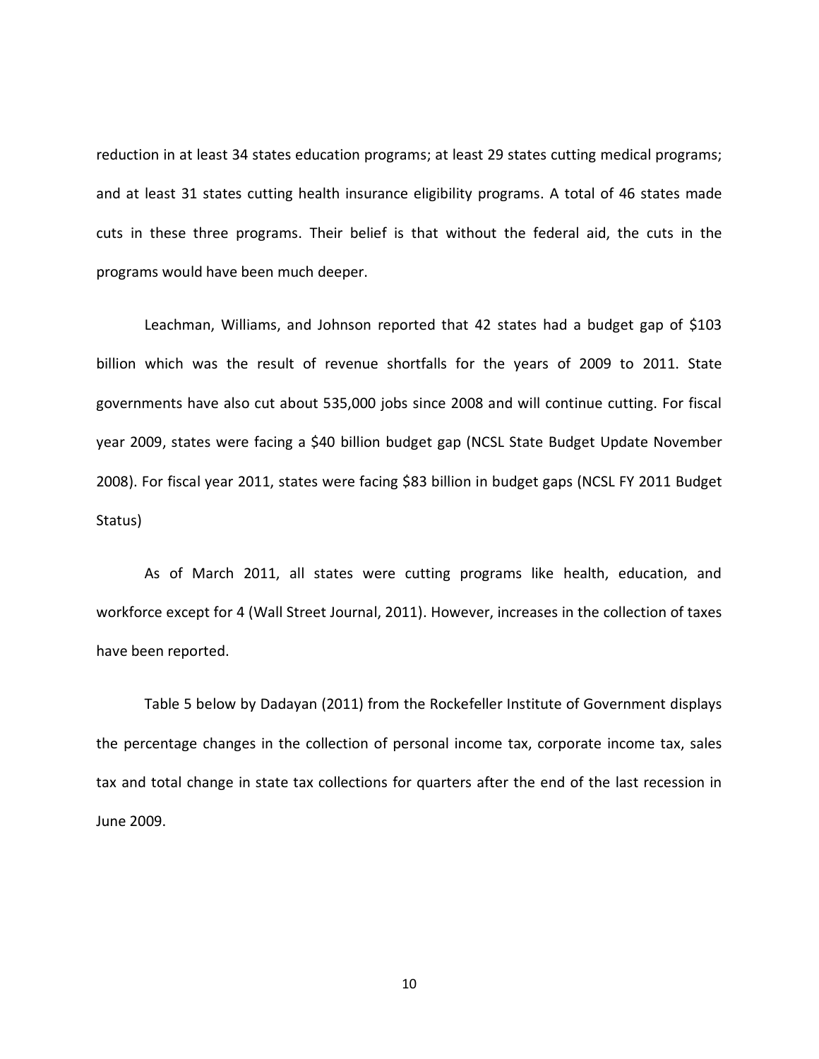reduction in at least 34 states education programs; at least 29 states cutting medical programs; and at least 31 states cutting health insurance eligibility programs. A total of 46 states made cuts in these three programs. Their belief is that without the federal aid, the cuts in the programs would have been much deeper.

Leachman, Williams, and Johnson reported that 42 states had a budget gap of $103 billion which was the result of revenue shortfalls for the years of 2009 to 2011. State governments have also cut about 535,000 jobs since 2008 and will continue cutting. For fiscal year 2009, states were facing a $40 billion budget gap (NCSL State Budget Update November 2008). For fiscal year 2011, states were facing $83 billion in budget gaps (NCSL FY 2011 Budget Status)

As of March 2011, all states were cutting programs like health, education, and workforce except for 4 (Wall Street Journal, 2011). However, increases in the collection of taxes have been reported.

Table 5 below by Dadayan (2011) from the Rockefeller Institute of Government displays the percentage changes in the collection of personal income tax, corporate income tax, sales tax and total change in state tax collections for quarters after the end of the last recession in June 2009.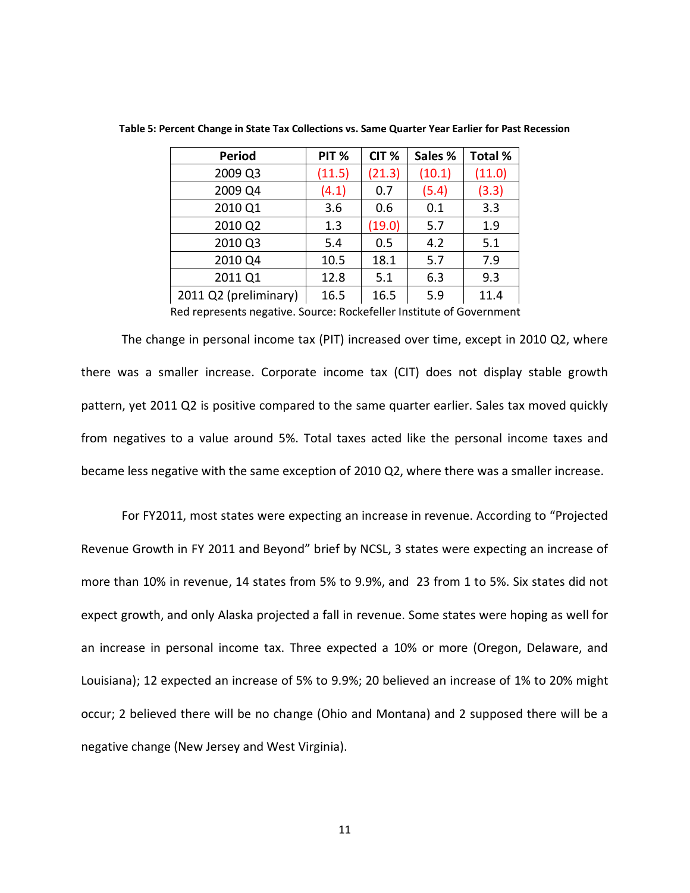**Table 5: Percent Change in State Tax Collections vs. Same Quarter Year Earlier for Past Recession**

| Period | PIT % | CIT % | Sales % | Total % |
|---|---|---|---|---|
| 2009 Q3 | (11.5) | (21.3) | (10.1) | (11.0) |
| 2009 Q4 | (4.1) | 0.7 | (5.4) | (3.3) |
| 2010 Q1 | 3.6 | 0.6 | 0.1 | 3.3 |
| 2010 Q2 | 1.3 | (19.0) | 5.7 | 1.9 |
| 2010 Q3 | 5.4 | 0.5 | 4.2 | 5.1 |
| 2010 Q4 | 10.5 | 18.1 | 5.7 | 7.9 |
| 2011 Q1 | 12.8 | 5.1 | 6.3 | 9.3 |
| 2011 Q2 (preliminary) | 16.5 | 16.5 | 5.9 | 11.4 |

Red represents negative. Source: Rockefeller Institute of Government

The change in personal income tax (PIT) increased over time, except in 2010 Q2, where there was a smaller increase. Corporate income tax (CIT) does not display stable growth pattern, yet 2011 Q2 is positive compared to the same quarter earlier. Sales tax moved quickly from negatives to a value around 5%. Total taxes acted like the personal income taxes and became less negative with the same exception of 2010 Q2, where there was a smaller increase.

For FY2011, most states were expecting an increase in revenue. According to "Projected Revenue Growth in FY 2011 and Beyond" brief by NCSL, 3 states were expecting an increase of more than 10% in revenue, 14 states from 5% to 9.9%, and 23 from 1 to 5%. Six states did not expect growth, and only Alaska projected a fall in revenue. Some states were hoping as well for an increase in personal income tax. Three expected a 10% or more (Oregon, Delaware, and Louisiana); 12 expected an increase of 5% to 9.9%; 20 believed an increase of 1% to 20% might occur; 2 believed there will be no change (Ohio and Montana) and 2 supposed there will be a negative change (New Jersey and West Virginia).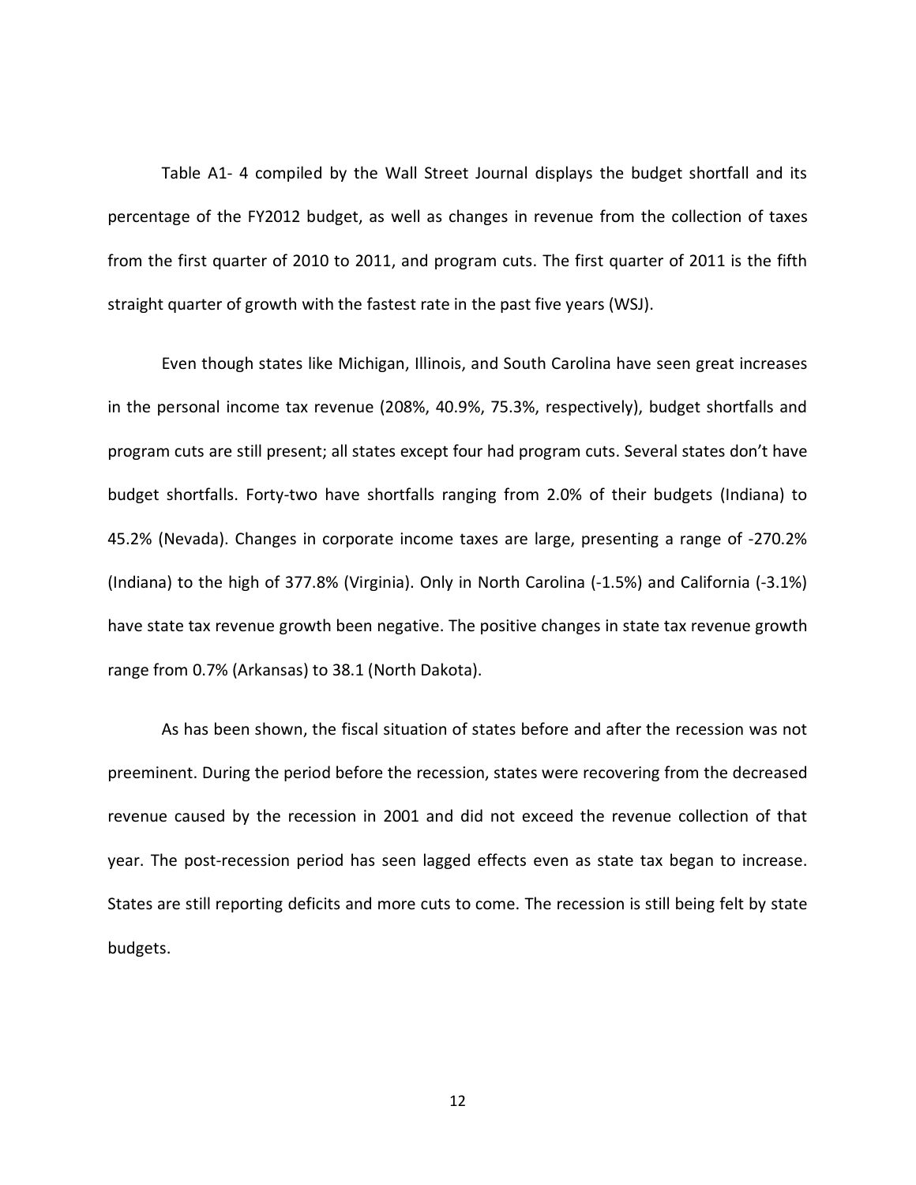Table A1- 4 compiled by the Wall Street Journal displays the budget shortfall and its percentage of the FY2012 budget, as well as changes in revenue from the collection of taxes from the first quarter of 2010 to 2011, and program cuts. The first quarter of 2011 is the fifth straight quarter of growth with the fastest rate in the past five years (WSJ).

Even though states like Michigan, Illinois, and South Carolina have seen great increases in the personal income tax revenue (208%, 40.9%, 75.3%, respectively), budget shortfalls and program cuts are still present; all states except four had program cuts. Several states don't have budget shortfalls. Forty-two have shortfalls ranging from 2.0% of their budgets (Indiana) to 45.2% (Nevada). Changes in corporate income taxes are large, presenting a range of -270.2% (Indiana) to the high of 377.8% (Virginia). Only in North Carolina (-1.5%) and California (-3.1%) have state tax revenue growth been negative. The positive changes in state tax revenue growth range from 0.7% (Arkansas) to 38.1 (North Dakota).

As has been shown, the fiscal situation of states before and after the recession was not preeminent. During the period before the recession, states were recovering from the decreased revenue caused by the recession in 2001 and did not exceed the revenue collection of that year. The post-recession period has seen lagged effects even as state tax began to increase. States are still reporting deficits and more cuts to come. The recession is still being felt by state budgets.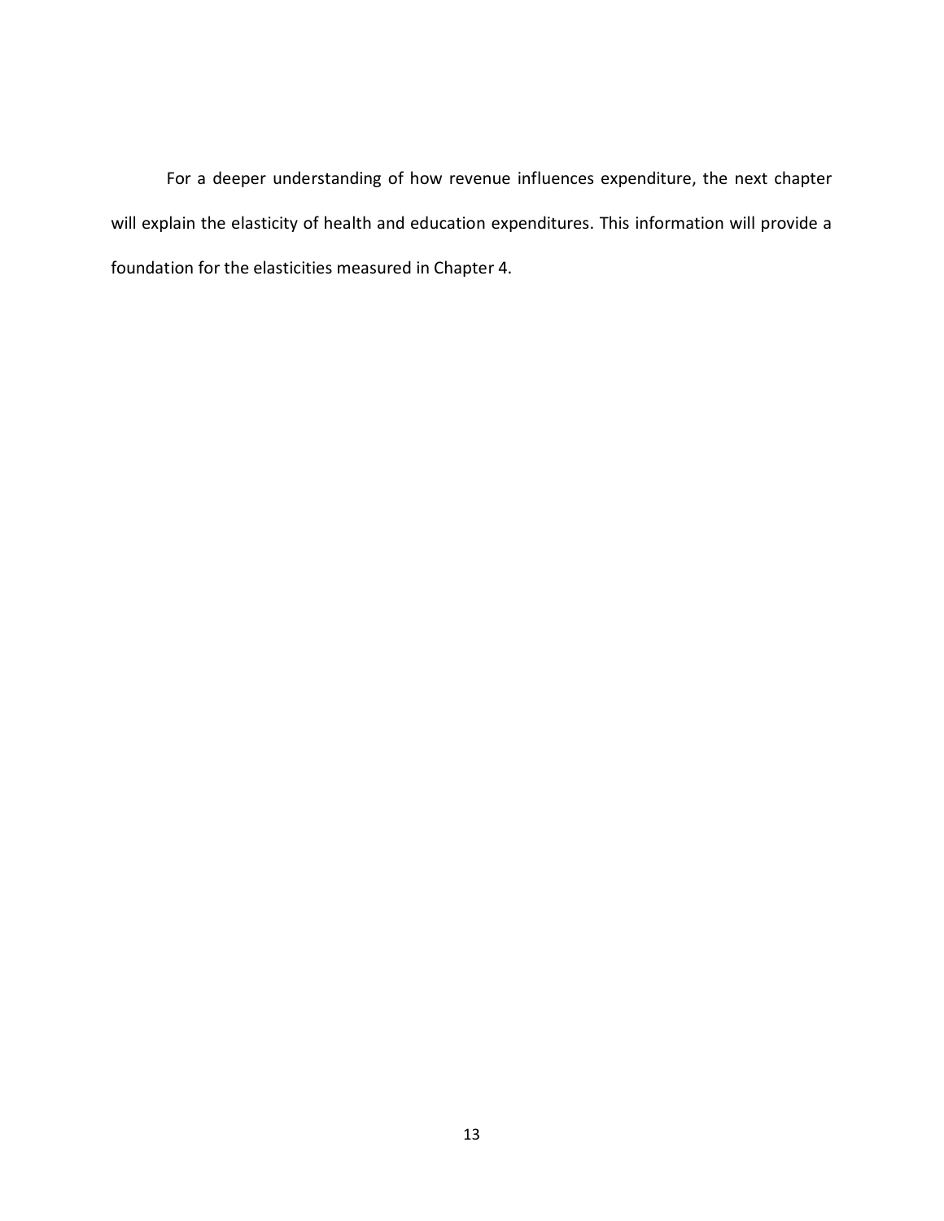For a deeper understanding of how revenue influences expenditure, the next chapter will explain the elasticity of health and education expenditures. This information will provide a foundation for the elasticities measured in Chapter 4.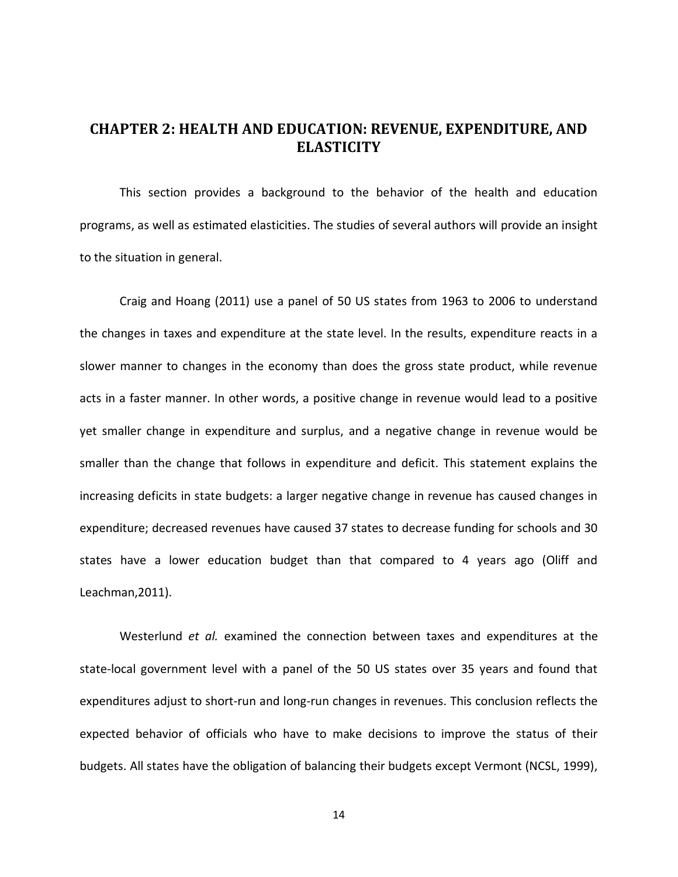## CHAPTER 2: HEALTH AND EDUCATION: REVENUE, EXPENDITURE, AND ELASTICITY

This section provides a background to the behavior of the health and education programs, as well as estimated elasticities. The studies of several authors will provide an insight to the situation in general.

Craig and Hoang (2011) use a panel of 50 US states from 1963 to 2006 to understand the changes in taxes and expenditure at the state level. In the results, expenditure reacts in a slower manner to changes in the economy than does the gross state product, while revenue acts in a faster manner. In other words, a positive change in revenue would lead to a positive yet smaller change in expenditure and surplus, and a negative change in revenue would be smaller than the change that follows in expenditure and deficit. This statement explains the increasing deficits in state budgets: a larger negative change in revenue has caused changes in expenditure; decreased revenues have caused 37 states to decrease funding for schools and 30 states have a lower education budget than that compared to 4 years ago (Oliff and Leachman,2011).

Westerlund *et al.* examined the connection between taxes and expenditures at the state-local government level with a panel of the 50 US states over 35 years and found that expenditures adjust to short-run and long-run changes in revenues. This conclusion reflects the expected behavior of officials who have to make decisions to improve the status of their budgets. All states have the obligation of balancing their budgets except Vermont (NCSL, 1999),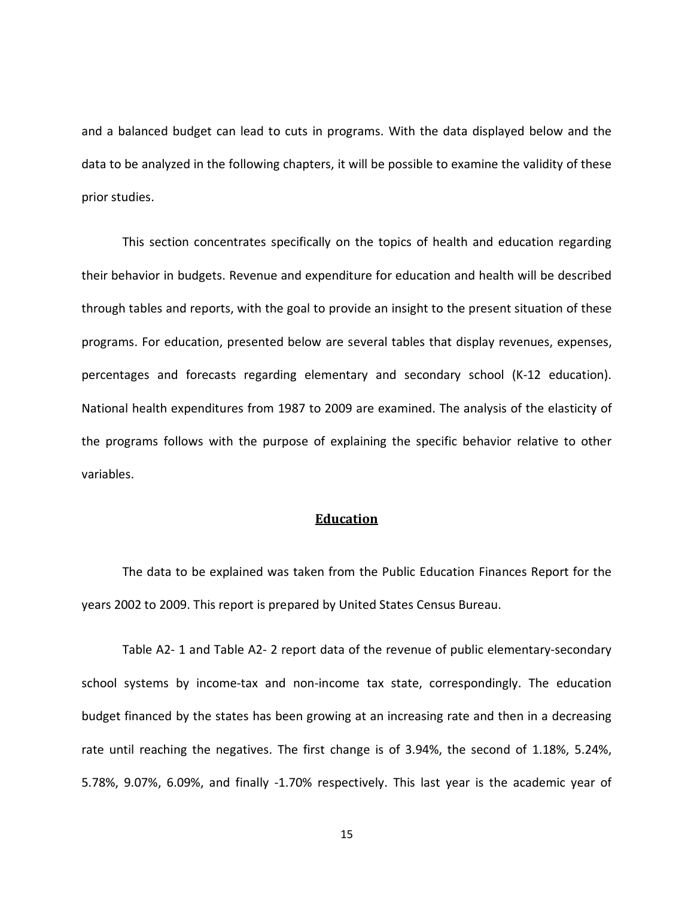and a balanced budget can lead to cuts in programs. With the data displayed below and the data to be analyzed in the following chapters, it will be possible to examine the validity of these prior studies.

This section concentrates specifically on the topics of health and education regarding their behavior in budgets. Revenue and expenditure for education and health will be described through tables and reports, with the goal to provide an insight to the present situation of these programs. For education, presented below are several tables that display revenues, expenses, percentages and forecasts regarding elementary and secondary school (K-12 education). National health expenditures from 1987 to 2009 are examined. The analysis of the elasticity of the programs follows with the purpose of explaining the specific behavior relative to other variables.

## Education

The data to be explained was taken from the Public Education Finances Report for the years 2002 to 2009. This report is prepared by United States Census Bureau.

Table A2- 1 and Table A2- 2 report data of the revenue of public elementary-secondary school systems by income-tax and non-income tax state, correspondingly. The education budget financed by the states has been growing at an increasing rate and then in a decreasing rate until reaching the negatives. The first change is of 3.94%, the second of 1.18%, 5.24%, 5.78%, 9.07%, 6.09%, and finally -1.70% respectively. This last year is the academic year of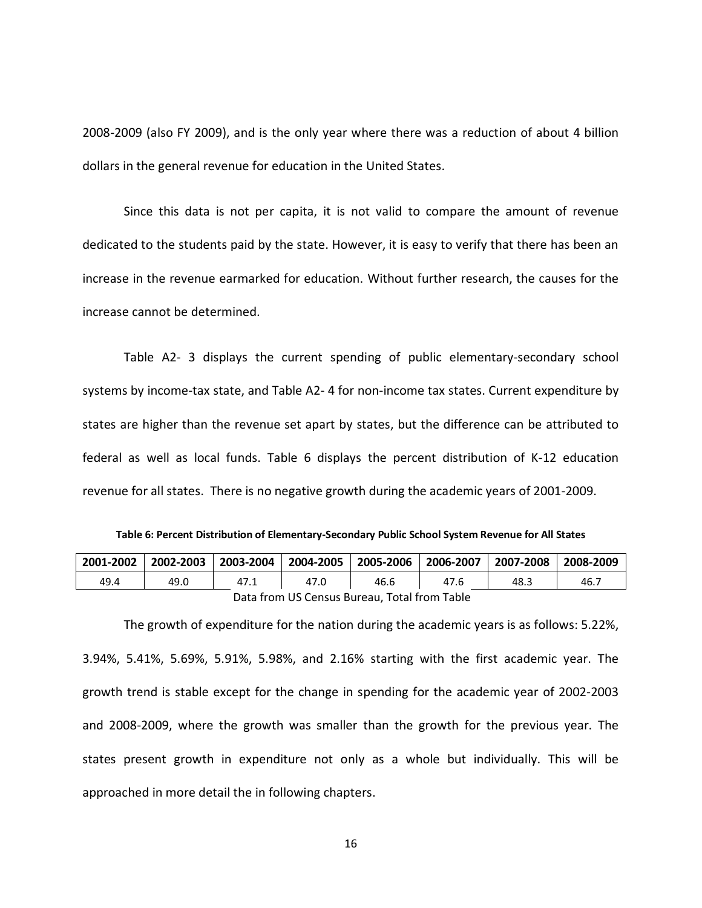2008-2009 (also FY 2009), and is the only year where there was a reduction of about 4 billion dollars in the general revenue for education in the United States.

Since this data is not per capita, it is not valid to compare the amount of revenue dedicated to the students paid by the state. However, it is easy to verify that there has been an increase in the revenue earmarked for education. Without further research, the causes for the increase cannot be determined.

Table A2- 3 displays the current spending of public elementary-secondary school systems by income-tax state, and Table A2- 4 for non-income tax states. Current expenditure by states are higher than the revenue set apart by states, but the difference can be attributed to federal as well as local funds. Table 6 displays the percent distribution of K-12 education revenue for all states. There is no negative growth during the academic years of 2001-2009.

**Table 6: Percent Distribution of Elementary-Secondary Public School System Revenue for All States**

| 2001-2002 | 2002-2003 | 2003-2004 | 2004-2005 | 2005-2006 | 2006-2007 | 2007-2008 | 2008-2009 |
|---|---|---|---|---|---|---|---|
| 49.4 | 49.0 | 47.1 | 47.0 | 46.6 | 47.6 | 48.3 | 46.7 |

Data from US Census Bureau, Total from Table

The growth of expenditure for the nation during the academic years is as follows: 5.22%, 3.94%, 5.41%, 5.69%, 5.91%, 5.98%, and 2.16% starting with the first academic year. The growth trend is stable except for the change in spending for the academic year of 2002-2003 and 2008-2009, where the growth was smaller than the growth for the previous year. The states present growth in expenditure not only as a whole but individually. This will be approached in more detail the in following chapters.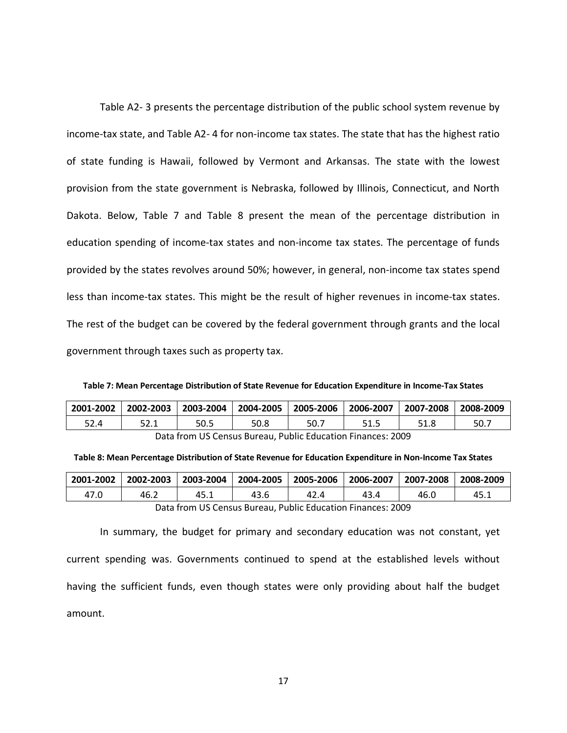Table A2- 3 presents the percentage distribution of the public school system revenue by income-tax state, and Table A2- 4 for non-income tax states. The state that has the highest ratio of state funding is Hawaii, followed by Vermont and Arkansas. The state with the lowest provision from the state government is Nebraska, followed by Illinois, Connecticut, and North Dakota. Below, Table 7 and Table 8 present the mean of the percentage distribution in education spending of income-tax states and non-income tax states. The percentage of funds provided by the states revolves around 50%; however, in general, non-income tax states spend less than income-tax states. This might be the result of higher revenues in income-tax states. The rest of the budget can be covered by the federal government through grants and the local government through taxes such as property tax.

**Table 7: Mean Percentage Distribution of State Revenue for Education Expenditure in Income-Tax States**

| 2001-2002 | 2002-2003 | 2003-2004 | 2004-2005 | 2005-2006 | 2006-2007 | 2007-2008 | 2008-2009 |
|---|---|---|---|---|---|---|---|
| 52.4 | 52.1 | 50.5 | 50.8 | 50.7 | 51.5 | 51.8 | 50.7 |

Data from US Census Bureau, Public Education Finances: 2009

**Table 8: Mean Percentage Distribution of State Revenue for Education Expenditure in Non-Income Tax States**

| 2001-2002 | 2002-2003 | 2003-2004 | 2004-2005 | 2005-2006 | 2006-2007 | 2007-2008 | 2008-2009 |
|---|---|---|---|---|---|---|---|
| 47.0 | 46.2 | 45.1 | 43.6 | 42.4 | 43.4 | 46.0 | 45.1 |

Data from US Census Bureau, Public Education Finances: 2009

In summary, the budget for primary and secondary education was not constant, yet current spending was. Governments continued to spend at the established levels without having the sufficient funds, even though states were only providing about half the budget amount.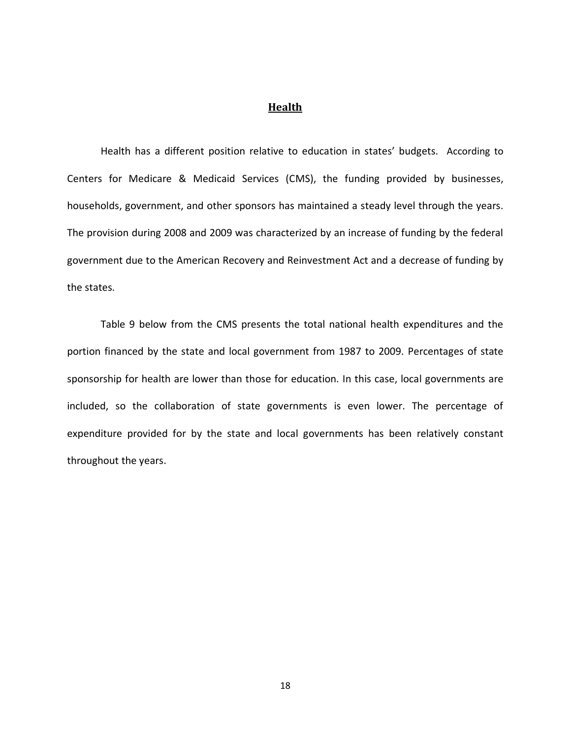## Health

Health has a different position relative to education in states' budgets. According to Centers for Medicare & Medicaid Services (CMS), the funding provided by businesses, households, government, and other sponsors has maintained a steady level through the years. The provision during 2008 and 2009 was characterized by an increase of funding by the federal government due to the American Recovery and Reinvestment Act and a decrease of funding by the states.

Table 9 below from the CMS presents the total national health expenditures and the portion financed by the state and local government from 1987 to 2009. Percentages of state sponsorship for health are lower than those for education. In this case, local governments are included, so the collaboration of state governments is even lower. The percentage of expenditure provided for by the state and local governments has been relatively constant throughout the years.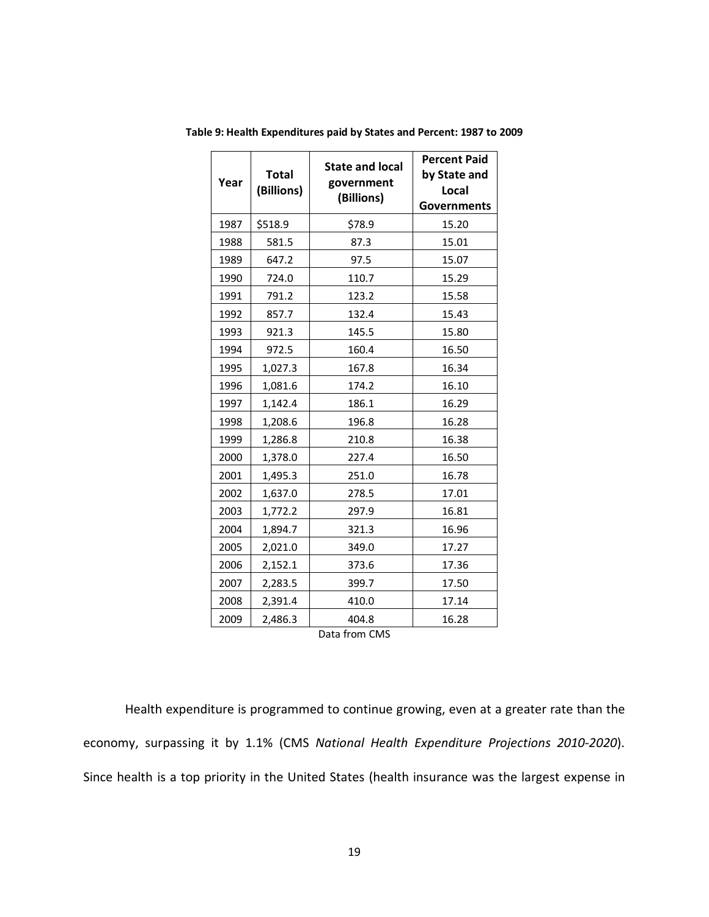**Table 9: Health Expenditures paid by States and Percent: 1987 to 2009**

| Year | Total (Billions) | State and local government (Billions) | Percent Paid by State and Local Governments |
|---|---|---|---|
| 1987 | $518.9 | $78.9 | 15.20 |
| 1988 | 581.5 | 87.3 | 15.01 |
| 1989 | 647.2 | 97.5 | 15.07 |
| 1990 | 724.0 | 110.7 | 15.29 |
| 1991 | 791.2 | 123.2 | 15.58 |
| 1992 | 857.7 | 132.4 | 15.43 |
| 1993 | 921.3 | 145.5 | 15.80 |
| 1994 | 972.5 | 160.4 | 16.50 |
| 1995 | 1,027.3 | 167.8 | 16.34 |
| 1996 | 1,081.6 | 174.2 | 16.10 |
| 1997 | 1,142.4 | 186.1 | 16.29 |
| 1998 | 1,208.6 | 196.8 | 16.28 |
| 1999 | 1,286.8 | 210.8 | 16.38 |
| 2000 | 1,378.0 | 227.4 | 16.50 |
| 2001 | 1,495.3 | 251.0 | 16.78 |
| 2002 | 1,637.0 | 278.5 | 17.01 |
| 2003 | 1,772.2 | 297.9 | 16.81 |
| 2004 | 1,894.7 | 321.3 | 16.96 |
| 2005 | 2,021.0 | 349.0 | 17.27 |
| 2006 | 2,152.1 | 373.6 | 17.36 |
| 2007 | 2,283.5 | 399.7 | 17.50 |
| 2008 | 2,391.4 | 410.0 | 17.14 |
| 2009 | 2,486.3 | 404.8 | 16.28 |

Data from CMS

Health expenditure is programmed to continue growing, even at a greater rate than the economy, surpassing it by 1.1% (CMS *National Health Expenditure Projections 2010-2020*). Since health is a top priority in the United States (health insurance was the largest expense in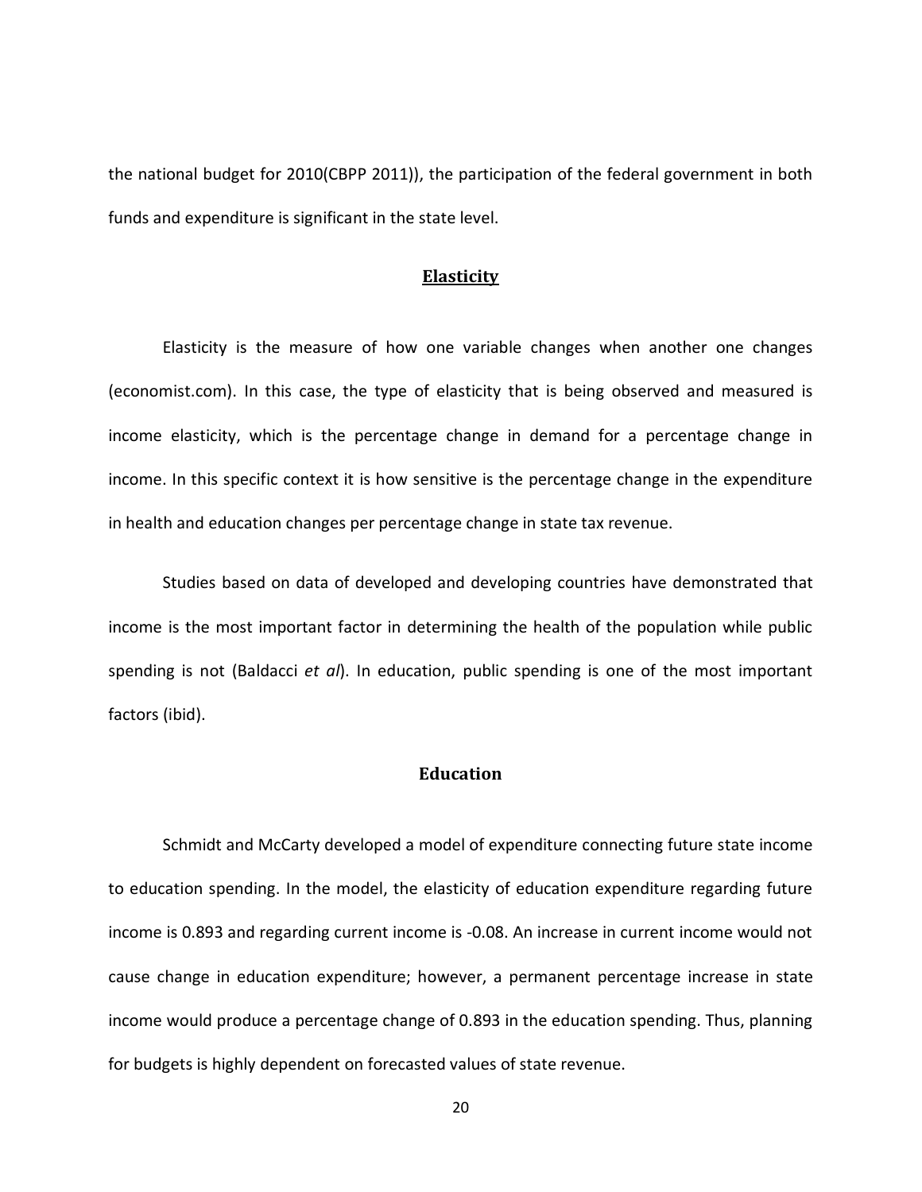the national budget for 2010(CBPP 2011)), the participation of the federal government in both funds and expenditure is significant in the state level.

## Elasticity

Elasticity is the measure of how one variable changes when another one changes (economist.com). In this case, the type of elasticity that is being observed and measured is income elasticity, which is the percentage change in demand for a percentage change in income. In this specific context it is how sensitive is the percentage change in the expenditure in health and education changes per percentage change in state tax revenue.

Studies based on data of developed and developing countries have demonstrated that income is the most important factor in determining the health of the population while public spending is not (Baldacci *et al*). In education, public spending is one of the most important factors (ibid).

### Education

Schmidt and McCarty developed a model of expenditure connecting future state income to education spending. In the model, the elasticity of education expenditure regarding future income is 0.893 and regarding current income is -0.08. An increase in current income would not cause change in education expenditure; however, a permanent percentage increase in state income would produce a percentage change of 0.893 in the education spending. Thus, planning for budgets is highly dependent on forecasted values of state revenue.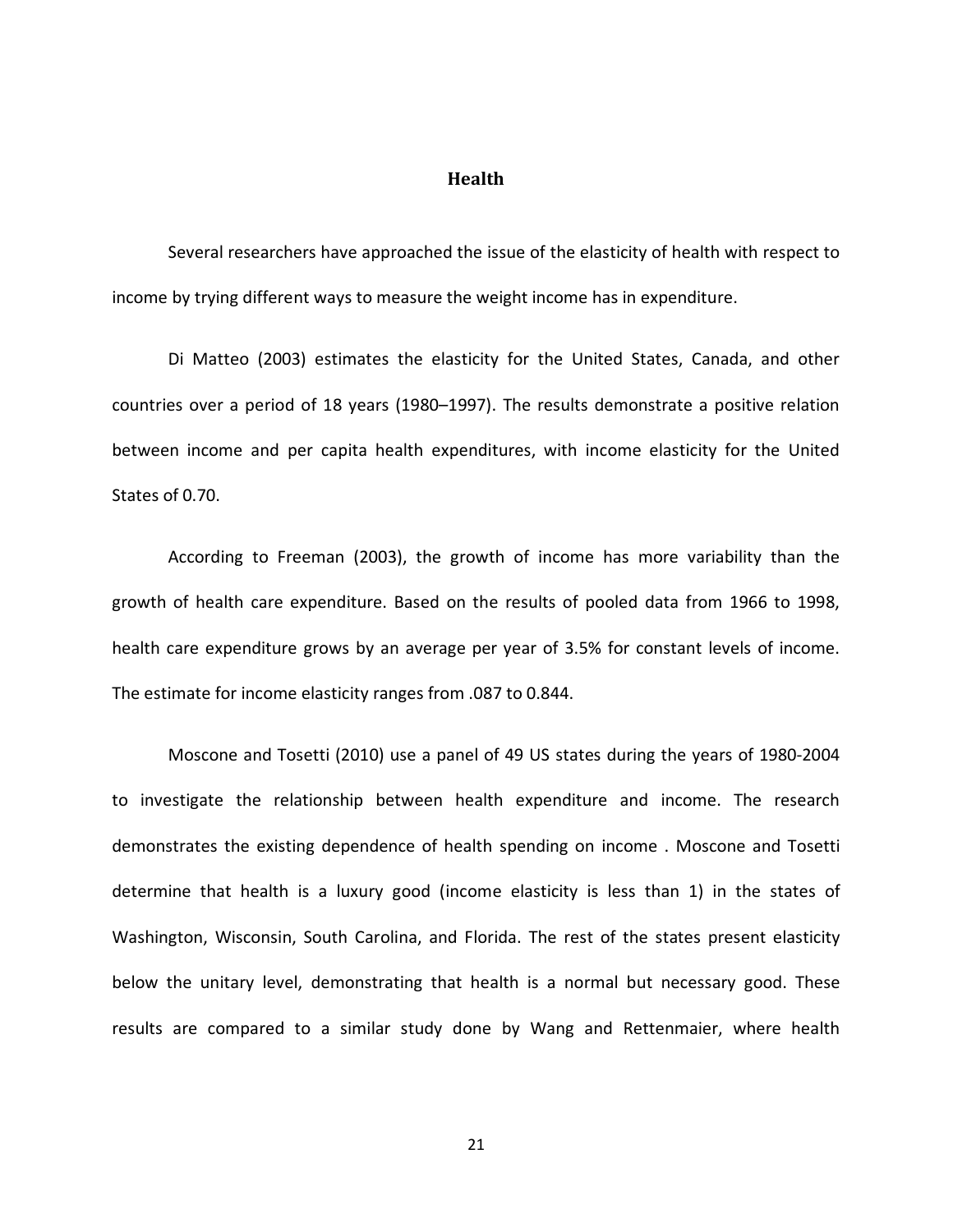## Health

Several researchers have approached the issue of the elasticity of health with respect to income by trying different ways to measure the weight income has in expenditure.

Di Matteo (2003) estimates the elasticity for the United States, Canada, and other countries over a period of 18 years (1980–1997). The results demonstrate a positive relation between income and per capita health expenditures, with income elasticity for the United States of 0.70.

According to Freeman (2003), the growth of income has more variability than the growth of health care expenditure. Based on the results of pooled data from 1966 to 1998, health care expenditure grows by an average per year of 3.5% for constant levels of income. The estimate for income elasticity ranges from .087 to 0.844.

Moscone and Tosetti (2010) use a panel of 49 US states during the years of 1980-2004 to investigate the relationship between health expenditure and income. The research demonstrates the existing dependence of health spending on income . Moscone and Tosetti determine that health is a luxury good (income elasticity is less than 1) in the states of Washington, Wisconsin, South Carolina, and Florida. The rest of the states present elasticity below the unitary level, demonstrating that health is a normal but necessary good. These results are compared to a similar study done by Wang and Rettenmaier, where health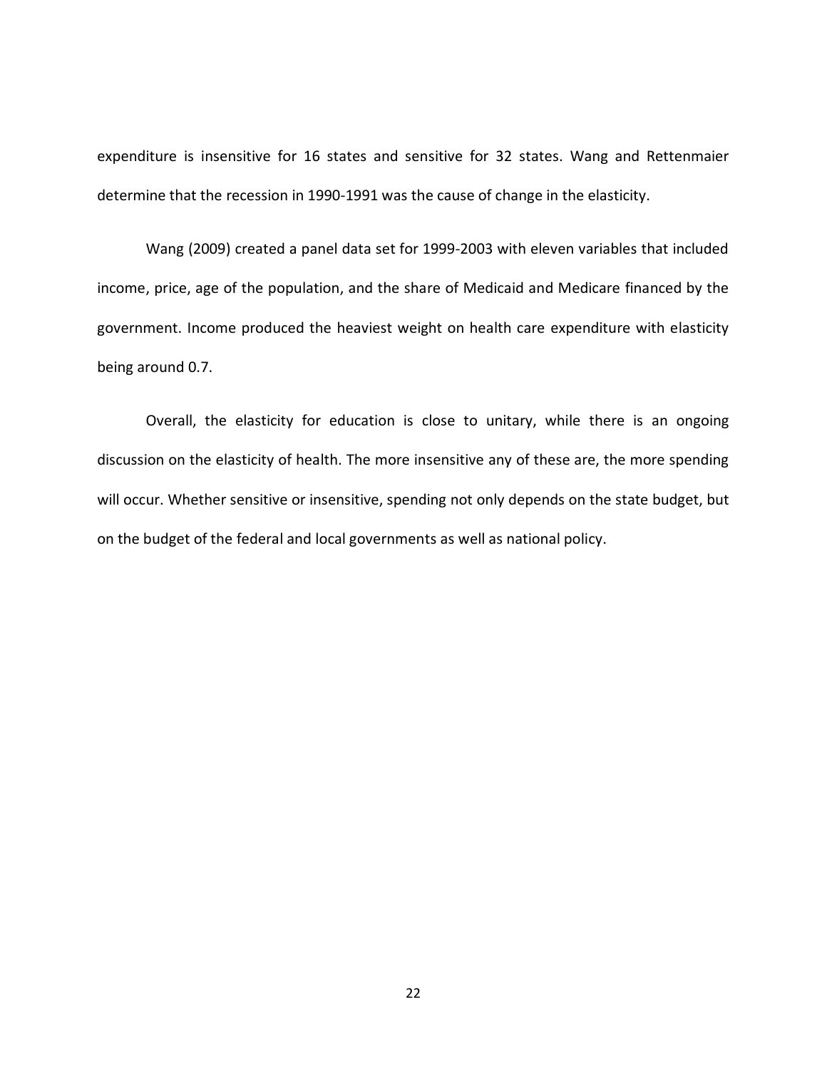expenditure is insensitive for 16 states and sensitive for 32 states. Wang and Rettenmaier determine that the recession in 1990-1991 was the cause of change in the elasticity.

Wang (2009) created a panel data set for 1999-2003 with eleven variables that included income, price, age of the population, and the share of Medicaid and Medicare financed by the government. Income produced the heaviest weight on health care expenditure with elasticity being around 0.7.

Overall, the elasticity for education is close to unitary, while there is an ongoing discussion on the elasticity of health. The more insensitive any of these are, the more spending will occur. Whether sensitive or insensitive, spending not only depends on the state budget, but on the budget of the federal and local governments as well as national policy.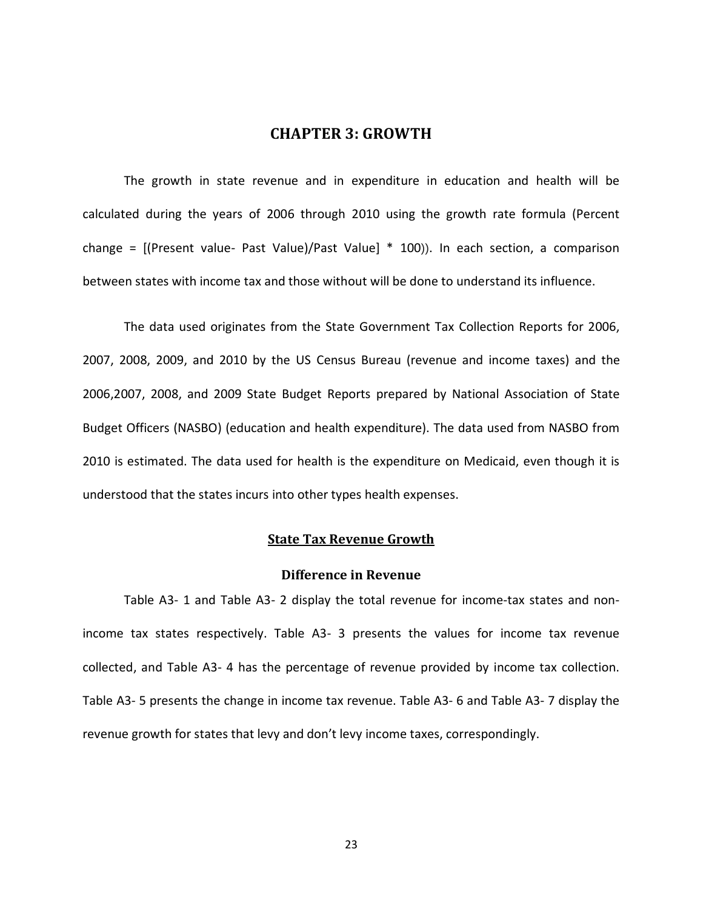# CHAPTER 3: GROWTH

The growth in state revenue and in expenditure in education and health will be calculated during the years of 2006 through 2010 using the growth rate formula (Percent change = [(Present value- Past Value)/Past Value] * 100)). In each section, a comparison between states with income tax and those without will be done to understand its influence.

The data used originates from the State Government Tax Collection Reports for 2006, 2007, 2008, 2009, and 2010 by the US Census Bureau (revenue and income taxes) and the 2006,2007, 2008, and 2009 State Budget Reports prepared by National Association of State Budget Officers (NASBO) (education and health expenditure). The data used from NASBO from 2010 is estimated. The data used for health is the expenditure on Medicaid, even though it is understood that the states incurs into other types health expenses.

## State Tax Revenue Growth

### Difference in Revenue

Table A3- 1 and Table A3- 2 display the total revenue for income-tax states and non-income tax states respectively. Table A3- 3 presents the values for income tax revenue collected, and Table A3- 4 has the percentage of revenue provided by income tax collection. Table A3- 5 presents the change in income tax revenue. Table A3- 6 and Table A3- 7 display the revenue growth for states that levy and don't levy income taxes, correspondingly.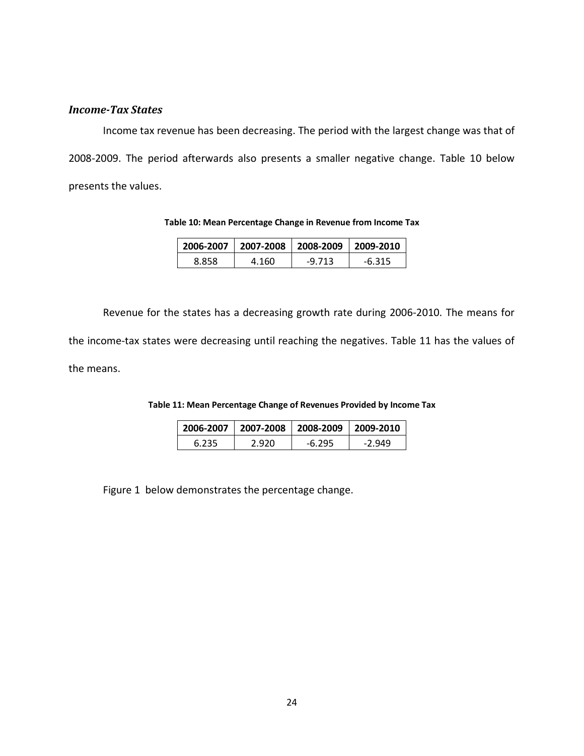### *Income-Tax States*

Income tax revenue has been decreasing. The period with the largest change was that of 2008-2009. The period afterwards also presents a smaller negative change. Table 10 below presents the values.

**Table 10: Mean Percentage Change in Revenue from Income Tax**

| 2006-2007 | 2007-2008 | 2008-2009 | 2009-2010 |
|---|---|---|---|
| 8.858 | 4.160 | -9.713 | -6.315 |

Revenue for the states has a decreasing growth rate during 2006-2010. The means for the income-tax states were decreasing until reaching the negatives. Table 11 has the values of the means.

**Table 11: Mean Percentage Change of Revenues Provided by Income Tax**

| 2006-2007 | 2007-2008 | 2008-2009 | 2009-2010 |
|---|---|---|---|
| 6.235 | 2.920 | -6.295 | -2.949 |

Figure 1 below demonstrates the percentage change.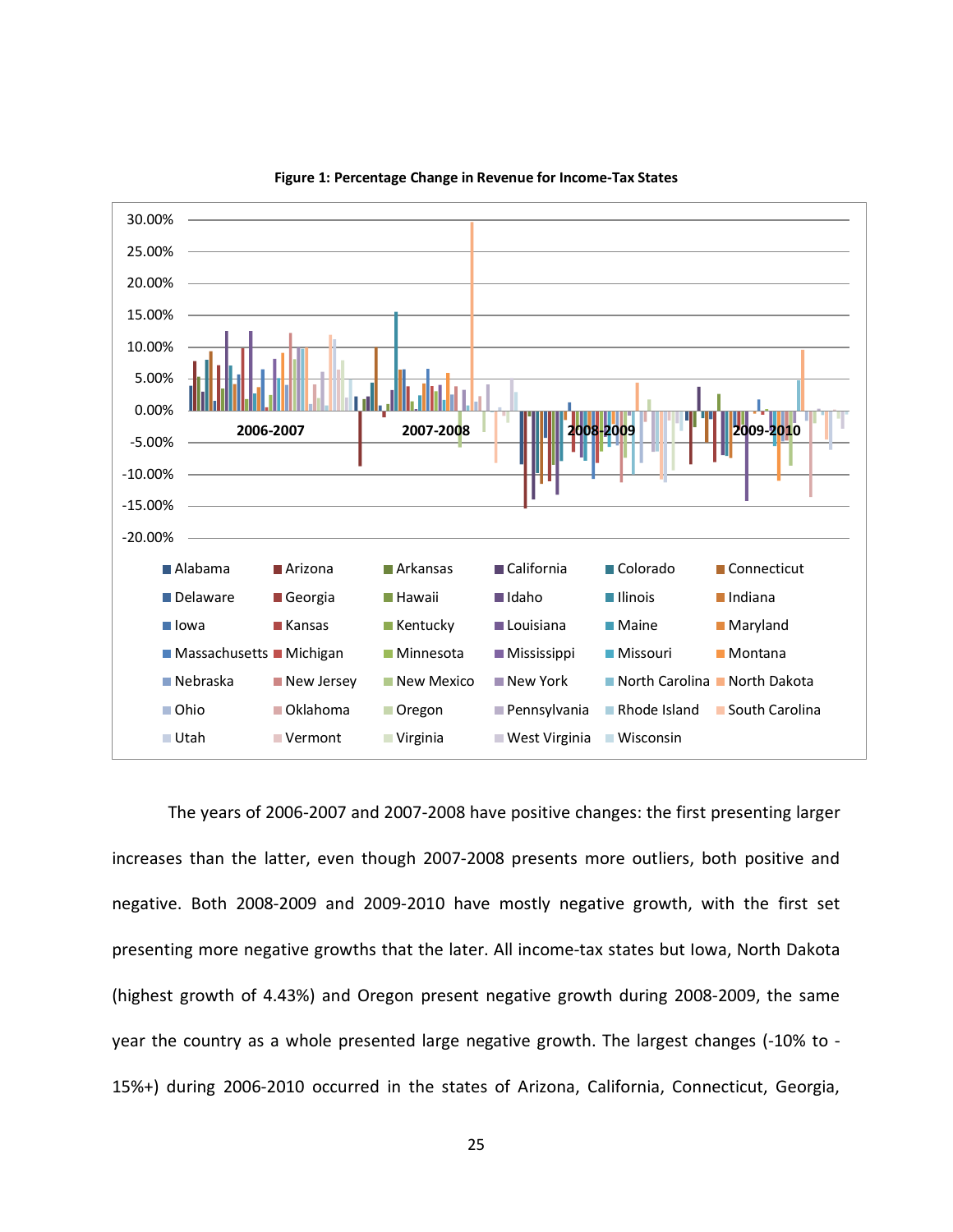**Figure 1: Percentage Change in Revenue for Income-Tax States**

The years of 2006-2007 and 2007-2008 have positive changes: the first presenting larger increases than the latter, even though 2007-2008 presents more outliers, both positive and negative. Both 2008-2009 and 2009-2010 have mostly negative growth, with the first set presenting more negative growths that the later. All income-tax states but Iowa, North Dakota (highest growth of 4.43%) and Oregon present negative growth during 2008-2009, the same year the country as a whole presented large negative growth. The largest changes (-10% to -15%+) during 2006-2010 occurred in the states of Arizona, California, Connecticut, Georgia,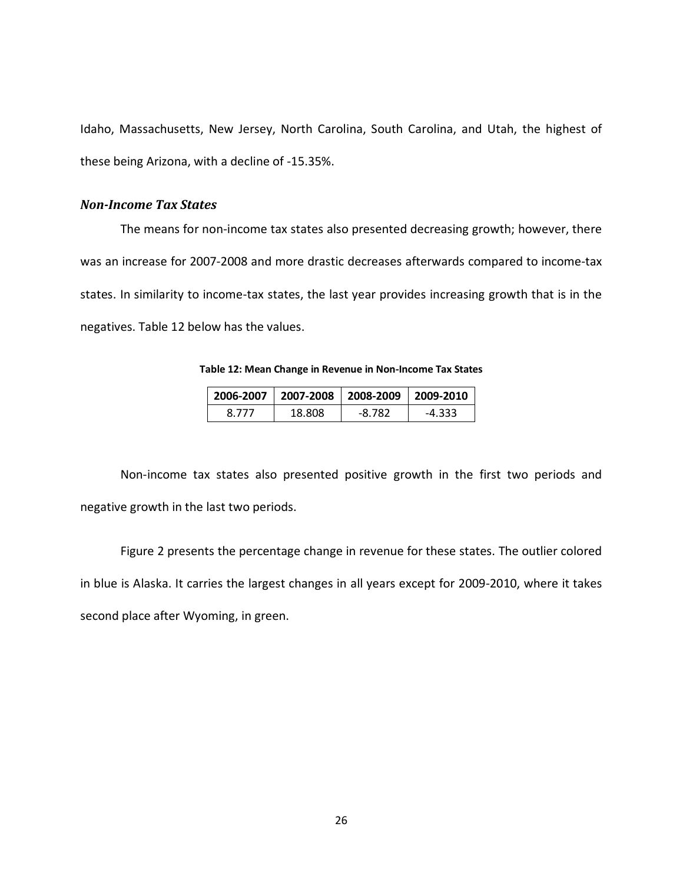Idaho, Massachusetts, New Jersey, North Carolina, South Carolina, and Utah, the highest of these being Arizona, with a decline of -15.35%.

### *Non-Income Tax States*

The means for non-income tax states also presented decreasing growth; however, there was an increase for 2007-2008 and more drastic decreases afterwards compared to income-tax states. In similarity to income-tax states, the last year provides increasing growth that is in the negatives. Table 12 below has the values.

**Table 12: Mean Change in Revenue in Non-Income Tax States**

| 2006-2007 | 2007-2008 | 2008-2009 | 2009-2010 |
|---|---|---|---|
| 8.777 | 18.808 | -8.782 | -4.333 |

Non-income tax states also presented positive growth in the first two periods and negative growth in the last two periods.

Figure 2 presents the percentage change in revenue for these states. The outlier colored in blue is Alaska. It carries the largest changes in all years except for 2009-2010, where it takes second place after Wyoming, in green.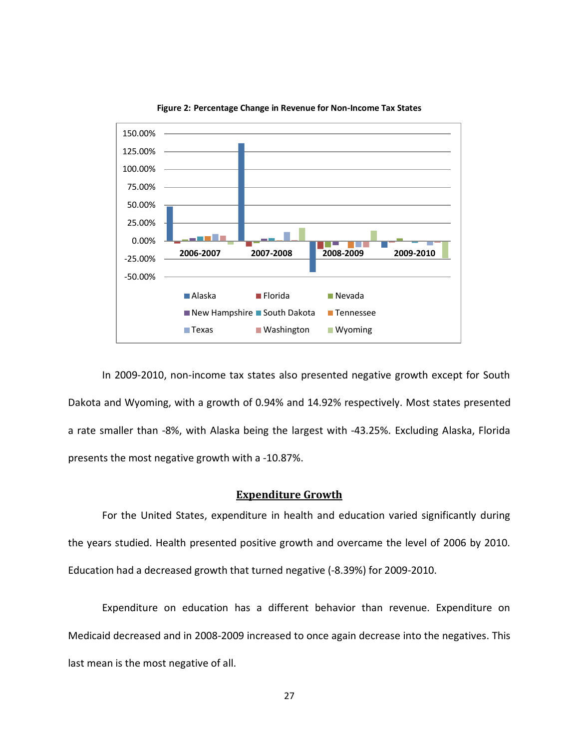**Figure 2: Percentage Change in Revenue for Non-Income Tax States**

In 2009-2010, non-income tax states also presented negative growth except for South Dakota and Wyoming, with a growth of 0.94% and 14.92% respectively. Most states presented a rate smaller than -8%, with Alaska being the largest with -43.25%. Excluding Alaska, Florida presents the most negative growth with a -10.87%.

## Expenditure Growth

For the United States, expenditure in health and education varied significantly during the years studied. Health presented positive growth and overcame the level of 2006 by 2010. Education had a decreased growth that turned negative (-8.39%) for 2009-2010.

Expenditure on education has a different behavior than revenue. Expenditure on Medicaid decreased and in 2008-2009 increased to once again decrease into the negatives. This last mean is the most negative of all.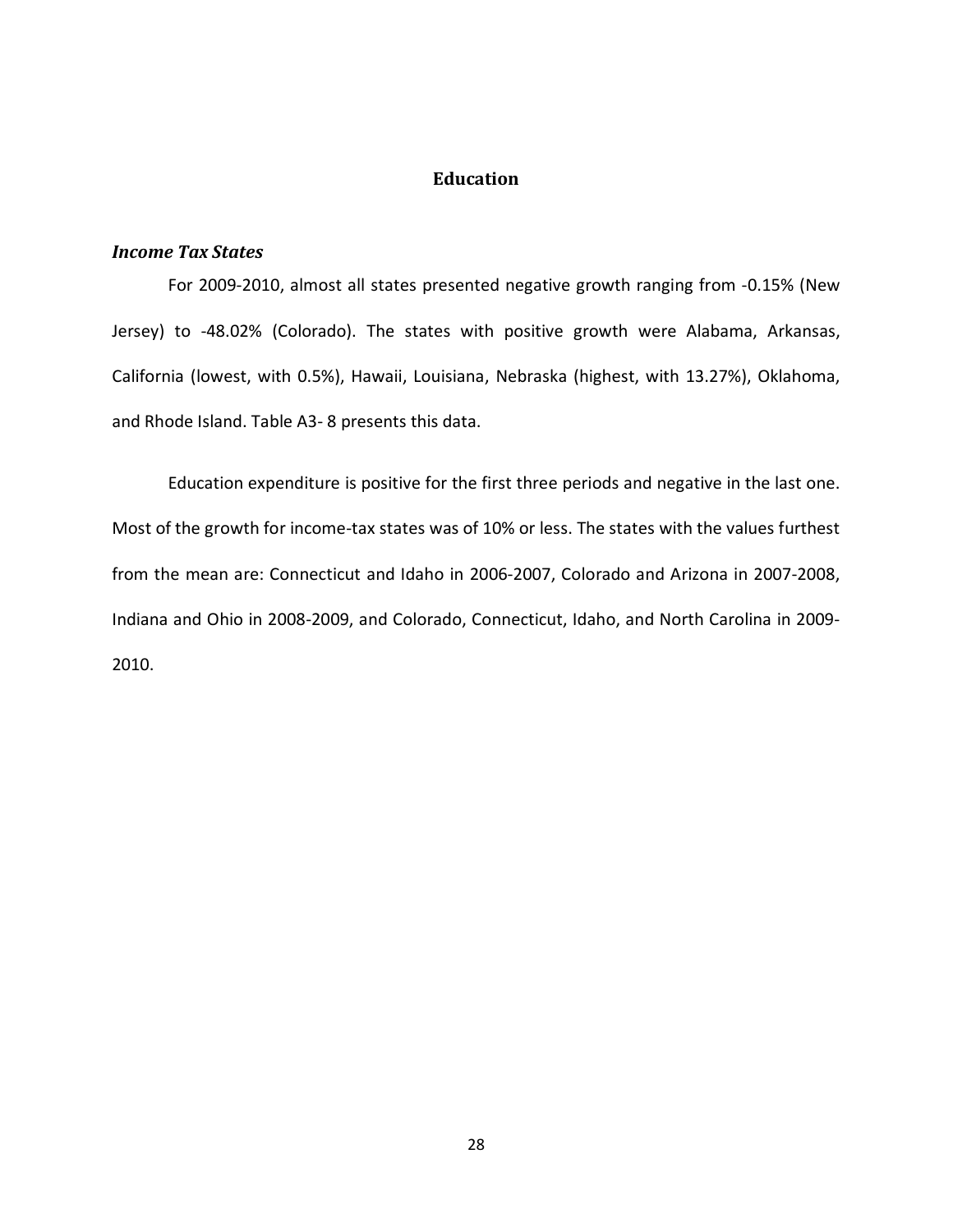## Education

### *Income Tax States*

For 2009-2010, almost all states presented negative growth ranging from -0.15% (New Jersey) to -48.02% (Colorado). The states with positive growth were Alabama, Arkansas, California (lowest, with 0.5%), Hawaii, Louisiana, Nebraska (highest, with 13.27%), Oklahoma, and Rhode Island. Table A3- 8 presents this data.

Education expenditure is positive for the first three periods and negative in the last one. Most of the growth for income-tax states was of 10% or less. The states with the values furthest from the mean are: Connecticut and Idaho in 2006-2007, Colorado and Arizona in 2007-2008, Indiana and Ohio in 2008-2009, and Colorado, Connecticut, Idaho, and North Carolina in 2009-2010.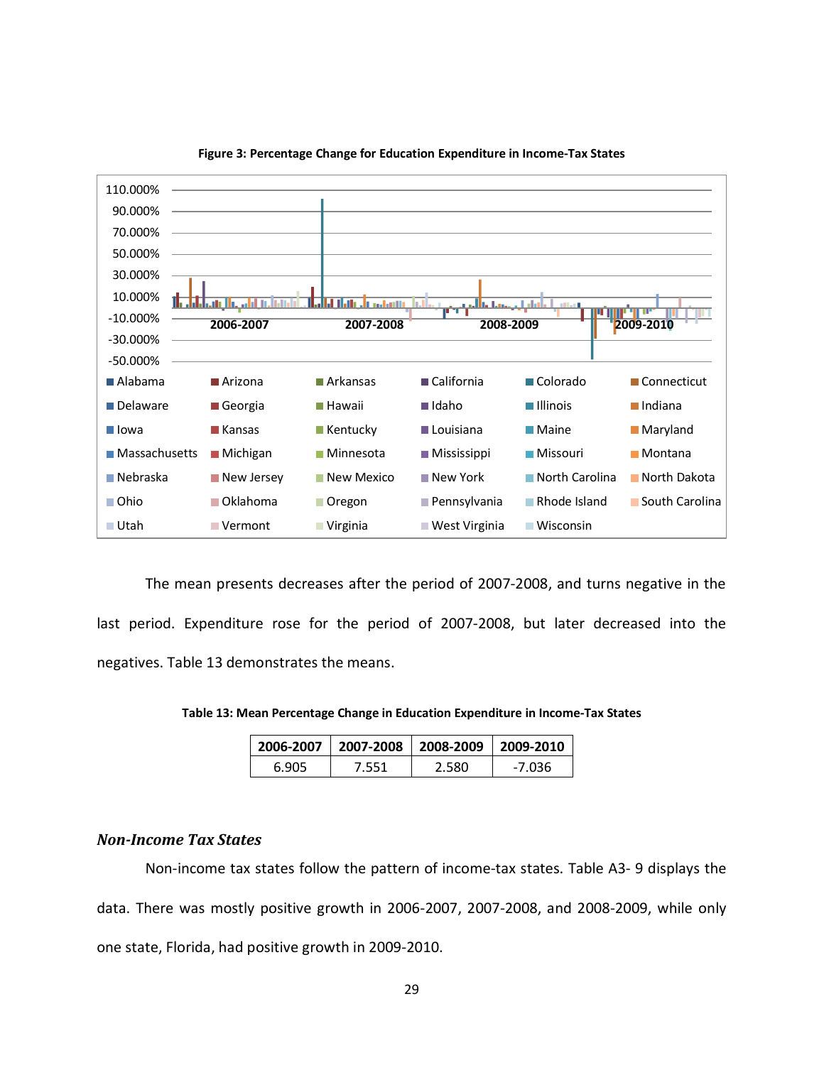**Figure 3: Percentage Change for Education Expenditure in Income-Tax States**

The mean presents decreases after the period of 2007-2008, and turns negative in the last period. Expenditure rose for the period of 2007-2008, but later decreased into the negatives. Table 13 demonstrates the means.

**Table 13: Mean Percentage Change in Education Expenditure in Income-Tax States**

| 2006-2007 | 2007-2008 | 2008-2009 | 2009-2010 |
|---|---|---|---|
| 6.905 | 7.551 | 2.580 | -7.036 |

### *Non-Income Tax States*

Non-income tax states follow the pattern of income-tax states. Table A3- 9 displays the data. There was mostly positive growth in 2006-2007, 2007-2008, and 2008-2009, while only one state, Florida, had positive growth in 2009-2010.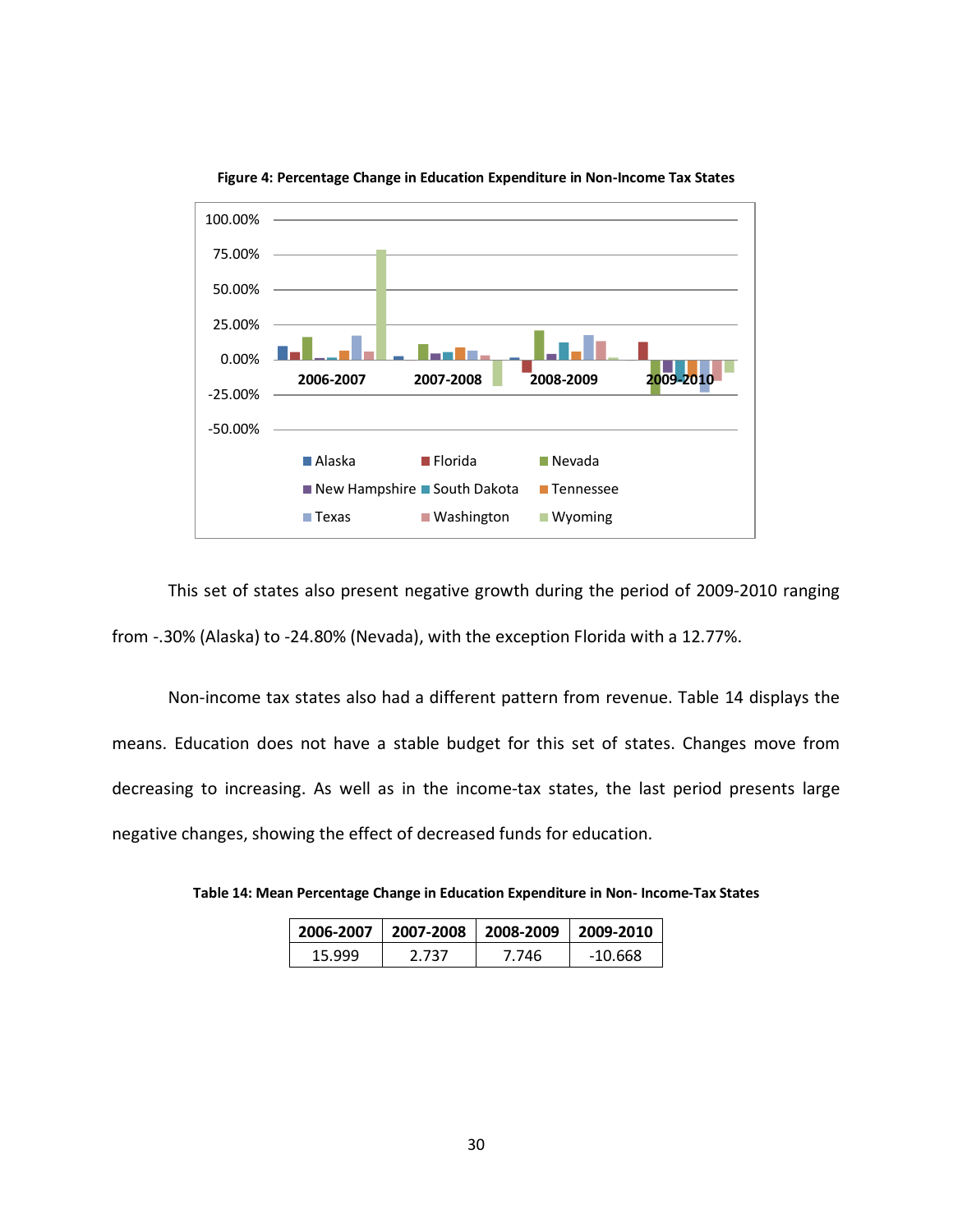**Figure 4: Percentage Change in Education Expenditure in Non-Income Tax States**

This set of states also present negative growth during the period of 2009-2010 ranging from -.30% (Alaska) to -24.80% (Nevada), with the exception Florida with a 12.77%.

Non-income tax states also had a different pattern from revenue. Table 14 displays the means. Education does not have a stable budget for this set of states. Changes move from decreasing to increasing. As well as in the income-tax states, the last period presents large negative changes, showing the effect of decreased funds for education.

**Table 14: Mean Percentage Change in Education Expenditure in Non- Income-Tax States**

| 2006-2007 | 2007-2008 | 2008-2009 | 2009-2010 |
|---|---|---|---|
| 15.999 | 2.737 | 7.746 | -10.668 |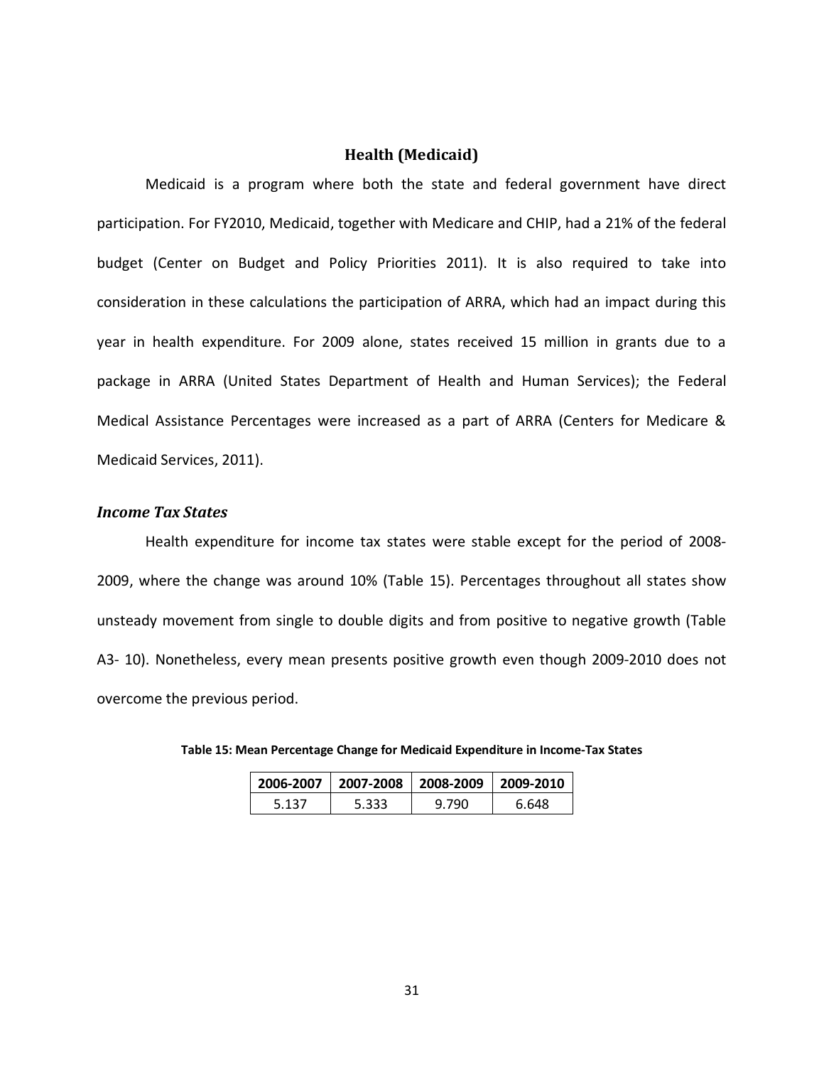## Health (Medicaid)

Medicaid is a program where both the state and federal government have direct participation. For FY2010, Medicaid, together with Medicare and CHIP, had a 21% of the federal budget (Center on Budget and Policy Priorities 2011). It is also required to take into consideration in these calculations the participation of ARRA, which had an impact during this year in health expenditure. For 2009 alone, states received 15 million in grants due to a package in ARRA (United States Department of Health and Human Services); the Federal Medical Assistance Percentages were increased as a part of ARRA (Centers for Medicare & Medicaid Services, 2011).

### *Income Tax States*

Health expenditure for income tax states were stable except for the period of 2008-2009, where the change was around 10% (Table 15). Percentages throughout all states show unsteady movement from single to double digits and from positive to negative growth (Table A3- 10). Nonetheless, every mean presents positive growth even though 2009-2010 does not overcome the previous period.

**Table 15: Mean Percentage Change for Medicaid Expenditure in Income-Tax States**

| 2006-2007 | 2007-2008 | 2008-2009 | 2009-2010 |
|---|---|---|---|
| 5.137 | 5.333 | 9.790 | 6.648 |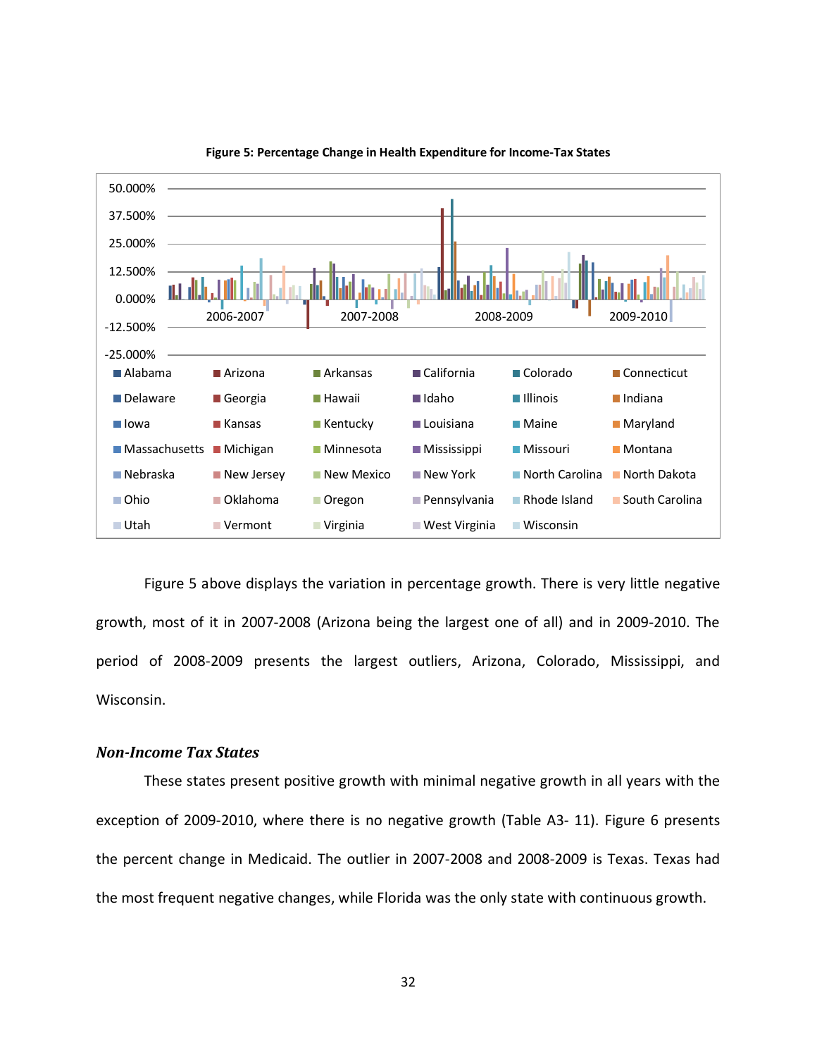**Figure 5: Percentage Change in Health Expenditure for Income-Tax States**

Figure 5 above displays the variation in percentage growth. There is very little negative growth, most of it in 2007-2008 (Arizona being the largest one of all) and in 2009-2010. The period of 2008-2009 presents the largest outliers, Arizona, Colorado, Mississippi, and Wisconsin.

### *Non-Income Tax States*

These states present positive growth with minimal negative growth in all years with the exception of 2009-2010, where there is no negative growth (Table A3- 11). Figure 6 presents the percent change in Medicaid. The outlier in 2007-2008 and 2008-2009 is Texas. Texas had the most frequent negative changes, while Florida was the only state with continuous growth.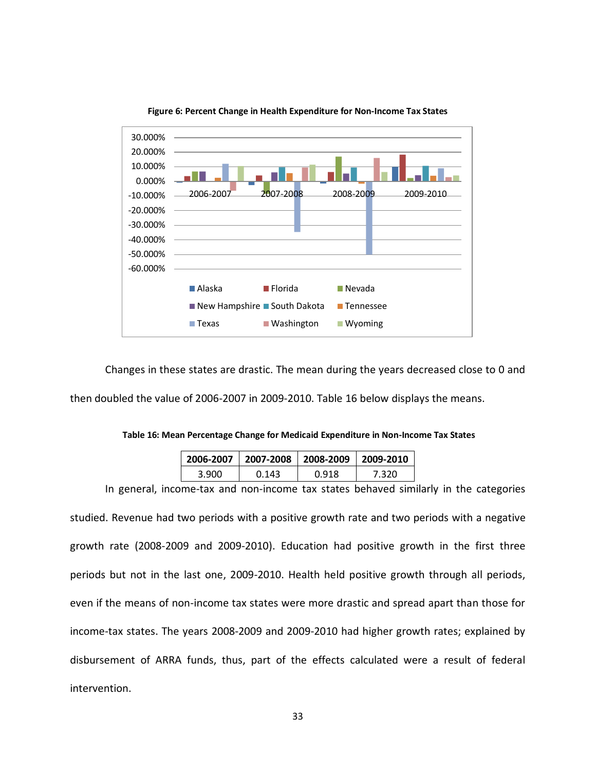**Figure 6: Percent Change in Health Expenditure for Non-Income Tax States**

Changes in these states are drastic. The mean during the years decreased close to 0 and then doubled the value of 2006-2007 in 2009-2010. Table 16 below displays the means.

**Table 16: Mean Percentage Change for Medicaid Expenditure in Non-Income Tax States**

| 2006-2007 | 2007-2008 | 2008-2009 | 2009-2010 |
|---|---|---|---|
| 3.900 | 0.143 | 0.918 | 7.320 |

In general, income-tax and non-income tax states behaved similarly in the categories studied. Revenue had two periods with a positive growth rate and two periods with a negative growth rate (2008-2009 and 2009-2010). Education had positive growth in the first three periods but not in the last one, 2009-2010. Health held positive growth through all periods, even if the means of non-income tax states were more drastic and spread apart than those for income-tax states. The years 2008-2009 and 2009-2010 had higher growth rates; explained by disbursement of ARRA funds, thus, part of the effects calculated were a result of federal intervention.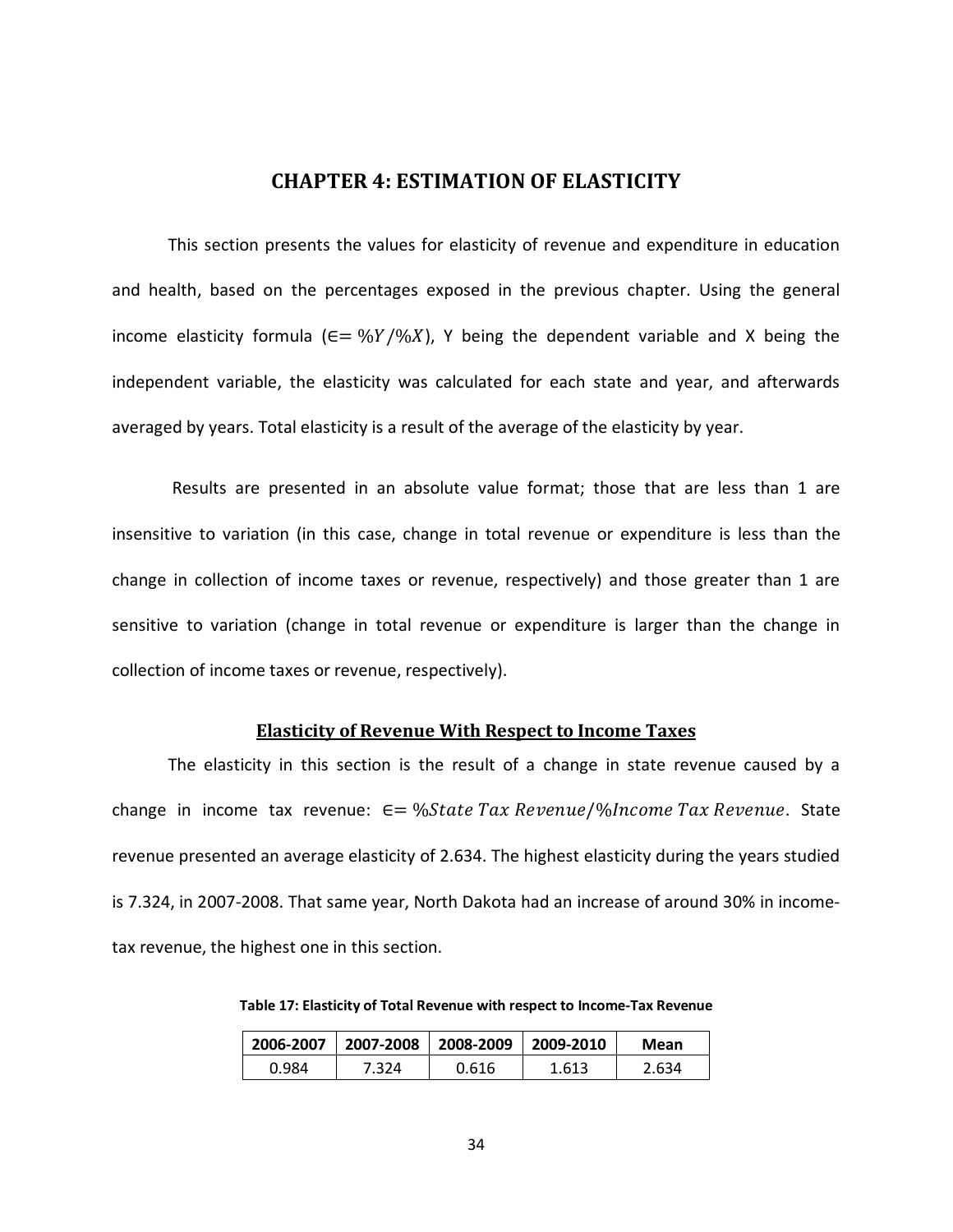# CHAPTER 4: ESTIMATION OF ELASTICITY

This section presents the values for elasticity of revenue and expenditure in education and health, based on the percentages exposed in the previous chapter. Using the general income elasticity formula ($\in = \%Y/\%X$), Y being the dependent variable and X being the independent variable, the elasticity was calculated for each state and year, and afterwards averaged by years. Total elasticity is a result of the average of the elasticity by year.

Results are presented in an absolute value format; those that are less than 1 are insensitive to variation (in this case, change in total revenue or expenditure is less than the change in collection of income taxes or revenue, respectively) and those greater than 1 are sensitive to variation (change in total revenue or expenditure is larger than the change in collection of income taxes or revenue, respectively).

## Elasticity of Revenue With Respect to Income Taxes

The elasticity in this section is the result of a change in state revenue caused by a change in income tax revenue: $\in = \%State\ Tax\ Revenue/\%Income\ Tax\ Revenue$. State revenue presented an average elasticity of 2.634. The highest elasticity during the years studied is 7.324, in 2007-2008. That same year, North Dakota had an increase of around 30% in income-tax revenue, the highest one in this section.

**Table 17: Elasticity of Total Revenue with respect to Income-Tax Revenue**

| 2006-2007 | 2007-2008 | 2008-2009 | 2009-2010 | Mean |
|---|---|---|---|---|
| 0.984 | 7.324 | 0.616 | 1.613 | 2.634 |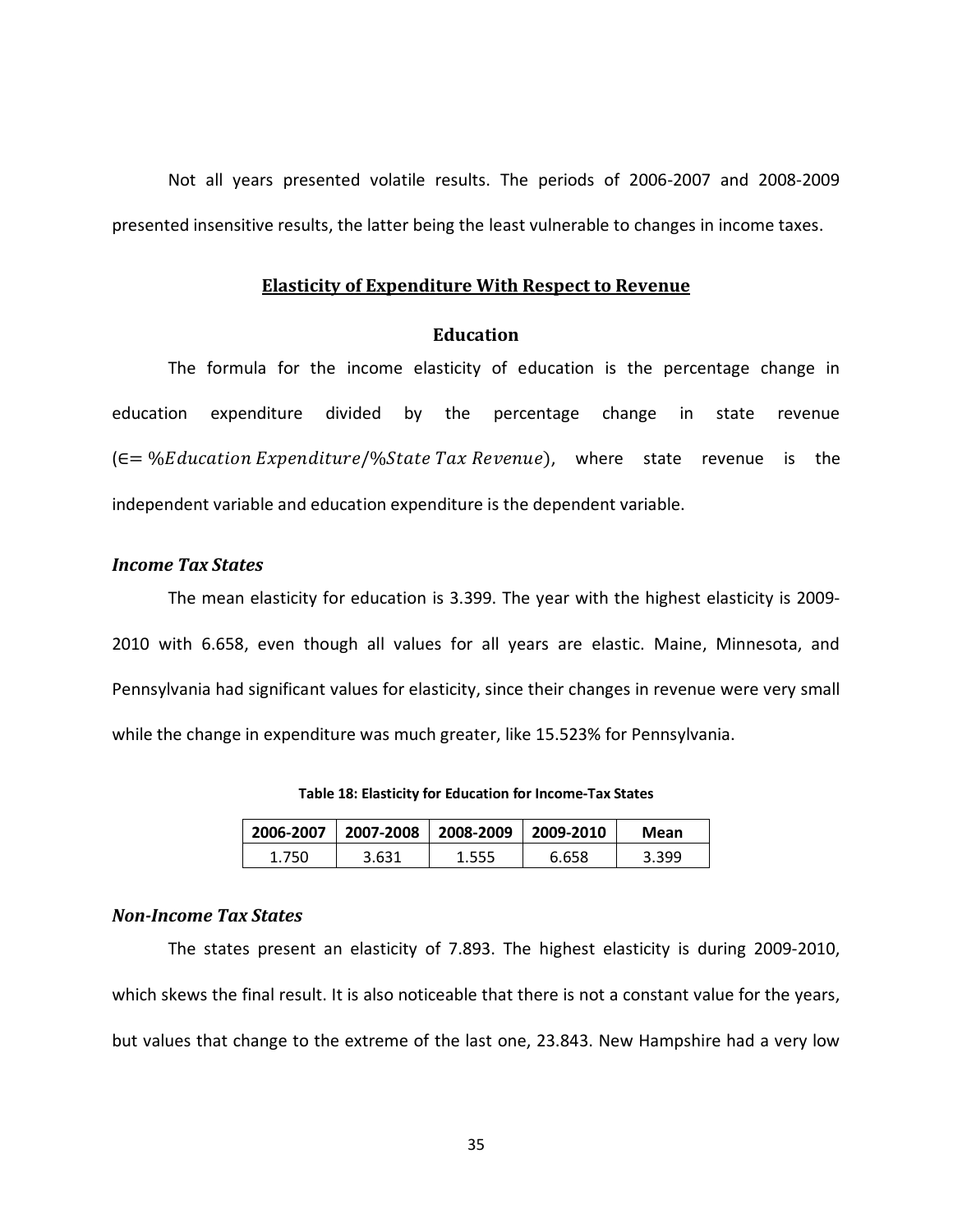Not all years presented volatile results. The periods of 2006-2007 and 2008-2009 presented insensitive results, the latter being the least vulnerable to changes in income taxes.

## Elasticity of Expenditure With Respect to Revenue

### Education

The formula for the income elasticity of education is the percentage change in education expenditure divided by the percentage change in state revenue ($\in = \%Education\ Expenditure / \%State\ Tax\ Revenue$), where state revenue is the independent variable and education expenditure is the dependent variable.

#### *Income Tax States*

The mean elasticity for education is 3.399. The year with the highest elasticity is 2009-2010 with 6.658, even though all values for all years are elastic. Maine, Minnesota, and Pennsylvania had significant values for elasticity, since their changes in revenue were very small while the change in expenditure was much greater, like 15.523% for Pennsylvania.

**Table 18: Elasticity for Education for Income-Tax States**

| 2006-2007 | 2007-2008 | 2008-2009 | 2009-2010 | Mean |
|---|---|---|---|---|
| 1.750 | 3.631 | 1.555 | 6.658 | 3.399 |

#### *Non-Income Tax States*

The states present an elasticity of 7.893. The highest elasticity is during 2009-2010, which skews the final result. It is also noticeable that there is not a constant value for the years, but values that change to the extreme of the last one, 23.843. New Hampshire had a very low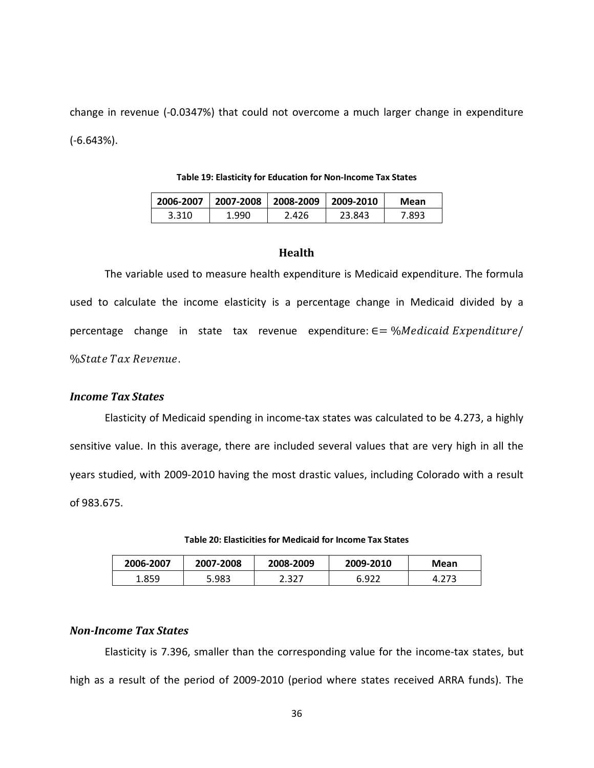change in revenue (-0.0347%) that could not overcome a much larger change in expenditure (-6.643%).

**Table 19: Elasticity for Education for Non-Income Tax States**

| 2006-2007 | 2007-2008 | 2008-2009 | 2009-2010 | Mean |
|---|---|---|---|---|
| 3.310 | 1.990 | 2.426 | 23.843 | 7.893 |

## Health

The variable used to measure health expenditure is Medicaid expenditure. The formula used to calculate the income elasticity is a percentage change in Medicaid divided by a percentage change in state tax revenue expenditure: $\in = \%Medicaid\ Expenditure/ \%State\ Tax\ Revenue$.

### *Income Tax States*

Elasticity of Medicaid spending in income-tax states was calculated to be 4.273, a highly sensitive value. In this average, there are included several values that are very high in all the years studied, with 2009-2010 having the most drastic values, including Colorado with a result of 983.675.

**Table 20: Elasticities for Medicaid for Income Tax States**

| 2006-2007 | 2007-2008 | 2008-2009 | 2009-2010 | Mean |
|---|---|---|---|---|
| 1.859 | 5.983 | 2.327 | 6.922 | 4.273 |

### *Non-Income Tax States*

Elasticity is 7.396, smaller than the corresponding value for the income-tax states, but high as a result of the period of 2009-2010 (period where states received ARRA funds). The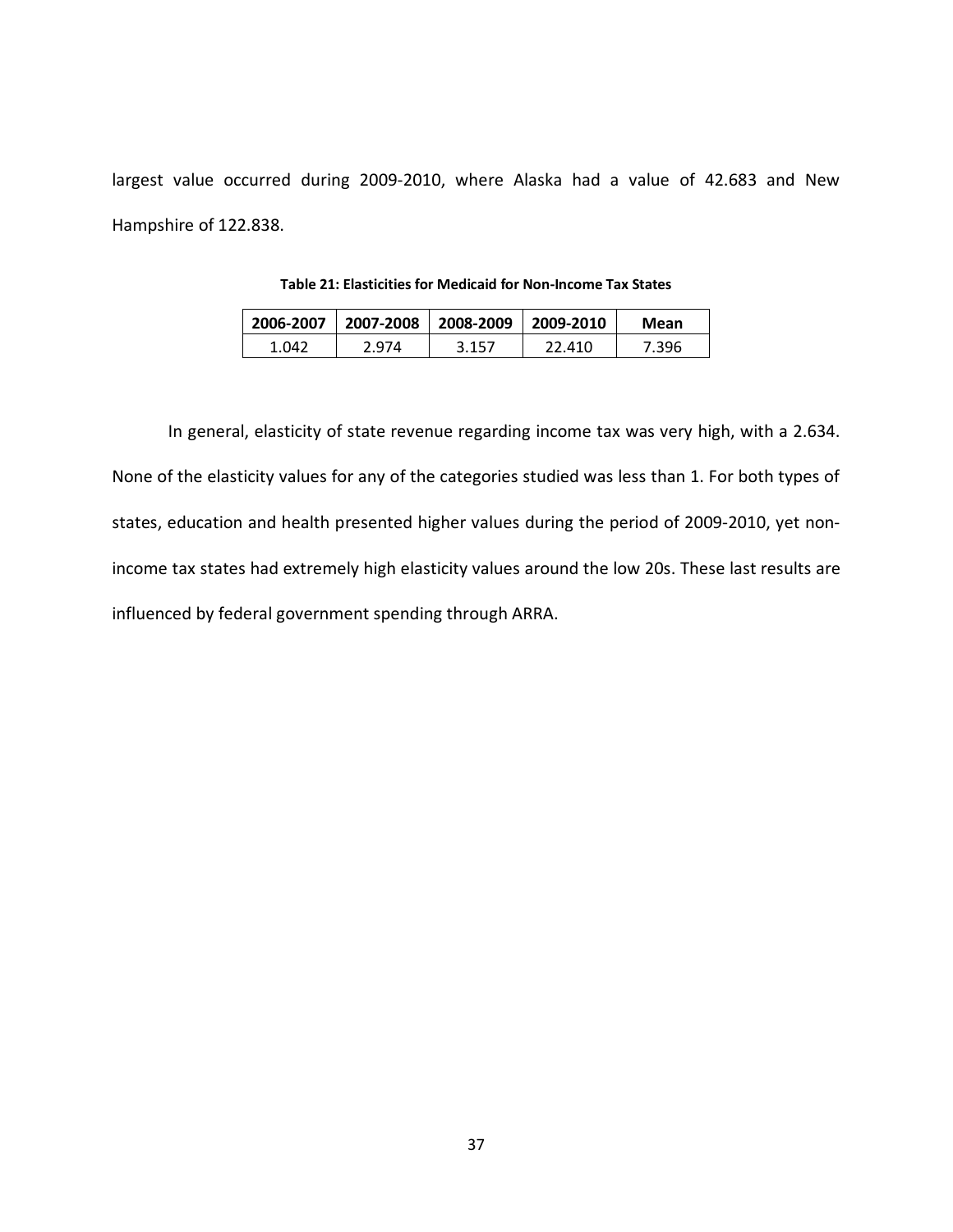largest value occurred during 2009-2010, where Alaska had a value of 42.683 and New Hampshire of 122.838.

**Table 21: Elasticities for Medicaid for Non-Income Tax States**

| 2006-2007 | 2007-2008 | 2008-2009 | 2009-2010 | Mean |
|---|---|---|---|---|
| 1.042 | 2.974 | 3.157 | 22.410 | 7.396 |

In general, elasticity of state revenue regarding income tax was very high, with a 2.634. None of the elasticity values for any of the categories studied was less than 1. For both types of states, education and health presented higher values during the period of 2009-2010, yet non-income tax states had extremely high elasticity values around the low 20s. These last results are influenced by federal government spending through ARRA.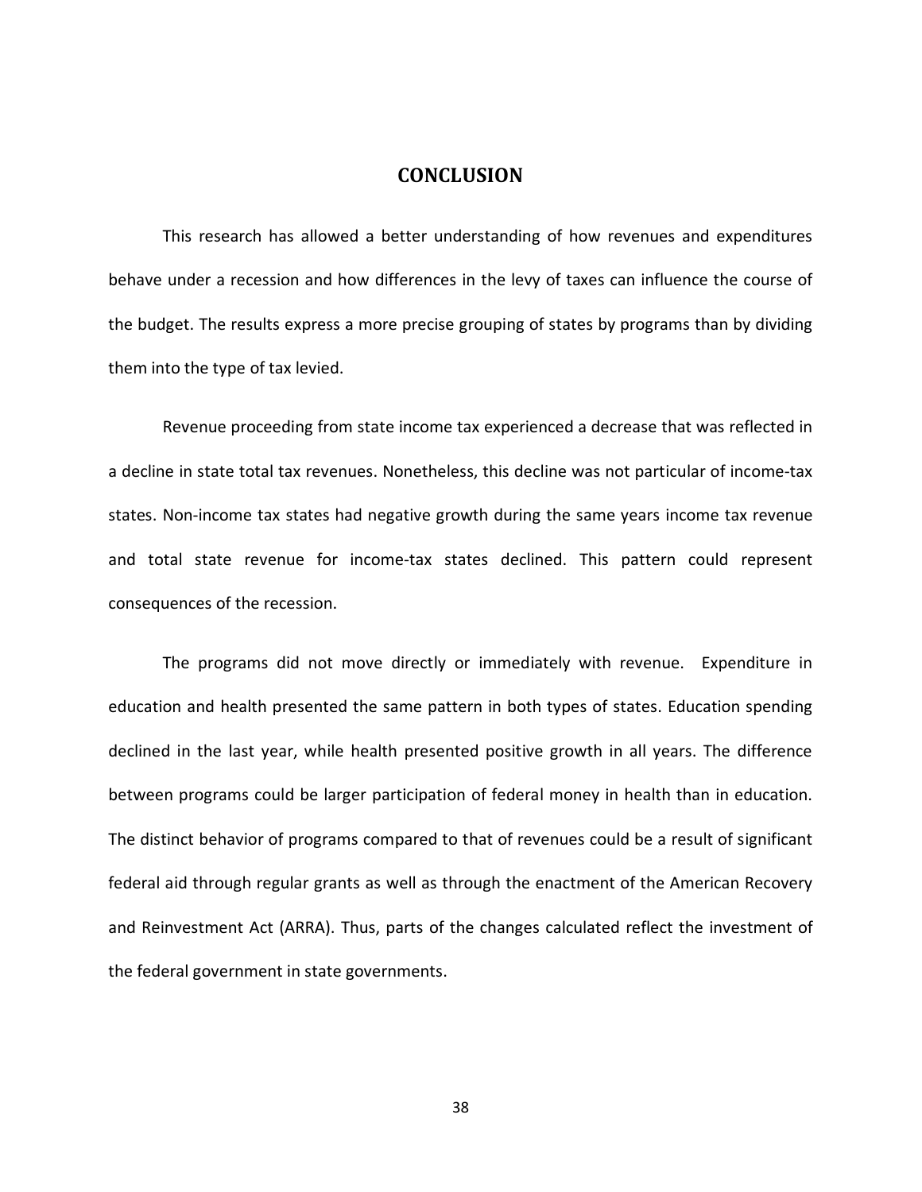# CONCLUSION

This research has allowed a better understanding of how revenues and expenditures behave under a recession and how differences in the levy of taxes can influence the course of the budget. The results express a more precise grouping of states by programs than by dividing them into the type of tax levied.

Revenue proceeding from state income tax experienced a decrease that was reflected in a decline in state total tax revenues. Nonetheless, this decline was not particular of income-tax states. Non-income tax states had negative growth during the same years income tax revenue and total state revenue for income-tax states declined. This pattern could represent consequences of the recession.

The programs did not move directly or immediately with revenue. Expenditure in education and health presented the same pattern in both types of states. Education spending declined in the last year, while health presented positive growth in all years. The difference between programs could be larger participation of federal money in health than in education. The distinct behavior of programs compared to that of revenues could be a result of significant federal aid through regular grants as well as through the enactment of the American Recovery and Reinvestment Act (ARRA). Thus, parts of the changes calculated reflect the investment of the federal government in state governments.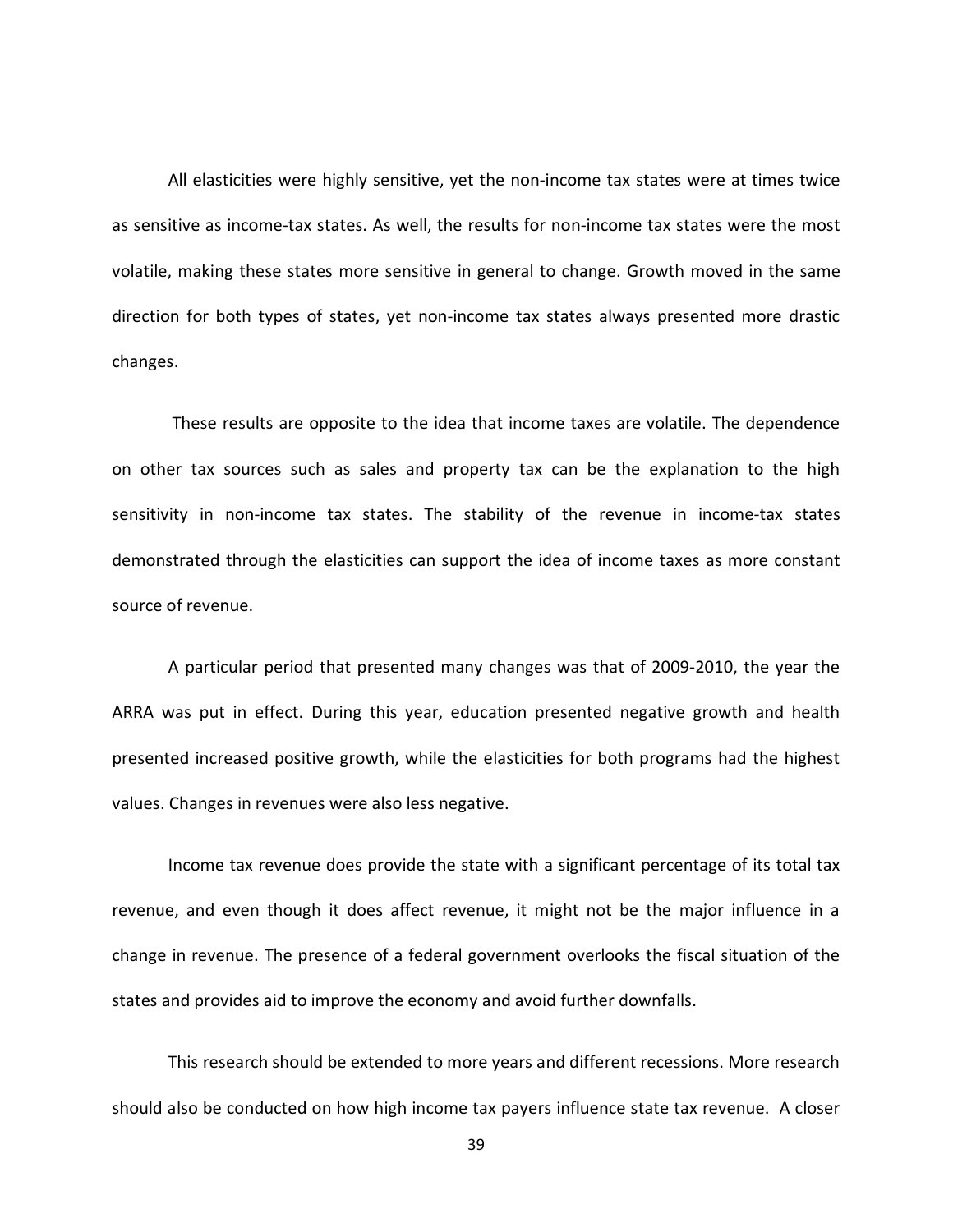All elasticities were highly sensitive, yet the non-income tax states were at times twice as sensitive as income-tax states. As well, the results for non-income tax states were the most volatile, making these states more sensitive in general to change. Growth moved in the same direction for both types of states, yet non-income tax states always presented more drastic changes.

These results are opposite to the idea that income taxes are volatile. The dependence on other tax sources such as sales and property tax can be the explanation to the high sensitivity in non-income tax states. The stability of the revenue in income-tax states demonstrated through the elasticities can support the idea of income taxes as more constant source of revenue.

A particular period that presented many changes was that of 2009-2010, the year the ARRA was put in effect. During this year, education presented negative growth and health presented increased positive growth, while the elasticities for both programs had the highest values. Changes in revenues were also less negative.

Income tax revenue does provide the state with a significant percentage of its total tax revenue, and even though it does affect revenue, it might not be the major influence in a change in revenue. The presence of a federal government overlooks the fiscal situation of the states and provides aid to improve the economy and avoid further downfalls.

This research should be extended to more years and different recessions. More research should also be conducted on how high income tax payers influence state tax revenue. A closer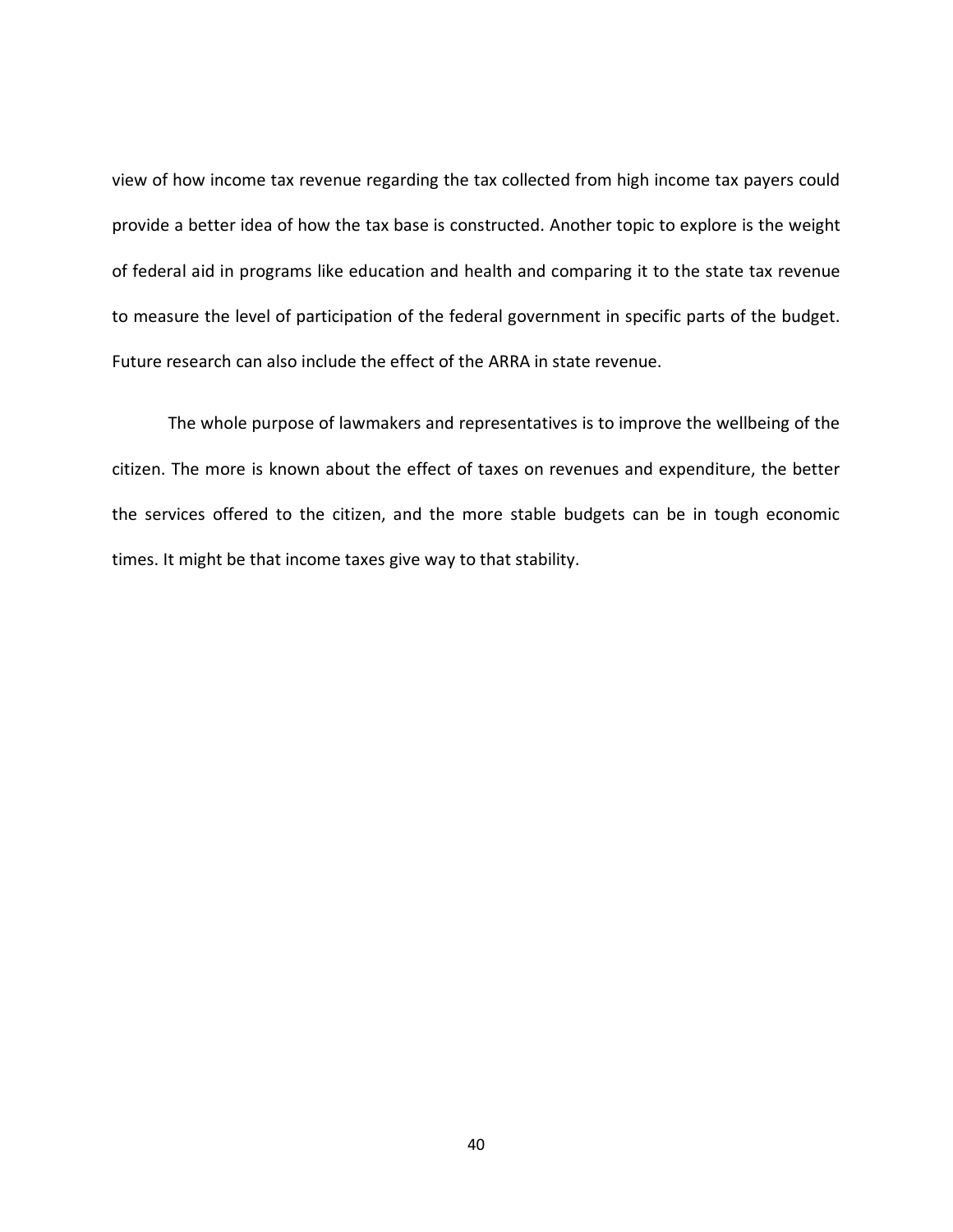view of how income tax revenue regarding the tax collected from high income tax payers could provide a better idea of how the tax base is constructed. Another topic to explore is the weight of federal aid in programs like education and health and comparing it to the state tax revenue to measure the level of participation of the federal government in specific parts of the budget. Future research can also include the effect of the ARRA in state revenue.

The whole purpose of lawmakers and representatives is to improve the wellbeing of the citizen. The more is known about the effect of taxes on revenues and expenditure, the better the services offered to the citizen, and the more stable budgets can be in tough economic times. It might be that income taxes give way to that stability.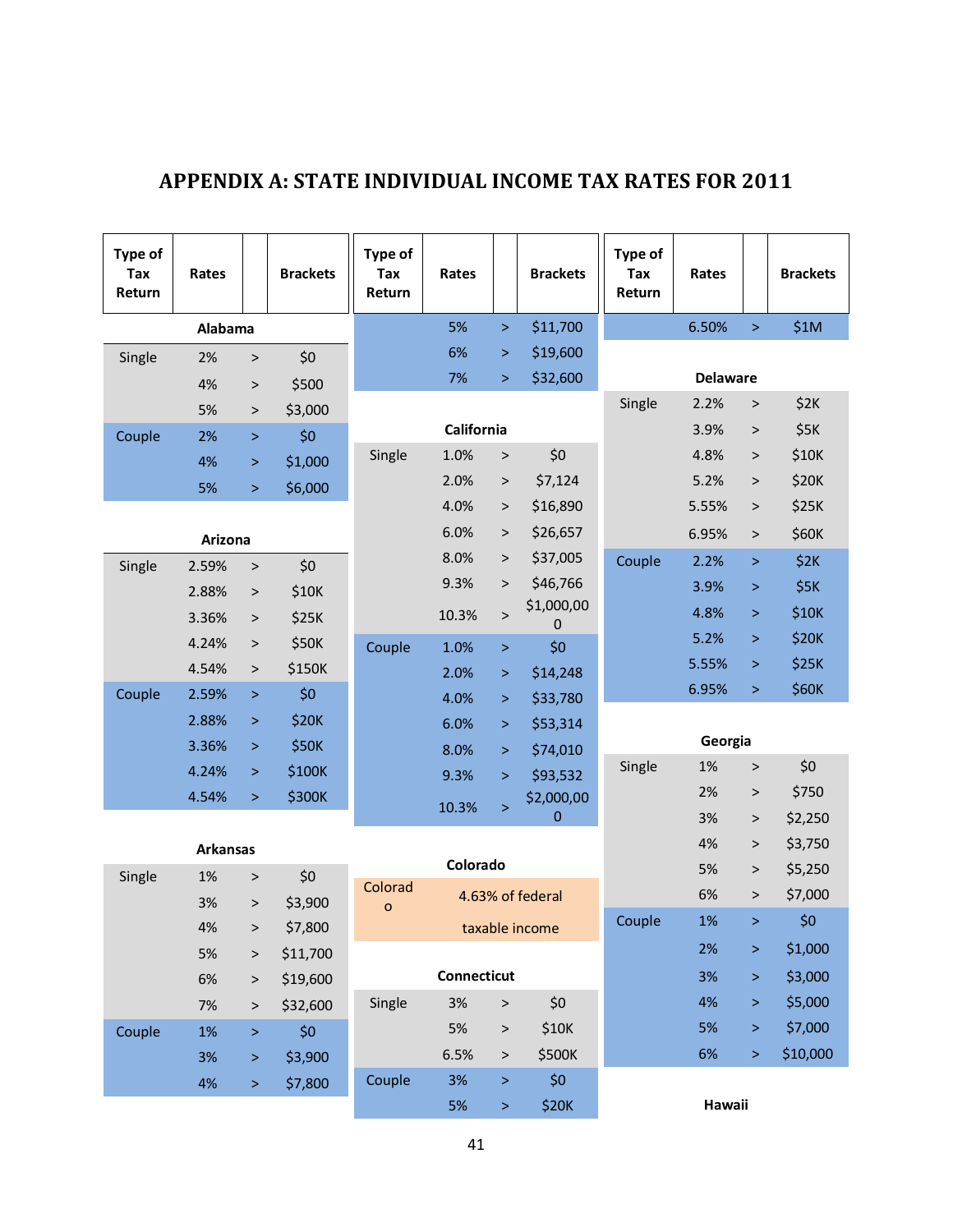# APPENDIX A: STATE INDIVIDUAL INCOME TAX RATES FOR 2011

| Type of Tax Return | Rates | | Brackets |
|---|---|---|---|
| **Alabama** | | | |
| Single | 2% | > | $0 |
| | 4% | > | $500 |
| | 5% | > | $3,000 |
| Couple | 2% | > | $0 |
| | 4% | > | $1,000 |
| | 5% | > | $6,000 |
| **Arizona** | | | |
| Single | 2.59% | > | $0 |
| | 2.88% | > | $10K |
| | 3.36% | > | $25K |
| | 4.24% | > | $50K |
| | 4.54% | > | $150K |
| Couple | 2.59% | > | $0 |
| | 2.88% | > | $20K |
| | 3.36% | > | $50K |
| | 4.24% | > | $100K |
| | 4.54% | > | $300K |
| **Arkansas** | | | |
| Single | 1% | > | $0 |
| | 3% | > | $3,900 |
| | 4% | > | $7,800 |
| | 5% | > | $11,700 |
| | 6% | > | $19,600 |
| | 7% | > | $32,600 |
| Couple | 1% | > | $0 |
| | 3% | > | $3,900 |
| | 4% | > | $7,800 |
| | 5% | > | $11,700 |
| | 6% | > | $19,600 |
| | 7% | > | $32,600 |
| **California** | | | |
| Single | 1.0% | > | $0 |
| | 2.0% | > | $7,124 |
| | 4.0% | > | $16,890 |
| | 6.0% | > | $26,657 |
| | 8.0% | > | $37,005 |
| | 9.3% | > | $46,766 |
| | 10.3% | > | $1,000,000 |
| Couple | 1.0% | > | $0 |
| | 2.0% | > | $14,248 |
| | 4.0% | > | $33,780 |
| | 6.0% | > | $53,314 |
| | 8.0% | > | $74,010 |
| | 9.3% | > | $93,532 |
| | 10.3% | > | $2,000,000 |
| **Colorado** | | | |
| Colorado | 4.63% of federal taxable income | | |
| **Connecticut** | | | |
| Single | 3% | > | $0 |
| | 5% | > | $10K |
| | 6.5% | > | $500K |
| Couple | 3% | > | $0 |
| | 5% | > | $20K |
| | 6.50% | > | $1M |
| **Delaware** | | | |
| Single | 2.2% | > | $2K |
| | 3.9% | > | $5K |
| | 4.8% | > | $10K |
| | 5.2% | > | $20K |
| | 5.55% | > | $25K |
| | 6.95% | > | $60K |
| Couple | 2.2% | > | $2K |
| | 3.9% | > | $5K |
| | 4.8% | > | $10K |
| | 5.2% | > | $20K |
| | 5.55% | > | $25K |
| | 6.95% | > | $60K |
| **Georgia** | | | |
| Single | 1% | > | $0 |
| | 2% | > | $750 |
| | 3% | > | $2,250 |
| | 4% | > | $3,750 |
| | 5% | > | $5,250 |
| | 6% | > | $7,000 |
| Couple | 1% | > | $0 |
| | 2% | > | $1,000 |
| | 3% | > | $3,000 |
| | 4% | > | $5,000 |
| | 5% | > | $7,000 |
| | 6% | > | $10,000 |
| **Hawaii** | | | |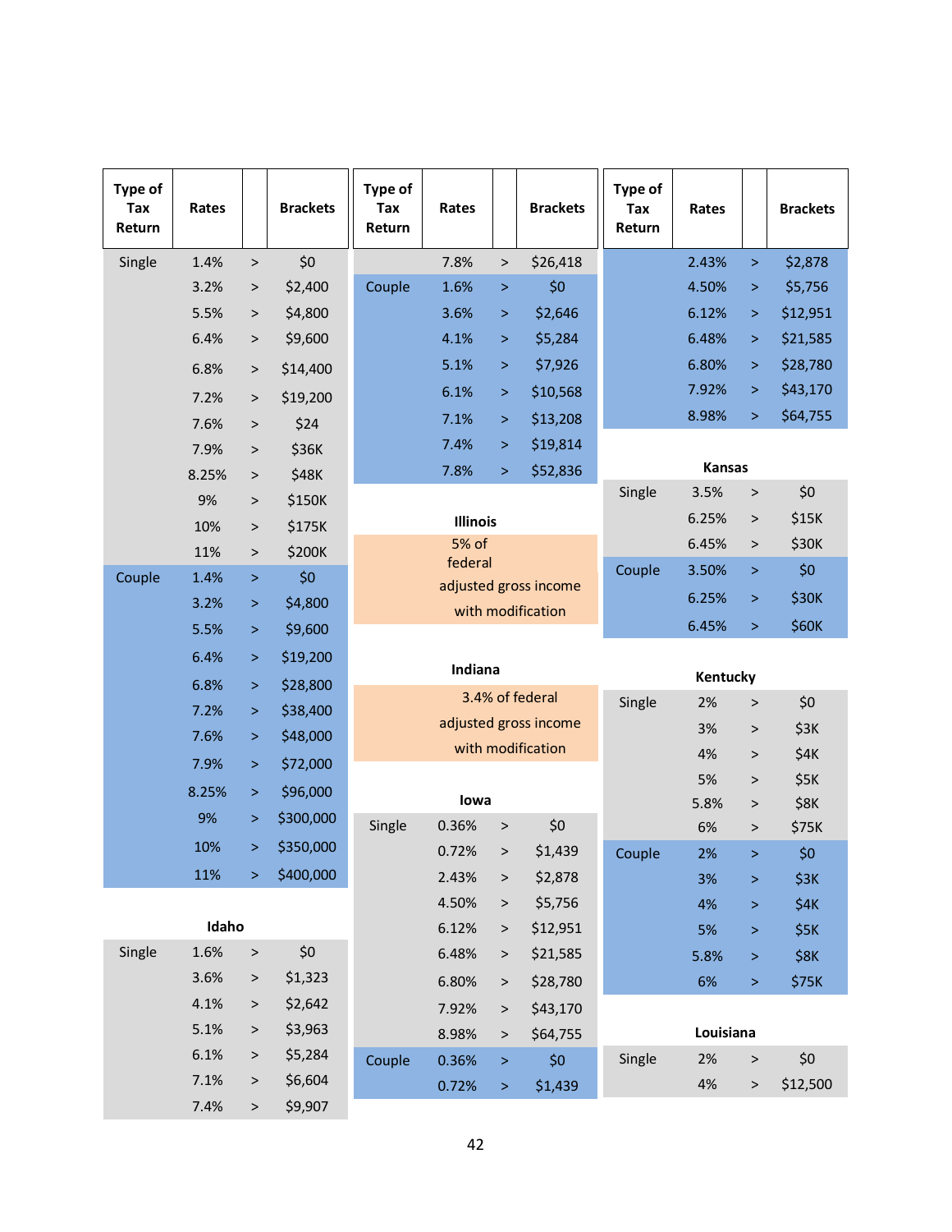| Type of Tax Return | Rates | | Brackets |
|---|---|---|---|
| Single | 1.4% | > | $0 |
| | 3.2% | > | $2,400 |
| | 5.5% | > | $4,800 |
| | 6.4% | > | $9,600 |
| | 6.8% | > | $14,400 |
| | 7.2% | > | $19,200 |
| | 7.6% | > | $24 |
| | 7.9% | > | $36K |
| | 8.25% | > | $48K |
| | 9% | > | $150K |
| | 10% | > | $175K |
| | 11% | > | $200K |
| Couple | 1.4% | > | $0 |
| | 3.2% | > | $4,800 |
| | 5.5% | > | $9,600 |
| | 6.4% | > | $19,200 |
| | 6.8% | > | $28,800 |
| | 7.2% | > | $38,400 |
| | 7.6% | > | $48,000 |
| | 7.9% | > | $72,000 |
| | 8.25% | > | $96,000 |
| | 9% | > | $300,000 |
| | 10% | > | $350,000 |
| | 11% | > | $400,000 |

**Idaho**

| Type of Tax Return | Rates | | Brackets |
|---|---|---|---|
| Single | 1.6% | > | $0 |
| | 3.6% | > | $1,323 |
| | 4.1% | > | $2,642 |
| | 5.1% | > | $3,963 |
| | 6.1% | > | $5,284 |
| | 7.1% | > | $6,604 |
| | 7.4% | > | $9,907 |
| | 7.8% | > | $26,418 |
| Couple | 1.6% | > | $0 |
| | 3.6% | > | $2,646 |
| | 4.1% | > | $5,284 |
| | 5.1% | > | $7,926 |
| | 6.1% | > | $10,568 |
| | 7.1% | > | $13,208 |
| | 7.4% | > | $19,814 |
| | 7.8% | > | $52,836 |

**Illinois**

5% of federal adjusted gross income with modification

**Indiana**

3.4% of federal adjusted gross income with modification

**Iowa**

| Type of Tax Return | Rates | | Brackets |
|---|---|---|---|
| Single | 0.36% | > | $0 |
| | 0.72% | > | $1,439 |
| | 2.43% | > | $2,878 |
| | 4.50% | > | $5,756 |
| | 6.12% | > | $12,951 |
| | 6.48% | > | $21,585 |
| | 6.80% | > | $28,780 |
| | 7.92% | > | $43,170 |
| | 8.98% | > | $64,755 |
| Couple | 0.36% | > | $0 |
| | 0.72% | > | $1,439 |
| | 2.43% | > | $2,878 |
| | 4.50% | > | $5,756 |
| | 6.12% | > | $12,951 |
| | 6.48% | > | $21,585 |
| | 6.80% | > | $28,780 |
| | 7.92% | > | $43,170 |
| | 8.98% | > | $64,755 |

**Kansas**

| Type of Tax Return | Rates | | Brackets |
|---|---|---|---|
| Single | 3.5% | > | $0 |
| | 6.25% | > | $15K |
| | 6.45% | > | $30K |
| Couple | 3.50% | > | $0 |
| | 6.25% | > | $30K |
| | 6.45% | > | $60K |

**Kentucky**

| Type of Tax Return | Rates | | Brackets |
|---|---|---|---|
| Single | 2% | > | $0 |
| | 3% | > | $3K |
| | 4% | > | $4K |
| | 5% | > | $5K |
| | 5.8% | > | $8K |
| | 6% | > | $75K |
| Couple | 2% | > | $0 |
| | 3% | > | $3K |
| | 4% | > | $4K |
| | 5% | > | $5K |
| | 5.8% | > | $8K |
| | 6% | > | $75K |

**Louisiana**

| Type of Tax Return | Rates | | Brackets |
|---|---|---|---|
| Single | 2% | > | $0 |
| | 4% | > | $12,500 |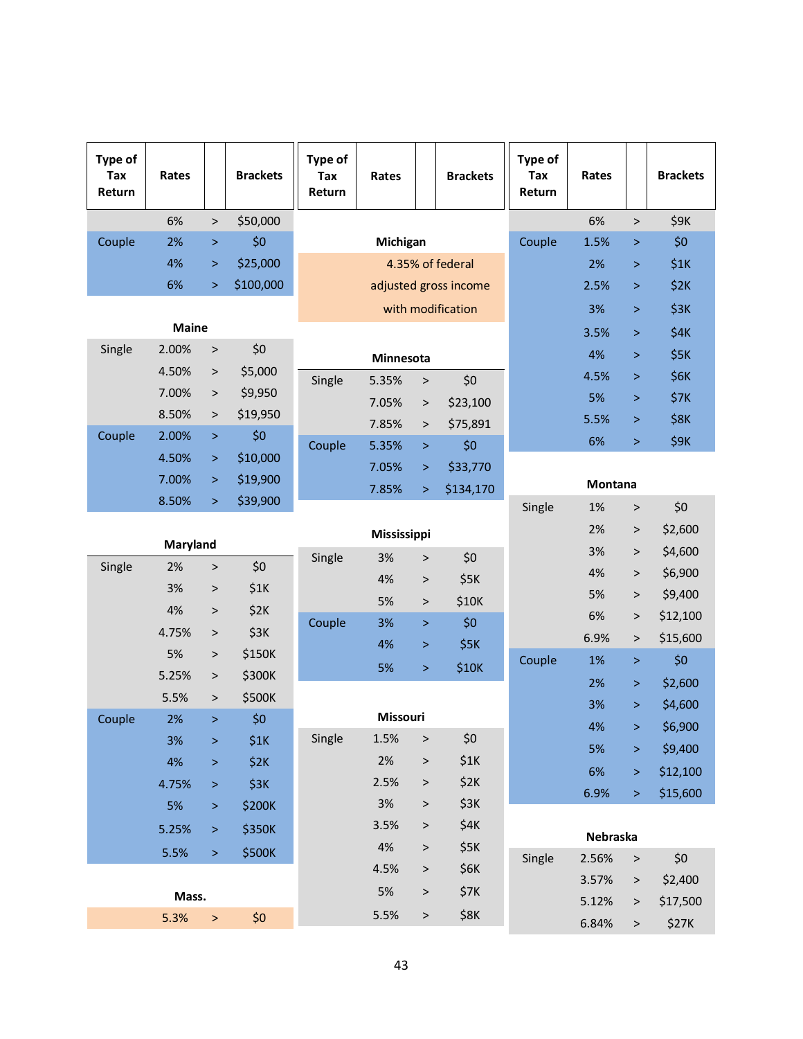| Type of Tax Return | Rates | | Brackets |
|---|---|---|---|
| | 6% | > | $50,000 |
| Couple | 2% | > | $0 |
| | 4% | > | $25,000 |
| | 6% | > | $100,000 |

**Maine**

| Type of Tax Return | Rates | | Brackets |
|---|---|---|---|
| Single | 2.00% | > | $0 |
| | 4.50% | > | $5,000 |
| | 7.00% | > | $9,950 |
| | 8.50% | > | $19,950 |
| Couple | 2.00% | > | $0 |
| | 4.50% | > | $10,000 |
| | 7.00% | > | $19,900 |
| | 8.50% | > | $39,900 |

**Maryland**

| Type of Tax Return | Rates | | Brackets |
|---|---|---|---|
| Single | 2% | > | $0 |
| | 3% | > | $1K |
| | 4% | > | $2K |
| | 4.75% | > | $3K |
| | 5% | > | $150K |
| | 5.25% | > | $300K |
| | 5.5% | > | $500K |
| Couple | 2% | > | $0 |
| | 3% | > | $1K |
| | 4% | > | $2K |
| | 4.75% | > | $3K |
| | 5% | > | $200K |
| | 5.25% | > | $350K |
| | 5.5% | > | $500K |

**Mass.**

| Type of Tax Return | Rates | | Brackets |
|---|---|---|---|
| | 5.3% | > | $0 |

**Michigan**

4.35% of federal adjusted gross income with modification

**Minnesota**

| Type of Tax Return | Rates | | Brackets |
|---|---|---|---|
| Single | 5.35% | > | $0 |
| | 7.05% | > | $23,100 |
| | 7.85% | > | $75,891 |
| Couple | 5.35% | > | $0 |
| | 7.05% | > | $33,770 |
| | 7.85% | > | $134,170 |

**Mississippi**

| Type of Tax Return | Rates | | Brackets |
|---|---|---|---|
| Single | 3% | > | $0 |
| | 4% | > | $5K |
| | 5% | > | $10K |
| Couple | 3% | > | $0 |
| | 4% | > | $5K |
| | 5% | > | $10K |

**Missouri**

| Type of Tax Return | Rates | | Brackets |
|---|---|---|---|
| Single | 1.5% | > | $0 |
| | 2% | > | $1K |
| | 2.5% | > | $2K |
| | 3% | > | $3K |
| | 3.5% | > | $4K |
| | 4% | > | $5K |
| | 4.5% | > | $6K |
| | 5% | > | $7K |
| | 5.5% | > | $8K |
| | 6% | > | $9K |
| Couple | 1.5% | > | $0 |
| | 2% | > | $1K |
| | 2.5% | > | $2K |
| | 3% | > | $3K |
| | 3.5% | > | $4K |
| | 4% | > | $5K |
| | 4.5% | > | $6K |
| | 5% | > | $7K |
| | 5.5% | > | $8K |
| | 6% | > | $9K |

**Montana**

| Type of Tax Return | Rates | | Brackets |
|---|---|---|---|
| Single | 1% | > | $0 |
| | 2% | > | $2,600 |
| | 3% | > | $4,600 |
| | 4% | > | $6,900 |
| | 5% | > | $9,400 |
| | 6% | > | $12,100 |
| | 6.9% | > | $15,600 |
| Couple | 1% | > | $0 |
| | 2% | > | $2,600 |
| | 3% | > | $4,600 |
| | 4% | > | $6,900 |
| | 5% | > | $9,400 |
| | 6% | > | $12,100 |
| | 6.9% | > | $15,600 |

**Nebraska**

| Type of Tax Return | Rates | | Brackets |
|---|---|---|---|
| Single | 2.56% | > | $0 |
| | 3.57% | > | $2,400 |
| | 5.12% | > | $17,500 |
| | 6.84% | > | $27K |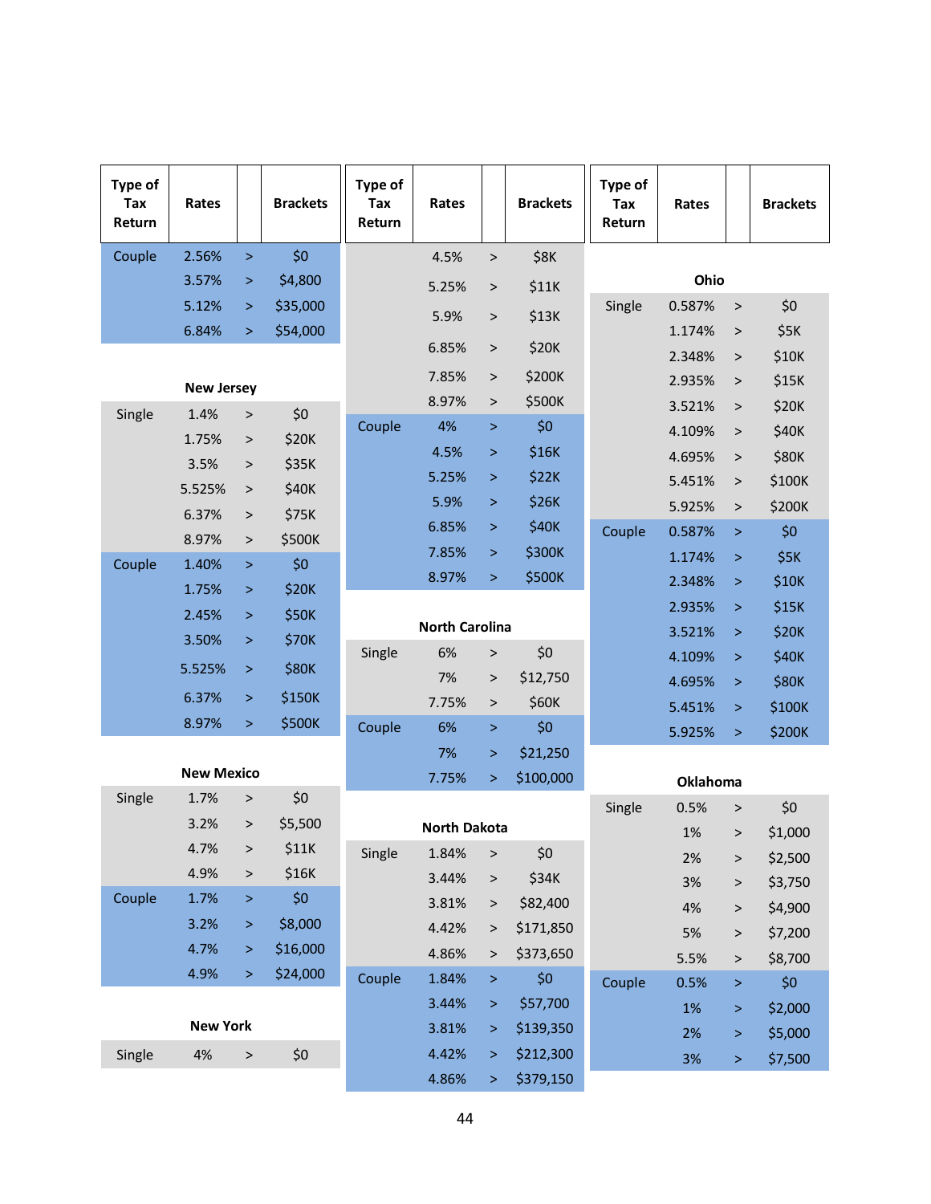| Type of Tax Return | Rates | | Brackets |
|---|---|---|---|
| Couple | 2.56% | > | $0 |
| | 3.57% | > | $4,800 |
| | 5.12% | > | $35,000 |
| | 6.84% | > | $54,000 |

**New Jersey**

| Type of Tax Return | Rates | | Brackets |
|---|---|---|---|
| Single | 1.4% | > | $0 |
| | 1.75% | > | $20K |
| | 3.5% | > | $35K |
| | 5.525% | > | $40K |
| | 6.37% | > | $75K |
| | 8.97% | > | $500K |
| Couple | 1.40% | > | $0 |
| | 1.75% | > | $20K |
| | 2.45% | > | $50K |
| | 3.50% | > | $70K |
| | 5.525% | > | $80K |
| | 6.37% | > | $150K |
| | 8.97% | > | $500K |

**New Mexico**

| Type of Tax Return | Rates | | Brackets |
|---|---|---|---|
| Single | 1.7% | > | $0 |
| | 3.2% | > | $5,500 |
| | 4.7% | > | $11K |
| | 4.9% | > | $16K |
| Couple | 1.7% | > | $0 |
| | 3.2% | > | $8,000 |
| | 4.7% | > | $16,000 |
| | 4.9% | > | $24,000 |

**New York**

| Type of Tax Return | Rates | | Brackets |
|---|---|---|---|
| Single | 4% | > | $0 |
| | 4.5% | > | $8K |
| | 5.25% | > | $11K |
| | 5.9% | > | $13K |
| | 6.85% | > | $20K |
| | 7.85% | > | $200K |
| | 8.97% | > | $500K |
| Couple | 4% | > | $0 |
| | 4.5% | > | $16K |
| | 5.25% | > | $22K |
| | 5.9% | > | $26K |
| | 6.85% | > | $40K |
| | 7.85% | > | $300K |
| | 8.97% | > | $500K |

**North Carolina**

| Type of Tax Return | Rates | | Brackets |
|---|---|---|---|
| Single | 6% | > | $0 |
| | 7% | > | $12,750 |
| | 7.75% | > | $60K |
| Couple | 6% | > | $0 |
| | 7% | > | $21,250 |
| | 7.75% | > | $100,000 |

**North Dakota**

| Type of Tax Return | Rates | | Brackets |
|---|---|---|---|
| Single | 1.84% | > | $0 |
| | 3.44% | > | $34K |
| | 3.81% | > | $82,400 |
| | 4.42% | > | $171,850 |
| | 4.86% | > | $373,650 |
| Couple | 1.84% | > | $0 |
| | 3.44% | > | $57,700 |
| | 3.81% | > | $139,350 |
| | 4.42% | > | $212,300 |
| | 4.86% | > | $379,150 |

**Ohio**

| Type of Tax Return | Rates | | Brackets |
|---|---|---|---|
| Single | 0.587% | > | $0 |
| | 1.174% | > | $5K |
| | 2.348% | > | $10K |
| | 2.935% | > | $15K |
| | 3.521% | > | $20K |
| | 4.109% | > | $40K |
| | 4.695% | > | $80K |
| | 5.451% | > | $100K |
| | 5.925% | > | $200K |
| Couple | 0.587% | > | $0 |
| | 1.174% | > | $5K |
| | 2.348% | > | $10K |
| | 2.935% | > | $15K |
| | 3.521% | > | $20K |
| | 4.109% | > | $40K |
| | 4.695% | > | $80K |
| | 5.451% | > | $100K |
| | 5.925% | > | $200K |

**Oklahoma**

| Type of Tax Return | Rates | | Brackets |
|---|---|---|---|
| Single | 0.5% | > | $0 |
| | 1% | > | $1,000 |
| | 2% | > | $2,500 |
| | 3% | > | $3,750 |
| | 4% | > | $4,900 |
| | 5% | > | $7,200 |
| | 5.5% | > | $8,700 |
| Couple | 0.5% | > | $0 |
| | 1% | > | $2,000 |
| | 2% | > | $5,000 |
| | 3% | > | $7,500 |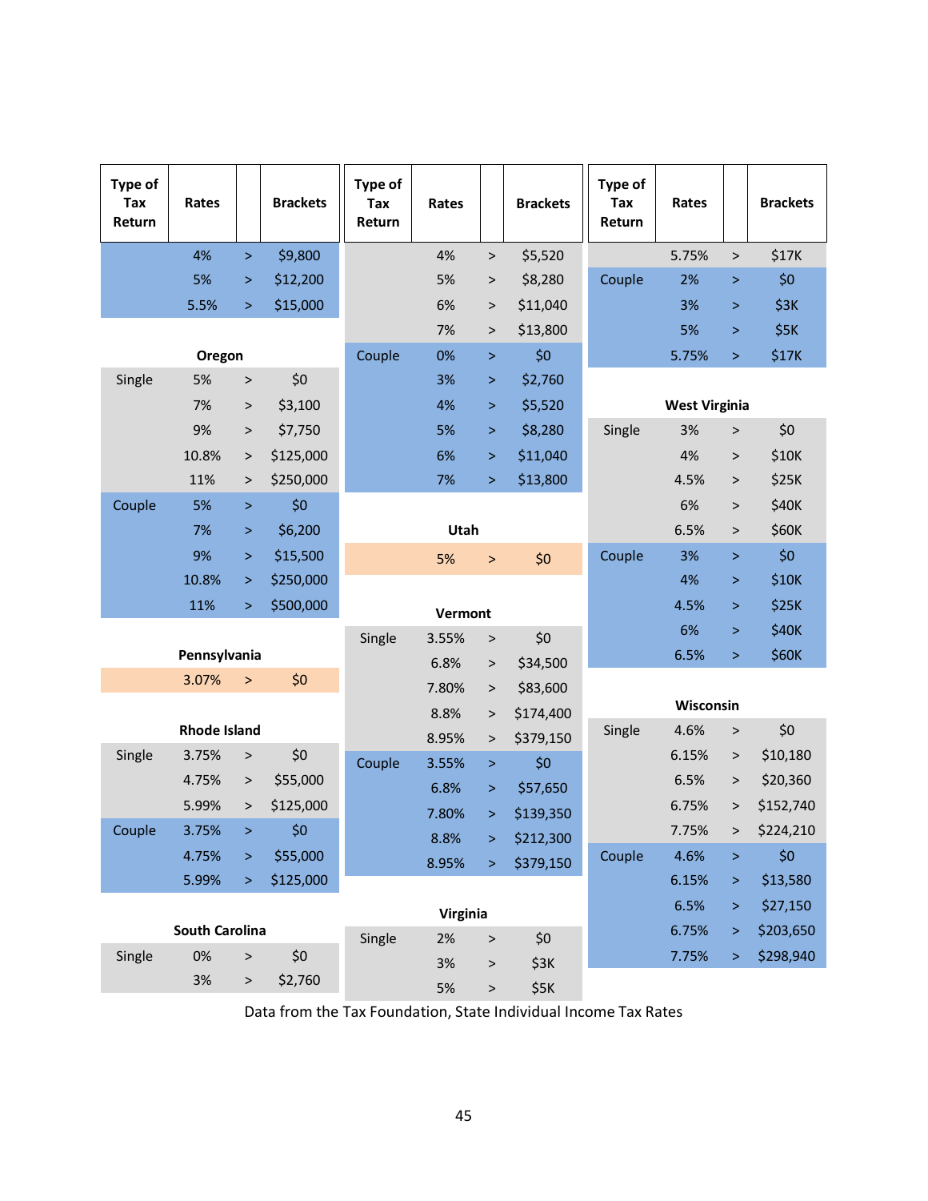| Type of Tax Return | Rates | | Brackets |
|---|---|---|---|
| | 4% | > | $9,800 |
| | 5% | > | $12,200 |
| | 5.5% | > | $15,000 |
| **Oregon** | | | |
| Single | 5% | > | $0 |
| | 7% | > | $3,100 |
| | 9% | > | $7,750 |
| | 10.8% | > | $125,000 |
| | 11% | > | $250,000 |
| Couple | 5% | > | $0 |
| | 7% | > | $6,200 |
| | 9% | > | $15,500 |
| | 10.8% | > | $250,000 |
| | 11% | > | $500,000 |
| **Pennsylvania** | | | |
| | 3.07% | > | $0 |
| **Rhode Island** | | | |
| Single | 3.75% | > | $0 |
| | 4.75% | > | $55,000 |
| | 5.99% | > | $125,000 |
| Couple | 3.75% | > | $0 |
| | 4.75% | > | $55,000 |
| | 5.99% | > | $125,000 |
| **South Carolina** | | | |
| Single | 0% | > | $0 |
| | 3% | > | $2,760 |

| Type of Tax Return | Rates | | Brackets |
|---|---|---|---|
| | 4% | > | $5,520 |
| | 5% | > | $8,280 |
| | 6% | > | $11,040 |
| | 7% | > | $13,800 |
| Couple | 0% | > | $0 |
| | 3% | > | $2,760 |
| | 4% | > | $5,520 |
| | 5% | > | $8,280 |
| | 6% | > | $11,040 |
| | 7% | > | $13,800 |
| **Utah** | | | |
| | 5% | > | $0 |
| **Vermont** | | | |
| Single | 3.55% | > | $0 |
| | 6.8% | > | $34,500 |
| | 7.80% | > | $83,600 |
| | 8.8% | > | $174,400 |
| | 8.95% | > | $379,150 |
| Couple | 3.55% | > | $0 |
| | 6.8% | > | $57,650 |
| | 7.80% | > | $139,350 |
| | 8.8% | > | $212,300 |
| | 8.95% | > | $379,150 |
| **Virginia** | | | |
| Single | 2% | > | $0 |
| | 3% | > | $3K |
| | 5% | > | $5K |

| Type of Tax Return | Rates | | Brackets |
|---|---|---|---|
| | 5.75% | > | $17K |
| Couple | 2% | > | $0 |
| | 3% | > | $3K |
| | 5% | > | $5K |
| | 5.75% | > | $17K |
| **West Virginia** | | | |
| Single | 3% | > | $0 |
| | 4% | > | $10K |
| | 4.5% | > | $25K |
| | 6% | > | $40K |
| | 6.5% | > | $60K |
| Couple | 3% | > | $0 |
| | 4% | > | $10K |
| | 4.5% | > | $25K |
| | 6% | > | $40K |
| | 6.5% | > | $60K |
| **Wisconsin** | | | |
| Single | 4.6% | > | $0 |
| | 6.15% | > | $10,180 |
| | 6.5% | > | $20,360 |
| | 6.75% | > | $152,740 |
| | 7.75% | > | $224,210 |
| Couple | 4.6% | > | $0 |
| | 6.15% | > | $13,580 |
| | 6.5% | > | $27,150 |
| | 6.75% | > | $203,650 |
| | 7.75% | > | $298,940 |

Data from the Tax Foundation, State Individual Income Tax Rates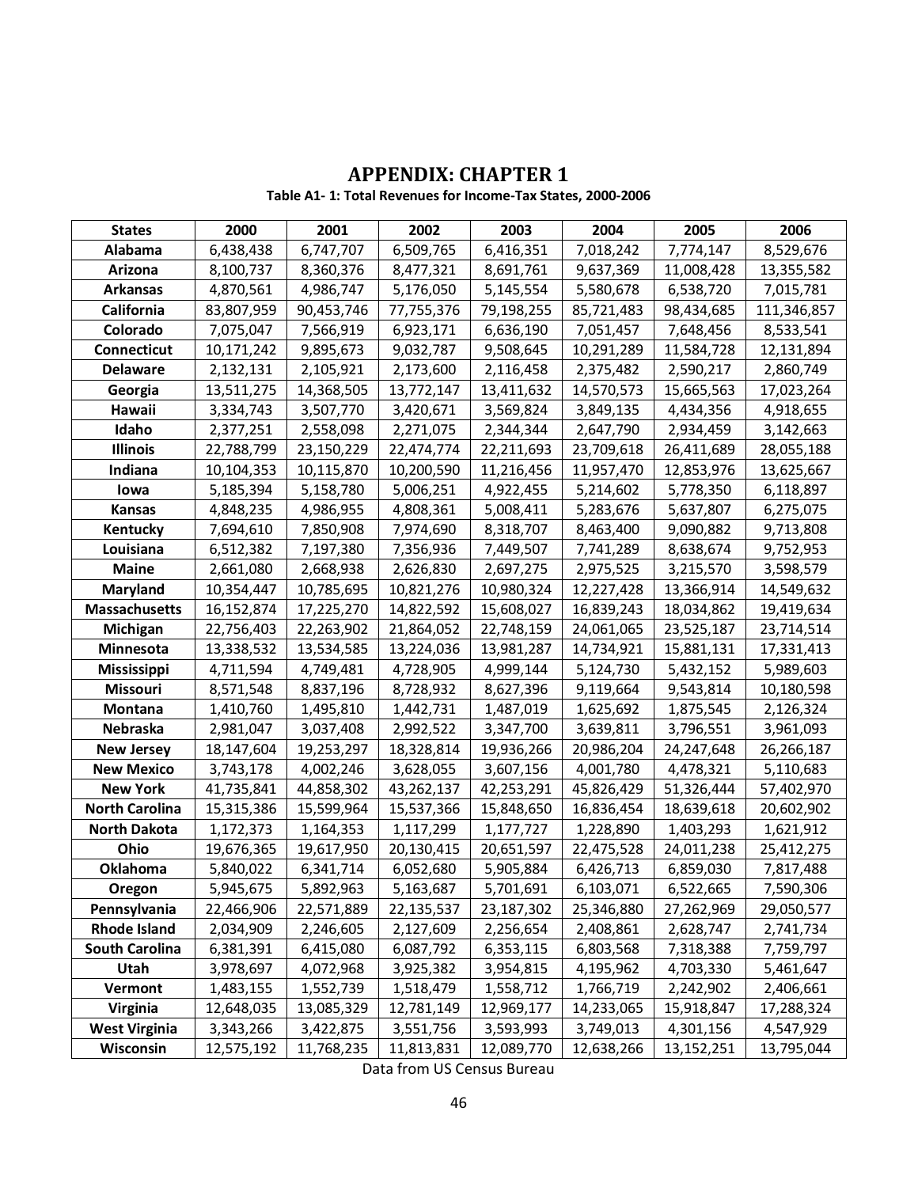# APPENDIX: CHAPTER 1

**Table A1- 1: Total Revenues for Income-Tax States, 2000-2006**

| States | 2000 | 2001 | 2002 | 2003 | 2004 | 2005 | 2006 |
|---|---|---|---|---|---|---|---|
| Alabama | 6,438,438 | 6,747,707 | 6,509,765 | 6,416,351 | 7,018,242 | 7,774,147 | 8,529,676 |
| Arizona | 8,100,737 | 8,360,376 | 8,477,321 | 8,691,761 | 9,637,369 | 11,008,428 | 13,355,582 |
| Arkansas | 4,870,561 | 4,986,747 | 5,176,050 | 5,145,554 | 5,580,678 | 6,538,720 | 7,015,781 |
| California | 83,807,959 | 90,453,746 | 77,755,376 | 79,198,255 | 85,721,483 | 98,434,685 | 111,346,857 |
| Colorado | 7,075,047 | 7,566,919 | 6,923,171 | 6,636,190 | 7,051,457 | 7,648,456 | 8,533,541 |
| Connecticut | 10,171,242 | 9,895,673 | 9,032,787 | 9,508,645 | 10,291,289 | 11,584,728 | 12,131,894 |
| Delaware | 2,132,131 | 2,105,921 | 2,173,600 | 2,116,458 | 2,375,482 | 2,590,217 | 2,860,749 |
| Georgia | 13,511,275 | 14,368,505 | 13,772,147 | 13,411,632 | 14,570,573 | 15,665,563 | 17,023,264 |
| Hawaii | 3,334,743 | 3,507,770 | 3,420,671 | 3,569,824 | 3,849,135 | 4,434,356 | 4,918,655 |
| Idaho | 2,377,251 | 2,558,098 | 2,271,075 | 2,344,344 | 2,647,790 | 2,934,459 | 3,142,663 |
| Illinois | 22,788,799 | 23,150,229 | 22,474,774 | 22,211,693 | 23,709,618 | 26,411,689 | 28,055,188 |
| Indiana | 10,104,353 | 10,115,870 | 10,200,590 | 11,216,456 | 11,957,470 | 12,853,976 | 13,625,667 |
| Iowa | 5,185,394 | 5,158,780 | 5,006,251 | 4,922,455 | 5,214,602 | 5,778,350 | 6,118,897 |
| Kansas | 4,848,235 | 4,986,955 | 4,808,361 | 5,008,411 | 5,283,676 | 5,637,807 | 6,275,075 |
| Kentucky | 7,694,610 | 7,850,908 | 7,974,690 | 8,318,707 | 8,463,400 | 9,090,882 | 9,713,808 |
| Louisiana | 6,512,382 | 7,197,380 | 7,356,936 | 7,449,507 | 7,741,289 | 8,638,674 | 9,752,953 |
| Maine | 2,661,080 | 2,668,938 | 2,626,830 | 2,697,275 | 2,975,525 | 3,215,570 | 3,598,579 |
| Maryland | 10,354,447 | 10,785,695 | 10,821,276 | 10,980,324 | 12,227,428 | 13,366,914 | 14,549,632 |
| Massachusetts | 16,152,874 | 17,225,270 | 14,822,592 | 15,608,027 | 16,839,243 | 18,034,862 | 19,419,634 |
| Michigan | 22,756,403 | 22,263,902 | 21,864,052 | 22,748,159 | 24,061,065 | 23,525,187 | 23,714,514 |
| Minnesota | 13,338,532 | 13,534,585 | 13,224,036 | 13,981,287 | 14,734,921 | 15,881,131 | 17,331,413 |
| Mississippi | 4,711,594 | 4,749,481 | 4,728,905 | 4,999,144 | 5,124,730 | 5,432,152 | 5,989,603 |
| Missouri | 8,571,548 | 8,837,196 | 8,728,932 | 8,627,396 | 9,119,664 | 9,543,814 | 10,180,598 |
| Montana | 1,410,760 | 1,495,810 | 1,442,731 | 1,487,019 | 1,625,692 | 1,875,545 | 2,126,324 |
| Nebraska | 2,981,047 | 3,037,408 | 2,992,522 | 3,347,700 | 3,639,811 | 3,796,551 | 3,961,093 |
| New Jersey | 18,147,604 | 19,253,297 | 18,328,814 | 19,936,266 | 20,986,204 | 24,247,648 | 26,266,187 |
| New Mexico | 3,743,178 | 4,002,246 | 3,628,055 | 3,607,156 | 4,001,780 | 4,478,321 | 5,110,683 |
| New York | 41,735,841 | 44,858,302 | 43,262,137 | 42,253,291 | 45,826,429 | 51,326,444 | 57,402,970 |
| North Carolina | 15,315,386 | 15,599,964 | 15,537,366 | 15,848,650 | 16,836,454 | 18,639,618 | 20,602,902 |
| North Dakota | 1,172,373 | 1,164,353 | 1,117,299 | 1,177,727 | 1,228,890 | 1,403,293 | 1,621,912 |
| Ohio | 19,676,365 | 19,617,950 | 20,130,415 | 20,651,597 | 22,475,528 | 24,011,238 | 25,412,275 |
| Oklahoma | 5,840,022 | 6,341,714 | 6,052,680 | 5,905,884 | 6,426,713 | 6,859,030 | 7,817,488 |
| Oregon | 5,945,675 | 5,892,963 | 5,163,687 | 5,701,691 | 6,103,071 | 6,522,665 | 7,590,306 |
| Pennsylvania | 22,466,906 | 22,571,889 | 22,135,537 | 23,187,302 | 25,346,880 | 27,262,969 | 29,050,577 |
| Rhode Island | 2,034,909 | 2,246,605 | 2,127,609 | 2,256,654 | 2,408,861 | 2,628,747 | 2,741,734 |
| South Carolina | 6,381,391 | 6,415,080 | 6,087,792 | 6,353,115 | 6,803,568 | 7,318,388 | 7,759,797 |
| Utah | 3,978,697 | 4,072,968 | 3,925,382 | 3,954,815 | 4,195,962 | 4,703,330 | 5,461,647 |
| Vermont | 1,483,155 | 1,552,739 | 1,518,479 | 1,558,712 | 1,766,719 | 2,242,902 | 2,406,661 |
| Virginia | 12,648,035 | 13,085,329 | 12,781,149 | 12,969,177 | 14,233,065 | 15,918,847 | 17,288,324 |
| West Virginia | 3,343,266 | 3,422,875 | 3,551,756 | 3,593,993 | 3,749,013 | 4,301,156 | 4,547,929 |
| Wisconsin | 12,575,192 | 11,768,235 | 11,813,831 | 12,089,770 | 12,638,266 | 13,152,251 | 13,795,044 |

Data from US Census Bureau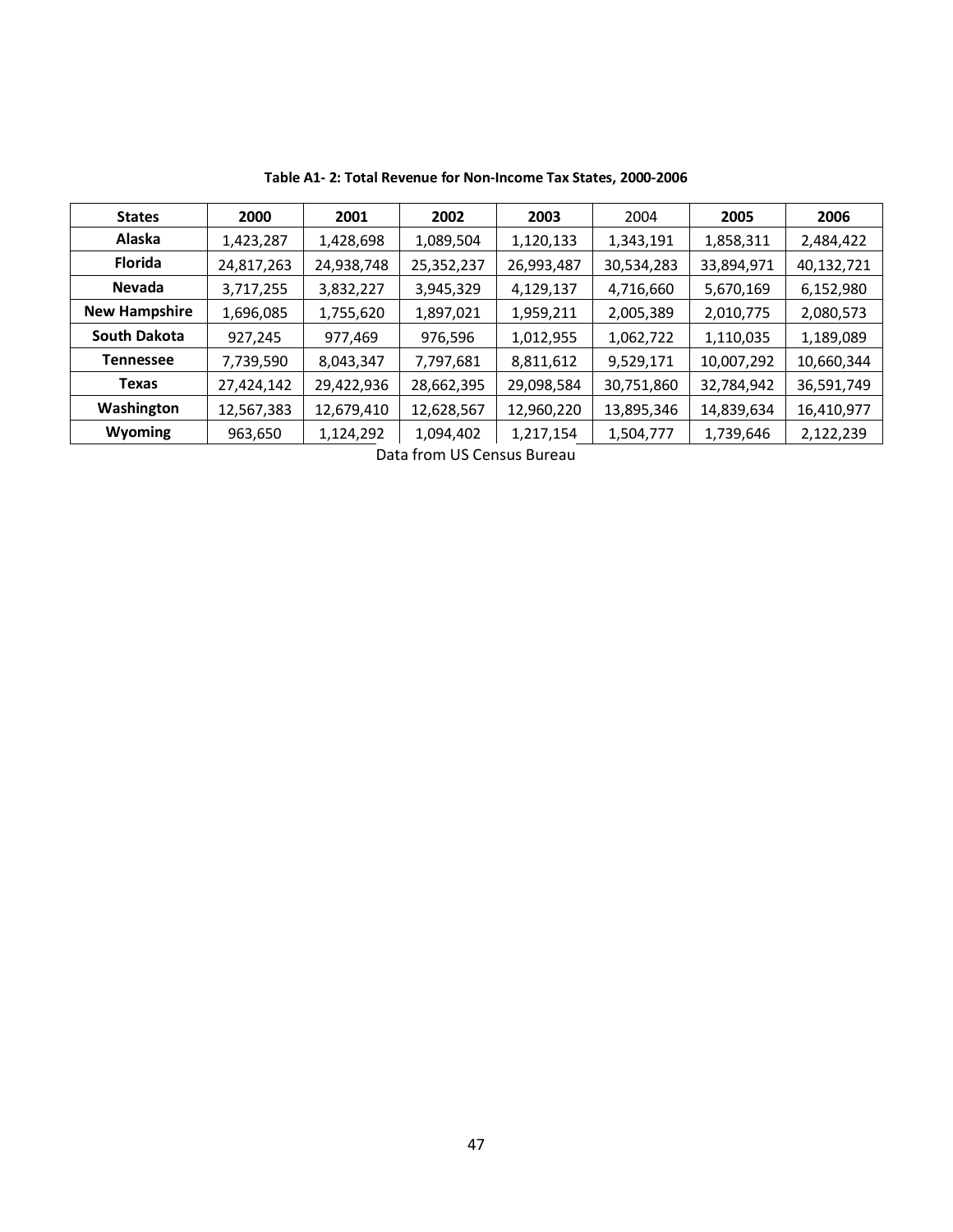**Table A1- 2: Total Revenue for Non-Income Tax States, 2000-2006**

| States | 2000 | 2001 | 2002 | 2003 | 2004 | 2005 | 2006 |
|---|---|---|---|---|---|---|---|
| **Alaska** | 1,423,287 | 1,428,698 | 1,089,504 | 1,120,133 | 1,343,191 | 1,858,311 | 2,484,422 |
| **Florida** | 24,817,263 | 24,938,748 | 25,352,237 | 26,993,487 | 30,534,283 | 33,894,971 | 40,132,721 |
| **Nevada** | 3,717,255 | 3,832,227 | 3,945,329 | 4,129,137 | 4,716,660 | 5,670,169 | 6,152,980 |
| **New Hampshire** | 1,696,085 | 1,755,620 | 1,897,021 | 1,959,211 | 2,005,389 | 2,010,775 | 2,080,573 |
| **South Dakota** | 927,245 | 977,469 | 976,596 | 1,012,955 | 1,062,722 | 1,110,035 | 1,189,089 |
| **Tennessee** | 7,739,590 | 8,043,347 | 7,797,681 | 8,811,612 | 9,529,171 | 10,007,292 | 10,660,344 |
| **Texas** | 27,424,142 | 29,422,936 | 28,662,395 | 29,098,584 | 30,751,860 | 32,784,942 | 36,591,749 |
| **Washington** | 12,567,383 | 12,679,410 | 12,628,567 | 12,960,220 | 13,895,346 | 14,839,634 | 16,410,977 |
| **Wyoming** | 963,650 | 1,124,292 | 1,094,402 | 1,217,154 | 1,504,777 | 1,739,646 | 2,122,239 |

Data from US Census Bureau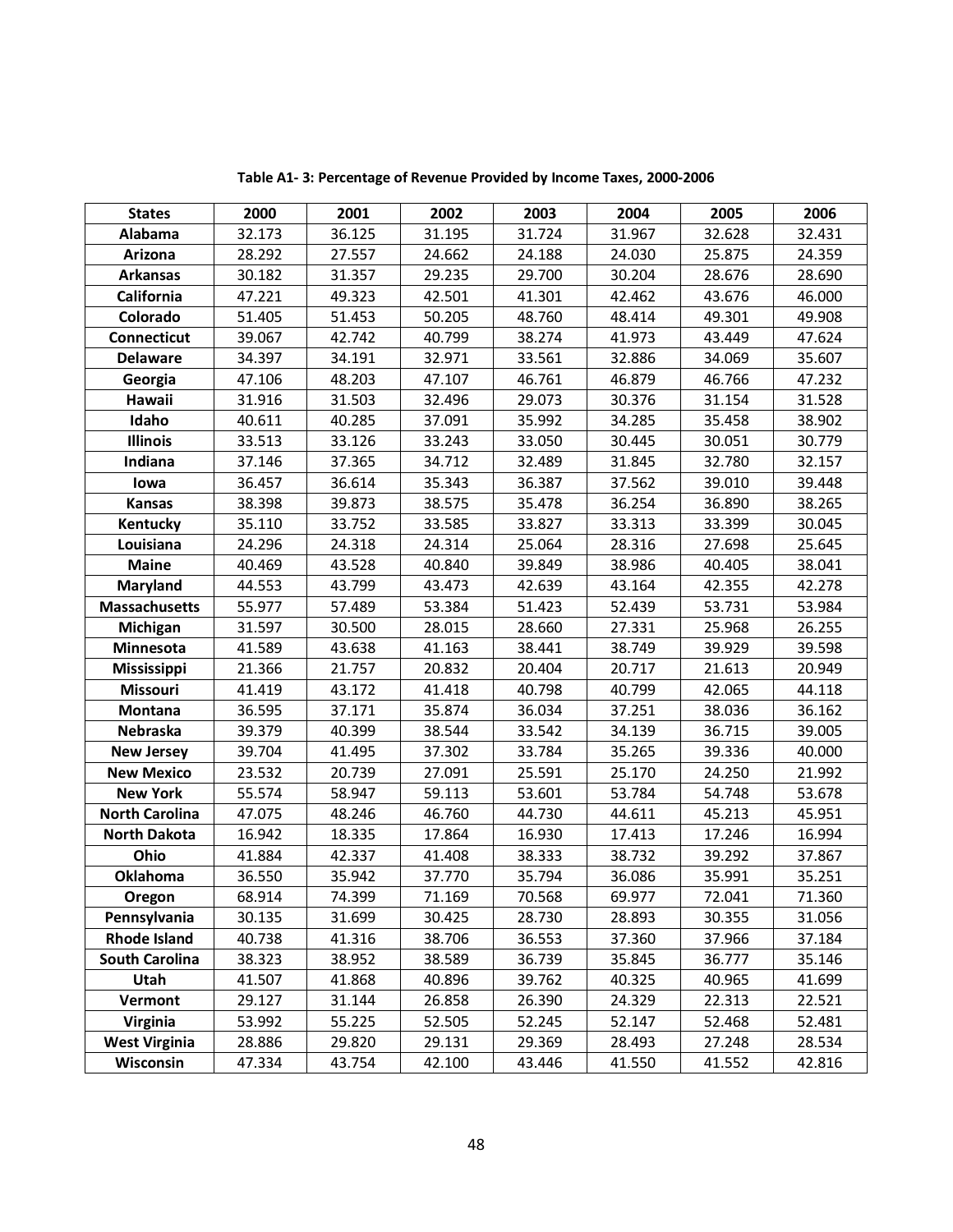**Table A1- 3: Percentage of Revenue Provided by Income Taxes, 2000-2006**

| States | 2000 | 2001 | 2002 | 2003 | 2004 | 2005 | 2006 |
|---|---|---|---|---|---|---|---|
| Alabama | 32.173 | 36.125 | 31.195 | 31.724 | 31.967 | 32.628 | 32.431 |
| Arizona | 28.292 | 27.557 | 24.662 | 24.188 | 24.030 | 25.875 | 24.359 |
| Arkansas | 30.182 | 31.357 | 29.235 | 29.700 | 30.204 | 28.676 | 28.690 |
| California | 47.221 | 49.323 | 42.501 | 41.301 | 42.462 | 43.676 | 46.000 |
| Colorado | 51.405 | 51.453 | 50.205 | 48.760 | 48.414 | 49.301 | 49.908 |
| Connecticut | 39.067 | 42.742 | 40.799 | 38.274 | 41.973 | 43.449 | 47.624 |
| Delaware | 34.397 | 34.191 | 32.971 | 33.561 | 32.886 | 34.069 | 35.607 |
| Georgia | 47.106 | 48.203 | 47.107 | 46.761 | 46.879 | 46.766 | 47.232 |
| Hawaii | 31.916 | 31.503 | 32.496 | 29.073 | 30.376 | 31.154 | 31.528 |
| Idaho | 40.611 | 40.285 | 37.091 | 35.992 | 34.285 | 35.458 | 38.902 |
| Illinois | 33.513 | 33.126 | 33.243 | 33.050 | 30.445 | 30.051 | 30.779 |
| Indiana | 37.146 | 37.365 | 34.712 | 32.489 | 31.845 | 32.780 | 32.157 |
| Iowa | 36.457 | 36.614 | 35.343 | 36.387 | 37.562 | 39.010 | 39.448 |
| Kansas | 38.398 | 39.873 | 38.575 | 35.478 | 36.254 | 36.890 | 38.265 |
| Kentucky | 35.110 | 33.752 | 33.585 | 33.827 | 33.313 | 33.399 | 30.045 |
| Louisiana | 24.296 | 24.318 | 24.314 | 25.064 | 28.316 | 27.698 | 25.645 |
| Maine | 40.469 | 43.528 | 40.840 | 39.849 | 38.986 | 40.405 | 38.041 |
| Maryland | 44.553 | 43.799 | 43.473 | 42.639 | 43.164 | 42.355 | 42.278 |
| Massachusetts | 55.977 | 57.489 | 53.384 | 51.423 | 52.439 | 53.731 | 53.984 |
| Michigan | 31.597 | 30.500 | 28.015 | 28.660 | 27.331 | 25.968 | 26.255 |
| Minnesota | 41.589 | 43.638 | 41.163 | 38.441 | 38.749 | 39.929 | 39.598 |
| Mississippi | 21.366 | 21.757 | 20.832 | 20.404 | 20.717 | 21.613 | 20.949 |
| Missouri | 41.419 | 43.172 | 41.418 | 40.798 | 40.799 | 42.065 | 44.118 |
| Montana | 36.595 | 37.171 | 35.874 | 36.034 | 37.251 | 38.036 | 36.162 |
| Nebraska | 39.379 | 40.399 | 38.544 | 33.542 | 34.139 | 36.715 | 39.005 |
| New Jersey | 39.704 | 41.495 | 37.302 | 33.784 | 35.265 | 39.336 | 40.000 |
| New Mexico | 23.532 | 20.739 | 27.091 | 25.591 | 25.170 | 24.250 | 21.992 |
| New York | 55.574 | 58.947 | 59.113 | 53.601 | 53.784 | 54.748 | 53.678 |
| North Carolina | 47.075 | 48.246 | 46.760 | 44.730 | 44.611 | 45.213 | 45.951 |
| North Dakota | 16.942 | 18.335 | 17.864 | 16.930 | 17.413 | 17.246 | 16.994 |
| Ohio | 41.884 | 42.337 | 41.408 | 38.333 | 38.732 | 39.292 | 37.867 |
| Oklahoma | 36.550 | 35.942 | 37.770 | 35.794 | 36.086 | 35.991 | 35.251 |
| Oregon | 68.914 | 74.399 | 71.169 | 70.568 | 69.977 | 72.041 | 71.360 |
| Pennsylvania | 30.135 | 31.699 | 30.425 | 28.730 | 28.893 | 30.355 | 31.056 |
| Rhode Island | 40.738 | 41.316 | 38.706 | 36.553 | 37.360 | 37.966 | 37.184 |
| South Carolina | 38.323 | 38.952 | 38.589 | 36.739 | 35.845 | 36.777 | 35.146 |
| Utah | 41.507 | 41.868 | 40.896 | 39.762 | 40.325 | 40.965 | 41.699 |
| Vermont | 29.127 | 31.144 | 26.858 | 26.390 | 24.329 | 22.313 | 22.521 |
| Virginia | 53.992 | 55.225 | 52.505 | 52.245 | 52.147 | 52.468 | 52.481 |
| West Virginia | 28.886 | 29.820 | 29.131 | 29.369 | 28.493 | 27.248 | 28.534 |
| Wisconsin | 47.334 | 43.754 | 42.100 | 43.446 | 41.550 | 41.552 | 42.816 |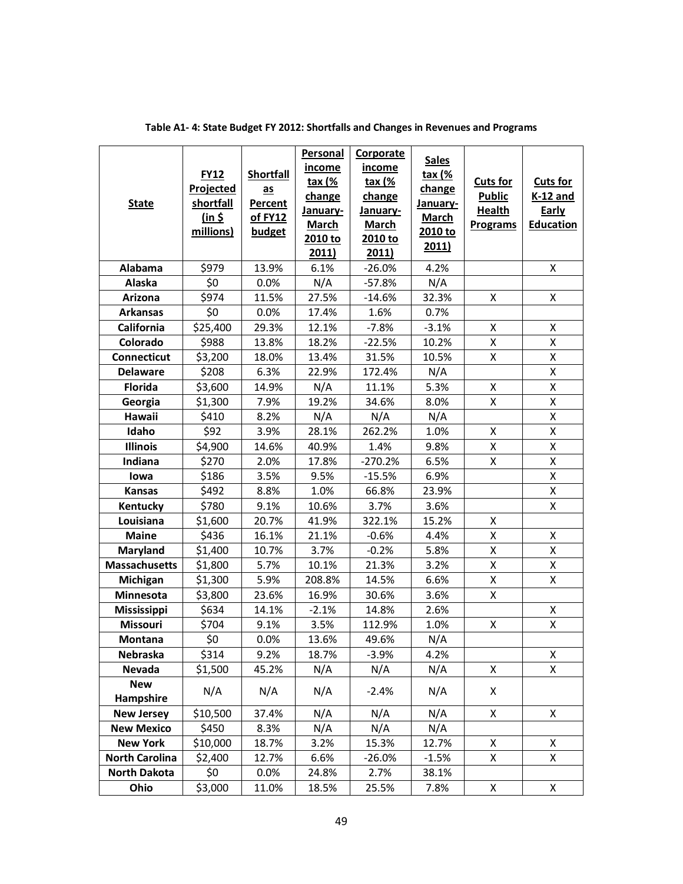**Table A1- 4: State Budget FY 2012: Shortfalls and Changes in Revenues and Programs**

| State | FY12 Projected shortfall (in $ millions) | Shortfall as Percent of FY12 budget | Personal income tax (% change January-March 2010 to 2011) | Corporate income tax (% change January-March 2010 to 2011) | Sales tax (% change January-March 2010 to 2011) | Cuts for Public Health Programs | Cuts for K-12 and Early Education |
|---|---|---|---|---|---|---|---|
| Alabama | $979 | 13.9% | 6.1% | -26.0% | 4.2% | | X |
| Alaska | $0 | 0.0% | N/A | -57.8% | N/A | | |
| Arizona | $974 | 11.5% | 27.5% | -14.6% | 32.3% | X | X |
| Arkansas | $0 | 0.0% | 17.4% | 1.6% | 0.7% | | |
| California | $25,400 | 29.3% | 12.1% | -7.8% | -3.1% | X | X |
| Colorado | $988 | 13.8% | 18.2% | -22.5% | 10.2% | X | X |
| Connecticut | $3,200 | 18.0% | 13.4% | 31.5% | 10.5% | X | X |
| Delaware | $208 | 6.3% | 22.9% | 172.4% | N/A | | X |
| Florida | $3,600 | 14.9% | N/A | 11.1% | 5.3% | X | X |
| Georgia | $1,300 | 7.9% | 19.2% | 34.6% | 8.0% | X | X |
| Hawaii | $410 | 8.2% | N/A | N/A | N/A | | X |
| Idaho | $92 | 3.9% | 28.1% | 262.2% | 1.0% | X | X |
| Illinois | $4,900 | 14.6% | 40.9% | 1.4% | 9.8% | X | X |
| Indiana | $270 | 2.0% | 17.8% | -270.2% | 6.5% | X | X |
| Iowa | $186 | 3.5% | 9.5% | -15.5% | 6.9% | | X |
| Kansas | $492 | 8.8% | 1.0% | 66.8% | 23.9% | | X |
| Kentucky | $780 | 9.1% | 10.6% | 3.7% | 3.6% | | X |
| Louisiana | $1,600 | 20.7% | 41.9% | 322.1% | 15.2% | X | |
| Maine | $436 | 16.1% | 21.1% | -0.6% | 4.4% | X | X |
| Maryland | $1,400 | 10.7% | 3.7% | -0.2% | 5.8% | X | X |
| Massachusetts | $1,800 | 5.7% | 10.1% | 21.3% | 3.2% | X | X |
| Michigan | $1,300 | 5.9% | 208.8% | 14.5% | 6.6% | X | X |
| Minnesota | $3,800 | 23.6% | 16.9% | 30.6% | 3.6% | X | |
| Mississippi | $634 | 14.1% | -2.1% | 14.8% | 2.6% | | X |
| Missouri | $704 | 9.1% | 3.5% | 112.9% | 1.0% | X | X |
| Montana | $0 | 0.0% | 13.6% | 49.6% | N/A | | |
| Nebraska | $314 | 9.2% | 18.7% | -3.9% | 4.2% | | X |
| Nevada | $1,500 | 45.2% | N/A | N/A | N/A | X | X |
| New Hampshire | N/A | N/A | N/A | -2.4% | N/A | X | |
| New Jersey | $10,500 | 37.4% | N/A | N/A | N/A | X | X |
| New Mexico | $450 | 8.3% | N/A | N/A | N/A | | |
| New York | $10,000 | 18.7% | 3.2% | 15.3% | 12.7% | X | X |
| North Carolina | $2,400 | 12.7% | 6.6% | -26.0% | -1.5% | X | X |
| North Dakota | $0 | 0.0% | 24.8% | 2.7% | 38.1% | | |
| Ohio | $3,000 | 11.0% | 18.5% | 25.5% | 7.8% | X | X |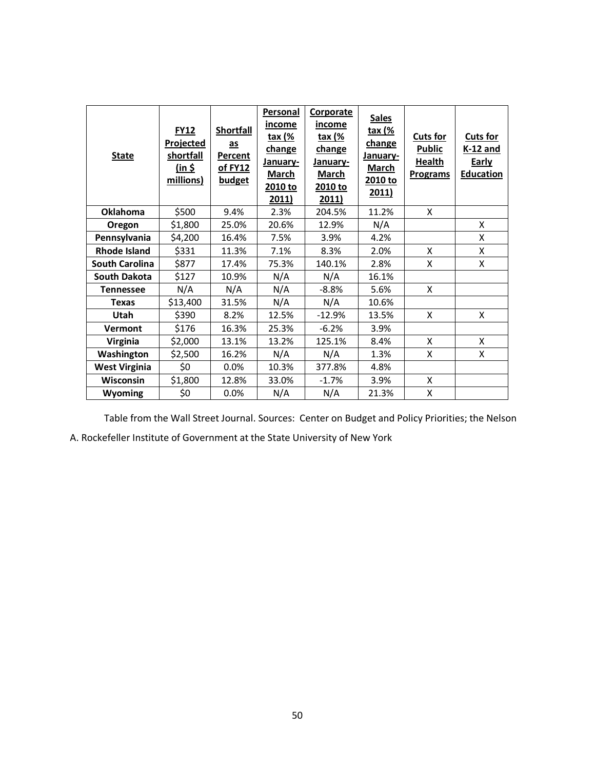| State | FY12 Projected shortfall (in $ millions) | Shortfall as Percent of FY12 budget | Personal income tax (% change January-March 2010 to 2011) | Corporate income tax (% change January-March 2010 to 2011) | Sales tax (% change January-March 2010 to 2011) | Cuts for Public Health Programs | Cuts for K-12 and Early Education |
|---|---|---|---|---|---|---|---|
| **Oklahoma** | $500 | 9.4% | 2.3% | 204.5% | 11.2% | X | |
| **Oregon** | $1,800 | 25.0% | 20.6% | 12.9% | N/A | | X |
| **Pennsylvania** | $4,200 | 16.4% | 7.5% | 3.9% | 4.2% | | X |
| **Rhode Island** | $331 | 11.3% | 7.1% | 8.3% | 2.0% | X | X |
| **South Carolina** | $877 | 17.4% | 75.3% | 140.1% | 2.8% | X | X |
| **South Dakota** | $127 | 10.9% | N/A | N/A | 16.1% | | |
| **Tennessee** | N/A | N/A | N/A | -8.8% | 5.6% | X | |
| **Texas** | $13,400 | 31.5% | N/A | N/A | 10.6% | | |
| **Utah** | $390 | 8.2% | 12.5% | -12.9% | 13.5% | X | X |
| **Vermont** | $176 | 16.3% | 25.3% | -6.2% | 3.9% | | |
| **Virginia** | $2,000 | 13.1% | 13.2% | 125.1% | 8.4% | X | X |
| **Washington** | $2,500 | 16.2% | N/A | N/A | 1.3% | X | X |
| **West Virginia** | $0 | 0.0% | 10.3% | 377.8% | 4.8% | | |
| **Wisconsin** | $1,800 | 12.8% | 33.0% | -1.7% | 3.9% | X | |
| **Wyoming** | $0 | 0.0% | N/A | N/A | 21.3% | X | |

Table from the Wall Street Journal. Sources: Center on Budget and Policy Priorities; the Nelson A. Rockefeller Institute of Government at the State University of New York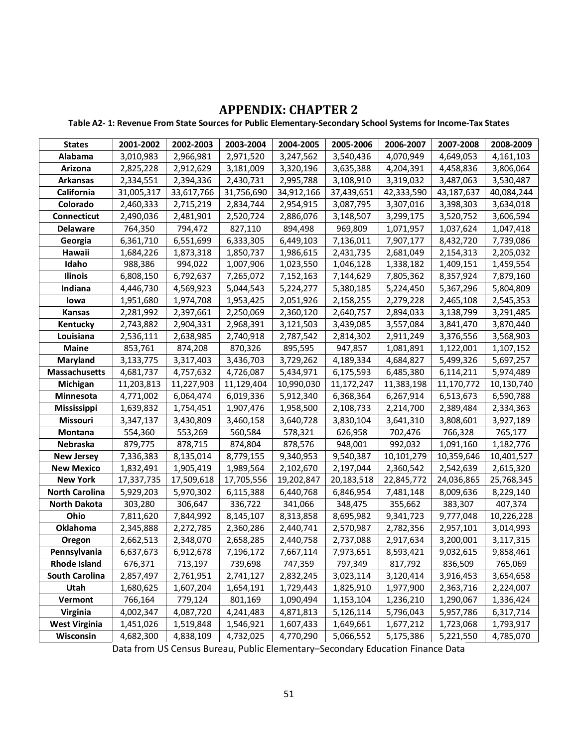# APPENDIX: CHAPTER 2

**Table A2- 1: Revenue From State Sources for Public Elementary-Secondary School Systems for Income-Tax States**

| States | 2001-2002 | 2002-2003 | 2003-2004 | 2004-2005 | 2005-2006 | 2006-2007 | 2007-2008 | 2008-2009 |
|---|---|---|---|---|---|---|---|---|
| Alabama | 3,010,983 | 2,966,981 | 2,971,520 | 3,247,562 | 3,540,436 | 4,070,949 | 4,649,053 | 4,161,103 |
| Arizona | 2,825,228 | 2,912,629 | 3,181,009 | 3,320,196 | 3,635,388 | 4,204,391 | 4,458,836 | 3,806,064 |
| Arkansas | 2,334,551 | 2,394,336 | 2,430,731 | 2,995,788 | 3,108,910 | 3,319,032 | 3,487,063 | 3,530,487 |
| California | 31,005,317 | 33,617,766 | 31,756,690 | 34,912,166 | 37,439,651 | 42,333,590 | 43,187,637 | 40,084,244 |
| Colorado | 2,460,333 | 2,715,219 | 2,834,744 | 2,954,915 | 3,087,795 | 3,307,016 | 3,398,303 | 3,634,018 |
| Connecticut | 2,490,036 | 2,481,901 | 2,520,724 | 2,886,076 | 3,148,507 | 3,299,175 | 3,520,752 | 3,606,594 |
| Delaware | 764,350 | 794,472 | 827,110 | 894,498 | 969,809 | 1,071,957 | 1,037,624 | 1,047,418 |
| Georgia | 6,361,710 | 6,551,699 | 6,333,305 | 6,449,103 | 7,136,011 | 7,907,177 | 8,432,720 | 7,739,086 |
| Hawaii | 1,684,226 | 1,873,318 | 1,850,737 | 1,986,615 | 2,431,735 | 2,681,049 | 2,154,313 | 2,205,032 |
| Idaho | 988,386 | 994,022 | 1,007,906 | 1,023,550 | 1,046,128 | 1,338,182 | 1,409,151 | 1,459,554 |
| Ilinois | 6,808,150 | 6,792,637 | 7,265,072 | 7,152,163 | 7,144,629 | 7,805,362 | 8,357,924 | 7,879,160 |
| Indiana | 4,446,730 | 4,569,923 | 5,044,543 | 5,224,277 | 5,380,185 | 5,224,450 | 5,367,296 | 5,804,809 |
| Iowa | 1,951,680 | 1,974,708 | 1,953,425 | 2,051,926 | 2,158,255 | 2,279,228 | 2,465,108 | 2,545,353 |
| Kansas | 2,281,992 | 2,397,661 | 2,250,069 | 2,360,120 | 2,640,757 | 2,894,033 | 3,138,799 | 3,291,485 |
| Kentucky | 2,743,882 | 2,904,331 | 2,968,391 | 3,121,503 | 3,439,085 | 3,557,084 | 3,841,470 | 3,870,440 |
| Louisiana | 2,536,111 | 2,638,985 | 2,740,918 | 2,787,542 | 2,814,302 | 2,911,249 | 3,376,556 | 3,568,903 |
| Maine | 853,761 | 874,208 | 870,326 | 895,595 | 947,857 | 1,081,891 | 1,122,001 | 1,107,152 |
| Maryland | 3,133,775 | 3,317,403 | 3,436,703 | 3,729,262 | 4,189,334 | 4,684,827 | 5,499,326 | 5,697,257 |
| Massachusetts | 4,681,737 | 4,757,632 | 4,726,087 | 5,434,971 | 6,175,593 | 6,485,380 | 6,114,211 | 5,974,489 |
| Michigan | 11,203,813 | 11,227,903 | 11,129,404 | 10,990,030 | 11,172,247 | 11,383,198 | 11,170,772 | 10,130,740 |
| Minnesota | 4,771,002 | 6,064,474 | 6,019,336 | 5,912,340 | 6,368,364 | 6,267,914 | 6,513,673 | 6,590,788 |
| Mississippi | 1,639,832 | 1,754,451 | 1,907,476 | 1,958,500 | 2,108,733 | 2,214,700 | 2,389,484 | 2,334,363 |
| Missouri | 3,347,137 | 3,430,809 | 3,460,158 | 3,640,728 | 3,830,104 | 3,641,310 | 3,808,601 | 3,927,189 |
| Montana | 554,360 | 553,269 | 560,584 | 578,321 | 626,958 | 702,476 | 766,328 | 765,177 |
| Nebraska | 879,775 | 878,715 | 874,804 | 878,576 | 948,001 | 992,032 | 1,091,160 | 1,182,776 |
| New Jersey | 7,336,383 | 8,135,014 | 8,779,155 | 9,340,953 | 9,540,387 | 10,101,279 | 10,359,646 | 10,401,527 |
| New Mexico | 1,832,491 | 1,905,419 | 1,989,564 | 2,102,670 | 2,197,044 | 2,360,542 | 2,542,639 | 2,615,320 |
| New York | 17,337,735 | 17,509,618 | 17,705,556 | 19,202,847 | 20,183,518 | 22,845,772 | 24,036,865 | 25,768,345 |
| North Carolina | 5,929,203 | 5,970,302 | 6,115,388 | 6,440,768 | 6,846,954 | 7,481,148 | 8,009,636 | 8,229,140 |
| North Dakota | 303,280 | 306,647 | 336,722 | 341,066 | 348,475 | 355,662 | 383,307 | 407,374 |
| Ohio | 7,811,620 | 7,844,992 | 8,145,107 | 8,313,858 | 8,695,982 | 9,341,723 | 9,777,048 | 10,226,228 |
| Oklahoma | 2,345,888 | 2,272,785 | 2,360,286 | 2,440,741 | 2,570,987 | 2,782,356 | 2,957,101 | 3,014,993 |
| Oregon | 2,662,513 | 2,348,070 | 2,658,285 | 2,440,758 | 2,737,088 | 2,917,634 | 3,200,001 | 3,117,315 |
| Pennsylvania | 6,637,673 | 6,912,678 | 7,196,172 | 7,667,114 | 7,973,651 | 8,593,421 | 9,032,615 | 9,858,461 |
| Rhode Island | 676,371 | 713,197 | 739,698 | 747,359 | 797,349 | 817,792 | 836,509 | 765,069 |
| South Carolina | 2,857,497 | 2,761,951 | 2,741,127 | 2,832,245 | 3,023,114 | 3,120,414 | 3,916,453 | 3,654,658 |
| Utah | 1,680,625 | 1,607,204 | 1,654,191 | 1,729,443 | 1,825,910 | 1,977,900 | 2,363,716 | 2,224,007 |
| Vermont | 766,164 | 779,124 | 801,169 | 1,090,494 | 1,153,104 | 1,236,210 | 1,290,067 | 1,336,424 |
| Virginia | 4,002,347 | 4,087,720 | 4,241,483 | 4,871,813 | 5,126,114 | 5,796,043 | 5,957,786 | 6,317,714 |
| West Virginia | 1,451,026 | 1,519,848 | 1,546,921 | 1,607,433 | 1,649,661 | 1,677,212 | 1,723,068 | 1,793,917 |
| Wisconsin | 4,682,300 | 4,838,109 | 4,732,025 | 4,770,290 | 5,066,552 | 5,175,386 | 5,221,550 | 4,785,070 |

Data from US Census Bureau, Public Elementary–Secondary Education Finance Data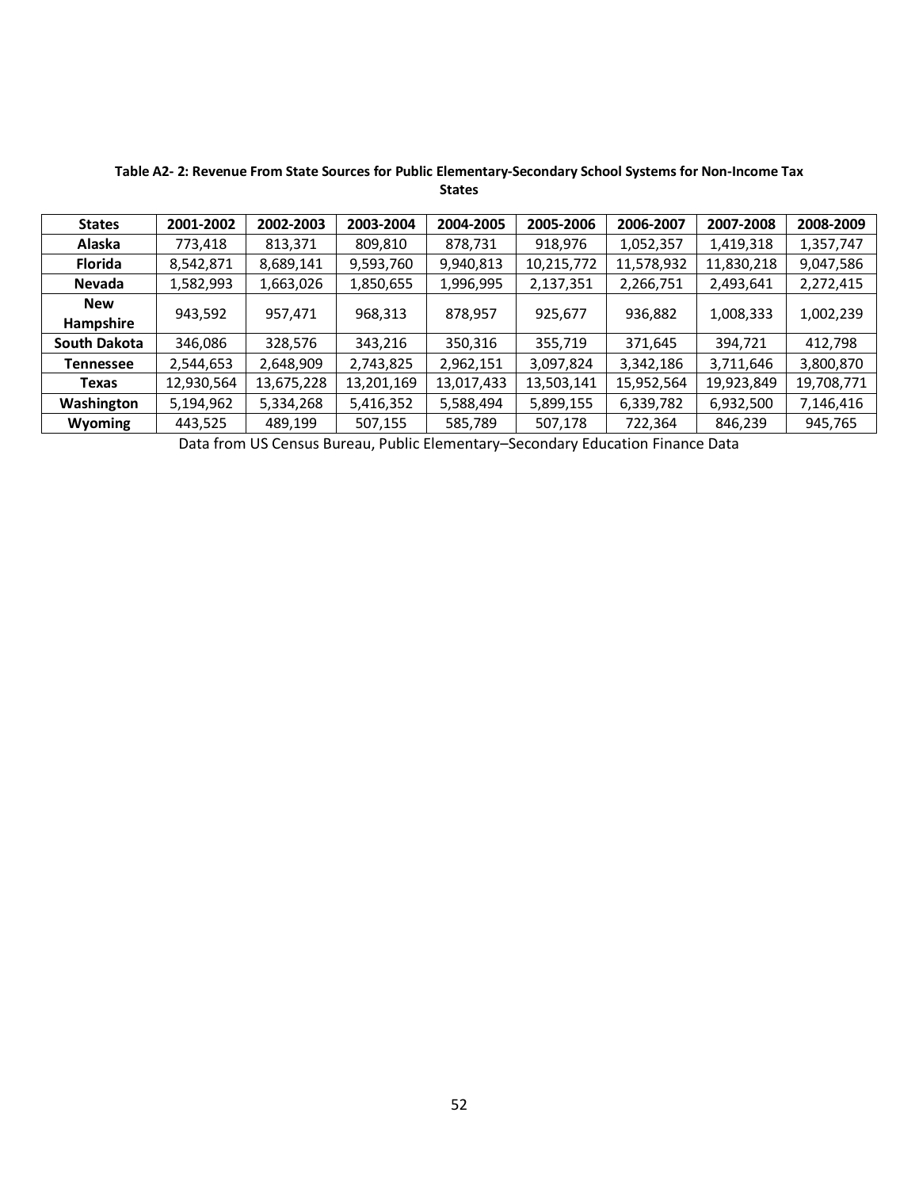**Table A2- 2: Revenue From State Sources for Public Elementary-Secondary School Systems for Non-Income Tax States**

| States | 2001-2002 | 2002-2003 | 2003-2004 | 2004-2005 | 2005-2006 | 2006-2007 | 2007-2008 | 2008-2009 |
|---|---|---|---|---|---|---|---|---|
| **Alaska** | 773,418 | 813,371 | 809,810 | 878,731 | 918,976 | 1,052,357 | 1,419,318 | 1,357,747 |
| **Florida** | 8,542,871 | 8,689,141 | 9,593,760 | 9,940,813 | 10,215,772 | 11,578,932 | 11,830,218 | 9,047,586 |
| **Nevada** | 1,582,993 | 1,663,026 | 1,850,655 | 1,996,995 | 2,137,351 | 2,266,751 | 2,493,641 | 2,272,415 |
| **New Hampshire** | 943,592 | 957,471 | 968,313 | 878,957 | 925,677 | 936,882 | 1,008,333 | 1,002,239 |
| **South Dakota** | 346,086 | 328,576 | 343,216 | 350,316 | 355,719 | 371,645 | 394,721 | 412,798 |
| **Tennessee** | 2,544,653 | 2,648,909 | 2,743,825 | 2,962,151 | 3,097,824 | 3,342,186 | 3,711,646 | 3,800,870 |
| **Texas** | 12,930,564 | 13,675,228 | 13,201,169 | 13,017,433 | 13,503,141 | 15,952,564 | 19,923,849 | 19,708,771 |
| **Washington** | 5,194,962 | 5,334,268 | 5,416,352 | 5,588,494 | 5,899,155 | 6,339,782 | 6,932,500 | 7,146,416 |
| **Wyoming** | 443,525 | 489,199 | 507,155 | 585,789 | 507,178 | 722,364 | 846,239 | 945,765 |

Data from US Census Bureau, Public Elementary–Secondary Education Finance Data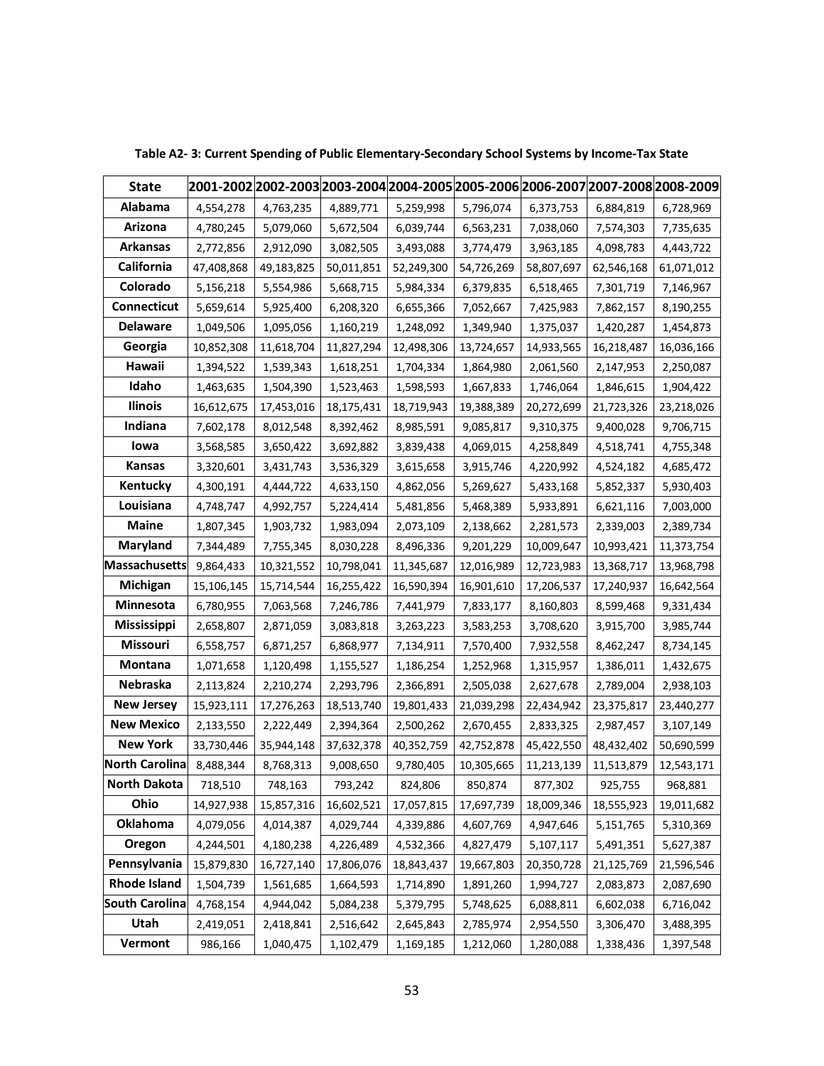**Table A2- 3: Current Spending of Public Elementary-Secondary School Systems by Income-Tax State**

| State | 2001-2002 | 2002-2003 | 2003-2004 | 2004-2005 | 2005-2006 | 2006-2007 | 2007-2008 | 2008-2009 |
|---|---|---|---|---|---|---|---|---|
| Alabama | 4,554,278 | 4,763,235 | 4,889,771 | 5,259,998 | 5,796,074 | 6,373,753 | 6,884,819 | 6,728,969 |
| Arizona | 4,780,245 | 5,079,060 | 5,672,504 | 6,039,744 | 6,563,231 | 7,038,060 | 7,574,303 | 7,735,635 |
| Arkansas | 2,772,856 | 2,912,090 | 3,082,505 | 3,493,088 | 3,774,479 | 3,963,185 | 4,098,783 | 4,443,722 |
| California | 47,408,868 | 49,183,825 | 50,011,851 | 52,249,300 | 54,726,269 | 58,807,697 | 62,546,168 | 61,071,012 |
| Colorado | 5,156,218 | 5,554,986 | 5,668,715 | 5,984,334 | 6,379,835 | 6,518,465 | 7,301,719 | 7,146,967 |
| Connecticut | 5,659,614 | 5,925,400 | 6,208,320 | 6,655,366 | 7,052,667 | 7,425,983 | 7,862,157 | 8,190,255 |
| Delaware | 1,049,506 | 1,095,056 | 1,160,219 | 1,248,092 | 1,349,940 | 1,375,037 | 1,420,287 | 1,454,873 |
| Georgia | 10,852,308 | 11,618,704 | 11,827,294 | 12,498,306 | 13,724,657 | 14,933,565 | 16,218,487 | 16,036,166 |
| Hawaii | 1,394,522 | 1,539,343 | 1,618,251 | 1,704,334 | 1,864,980 | 2,061,560 | 2,147,953 | 2,250,087 |
| Idaho | 1,463,635 | 1,504,390 | 1,523,463 | 1,598,593 | 1,667,833 | 1,746,064 | 1,846,615 | 1,904,422 |
| Ilinois | 16,612,675 | 17,453,016 | 18,175,431 | 18,719,943 | 19,388,389 | 20,272,699 | 21,723,326 | 23,218,026 |
| Indiana | 7,602,178 | 8,012,548 | 8,392,462 | 8,985,591 | 9,085,817 | 9,310,375 | 9,400,028 | 9,706,715 |
| Iowa | 3,568,585 | 3,650,422 | 3,692,882 | 3,839,438 | 4,069,015 | 4,258,849 | 4,518,741 | 4,755,348 |
| Kansas | 3,320,601 | 3,431,743 | 3,536,329 | 3,615,658 | 3,915,746 | 4,220,992 | 4,524,182 | 4,685,472 |
| Kentucky | 4,300,191 | 4,444,722 | 4,633,150 | 4,862,056 | 5,269,627 | 5,433,168 | 5,852,337 | 5,930,403 |
| Louisiana | 4,748,747 | 4,992,757 | 5,224,414 | 5,481,856 | 5,468,389 | 5,933,891 | 6,621,116 | 7,003,000 |
| Maine | 1,807,345 | 1,903,732 | 1,983,094 | 2,073,109 | 2,138,662 | 2,281,573 | 2,339,003 | 2,389,734 |
| Maryland | 7,344,489 | 7,755,345 | 8,030,228 | 8,496,336 | 9,201,229 | 10,009,647 | 10,993,421 | 11,373,754 |
| Massachusetts | 9,864,433 | 10,321,552 | 10,798,041 | 11,345,687 | 12,016,989 | 12,723,983 | 13,368,717 | 13,968,798 |
| Michigan | 15,106,145 | 15,714,544 | 16,255,422 | 16,590,394 | 16,901,610 | 17,206,537 | 17,240,937 | 16,642,564 |
| Minnesota | 6,780,955 | 7,063,568 | 7,246,786 | 7,441,979 | 7,833,177 | 8,160,803 | 8,599,468 | 9,331,434 |
| Mississippi | 2,658,807 | 2,871,059 | 3,083,818 | 3,263,223 | 3,583,253 | 3,708,620 | 3,915,700 | 3,985,744 |
| Missouri | 6,558,757 | 6,871,257 | 6,868,977 | 7,134,911 | 7,570,400 | 7,932,558 | 8,462,247 | 8,734,145 |
| Montana | 1,071,658 | 1,120,498 | 1,155,527 | 1,186,254 | 1,252,968 | 1,315,957 | 1,386,011 | 1,432,675 |
| Nebraska | 2,113,824 | 2,210,274 | 2,293,796 | 2,366,891 | 2,505,038 | 2,627,678 | 2,789,004 | 2,938,103 |
| New Jersey | 15,923,111 | 17,276,263 | 18,513,740 | 19,801,433 | 21,039,298 | 22,434,942 | 23,375,817 | 23,440,277 |
| New Mexico | 2,133,550 | 2,222,449 | 2,394,364 | 2,500,262 | 2,670,455 | 2,833,325 | 2,987,457 | 3,107,149 |
| New York | 33,730,446 | 35,944,148 | 37,632,378 | 40,352,759 | 42,752,878 | 45,422,550 | 48,432,402 | 50,690,599 |
| North Carolina | 8,488,344 | 8,768,313 | 9,008,650 | 9,780,405 | 10,305,665 | 11,213,139 | 11,513,879 | 12,543,171 |
| North Dakota | 718,510 | 748,163 | 793,242 | 824,806 | 850,874 | 877,302 | 925,755 | 968,881 |
| Ohio | 14,927,938 | 15,857,316 | 16,602,521 | 17,057,815 | 17,697,739 | 18,009,346 | 18,555,923 | 19,011,682 |
| Oklahoma | 4,079,056 | 4,014,387 | 4,029,744 | 4,339,886 | 4,607,769 | 4,947,646 | 5,151,765 | 5,310,369 |
| Oregon | 4,244,501 | 4,180,238 | 4,226,489 | 4,532,366 | 4,827,479 | 5,107,117 | 5,491,351 | 5,627,387 |
| Pennsylvania | 15,879,830 | 16,727,140 | 17,806,076 | 18,843,437 | 19,667,803 | 20,350,728 | 21,125,769 | 21,596,546 |
| Rhode Island | 1,504,739 | 1,561,685 | 1,664,593 | 1,714,890 | 1,891,260 | 1,994,727 | 2,083,873 | 2,087,690 |
| South Carolina | 4,768,154 | 4,944,042 | 5,084,238 | 5,379,795 | 5,748,625 | 6,088,811 | 6,602,038 | 6,716,042 |
| Utah | 2,419,051 | 2,418,841 | 2,516,642 | 2,645,843 | 2,785,974 | 2,954,550 | 3,306,470 | 3,488,395 |
| Vermont | 986,166 | 1,040,475 | 1,102,479 | 1,169,185 | 1,212,060 | 1,280,088 | 1,338,436 | 1,397,548 |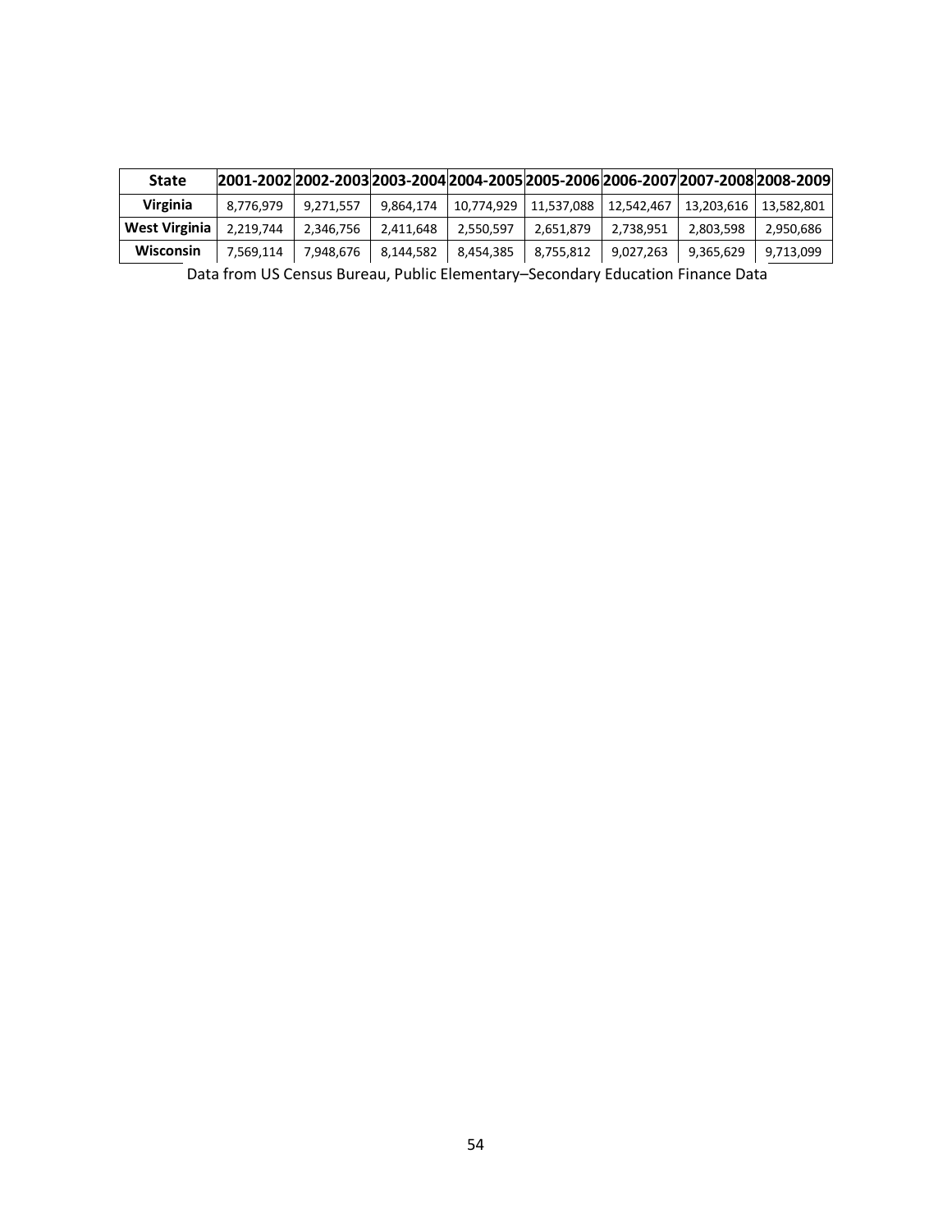| State | 2001-2002 | 2002-2003 | 2003-2004 | 2004-2005 | 2005-2006 | 2006-2007 | 2007-2008 | 2008-2009 |
|---|---|---|---|---|---|---|---|---|
| **Virginia** | 8,776,979 | 9,271,557 | 9,864,174 | 10,774,929 | 11,537,088 | 12,542,467 | 13,203,616 | 13,582,801 |
| **West Virginia** | 2,219,744 | 2,346,756 | 2,411,648 | 2,550,597 | 2,651,879 | 2,738,951 | 2,803,598 | 2,950,686 |
| **Wisconsin** | 7,569,114 | 7,948,676 | 8,144,582 | 8,454,385 | 8,755,812 | 9,027,263 | 9,365,629 | 9,713,099 |

Data from US Census Bureau, Public Elementary–Secondary Education Finance Data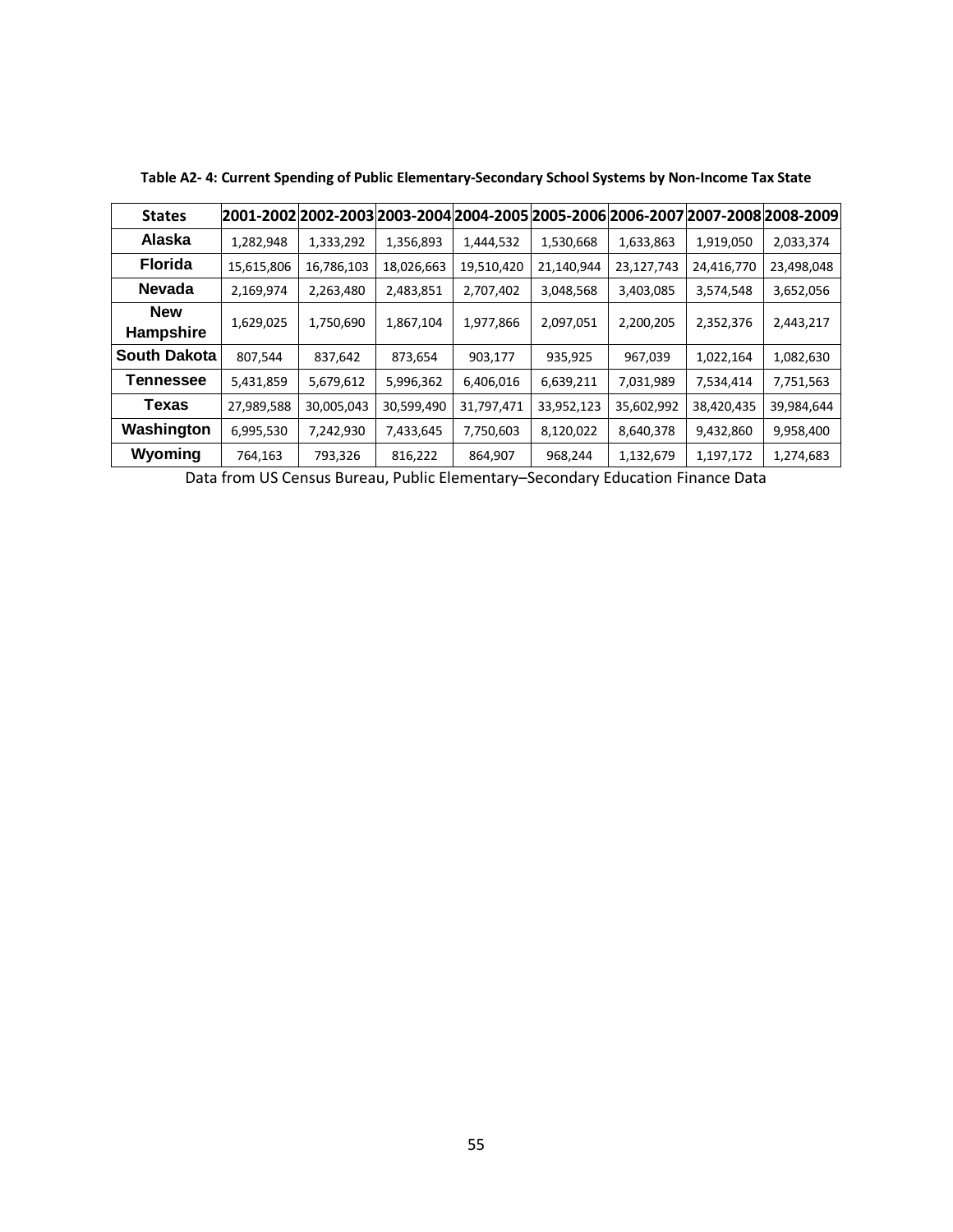**Table A2- 4: Current Spending of Public Elementary-Secondary School Systems by Non-Income Tax State**

| States | 2001-2002 | 2002-2003 | 2003-2004 | 2004-2005 | 2005-2006 | 2006-2007 | 2007-2008 | 2008-2009 |
|---|---|---|---|---|---|---|---|---|
| Alaska | 1,282,948 | 1,333,292 | 1,356,893 | 1,444,532 | 1,530,668 | 1,633,863 | 1,919,050 | 2,033,374 |
| Florida | 15,615,806 | 16,786,103 | 18,026,663 | 19,510,420 | 21,140,944 | 23,127,743 | 24,416,770 | 23,498,048 |
| Nevada | 2,169,974 | 2,263,480 | 2,483,851 | 2,707,402 | 3,048,568 | 3,403,085 | 3,574,548 | 3,652,056 |
| New Hampshire | 1,629,025 | 1,750,690 | 1,867,104 | 1,977,866 | 2,097,051 | 2,200,205 | 2,352,376 | 2,443,217 |
| South Dakota | 807,544 | 837,642 | 873,654 | 903,177 | 935,925 | 967,039 | 1,022,164 | 1,082,630 |
| Tennessee | 5,431,859 | 5,679,612 | 5,996,362 | 6,406,016 | 6,639,211 | 7,031,989 | 7,534,414 | 7,751,563 |
| Texas | 27,989,588 | 30,005,043 | 30,599,490 | 31,797,471 | 33,952,123 | 35,602,992 | 38,420,435 | 39,984,644 |
| Washington | 6,995,530 | 7,242,930 | 7,433,645 | 7,750,603 | 8,120,022 | 8,640,378 | 9,432,860 | 9,958,400 |
| Wyoming | 764,163 | 793,326 | 816,222 | 864,907 | 968,244 | 1,132,679 | 1,197,172 | 1,274,683 |

Data from US Census Bureau, Public Elementary–Secondary Education Finance Data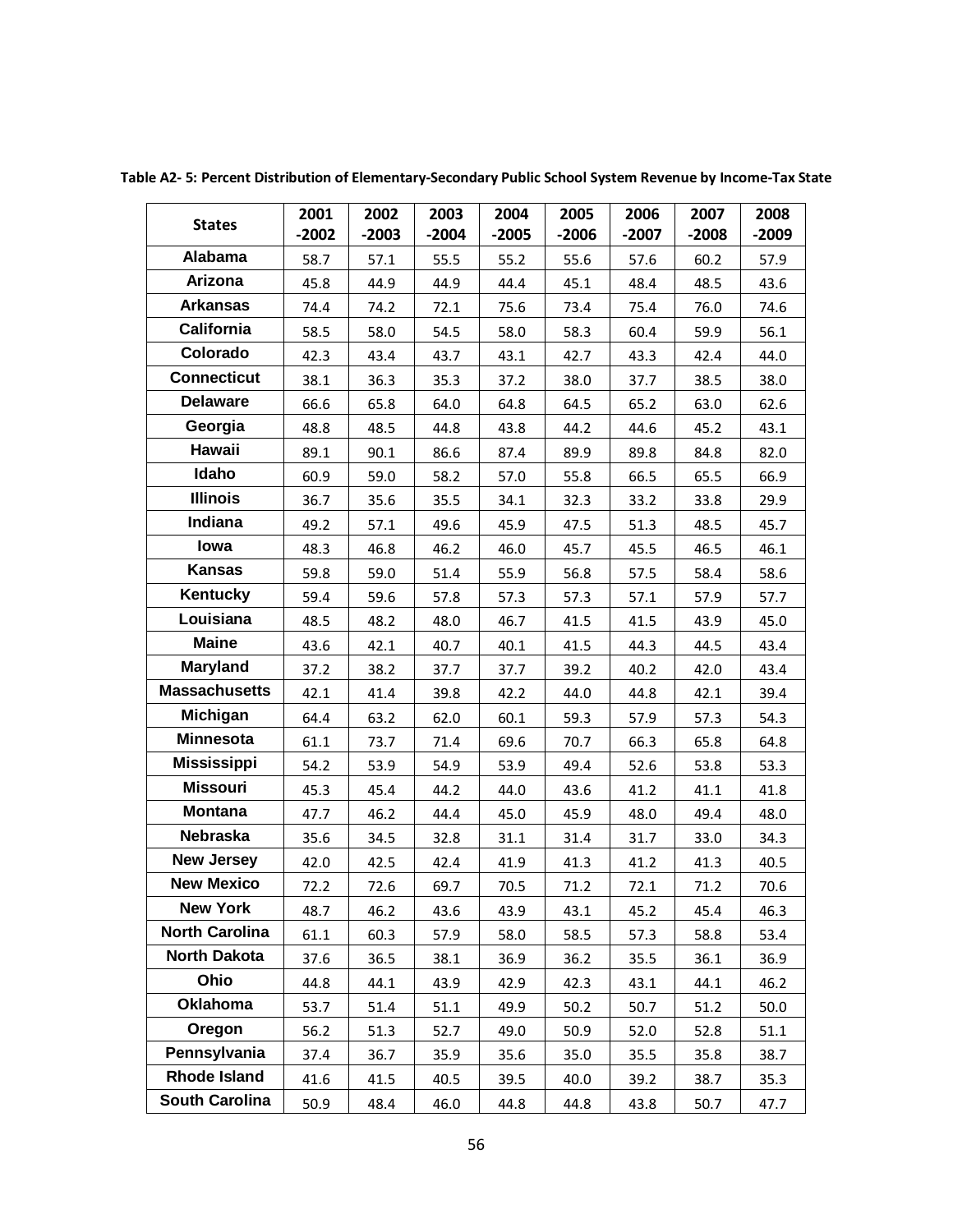**Table A2- 5: Percent Distribution of Elementary-Secondary Public School System Revenue by Income-Tax State**

| States | 2001 -2002 | 2002 -2003 | 2003 -2004 | 2004 -2005 | 2005 -2006 | 2006 -2007 | 2007 -2008 | 2008 -2009 |
|---|---|---|---|---|---|---|---|---|
| Alabama | 58.7 | 57.1 | 55.5 | 55.2 | 55.6 | 57.6 | 60.2 | 57.9 |
| Arizona | 45.8 | 44.9 | 44.9 | 44.4 | 45.1 | 48.4 | 48.5 | 43.6 |
| Arkansas | 74.4 | 74.2 | 72.1 | 75.6 | 73.4 | 75.4 | 76.0 | 74.6 |
| California | 58.5 | 58.0 | 54.5 | 58.0 | 58.3 | 60.4 | 59.9 | 56.1 |
| Colorado | 42.3 | 43.4 | 43.7 | 43.1 | 42.7 | 43.3 | 42.4 | 44.0 |
| Connecticut | 38.1 | 36.3 | 35.3 | 37.2 | 38.0 | 37.7 | 38.5 | 38.0 |
| Delaware | 66.6 | 65.8 | 64.0 | 64.8 | 64.5 | 65.2 | 63.0 | 62.6 |
| Georgia | 48.8 | 48.5 | 44.8 | 43.8 | 44.2 | 44.6 | 45.2 | 43.1 |
| Hawaii | 89.1 | 90.1 | 86.6 | 87.4 | 89.9 | 89.8 | 84.8 | 82.0 |
| Idaho | 60.9 | 59.0 | 58.2 | 57.0 | 55.8 | 66.5 | 65.5 | 66.9 |
| Illinois | 36.7 | 35.6 | 35.5 | 34.1 | 32.3 | 33.2 | 33.8 | 29.9 |
| Indiana | 49.2 | 57.1 | 49.6 | 45.9 | 47.5 | 51.3 | 48.5 | 45.7 |
| Iowa | 48.3 | 46.8 | 46.2 | 46.0 | 45.7 | 45.5 | 46.5 | 46.1 |
| Kansas | 59.8 | 59.0 | 51.4 | 55.9 | 56.8 | 57.5 | 58.4 | 58.6 |
| Kentucky | 59.4 | 59.6 | 57.8 | 57.3 | 57.3 | 57.1 | 57.9 | 57.7 |
| Louisiana | 48.5 | 48.2 | 48.0 | 46.7 | 41.5 | 41.5 | 43.9 | 45.0 |
| Maine | 43.6 | 42.1 | 40.7 | 40.1 | 41.5 | 44.3 | 44.5 | 43.4 |
| Maryland | 37.2 | 38.2 | 37.7 | 37.7 | 39.2 | 40.2 | 42.0 | 43.4 |
| Massachusetts | 42.1 | 41.4 | 39.8 | 42.2 | 44.0 | 44.8 | 42.1 | 39.4 |
| Michigan | 64.4 | 63.2 | 62.0 | 60.1 | 59.3 | 57.9 | 57.3 | 54.3 |
| Minnesota | 61.1 | 73.7 | 71.4 | 69.6 | 70.7 | 66.3 | 65.8 | 64.8 |
| Mississippi | 54.2 | 53.9 | 54.9 | 53.9 | 49.4 | 52.6 | 53.8 | 53.3 |
| Missouri | 45.3 | 45.4 | 44.2 | 44.0 | 43.6 | 41.2 | 41.1 | 41.8 |
| Montana | 47.7 | 46.2 | 44.4 | 45.0 | 45.9 | 48.0 | 49.4 | 48.0 |
| Nebraska | 35.6 | 34.5 | 32.8 | 31.1 | 31.4 | 31.7 | 33.0 | 34.3 |
| New Jersey | 42.0 | 42.5 | 42.4 | 41.9 | 41.3 | 41.2 | 41.3 | 40.5 |
| New Mexico | 72.2 | 72.6 | 69.7 | 70.5 | 71.2 | 72.1 | 71.2 | 70.6 |
| New York | 48.7 | 46.2 | 43.6 | 43.9 | 43.1 | 45.2 | 45.4 | 46.3 |
| North Carolina | 61.1 | 60.3 | 57.9 | 58.0 | 58.5 | 57.3 | 58.8 | 53.4 |
| North Dakota | 37.6 | 36.5 | 38.1 | 36.9 | 36.2 | 35.5 | 36.1 | 36.9 |
| Ohio | 44.8 | 44.1 | 43.9 | 42.9 | 42.3 | 43.1 | 44.1 | 46.2 |
| Oklahoma | 53.7 | 51.4 | 51.1 | 49.9 | 50.2 | 50.7 | 51.2 | 50.0 |
| Oregon | 56.2 | 51.3 | 52.7 | 49.0 | 50.9 | 52.0 | 52.8 | 51.1 |
| Pennsylvania | 37.4 | 36.7 | 35.9 | 35.6 | 35.0 | 35.5 | 35.8 | 38.7 |
| Rhode Island | 41.6 | 41.5 | 40.5 | 39.5 | 40.0 | 39.2 | 38.7 | 35.3 |
| South Carolina | 50.9 | 48.4 | 46.0 | 44.8 | 44.8 | 43.8 | 50.7 | 47.7 |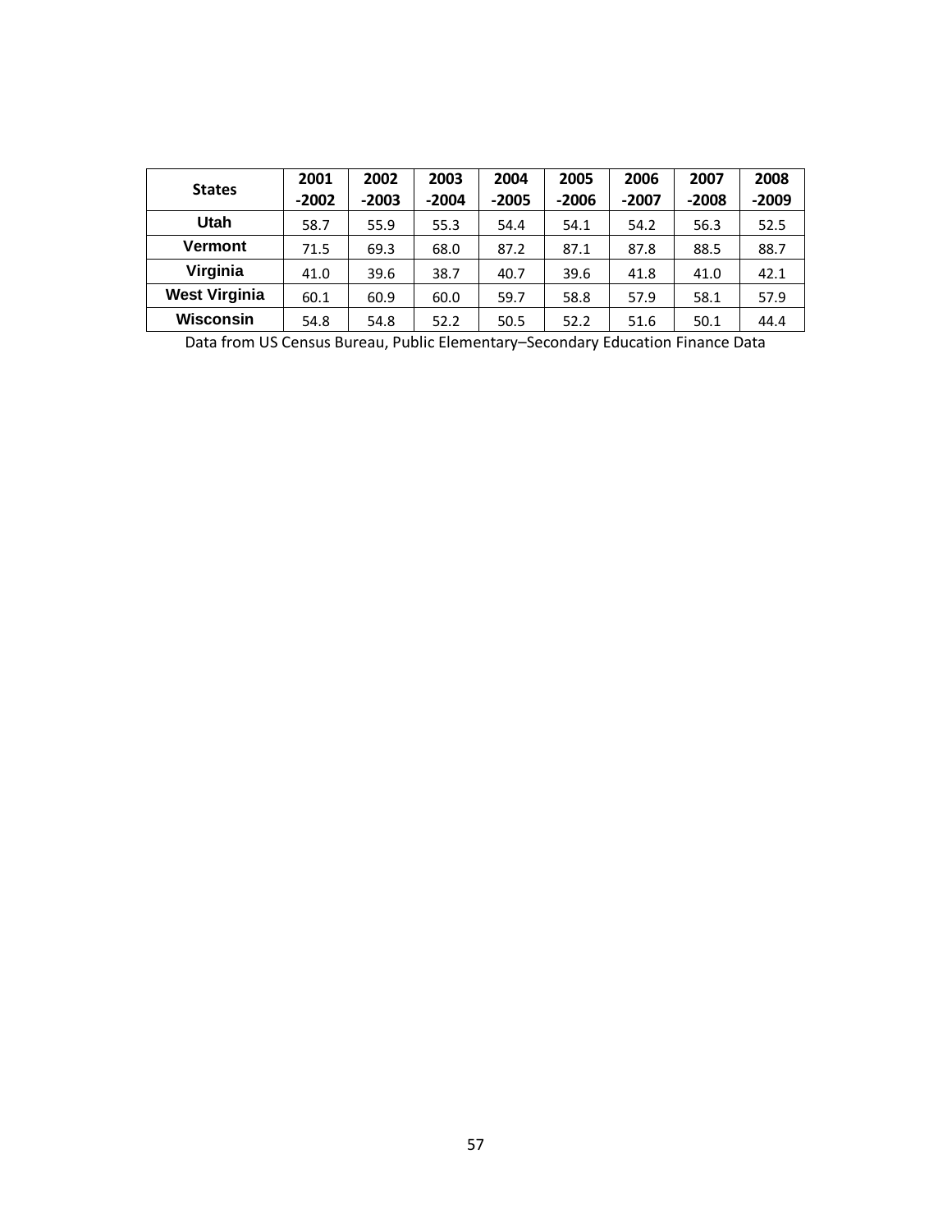| States | 2001 -2002 | 2002 -2003 | 2003 -2004 | 2004 -2005 | 2005 -2006 | 2006 -2007 | 2007 -2008 | 2008 -2009 |
|---|---|---|---|---|---|---|---|---|
| **Utah** | 58.7 | 55.9 | 55.3 | 54.4 | 54.1 | 54.2 | 56.3 | 52.5 |
| **Vermont** | 71.5 | 69.3 | 68.0 | 87.2 | 87.1 | 87.8 | 88.5 | 88.7 |
| **Virginia** | 41.0 | 39.6 | 38.7 | 40.7 | 39.6 | 41.8 | 41.0 | 42.1 |
| **West Virginia** | 60.1 | 60.9 | 60.0 | 59.7 | 58.8 | 57.9 | 58.1 | 57.9 |
| **Wisconsin** | 54.8 | 54.8 | 52.2 | 50.5 | 52.2 | 51.6 | 50.1 | 44.4 |

Data from US Census Bureau, Public Elementary–Secondary Education Finance Data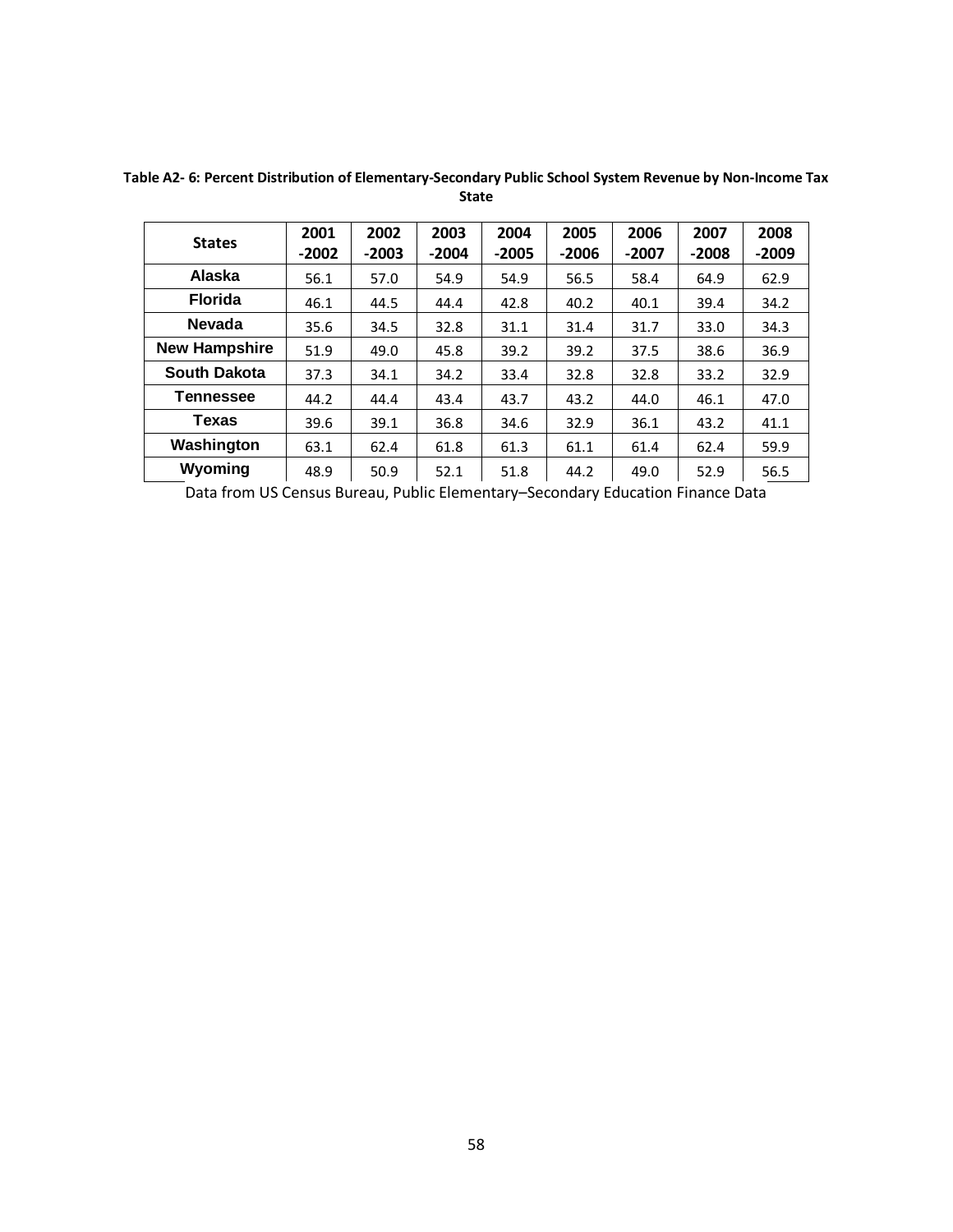**Table A2- 6: Percent Distribution of Elementary-Secondary Public School System Revenue by Non-Income Tax State**

| States | 2001 -2002 | 2002 -2003 | 2003 -2004 | 2004 -2005 | 2005 -2006 | 2006 -2007 | 2007 -2008 | 2008 -2009 |
|---|---|---|---|---|---|---|---|---|
| Alaska | 56.1 | 57.0 | 54.9 | 54.9 | 56.5 | 58.4 | 64.9 | 62.9 |
| Florida | 46.1 | 44.5 | 44.4 | 42.8 | 40.2 | 40.1 | 39.4 | 34.2 |
| Nevada | 35.6 | 34.5 | 32.8 | 31.1 | 31.4 | 31.7 | 33.0 | 34.3 |
| New Hampshire | 51.9 | 49.0 | 45.8 | 39.2 | 39.2 | 37.5 | 38.6 | 36.9 |
| South Dakota | 37.3 | 34.1 | 34.2 | 33.4 | 32.8 | 32.8 | 33.2 | 32.9 |
| Tennessee | 44.2 | 44.4 | 43.4 | 43.7 | 43.2 | 44.0 | 46.1 | 47.0 |
| Texas | 39.6 | 39.1 | 36.8 | 34.6 | 32.9 | 36.1 | 43.2 | 41.1 |
| Washington | 63.1 | 62.4 | 61.8 | 61.3 | 61.1 | 61.4 | 62.4 | 59.9 |
| Wyoming | 48.9 | 50.9 | 52.1 | 51.8 | 44.2 | 49.0 | 52.9 | 56.5 |

Data from US Census Bureau, Public Elementary–Secondary Education Finance Data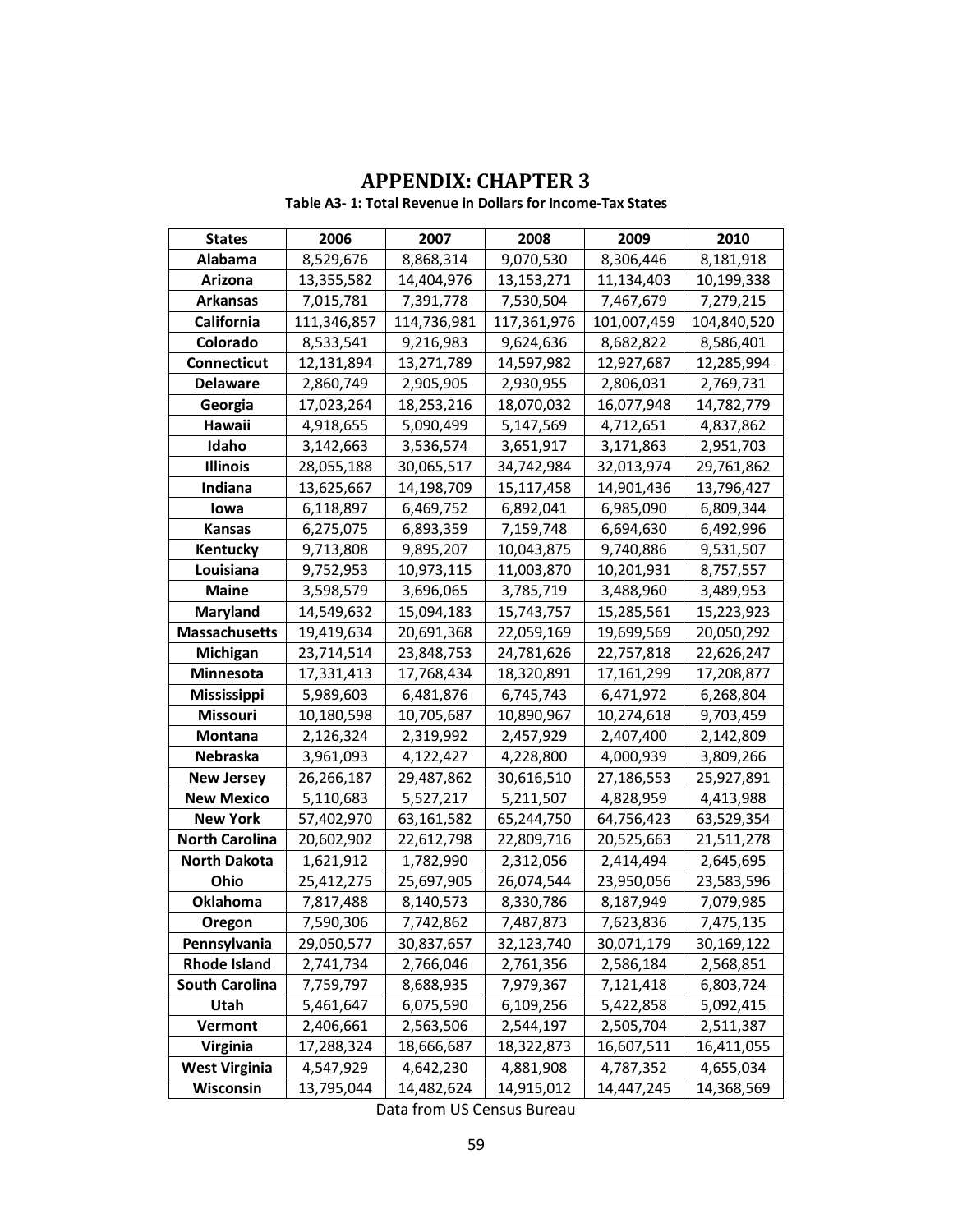# APPENDIX: CHAPTER 3

**Table A3- 1: Total Revenue in Dollars for Income-Tax States**

| States | 2006 | 2007 | 2008 | 2009 | 2010 |
|---|---|---|---|---|---|
| **Alabama** | 8,529,676 | 8,868,314 | 9,070,530 | 8,306,446 | 8,181,918 |
| **Arizona** | 13,355,582 | 14,404,976 | 13,153,271 | 11,134,403 | 10,199,338 |
| **Arkansas** | 7,015,781 | 7,391,778 | 7,530,504 | 7,467,679 | 7,279,215 |
| **California** | 111,346,857 | 114,736,981 | 117,361,976 | 101,007,459 | 104,840,520 |
| **Colorado** | 8,533,541 | 9,216,983 | 9,624,636 | 8,682,822 | 8,586,401 |
| **Connecticut** | 12,131,894 | 13,271,789 | 14,597,982 | 12,927,687 | 12,285,994 |
| **Delaware** | 2,860,749 | 2,905,905 | 2,930,955 | 2,806,031 | 2,769,731 |
| **Georgia** | 17,023,264 | 18,253,216 | 18,070,032 | 16,077,948 | 14,782,779 |
| **Hawaii** | 4,918,655 | 5,090,499 | 5,147,569 | 4,712,651 | 4,837,862 |
| **Idaho** | 3,142,663 | 3,536,574 | 3,651,917 | 3,171,863 | 2,951,703 |
| **Illinois** | 28,055,188 | 30,065,517 | 34,742,984 | 32,013,974 | 29,761,862 |
| **Indiana** | 13,625,667 | 14,198,709 | 15,117,458 | 14,901,436 | 13,796,427 |
| **Iowa** | 6,118,897 | 6,469,752 | 6,892,041 | 6,985,090 | 6,809,344 |
| **Kansas** | 6,275,075 | 6,893,359 | 7,159,748 | 6,694,630 | 6,492,996 |
| **Kentucky** | 9,713,808 | 9,895,207 | 10,043,875 | 9,740,886 | 9,531,507 |
| **Louisiana** | 9,752,953 | 10,973,115 | 11,003,870 | 10,201,931 | 8,757,557 |
| **Maine** | 3,598,579 | 3,696,065 | 3,785,719 | 3,488,960 | 3,489,953 |
| **Maryland** | 14,549,632 | 15,094,183 | 15,743,757 | 15,285,561 | 15,223,923 |
| **Massachusetts** | 19,419,634 | 20,691,368 | 22,059,169 | 19,699,569 | 20,050,292 |
| **Michigan** | 23,714,514 | 23,848,753 | 24,781,626 | 22,757,818 | 22,626,247 |
| **Minnesota** | 17,331,413 | 17,768,434 | 18,320,891 | 17,161,299 | 17,208,877 |
| **Mississippi** | 5,989,603 | 6,481,876 | 6,745,743 | 6,471,972 | 6,268,804 |
| **Missouri** | 10,180,598 | 10,705,687 | 10,890,967 | 10,274,618 | 9,703,459 |
| **Montana** | 2,126,324 | 2,319,992 | 2,457,929 | 2,407,400 | 2,142,809 |
| **Nebraska** | 3,961,093 | 4,122,427 | 4,228,800 | 4,000,939 | 3,809,266 |
| **New Jersey** | 26,266,187 | 29,487,862 | 30,616,510 | 27,186,553 | 25,927,891 |
| **New Mexico** | 5,110,683 | 5,527,217 | 5,211,507 | 4,828,959 | 4,413,988 |
| **New York** | 57,402,970 | 63,161,582 | 65,244,750 | 64,756,423 | 63,529,354 |
| **North Carolina** | 20,602,902 | 22,612,798 | 22,809,716 | 20,525,663 | 21,511,278 |
| **North Dakota** | 1,621,912 | 1,782,990 | 2,312,056 | 2,414,494 | 2,645,695 |
| **Ohio** | 25,412,275 | 25,697,905 | 26,074,544 | 23,950,056 | 23,583,596 |
| **Oklahoma** | 7,817,488 | 8,140,573 | 8,330,786 | 8,187,949 | 7,079,985 |
| **Oregon** | 7,590,306 | 7,742,862 | 7,487,873 | 7,623,836 | 7,475,135 |
| **Pennsylvania** | 29,050,577 | 30,837,657 | 32,123,740 | 30,071,179 | 30,169,122 |
| **Rhode Island** | 2,741,734 | 2,766,046 | 2,761,356 | 2,586,184 | 2,568,851 |
| **South Carolina** | 7,759,797 | 8,688,935 | 7,979,367 | 7,121,418 | 6,803,724 |
| **Utah** | 5,461,647 | 6,075,590 | 6,109,256 | 5,422,858 | 5,092,415 |
| **Vermont** | 2,406,661 | 2,563,506 | 2,544,197 | 2,505,704 | 2,511,387 |
| **Virginia** | 17,288,324 | 18,666,687 | 18,322,873 | 16,607,511 | 16,411,055 |
| **West Virginia** | 4,547,929 | 4,642,230 | 4,881,908 | 4,787,352 | 4,655,034 |
| **Wisconsin** | 13,795,044 | 14,482,624 | 14,915,012 | 14,447,245 | 14,368,569 |

Data from US Census Bureau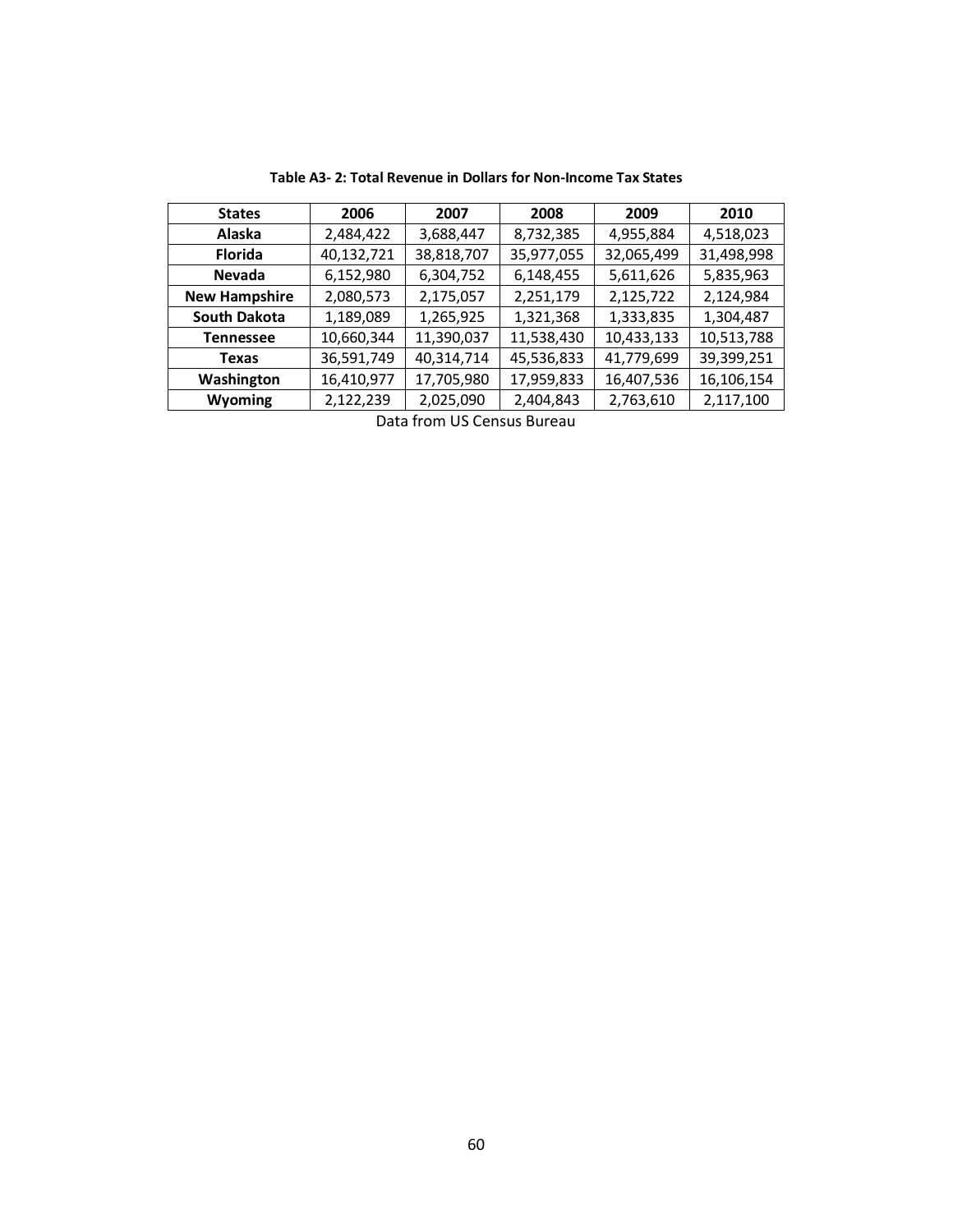**Table A3- 2: Total Revenue in Dollars for Non-Income Tax States**

| States | 2006 | 2007 | 2008 | 2009 | 2010 |
|---|---|---|---|---|---|
| **Alaska** | 2,484,422 | 3,688,447 | 8,732,385 | 4,955,884 | 4,518,023 |
| **Florida** | 40,132,721 | 38,818,707 | 35,977,055 | 32,065,499 | 31,498,998 |
| **Nevada** | 6,152,980 | 6,304,752 | 6,148,455 | 5,611,626 | 5,835,963 |
| **New Hampshire** | 2,080,573 | 2,175,057 | 2,251,179 | 2,125,722 | 2,124,984 |
| **South Dakota** | 1,189,089 | 1,265,925 | 1,321,368 | 1,333,835 | 1,304,487 |
| **Tennessee** | 10,660,344 | 11,390,037 | 11,538,430 | 10,433,133 | 10,513,788 |
| **Texas** | 36,591,749 | 40,314,714 | 45,536,833 | 41,779,699 | 39,399,251 |
| **Washington** | 16,410,977 | 17,705,980 | 17,959,833 | 16,407,536 | 16,106,154 |
| **Wyoming** | 2,122,239 | 2,025,090 | 2,404,843 | 2,763,610 | 2,117,100 |

Data from US Census Bureau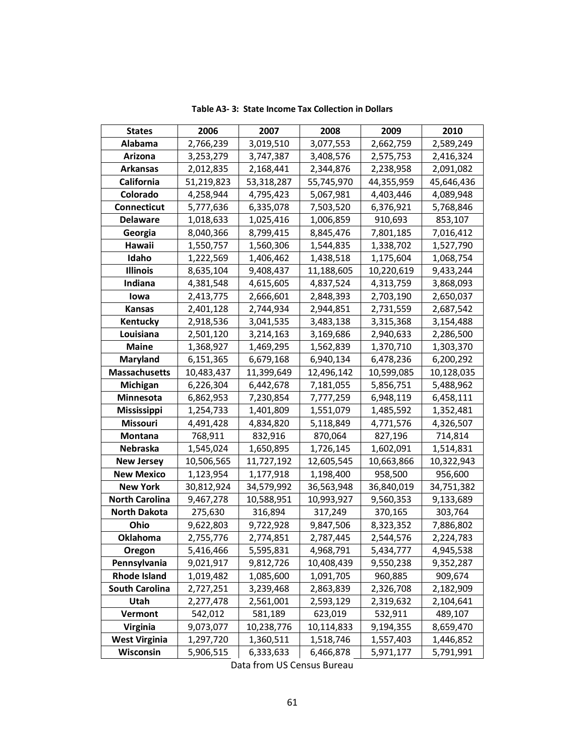**Table A3- 3: State Income Tax Collection in Dollars**

| States | 2006 | 2007 | 2008 | 2009 | 2010 |
|---|---|---|---|---|---|
| **Alabama** | 2,766,239 | 3,019,510 | 3,077,553 | 2,662,759 | 2,589,249 |
| **Arizona** | 3,253,279 | 3,747,387 | 3,408,576 | 2,575,753 | 2,416,324 |
| **Arkansas** | 2,012,835 | 2,168,441 | 2,344,876 | 2,238,958 | 2,091,082 |
| **California** | 51,219,823 | 53,318,287 | 55,745,970 | 44,355,959 | 45,646,436 |
| **Colorado** | 4,258,944 | 4,795,423 | 5,067,981 | 4,403,446 | 4,089,948 |
| **Connecticut** | 5,777,636 | 6,335,078 | 7,503,520 | 6,376,921 | 5,768,846 |
| **Delaware** | 1,018,633 | 1,025,416 | 1,006,859 | 910,693 | 853,107 |
| **Georgia** | 8,040,366 | 8,799,415 | 8,845,476 | 7,801,185 | 7,016,412 |
| **Hawaii** | 1,550,757 | 1,560,306 | 1,544,835 | 1,338,702 | 1,527,790 |
| **Idaho** | 1,222,569 | 1,406,462 | 1,438,518 | 1,175,604 | 1,068,754 |
| **Illinois** | 8,635,104 | 9,408,437 | 11,188,605 | 10,220,619 | 9,433,244 |
| **Indiana** | 4,381,548 | 4,615,605 | 4,837,524 | 4,313,759 | 3,868,093 |
| **Iowa** | 2,413,775 | 2,666,601 | 2,848,393 | 2,703,190 | 2,650,037 |
| **Kansas** | 2,401,128 | 2,744,934 | 2,944,851 | 2,731,559 | 2,687,542 |
| **Kentucky** | 2,918,536 | 3,041,535 | 3,483,138 | 3,315,368 | 3,154,488 |
| **Louisiana** | 2,501,120 | 3,214,163 | 3,169,686 | 2,940,633 | 2,286,500 |
| **Maine** | 1,368,927 | 1,469,295 | 1,562,839 | 1,370,710 | 1,303,370 |
| **Maryland** | 6,151,365 | 6,679,168 | 6,940,134 | 6,478,236 | 6,200,292 |
| **Massachusetts** | 10,483,437 | 11,399,649 | 12,496,142 | 10,599,085 | 10,128,035 |
| **Michigan** | 6,226,304 | 6,442,678 | 7,181,055 | 5,856,751 | 5,488,962 |
| **Minnesota** | 6,862,953 | 7,230,854 | 7,777,259 | 6,948,119 | 6,458,111 |
| **Mississippi** | 1,254,733 | 1,401,809 | 1,551,079 | 1,485,592 | 1,352,481 |
| **Missouri** | 4,491,428 | 4,834,820 | 5,118,849 | 4,771,576 | 4,326,507 |
| **Montana** | 768,911 | 832,916 | 870,064 | 827,196 | 714,814 |
| **Nebraska** | 1,545,024 | 1,650,895 | 1,726,145 | 1,602,091 | 1,514,831 |
| **New Jersey** | 10,506,565 | 11,727,192 | 12,605,545 | 10,663,866 | 10,322,943 |
| **New Mexico** | 1,123,954 | 1,177,918 | 1,198,400 | 958,500 | 956,600 |
| **New York** | 30,812,924 | 34,579,992 | 36,563,948 | 36,840,019 | 34,751,382 |
| **North Carolina** | 9,467,278 | 10,588,951 | 10,993,927 | 9,560,353 | 9,133,689 |
| **North Dakota** | 275,630 | 316,894 | 317,249 | 370,165 | 303,764 |
| **Ohio** | 9,622,803 | 9,722,928 | 9,847,506 | 8,323,352 | 7,886,802 |
| **Oklahoma** | 2,755,776 | 2,774,851 | 2,787,445 | 2,544,576 | 2,224,783 |
| **Oregon** | 5,416,466 | 5,595,831 | 4,968,791 | 5,434,777 | 4,945,538 |
| **Pennsylvania** | 9,021,917 | 9,812,726 | 10,408,439 | 9,550,238 | 9,352,287 |
| **Rhode Island** | 1,019,482 | 1,085,600 | 1,091,705 | 960,885 | 909,674 |
| **South Carolina** | 2,727,251 | 3,239,468 | 2,863,839 | 2,326,708 | 2,182,909 |
| **Utah** | 2,277,478 | 2,561,001 | 2,593,129 | 2,319,632 | 2,104,641 |
| **Vermont** | 542,012 | 581,189 | 623,019 | 532,911 | 489,107 |
| **Virginia** | 9,073,077 | 10,238,776 | 10,114,833 | 9,194,355 | 8,659,470 |
| **West Virginia** | 1,297,720 | 1,360,511 | 1,518,746 | 1,557,403 | 1,446,852 |
| **Wisconsin** | 5,906,515 | 6,333,633 | 6,466,878 | 5,971,177 | 5,791,991 |

Data from US Census Bureau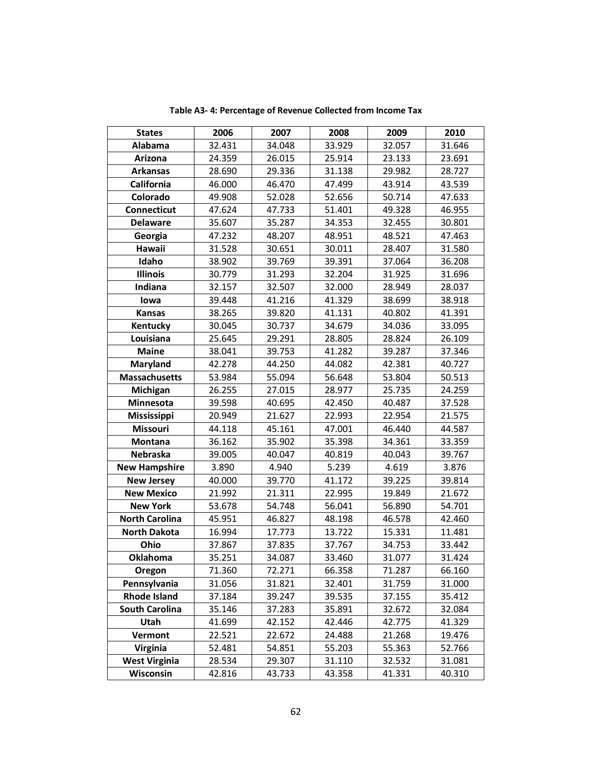**Table A3- 4: Percentage of Revenue Collected from Income Tax**

| States | 2006 | 2007 | 2008 | 2009 | 2010 |
|---|---|---|---|---|---|
| Alabama | 32.431 | 34.048 | 33.929 | 32.057 | 31.646 |
| Arizona | 24.359 | 26.015 | 25.914 | 23.133 | 23.691 |
| Arkansas | 28.690 | 29.336 | 31.138 | 29.982 | 28.727 |
| California | 46.000 | 46.470 | 47.499 | 43.914 | 43.539 |
| Colorado | 49.908 | 52.028 | 52.656 | 50.714 | 47.633 |
| Connecticut | 47.624 | 47.733 | 51.401 | 49.328 | 46.955 |
| Delaware | 35.607 | 35.287 | 34.353 | 32.455 | 30.801 |
| Georgia | 47.232 | 48.207 | 48.951 | 48.521 | 47.463 |
| Hawaii | 31.528 | 30.651 | 30.011 | 28.407 | 31.580 |
| Idaho | 38.902 | 39.769 | 39.391 | 37.064 | 36.208 |
| Illinois | 30.779 | 31.293 | 32.204 | 31.925 | 31.696 |
| Indiana | 32.157 | 32.507 | 32.000 | 28.949 | 28.037 |
| Iowa | 39.448 | 41.216 | 41.329 | 38.699 | 38.918 |
| Kansas | 38.265 | 39.820 | 41.131 | 40.802 | 41.391 |
| Kentucky | 30.045 | 30.737 | 34.679 | 34.036 | 33.095 |
| Louisiana | 25.645 | 29.291 | 28.805 | 28.824 | 26.109 |
| Maine | 38.041 | 39.753 | 41.282 | 39.287 | 37.346 |
| Maryland | 42.278 | 44.250 | 44.082 | 42.381 | 40.727 |
| Massachusetts | 53.984 | 55.094 | 56.648 | 53.804 | 50.513 |
| Michigan | 26.255 | 27.015 | 28.977 | 25.735 | 24.259 |
| Minnesota | 39.598 | 40.695 | 42.450 | 40.487 | 37.528 |
| Mississippi | 20.949 | 21.627 | 22.993 | 22.954 | 21.575 |
| Missouri | 44.118 | 45.161 | 47.001 | 46.440 | 44.587 |
| Montana | 36.162 | 35.902 | 35.398 | 34.361 | 33.359 |
| Nebraska | 39.005 | 40.047 | 40.819 | 40.043 | 39.767 |
| New Hampshire | 3.890 | 4.940 | 5.239 | 4.619 | 3.876 |
| New Jersey | 40.000 | 39.770 | 41.172 | 39.225 | 39.814 |
| New Mexico | 21.992 | 21.311 | 22.995 | 19.849 | 21.672 |
| New York | 53.678 | 54.748 | 56.041 | 56.890 | 54.701 |
| North Carolina | 45.951 | 46.827 | 48.198 | 46.578 | 42.460 |
| North Dakota | 16.994 | 17.773 | 13.722 | 15.331 | 11.481 |
| Ohio | 37.867 | 37.835 | 37.767 | 34.753 | 33.442 |
| Oklahoma | 35.251 | 34.087 | 33.460 | 31.077 | 31.424 |
| Oregon | 71.360 | 72.271 | 66.358 | 71.287 | 66.160 |
| Pennsylvania | 31.056 | 31.821 | 32.401 | 31.759 | 31.000 |
| Rhode Island | 37.184 | 39.247 | 39.535 | 37.155 | 35.412 |
| South Carolina | 35.146 | 37.283 | 35.891 | 32.672 | 32.084 |
| Utah | 41.699 | 42.152 | 42.446 | 42.775 | 41.329 |
| Vermont | 22.521 | 22.672 | 24.488 | 21.268 | 19.476 |
| Virginia | 52.481 | 54.851 | 55.203 | 55.363 | 52.766 |
| West Virginia | 28.534 | 29.307 | 31.110 | 32.532 | 31.081 |
| Wisconsin | 42.816 | 43.733 | 43.358 | 41.331 | 40.310 |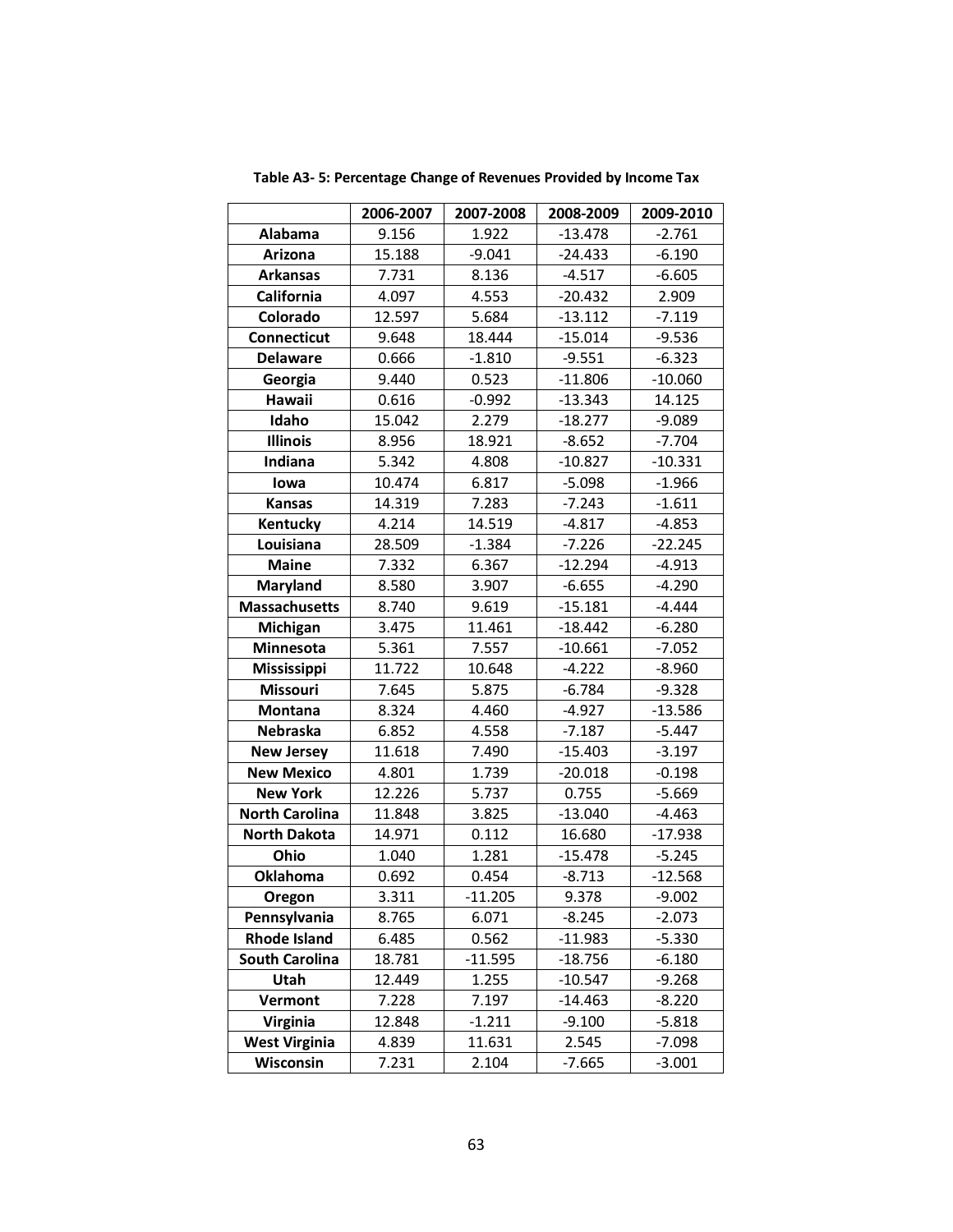**Table A3- 5: Percentage Change of Revenues Provided by Income Tax**

| | 2006-2007 | 2007-2008 | 2008-2009 | 2009-2010 |
|---|---|---|---|---|
| **Alabama** | 9.156 | 1.922 | -13.478 | -2.761 |
| **Arizona** | 15.188 | -9.041 | -24.433 | -6.190 |
| **Arkansas** | 7.731 | 8.136 | -4.517 | -6.605 |
| **California** | 4.097 | 4.553 | -20.432 | 2.909 |
| **Colorado** | 12.597 | 5.684 | -13.112 | -7.119 |
| **Connecticut** | 9.648 | 18.444 | -15.014 | -9.536 |
| **Delaware** | 0.666 | -1.810 | -9.551 | -6.323 |
| **Georgia** | 9.440 | 0.523 | -11.806 | -10.060 |
| **Hawaii** | 0.616 | -0.992 | -13.343 | 14.125 |
| **Idaho** | 15.042 | 2.279 | -18.277 | -9.089 |
| **Illinois** | 8.956 | 18.921 | -8.652 | -7.704 |
| **Indiana** | 5.342 | 4.808 | -10.827 | -10.331 |
| **Iowa** | 10.474 | 6.817 | -5.098 | -1.966 |
| **Kansas** | 14.319 | 7.283 | -7.243 | -1.611 |
| **Kentucky** | 4.214 | 14.519 | -4.817 | -4.853 |
| **Louisiana** | 28.509 | -1.384 | -7.226 | -22.245 |
| **Maine** | 7.332 | 6.367 | -12.294 | -4.913 |
| **Maryland** | 8.580 | 3.907 | -6.655 | -4.290 |
| **Massachusetts** | 8.740 | 9.619 | -15.181 | -4.444 |
| **Michigan** | 3.475 | 11.461 | -18.442 | -6.280 |
| **Minnesota** | 5.361 | 7.557 | -10.661 | -7.052 |
| **Mississippi** | 11.722 | 10.648 | -4.222 | -8.960 |
| **Missouri** | 7.645 | 5.875 | -6.784 | -9.328 |
| **Montana** | 8.324 | 4.460 | -4.927 | -13.586 |
| **Nebraska** | 6.852 | 4.558 | -7.187 | -5.447 |
| **New Jersey** | 11.618 | 7.490 | -15.403 | -3.197 |
| **New Mexico** | 4.801 | 1.739 | -20.018 | -0.198 |
| **New York** | 12.226 | 5.737 | 0.755 | -5.669 |
| **North Carolina** | 11.848 | 3.825 | -13.040 | -4.463 |
| **North Dakota** | 14.971 | 0.112 | 16.680 | -17.938 |
| **Ohio** | 1.040 | 1.281 | -15.478 | -5.245 |
| **Oklahoma** | 0.692 | 0.454 | -8.713 | -12.568 |
| **Oregon** | 3.311 | -11.205 | 9.378 | -9.002 |
| **Pennsylvania** | 8.765 | 6.071 | -8.245 | -2.073 |
| **Rhode Island** | 6.485 | 0.562 | -11.983 | -5.330 |
| **South Carolina** | 18.781 | -11.595 | -18.756 | -6.180 |
| **Utah** | 12.449 | 1.255 | -10.547 | -9.268 |
| **Vermont** | 7.228 | 7.197 | -14.463 | -8.220 |
| **Virginia** | 12.848 | -1.211 | -9.100 | -5.818 |
| **West Virginia** | 4.839 | 11.631 | 2.545 | -7.098 |
| **Wisconsin** | 7.231 | 2.104 | -7.665 | -3.001 |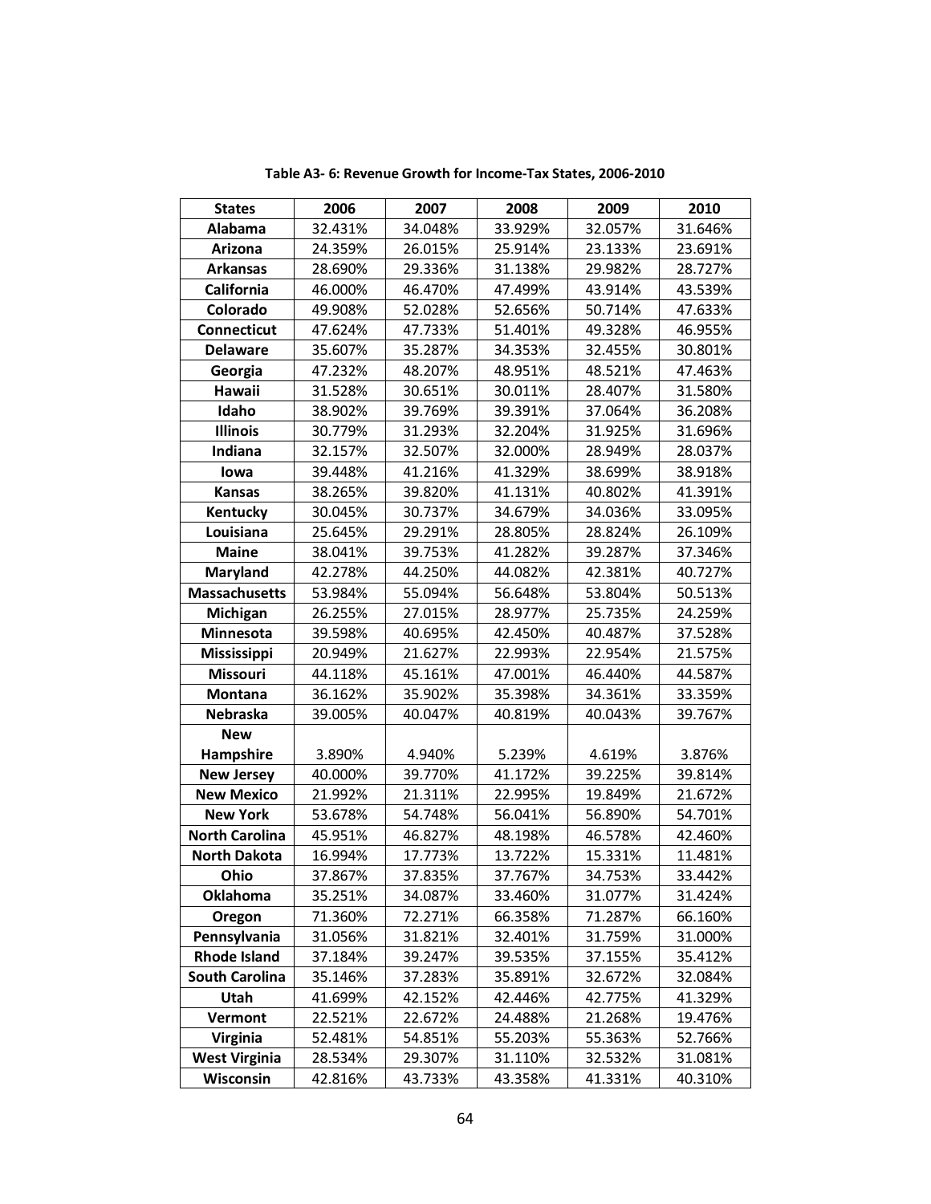**Table A3- 6: Revenue Growth for Income-Tax States, 2006-2010**

| States | 2006 | 2007 | 2008 | 2009 | 2010 |
|---|---|---|---|---|---|
| Alabama | 32.431% | 34.048% | 33.929% | 32.057% | 31.646% |
| Arizona | 24.359% | 26.015% | 25.914% | 23.133% | 23.691% |
| Arkansas | 28.690% | 29.336% | 31.138% | 29.982% | 28.727% |
| California | 46.000% | 46.470% | 47.499% | 43.914% | 43.539% |
| Colorado | 49.908% | 52.028% | 52.656% | 50.714% | 47.633% |
| Connecticut | 47.624% | 47.733% | 51.401% | 49.328% | 46.955% |
| Delaware | 35.607% | 35.287% | 34.353% | 32.455% | 30.801% |
| Georgia | 47.232% | 48.207% | 48.951% | 48.521% | 47.463% |
| Hawaii | 31.528% | 30.651% | 30.011% | 28.407% | 31.580% |
| Idaho | 38.902% | 39.769% | 39.391% | 37.064% | 36.208% |
| Illinois | 30.779% | 31.293% | 32.204% | 31.925% | 31.696% |
| Indiana | 32.157% | 32.507% | 32.000% | 28.949% | 28.037% |
| Iowa | 39.448% | 41.216% | 41.329% | 38.699% | 38.918% |
| Kansas | 38.265% | 39.820% | 41.131% | 40.802% | 41.391% |
| Kentucky | 30.045% | 30.737% | 34.679% | 34.036% | 33.095% |
| Louisiana | 25.645% | 29.291% | 28.805% | 28.824% | 26.109% |
| Maine | 38.041% | 39.753% | 41.282% | 39.287% | 37.346% |
| Maryland | 42.278% | 44.250% | 44.082% | 42.381% | 40.727% |
| Massachusetts | 53.984% | 55.094% | 56.648% | 53.804% | 50.513% |
| Michigan | 26.255% | 27.015% | 28.977% | 25.735% | 24.259% |
| Minnesota | 39.598% | 40.695% | 42.450% | 40.487% | 37.528% |
| Mississippi | 20.949% | 21.627% | 22.993% | 22.954% | 21.575% |
| Missouri | 44.118% | 45.161% | 47.001% | 46.440% | 44.587% |
| Montana | 36.162% | 35.902% | 35.398% | 34.361% | 33.359% |
| Nebraska | 39.005% | 40.047% | 40.819% | 40.043% | 39.767% |
| New Hampshire | 3.890% | 4.940% | 5.239% | 4.619% | 3.876% |
| New Jersey | 40.000% | 39.770% | 41.172% | 39.225% | 39.814% |
| New Mexico | 21.992% | 21.311% | 22.995% | 19.849% | 21.672% |
| New York | 53.678% | 54.748% | 56.041% | 56.890% | 54.701% |
| North Carolina | 45.951% | 46.827% | 48.198% | 46.578% | 42.460% |
| North Dakota | 16.994% | 17.773% | 13.722% | 15.331% | 11.481% |
| Ohio | 37.867% | 37.835% | 37.767% | 34.753% | 33.442% |
| Oklahoma | 35.251% | 34.087% | 33.460% | 31.077% | 31.424% |
| Oregon | 71.360% | 72.271% | 66.358% | 71.287% | 66.160% |
| Pennsylvania | 31.056% | 31.821% | 32.401% | 31.759% | 31.000% |
| Rhode Island | 37.184% | 39.247% | 39.535% | 37.155% | 35.412% |
| South Carolina | 35.146% | 37.283% | 35.891% | 32.672% | 32.084% |
| Utah | 41.699% | 42.152% | 42.446% | 42.775% | 41.329% |
| Vermont | 22.521% | 22.672% | 24.488% | 21.268% | 19.476% |
| Virginia | 52.481% | 54.851% | 55.203% | 55.363% | 52.766% |
| West Virginia | 28.534% | 29.307% | 31.110% | 32.532% | 31.081% |
| Wisconsin | 42.816% | 43.733% | 43.358% | 41.331% | 40.310% |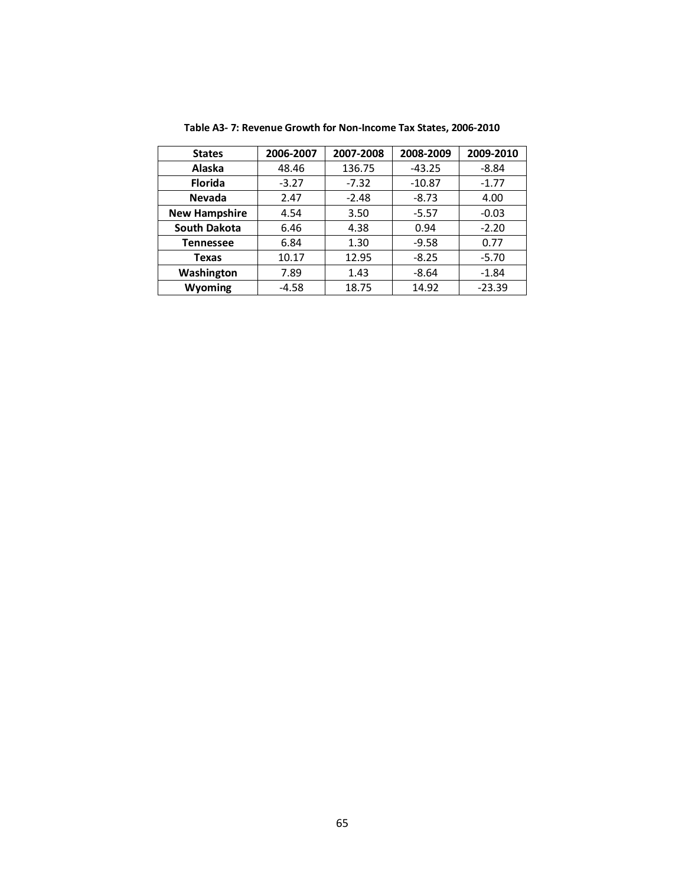**Table A3- 7: Revenue Growth for Non-Income Tax States, 2006-2010**

| States | 2006-2007 | 2007-2008 | 2008-2009 | 2009-2010 |
|---|---|---|---|---|
| Alaska | 48.46 | 136.75 | -43.25 | -8.84 |
| Florida | -3.27 | -7.32 | -10.87 | -1.77 |
| Nevada | 2.47 | -2.48 | -8.73 | 4.00 |
| New Hampshire | 4.54 | 3.50 | -5.57 | -0.03 |
| South Dakota | 6.46 | 4.38 | 0.94 | -2.20 |
| Tennessee | 6.84 | 1.30 | -9.58 | 0.77 |
| Texas | 10.17 | 12.95 | -8.25 | -5.70 |
| Washington | 7.89 | 1.43 | -8.64 | -1.84 |
| Wyoming | -4.58 | 18.75 | 14.92 | -23.39 |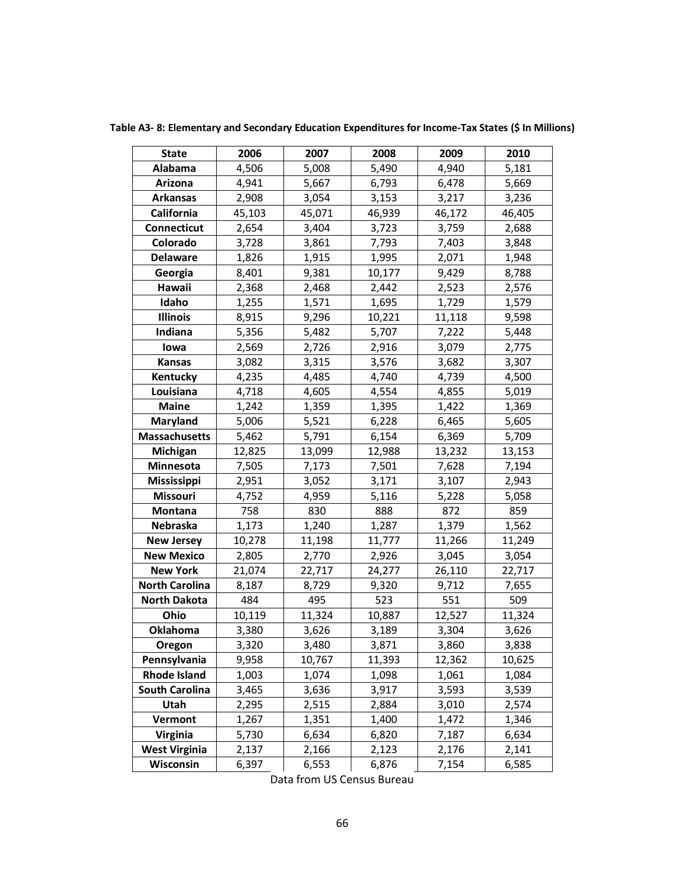**Table A3- 8: Elementary and Secondary Education Expenditures for Income-Tax States ($ In Millions)**

| State | 2006 | 2007 | 2008 | 2009 | 2010 |
|---|---|---|---|---|---|
| Alabama | 4,506 | 5,008 | 5,490 | 4,940 | 5,181 |
| Arizona | 4,941 | 5,667 | 6,793 | 6,478 | 5,669 |
| Arkansas | 2,908 | 3,054 | 3,153 | 3,217 | 3,236 |
| California | 45,103 | 45,071 | 46,939 | 46,172 | 46,405 |
| Connecticut | 2,654 | 3,404 | 3,723 | 3,759 | 2,688 |
| Colorado | 3,728 | 3,861 | 7,793 | 7,403 | 3,848 |
| Delaware | 1,826 | 1,915 | 1,995 | 2,071 | 1,948 |
| Georgia | 8,401 | 9,381 | 10,177 | 9,429 | 8,788 |
| Hawaii | 2,368 | 2,468 | 2,442 | 2,523 | 2,576 |
| Idaho | 1,255 | 1,571 | 1,695 | 1,729 | 1,579 |
| Illinois | 8,915 | 9,296 | 10,221 | 11,118 | 9,598 |
| Indiana | 5,356 | 5,482 | 5,707 | 7,222 | 5,448 |
| Iowa | 2,569 | 2,726 | 2,916 | 3,079 | 2,775 |
| Kansas | 3,082 | 3,315 | 3,576 | 3,682 | 3,307 |
| Kentucky | 4,235 | 4,485 | 4,740 | 4,739 | 4,500 |
| Louisiana | 4,718 | 4,605 | 4,554 | 4,855 | 5,019 |
| Maine | 1,242 | 1,359 | 1,395 | 1,422 | 1,369 |
| Maryland | 5,006 | 5,521 | 6,228 | 6,465 | 5,605 |
| Massachusetts | 5,462 | 5,791 | 6,154 | 6,369 | 5,709 |
| Michigan | 12,825 | 13,099 | 12,988 | 13,232 | 13,153 |
| Minnesota | 7,505 | 7,173 | 7,501 | 7,628 | 7,194 |
| Mississippi | 2,951 | 3,052 | 3,171 | 3,107 | 2,943 |
| Missouri | 4,752 | 4,959 | 5,116 | 5,228 | 5,058 |
| Montana | 758 | 830 | 888 | 872 | 859 |
| Nebraska | 1,173 | 1,240 | 1,287 | 1,379 | 1,562 |
| New Jersey | 10,278 | 11,198 | 11,777 | 11,266 | 11,249 |
| New Mexico | 2,805 | 2,770 | 2,926 | 3,045 | 3,054 |
| New York | 21,074 | 22,717 | 24,277 | 26,110 | 22,717 |
| North Carolina | 8,187 | 8,729 | 9,320 | 9,712 | 7,655 |
| North Dakota | 484 | 495 | 523 | 551 | 509 |
| Ohio | 10,119 | 11,324 | 10,887 | 12,527 | 11,324 |
| Oklahoma | 3,380 | 3,626 | 3,189 | 3,304 | 3,626 |
| Oregon | 3,320 | 3,480 | 3,871 | 3,860 | 3,838 |
| Pennsylvania | 9,958 | 10,767 | 11,393 | 12,362 | 10,625 |
| Rhode Island | 1,003 | 1,074 | 1,098 | 1,061 | 1,084 |
| South Carolina | 3,465 | 3,636 | 3,917 | 3,593 | 3,539 |
| Utah | 2,295 | 2,515 | 2,884 | 3,010 | 2,574 |
| Vermont | 1,267 | 1,351 | 1,400 | 1,472 | 1,346 |
| Virginia | 5,730 | 6,634 | 6,820 | 7,187 | 6,634 |
| West Virginia | 2,137 | 2,166 | 2,123 | 2,176 | 2,141 |
| Wisconsin | 6,397 | 6,553 | 6,876 | 7,154 | 6,585 |

Data from US Census Bureau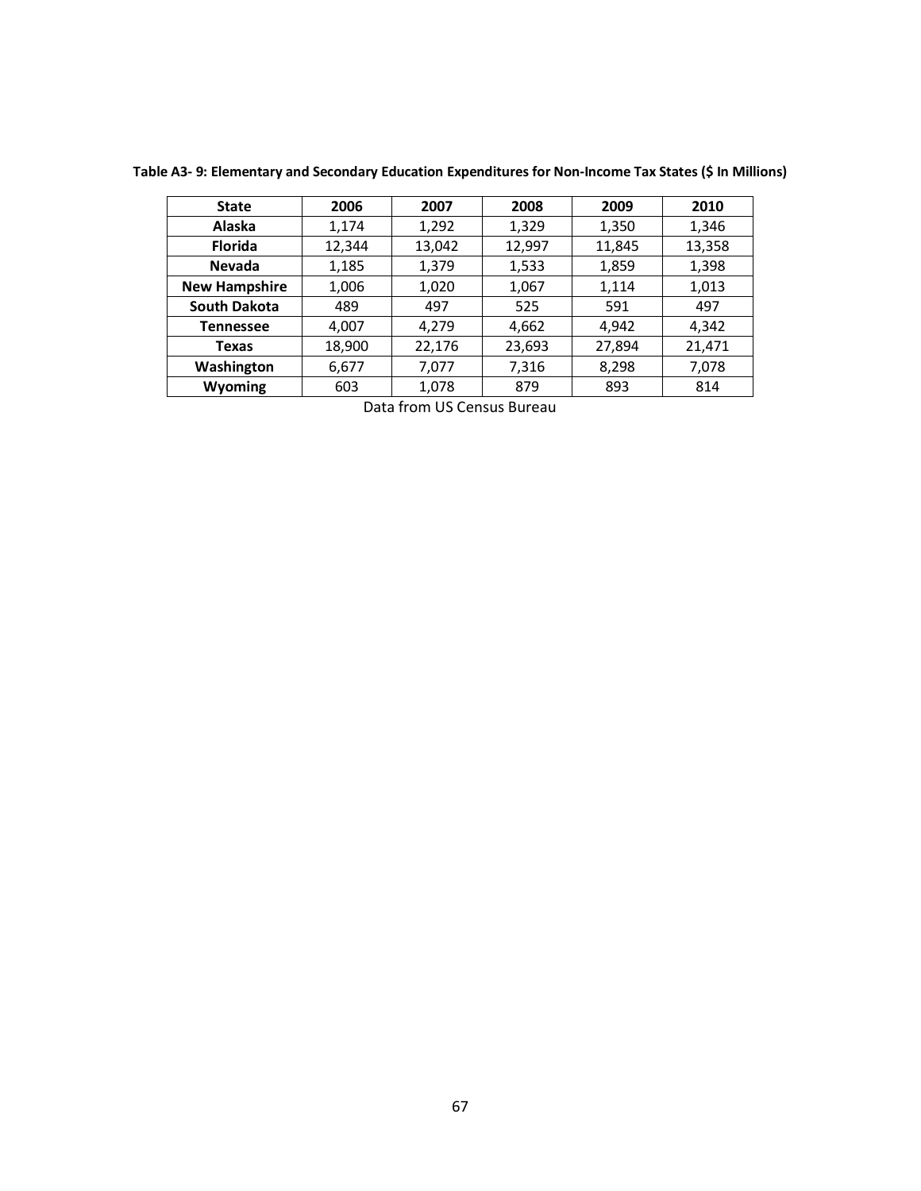**Table A3- 9: Elementary and Secondary Education Expenditures for Non-Income Tax States ($ In Millions)**

| State | 2006 | 2007 | 2008 | 2009 | 2010 |
|---|---|---|---|---|---|
| **Alaska** | 1,174 | 1,292 | 1,329 | 1,350 | 1,346 |
| **Florida** | 12,344 | 13,042 | 12,997 | 11,845 | 13,358 |
| **Nevada** | 1,185 | 1,379 | 1,533 | 1,859 | 1,398 |
| **New Hampshire** | 1,006 | 1,020 | 1,067 | 1,114 | 1,013 |
| **South Dakota** | 489 | 497 | 525 | 591 | 497 |
| **Tennessee** | 4,007 | 4,279 | 4,662 | 4,942 | 4,342 |
| **Texas** | 18,900 | 22,176 | 23,693 | 27,894 | 21,471 |
| **Washington** | 6,677 | 7,077 | 7,316 | 8,298 | 7,078 |
| **Wyoming** | 603 | 1,078 | 879 | 893 | 814 |

Data from US Census Bureau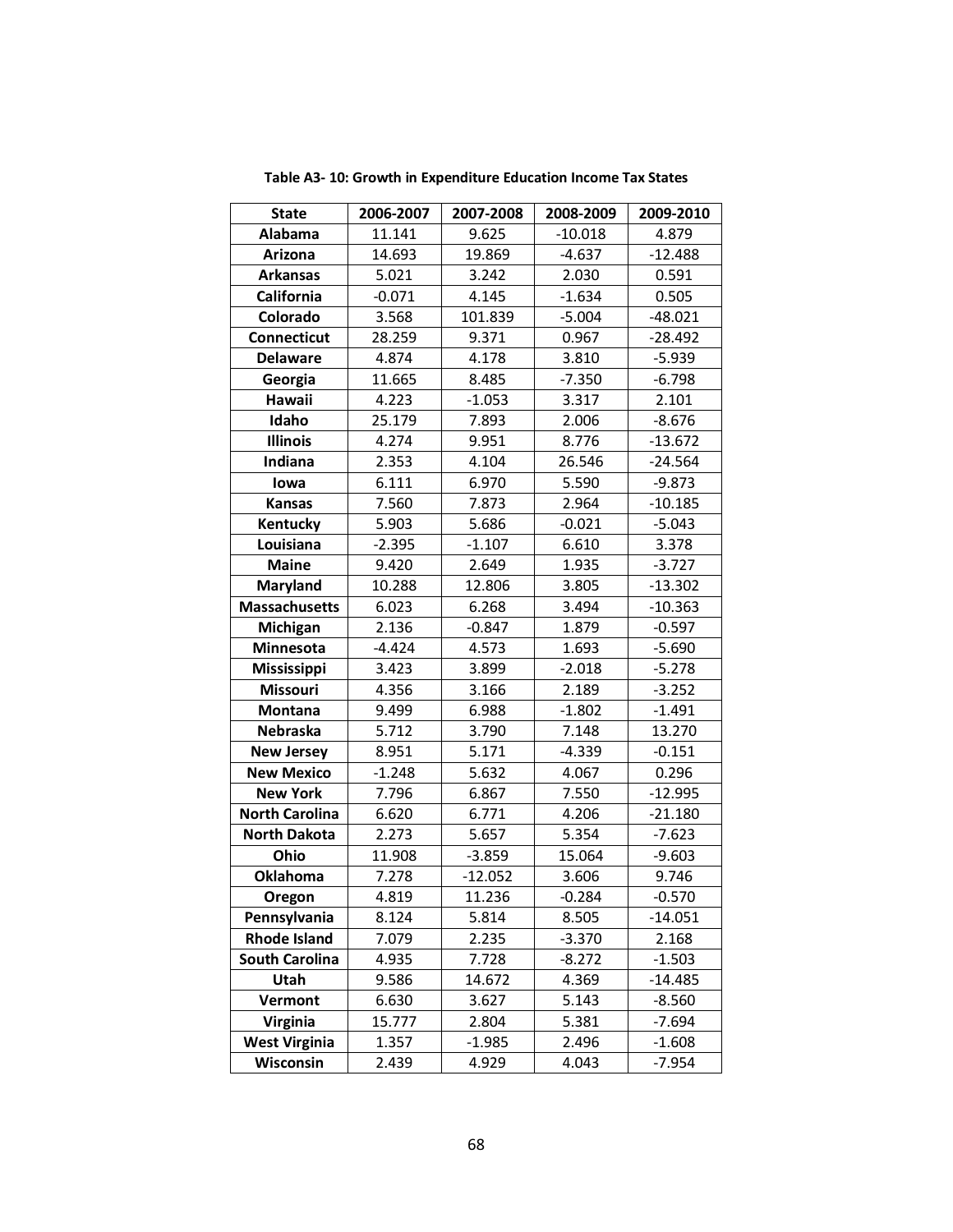**Table A3- 10: Growth in Expenditure Education Income Tax States**

| State | 2006-2007 | 2007-2008 | 2008-2009 | 2009-2010 |
|---|---|---|---|---|
| Alabama | 11.141 | 9.625 | -10.018 | 4.879 |
| Arizona | 14.693 | 19.869 | -4.637 | -12.488 |
| Arkansas | 5.021 | 3.242 | 2.030 | 0.591 |
| California | -0.071 | 4.145 | -1.634 | 0.505 |
| Colorado | 3.568 | 101.839 | -5.004 | -48.021 |
| Connecticut | 28.259 | 9.371 | 0.967 | -28.492 |
| Delaware | 4.874 | 4.178 | 3.810 | -5.939 |
| Georgia | 11.665 | 8.485 | -7.350 | -6.798 |
| Hawaii | 4.223 | -1.053 | 3.317 | 2.101 |
| Idaho | 25.179 | 7.893 | 2.006 | -8.676 |
| Illinois | 4.274 | 9.951 | 8.776 | -13.672 |
| Indiana | 2.353 | 4.104 | 26.546 | -24.564 |
| Iowa | 6.111 | 6.970 | 5.590 | -9.873 |
| Kansas | 7.560 | 7.873 | 2.964 | -10.185 |
| Kentucky | 5.903 | 5.686 | -0.021 | -5.043 |
| Louisiana | -2.395 | -1.107 | 6.610 | 3.378 |
| Maine | 9.420 | 2.649 | 1.935 | -3.727 |
| Maryland | 10.288 | 12.806 | 3.805 | -13.302 |
| Massachusetts | 6.023 | 6.268 | 3.494 | -10.363 |
| Michigan | 2.136 | -0.847 | 1.879 | -0.597 |
| Minnesota | -4.424 | 4.573 | 1.693 | -5.690 |
| Mississippi | 3.423 | 3.899 | -2.018 | -5.278 |
| Missouri | 4.356 | 3.166 | 2.189 | -3.252 |
| Montana | 9.499 | 6.988 | -1.802 | -1.491 |
| Nebraska | 5.712 | 3.790 | 7.148 | 13.270 |
| New Jersey | 8.951 | 5.171 | -4.339 | -0.151 |
| New Mexico | -1.248 | 5.632 | 4.067 | 0.296 |
| New York | 7.796 | 6.867 | 7.550 | -12.995 |
| North Carolina | 6.620 | 6.771 | 4.206 | -21.180 |
| North Dakota | 2.273 | 5.657 | 5.354 | -7.623 |
| Ohio | 11.908 | -3.859 | 15.064 | -9.603 |
| Oklahoma | 7.278 | -12.052 | 3.606 | 9.746 |
| Oregon | 4.819 | 11.236 | -0.284 | -0.570 |
| Pennsylvania | 8.124 | 5.814 | 8.505 | -14.051 |
| Rhode Island | 7.079 | 2.235 | -3.370 | 2.168 |
| South Carolina | 4.935 | 7.728 | -8.272 | -1.503 |
| Utah | 9.586 | 14.672 | 4.369 | -14.485 |
| Vermont | 6.630 | 3.627 | 5.143 | -8.560 |
| Virginia | 15.777 | 2.804 | 5.381 | -7.694 |
| West Virginia | 1.357 | -1.985 | 2.496 | -1.608 |
| Wisconsin | 2.439 | 4.929 | 4.043 | -7.954 |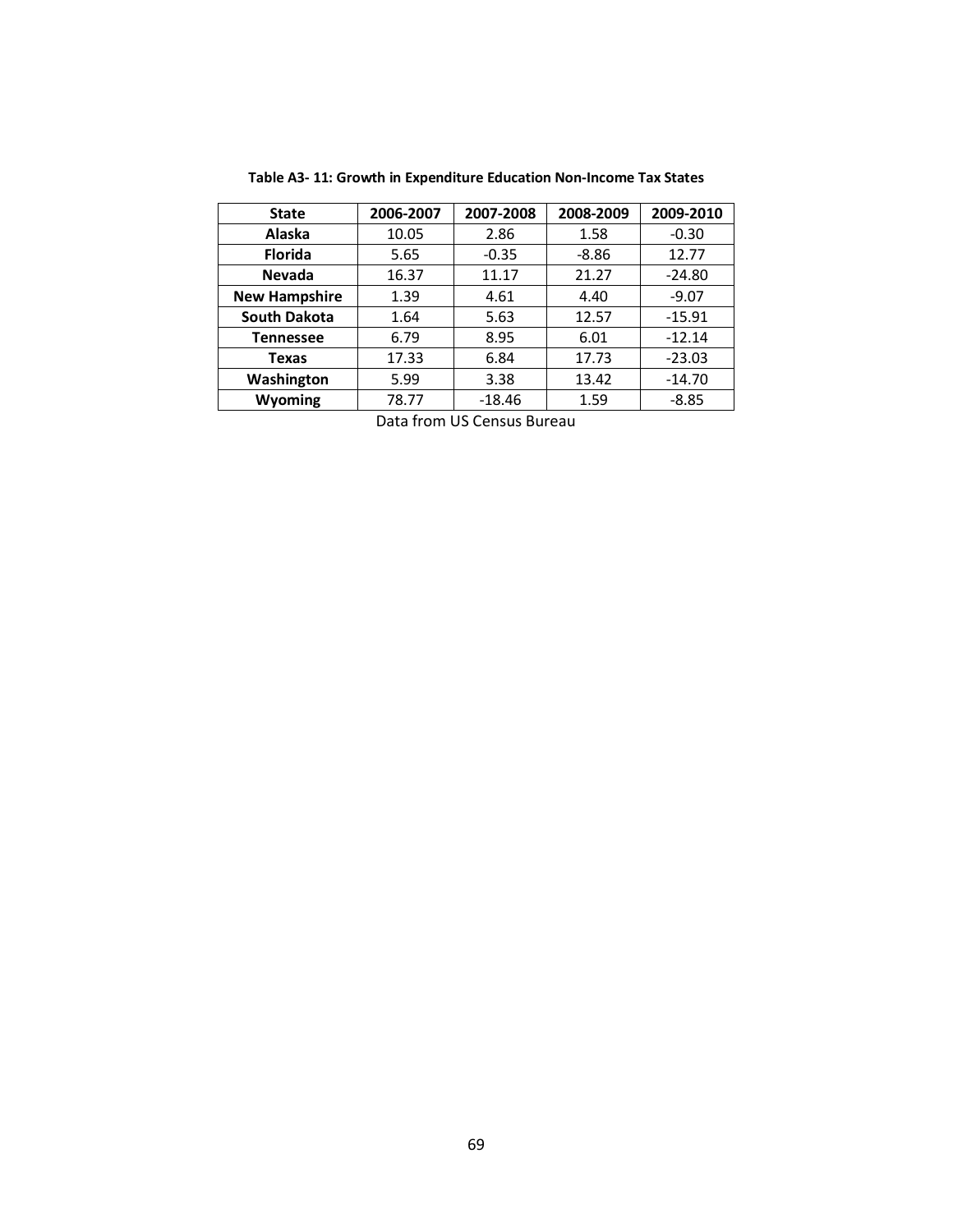**Table A3- 11: Growth in Expenditure Education Non-Income Tax States**

| State | 2006-2007 | 2007-2008 | 2008-2009 | 2009-2010 |
|---|---|---|---|---|
| **Alaska** | 10.05 | 2.86 | 1.58 | -0.30 |
| **Florida** | 5.65 | -0.35 | -8.86 | 12.77 |
| **Nevada** | 16.37 | 11.17 | 21.27 | -24.80 |
| **New Hampshire** | 1.39 | 4.61 | 4.40 | -9.07 |
| **South Dakota** | 1.64 | 5.63 | 12.57 | -15.91 |
| **Tennessee** | 6.79 | 8.95 | 6.01 | -12.14 |
| **Texas** | 17.33 | 6.84 | 17.73 | -23.03 |
| **Washington** | 5.99 | 3.38 | 13.42 | -14.70 |
| **Wyoming** | 78.77 | -18.46 | 1.59 | -8.85 |

Data from US Census Bureau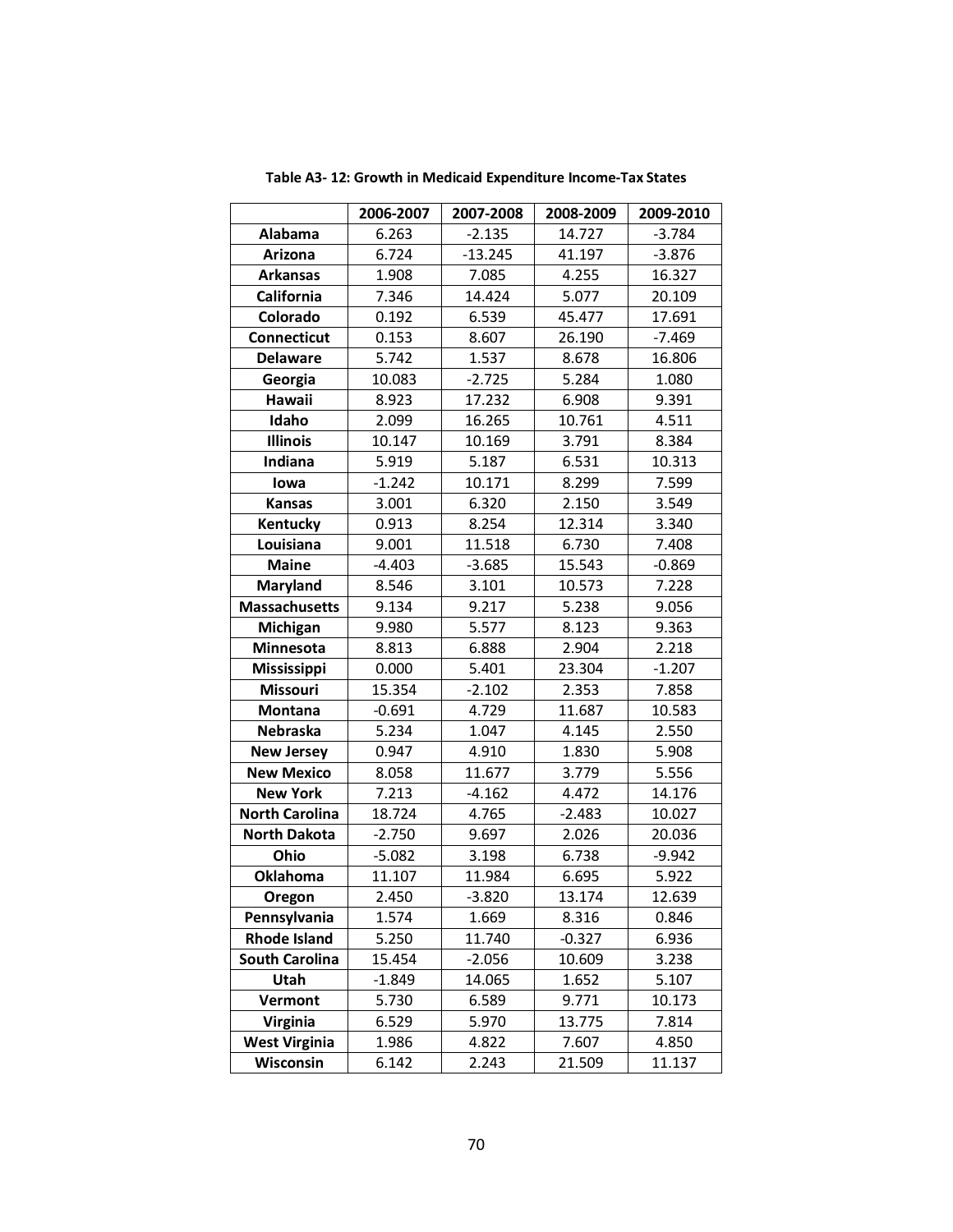**Table A3- 12: Growth in Medicaid Expenditure Income-Tax States**

| | 2006-2007 | 2007-2008 | 2008-2009 | 2009-2010 |
|---|---|---|---|---|
| **Alabama** | 6.263 | -2.135 | 14.727 | -3.784 |
| **Arizona** | 6.724 | -13.245 | 41.197 | -3.876 |
| **Arkansas** | 1.908 | 7.085 | 4.255 | 16.327 |
| **California** | 7.346 | 14.424 | 5.077 | 20.109 |
| **Colorado** | 0.192 | 6.539 | 45.477 | 17.691 |
| **Connecticut** | 0.153 | 8.607 | 26.190 | -7.469 |
| **Delaware** | 5.742 | 1.537 | 8.678 | 16.806 |
| **Georgia** | 10.083 | -2.725 | 5.284 | 1.080 |
| **Hawaii** | 8.923 | 17.232 | 6.908 | 9.391 |
| **Idaho** | 2.099 | 16.265 | 10.761 | 4.511 |
| **Illinois** | 10.147 | 10.169 | 3.791 | 8.384 |
| **Indiana** | 5.919 | 5.187 | 6.531 | 10.313 |
| **Iowa** | -1.242 | 10.171 | 8.299 | 7.599 |
| **Kansas** | 3.001 | 6.320 | 2.150 | 3.549 |
| **Kentucky** | 0.913 | 8.254 | 12.314 | 3.340 |
| **Louisiana** | 9.001 | 11.518 | 6.730 | 7.408 |
| **Maine** | -4.403 | -3.685 | 15.543 | -0.869 |
| **Maryland** | 8.546 | 3.101 | 10.573 | 7.228 |
| **Massachusetts** | 9.134 | 9.217 | 5.238 | 9.056 |
| **Michigan** | 9.980 | 5.577 | 8.123 | 9.363 |
| **Minnesota** | 8.813 | 6.888 | 2.904 | 2.218 |
| **Mississippi** | 0.000 | 5.401 | 23.304 | -1.207 |
| **Missouri** | 15.354 | -2.102 | 2.353 | 7.858 |
| **Montana** | -0.691 | 4.729 | 11.687 | 10.583 |
| **Nebraska** | 5.234 | 1.047 | 4.145 | 2.550 |
| **New Jersey** | 0.947 | 4.910 | 1.830 | 5.908 |
| **New Mexico** | 8.058 | 11.677 | 3.779 | 5.556 |
| **New York** | 7.213 | -4.162 | 4.472 | 14.176 |
| **North Carolina** | 18.724 | 4.765 | -2.483 | 10.027 |
| **North Dakota** | -2.750 | 9.697 | 2.026 | 20.036 |
| **Ohio** | -5.082 | 3.198 | 6.738 | -9.942 |
| **Oklahoma** | 11.107 | 11.984 | 6.695 | 5.922 |
| **Oregon** | 2.450 | -3.820 | 13.174 | 12.639 |
| **Pennsylvania** | 1.574 | 1.669 | 8.316 | 0.846 |
| **Rhode Island** | 5.250 | 11.740 | -0.327 | 6.936 |
| **South Carolina** | 15.454 | -2.056 | 10.609 | 3.238 |
| **Utah** | -1.849 | 14.065 | 1.652 | 5.107 |
| **Vermont** | 5.730 | 6.589 | 9.771 | 10.173 |
| **Virginia** | 6.529 | 5.970 | 13.775 | 7.814 |
| **West Virginia** | 1.986 | 4.822 | 7.607 | 4.850 |
| **Wisconsin** | 6.142 | 2.243 | 21.509 | 11.137 |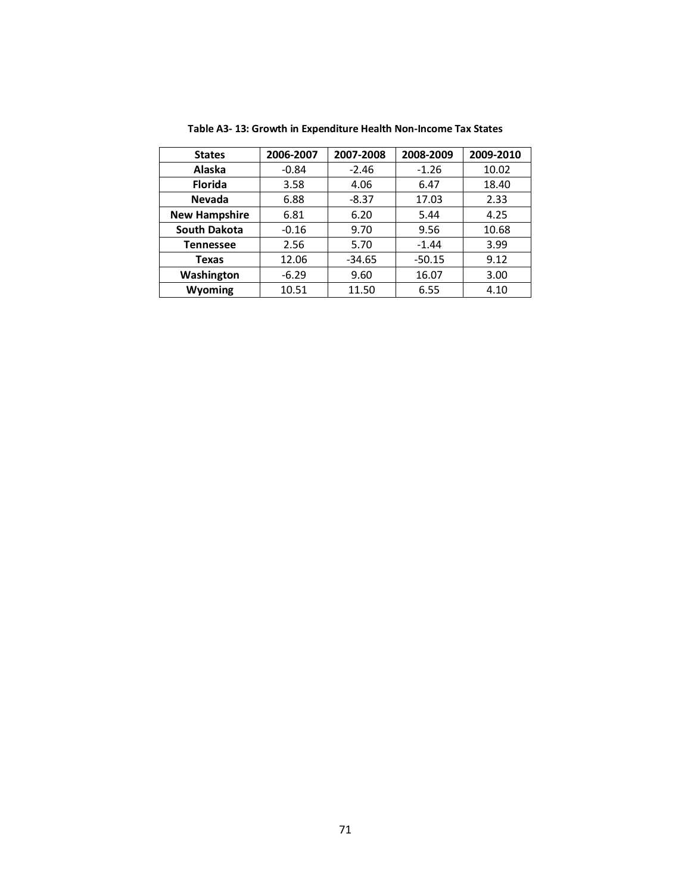**Table A3- 13: Growth in Expenditure Health Non-Income Tax States**

| States | 2006-2007 | 2007-2008 | 2008-2009 | 2009-2010 |
|---|---|---|---|---|
| **Alaska** | -0.84 | -2.46 | -1.26 | 10.02 |
| **Florida** | 3.58 | 4.06 | 6.47 | 18.40 |
| **Nevada** | 6.88 | -8.37 | 17.03 | 2.33 |
| **New Hampshire** | 6.81 | 6.20 | 5.44 | 4.25 |
| **South Dakota** | -0.16 | 9.70 | 9.56 | 10.68 |
| **Tennessee** | 2.56 | 5.70 | -1.44 | 3.99 |
| **Texas** | 12.06 | -34.65 | -50.15 | 9.12 |
| **Washington** | -6.29 | 9.60 | 16.07 | 3.00 |
| **Wyoming** | 10.51 | 11.50 | 6.55 | 4.10 |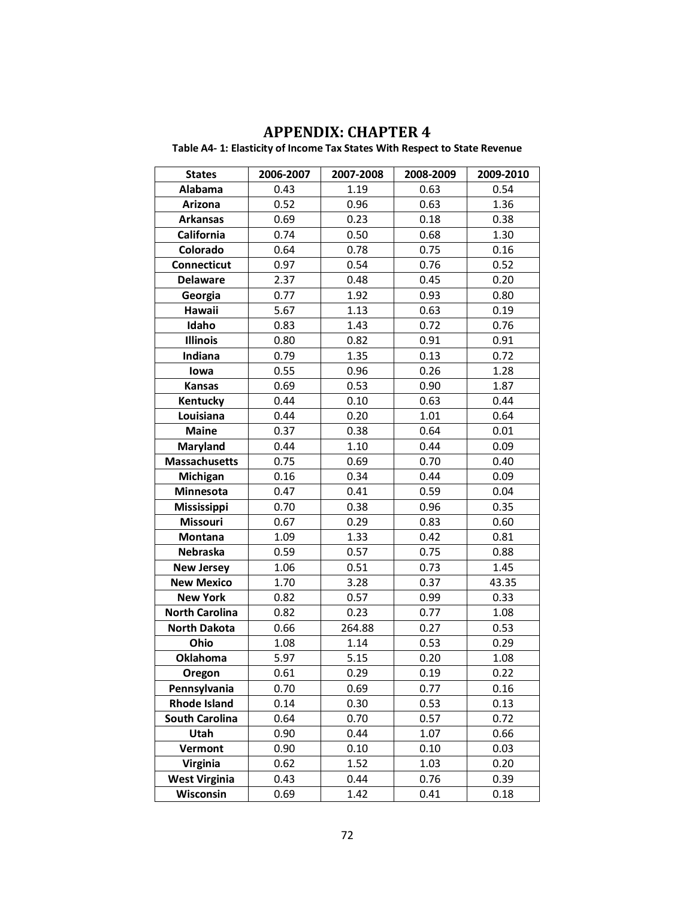# APPENDIX: CHAPTER 4

**Table A4- 1: Elasticity of Income Tax States With Respect to State Revenue**

| States | 2006-2007 | 2007-2008 | 2008-2009 | 2009-2010 |
|---|---|---|---|---|
| Alabama | 0.43 | 1.19 | 0.63 | 0.54 |
| Arizona | 0.52 | 0.96 | 0.63 | 1.36 |
| Arkansas | 0.69 | 0.23 | 0.18 | 0.38 |
| California | 0.74 | 0.50 | 0.68 | 1.30 |
| Colorado | 0.64 | 0.78 | 0.75 | 0.16 |
| Connecticut | 0.97 | 0.54 | 0.76 | 0.52 |
| Delaware | 2.37 | 0.48 | 0.45 | 0.20 |
| Georgia | 0.77 | 1.92 | 0.93 | 0.80 |
| Hawaii | 5.67 | 1.13 | 0.63 | 0.19 |
| Idaho | 0.83 | 1.43 | 0.72 | 0.76 |
| Illinois | 0.80 | 0.82 | 0.91 | 0.91 |
| Indiana | 0.79 | 1.35 | 0.13 | 0.72 |
| Iowa | 0.55 | 0.96 | 0.26 | 1.28 |
| Kansas | 0.69 | 0.53 | 0.90 | 1.87 |
| Kentucky | 0.44 | 0.10 | 0.63 | 0.44 |
| Louisiana | 0.44 | 0.20 | 1.01 | 0.64 |
| Maine | 0.37 | 0.38 | 0.64 | 0.01 |
| Maryland | 0.44 | 1.10 | 0.44 | 0.09 |
| Massachusetts | 0.75 | 0.69 | 0.70 | 0.40 |
| Michigan | 0.16 | 0.34 | 0.44 | 0.09 |
| Minnesota | 0.47 | 0.41 | 0.59 | 0.04 |
| Mississippi | 0.70 | 0.38 | 0.96 | 0.35 |
| Missouri | 0.67 | 0.29 | 0.83 | 0.60 |
| Montana | 1.09 | 1.33 | 0.42 | 0.81 |
| Nebraska | 0.59 | 0.57 | 0.75 | 0.88 |
| New Jersey | 1.06 | 0.51 | 0.73 | 1.45 |
| New Mexico | 1.70 | 3.28 | 0.37 | 43.35 |
| New York | 0.82 | 0.57 | 0.99 | 0.33 |
| North Carolina | 0.82 | 0.23 | 0.77 | 1.08 |
| North Dakota | 0.66 | 264.88 | 0.27 | 0.53 |
| Ohio | 1.08 | 1.14 | 0.53 | 0.29 |
| Oklahoma | 5.97 | 5.15 | 0.20 | 1.08 |
| Oregon | 0.61 | 0.29 | 0.19 | 0.22 |
| Pennsylvania | 0.70 | 0.69 | 0.77 | 0.16 |
| Rhode Island | 0.14 | 0.30 | 0.53 | 0.13 |
| South Carolina | 0.64 | 0.70 | 0.57 | 0.72 |
| Utah | 0.90 | 0.44 | 1.07 | 0.66 |
| Vermont | 0.90 | 0.10 | 0.10 | 0.03 |
| Virginia | 0.62 | 1.52 | 1.03 | 0.20 |
| West Virginia | 0.43 | 0.44 | 0.76 | 0.39 |
| Wisconsin | 0.69 | 1.42 | 0.41 | 0.18 |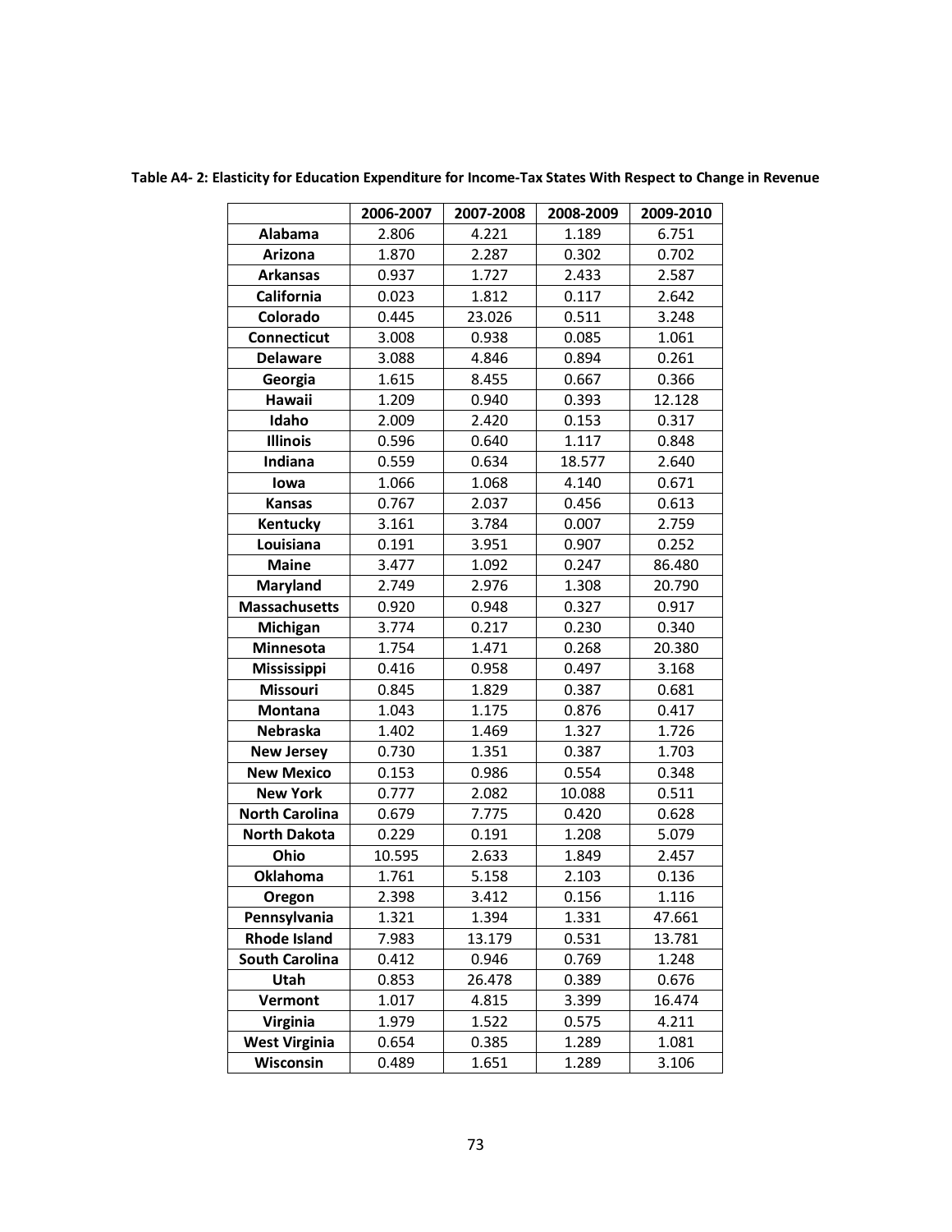**Table A4- 2: Elasticity for Education Expenditure for Income-Tax States With Respect to Change in Revenue**

| | 2006-2007 | 2007-2008 | 2008-2009 | 2009-2010 |
|---|---|---|---|---|
| **Alabama** | 2.806 | 4.221 | 1.189 | 6.751 |
| **Arizona** | 1.870 | 2.287 | 0.302 | 0.702 |
| **Arkansas** | 0.937 | 1.727 | 2.433 | 2.587 |
| **California** | 0.023 | 1.812 | 0.117 | 2.642 |
| **Colorado** | 0.445 | 23.026 | 0.511 | 3.248 |
| **Connecticut** | 3.008 | 0.938 | 0.085 | 1.061 |
| **Delaware** | 3.088 | 4.846 | 0.894 | 0.261 |
| **Georgia** | 1.615 | 8.455 | 0.667 | 0.366 |
| **Hawaii** | 1.209 | 0.940 | 0.393 | 12.128 |
| **Idaho** | 2.009 | 2.420 | 0.153 | 0.317 |
| **Illinois** | 0.596 | 0.640 | 1.117 | 0.848 |
| **Indiana** | 0.559 | 0.634 | 18.577 | 2.640 |
| **Iowa** | 1.066 | 1.068 | 4.140 | 0.671 |
| **Kansas** | 0.767 | 2.037 | 0.456 | 0.613 |
| **Kentucky** | 3.161 | 3.784 | 0.007 | 2.759 |
| **Louisiana** | 0.191 | 3.951 | 0.907 | 0.252 |
| **Maine** | 3.477 | 1.092 | 0.247 | 86.480 |
| **Maryland** | 2.749 | 2.976 | 1.308 | 20.790 |
| **Massachusetts** | 0.920 | 0.948 | 0.327 | 0.917 |
| **Michigan** | 3.774 | 0.217 | 0.230 | 0.340 |
| **Minnesota** | 1.754 | 1.471 | 0.268 | 20.380 |
| **Mississippi** | 0.416 | 0.958 | 0.497 | 3.168 |
| **Missouri** | 0.845 | 1.829 | 0.387 | 0.681 |
| **Montana** | 1.043 | 1.175 | 0.876 | 0.417 |
| **Nebraska** | 1.402 | 1.469 | 1.327 | 1.726 |
| **New Jersey** | 0.730 | 1.351 | 0.387 | 1.703 |
| **New Mexico** | 0.153 | 0.986 | 0.554 | 0.348 |
| **New York** | 0.777 | 2.082 | 10.088 | 0.511 |
| **North Carolina** | 0.679 | 7.775 | 0.420 | 0.628 |
| **North Dakota** | 0.229 | 0.191 | 1.208 | 5.079 |
| **Ohio** | 10.595 | 2.633 | 1.849 | 2.457 |
| **Oklahoma** | 1.761 | 5.158 | 2.103 | 0.136 |
| **Oregon** | 2.398 | 3.412 | 0.156 | 1.116 |
| **Pennsylvania** | 1.321 | 1.394 | 1.331 | 47.661 |
| **Rhode Island** | 7.983 | 13.179 | 0.531 | 13.781 |
| **South Carolina** | 0.412 | 0.946 | 0.769 | 1.248 |
| **Utah** | 0.853 | 26.478 | 0.389 | 0.676 |
| **Vermont** | 1.017 | 4.815 | 3.399 | 16.474 |
| **Virginia** | 1.979 | 1.522 | 0.575 | 4.211 |
| **West Virginia** | 0.654 | 0.385 | 1.289 | 1.081 |
| **Wisconsin** | 0.489 | 1.651 | 1.289 | 3.106 |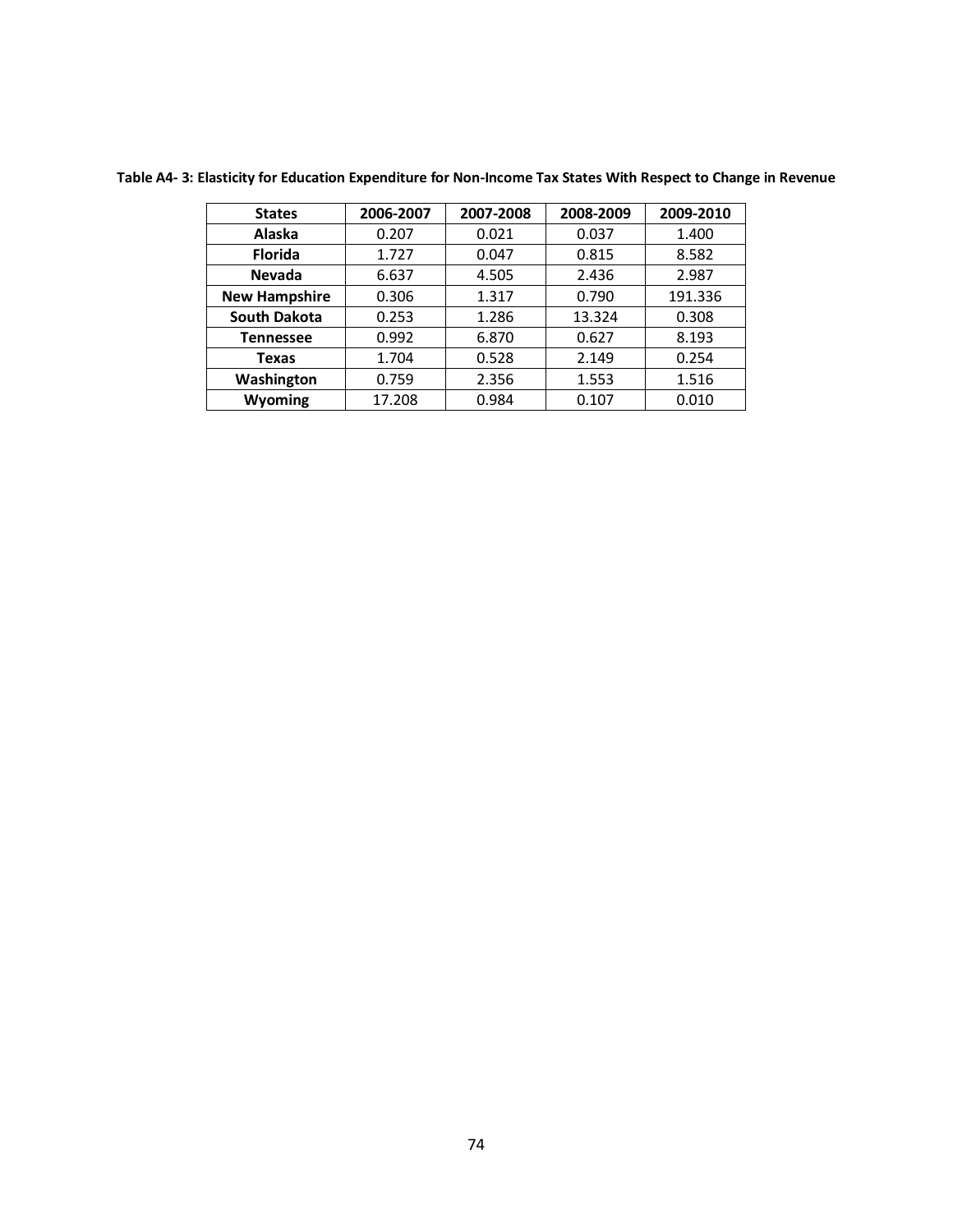**Table A4- 3: Elasticity for Education Expenditure for Non-Income Tax States With Respect to Change in Revenue**

| States | 2006-2007 | 2007-2008 | 2008-2009 | 2009-2010 |
|---|---|---|---|---|
| **Alaska** | 0.207 | 0.021 | 0.037 | 1.400 |
| **Florida** | 1.727 | 0.047 | 0.815 | 8.582 |
| **Nevada** | 6.637 | 4.505 | 2.436 | 2.987 |
| **New Hampshire** | 0.306 | 1.317 | 0.790 | 191.336 |
| **South Dakota** | 0.253 | 1.286 | 13.324 | 0.308 |
| **Tennessee** | 0.992 | 6.870 | 0.627 | 8.193 |
| **Texas** | 1.704 | 0.528 | 2.149 | 0.254 |
| **Washington** | 0.759 | 2.356 | 1.553 | 1.516 |
| **Wyoming** | 17.208 | 0.984 | 0.107 | 0.010 |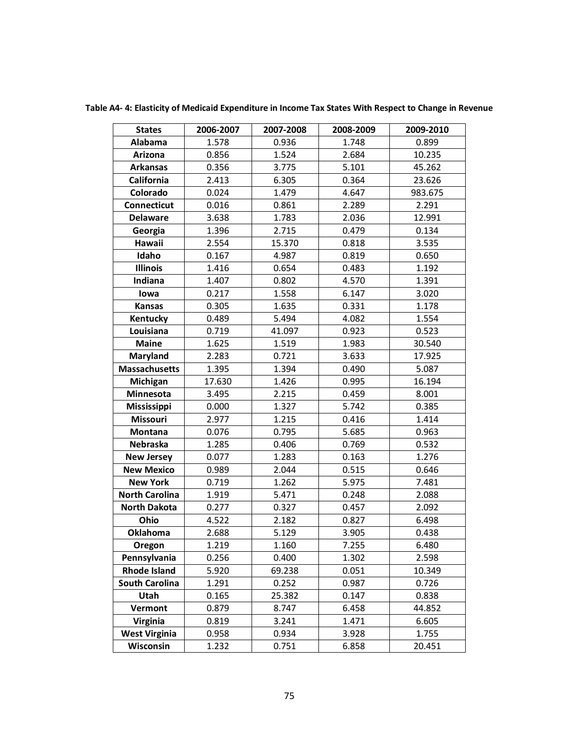**Table A4- 4: Elasticity of Medicaid Expenditure in Income Tax States With Respect to Change in Revenue**

| States | 2006-2007 | 2007-2008 | 2008-2009 | 2009-2010 |
|---|---|---|---|---|
| **Alabama** | 1.578 | 0.936 | 1.748 | 0.899 |
| **Arizona** | 0.856 | 1.524 | 2.684 | 10.235 |
| **Arkansas** | 0.356 | 3.775 | 5.101 | 45.262 |
| **California** | 2.413 | 6.305 | 0.364 | 23.626 |
| **Colorado** | 0.024 | 1.479 | 4.647 | 983.675 |
| **Connecticut** | 0.016 | 0.861 | 2.289 | 2.291 |
| **Delaware** | 3.638 | 1.783 | 2.036 | 12.991 |
| **Georgia** | 1.396 | 2.715 | 0.479 | 0.134 |
| **Hawaii** | 2.554 | 15.370 | 0.818 | 3.535 |
| **Idaho** | 0.167 | 4.987 | 0.819 | 0.650 |
| **Illinois** | 1.416 | 0.654 | 0.483 | 1.192 |
| **Indiana** | 1.407 | 0.802 | 4.570 | 1.391 |
| **Iowa** | 0.217 | 1.558 | 6.147 | 3.020 |
| **Kansas** | 0.305 | 1.635 | 0.331 | 1.178 |
| **Kentucky** | 0.489 | 5.494 | 4.082 | 1.554 |
| **Louisiana** | 0.719 | 41.097 | 0.923 | 0.523 |
| **Maine** | 1.625 | 1.519 | 1.983 | 30.540 |
| **Maryland** | 2.283 | 0.721 | 3.633 | 17.925 |
| **Massachusetts** | 1.395 | 1.394 | 0.490 | 5.087 |
| **Michigan** | 17.630 | 1.426 | 0.995 | 16.194 |
| **Minnesota** | 3.495 | 2.215 | 0.459 | 8.001 |
| **Mississippi** | 0.000 | 1.327 | 5.742 | 0.385 |
| **Missouri** | 2.977 | 1.215 | 0.416 | 1.414 |
| **Montana** | 0.076 | 0.795 | 5.685 | 0.963 |
| **Nebraska** | 1.285 | 0.406 | 0.769 | 0.532 |
| **New Jersey** | 0.077 | 1.283 | 0.163 | 1.276 |
| **New Mexico** | 0.989 | 2.044 | 0.515 | 0.646 |
| **New York** | 0.719 | 1.262 | 5.975 | 7.481 |
| **North Carolina** | 1.919 | 5.471 | 0.248 | 2.088 |
| **North Dakota** | 0.277 | 0.327 | 0.457 | 2.092 |
| **Ohio** | 4.522 | 2.182 | 0.827 | 6.498 |
| **Oklahoma** | 2.688 | 5.129 | 3.905 | 0.438 |
| **Oregon** | 1.219 | 1.160 | 7.255 | 6.480 |
| **Pennsylvania** | 0.256 | 0.400 | 1.302 | 2.598 |
| **Rhode Island** | 5.920 | 69.238 | 0.051 | 10.349 |
| **South Carolina** | 1.291 | 0.252 | 0.987 | 0.726 |
| **Utah** | 0.165 | 25.382 | 0.147 | 0.838 |
| **Vermont** | 0.879 | 8.747 | 6.458 | 44.852 |
| **Virginia** | 0.819 | 3.241 | 1.471 | 6.605 |
| **West Virginia** | 0.958 | 0.934 | 3.928 | 1.755 |
| **Wisconsin** | 1.232 | 0.751 | 6.858 | 20.451 |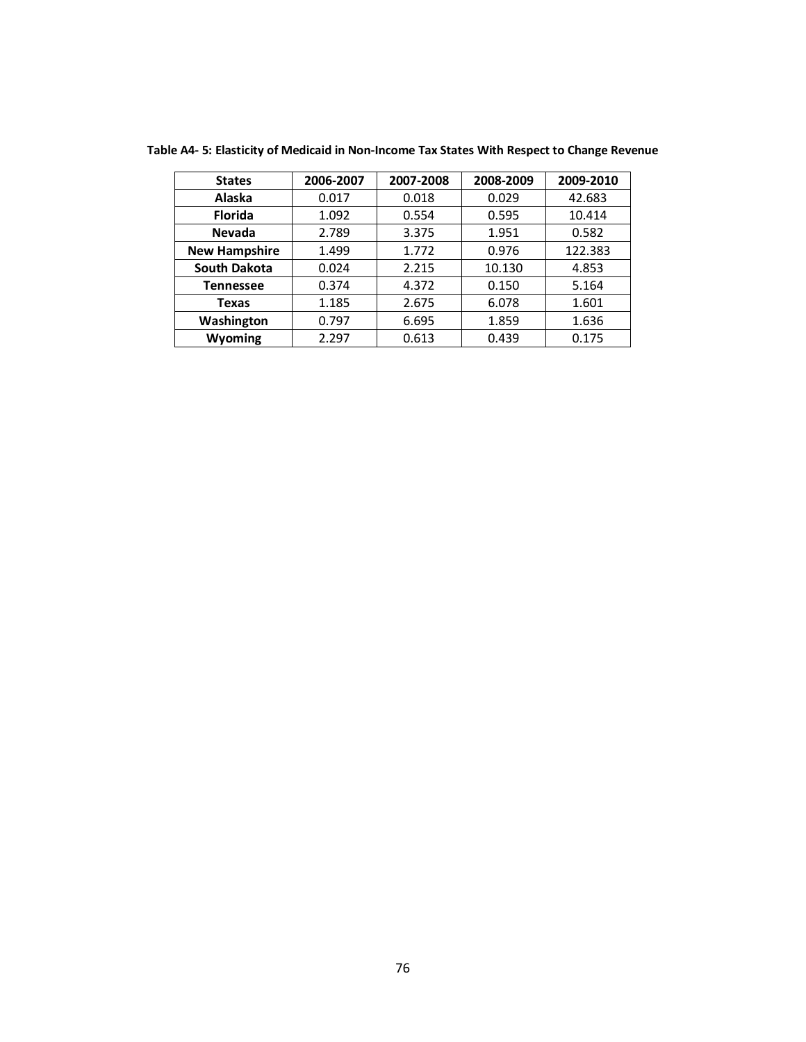**Table A4- 5: Elasticity of Medicaid in Non-Income Tax States With Respect to Change Revenue**

| States | 2006-2007 | 2007-2008 | 2008-2009 | 2009-2010 |
|---|---|---|---|---|
| Alaska | 0.017 | 0.018 | 0.029 | 42.683 |
| Florida | 1.092 | 0.554 | 0.595 | 10.414 |
| Nevada | 2.789 | 3.375 | 1.951 | 0.582 |
| New Hampshire | 1.499 | 1.772 | 0.976 | 122.383 |
| South Dakota | 0.024 | 2.215 | 10.130 | 4.853 |
| Tennessee | 0.374 | 4.372 | 0.150 | 5.164 |
| Texas | 1.185 | 2.675 | 6.078 | 1.601 |
| Washington | 0.797 | 6.695 | 1.859 | 1.636 |
| Wyoming | 2.297 | 0.613 | 0.439 | 0.175 |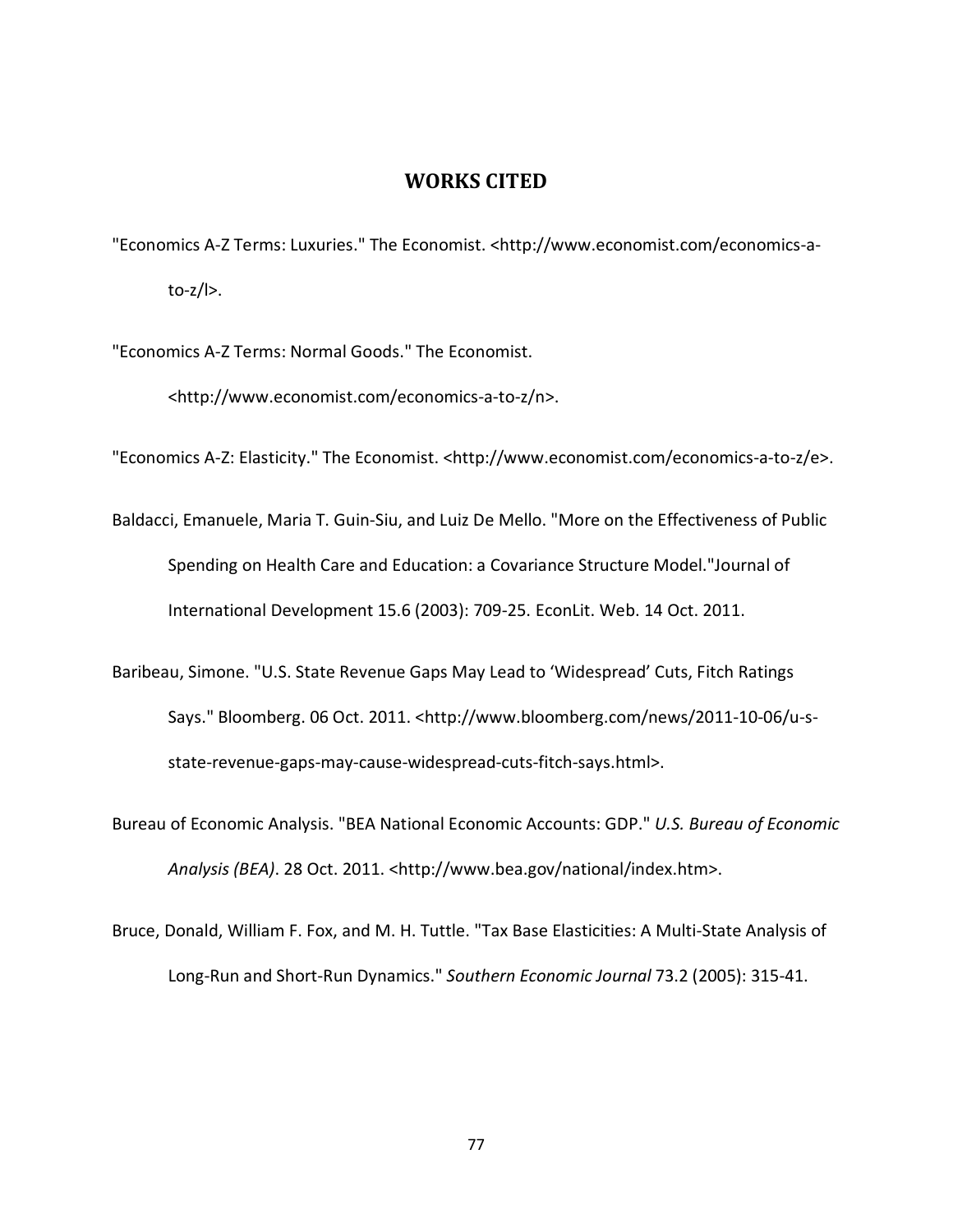# WORKS CITED

"Economics A-Z Terms: Luxuries." The Economist. <http://www.economist.com/economics-a-to-z/l>.

"Economics A-Z Terms: Normal Goods." The Economist. <http://www.economist.com/economics-a-to-z/n>.

"Economics A-Z: Elasticity." The Economist. <http://www.economist.com/economics-a-to-z/e>.

Baldacci, Emanuele, Maria T. Guin-Siu, and Luiz De Mello. "More on the Effectiveness of Public Spending on Health Care and Education: a Covariance Structure Model."Journal of International Development 15.6 (2003): 709-25. EconLit. Web. 14 Oct. 2011.

Baribeau, Simone. "U.S. State Revenue Gaps May Lead to 'Widespread' Cuts, Fitch Ratings Says." Bloomberg. 06 Oct. 2011. <http://www.bloomberg.com/news/2011-10-06/u-s-state-revenue-gaps-may-cause-widespread-cuts-fitch-says.html>.

Bureau of Economic Analysis. "BEA National Economic Accounts: GDP." *U.S. Bureau of Economic Analysis (BEA)*. 28 Oct. 2011. <http://www.bea.gov/national/index.htm>.

Bruce, Donald, William F. Fox, and M. H. Tuttle. "Tax Base Elasticities: A Multi-State Analysis of Long-Run and Short-Run Dynamics." *Southern Economic Journal* 73.2 (2005): 315-41.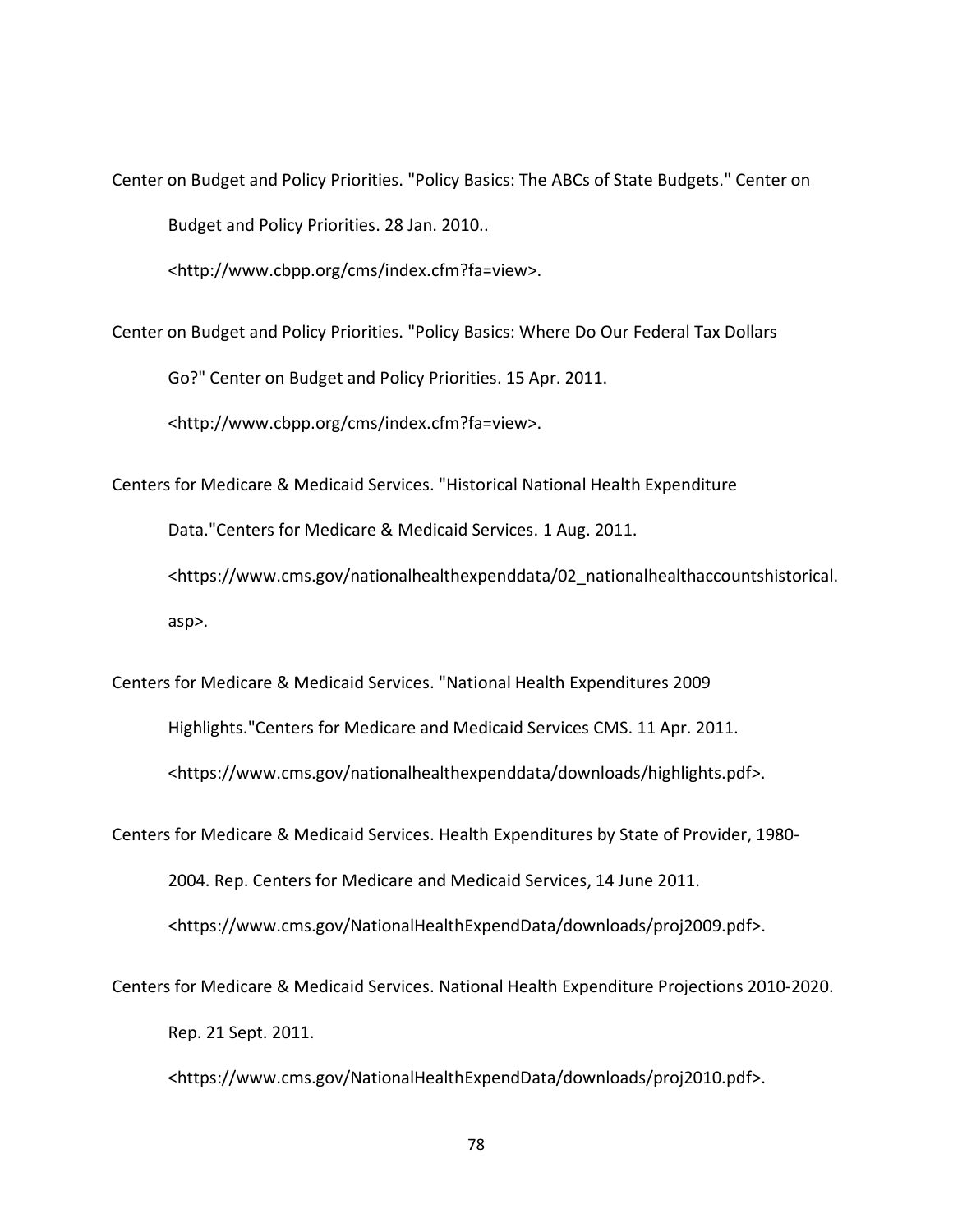Center on Budget and Policy Priorities. "Policy Basics: The ABCs of State Budgets." Center on Budget and Policy Priorities. 28 Jan. 2010.. <http://www.cbpp.org/cms/index.cfm?fa=view>.

Center on Budget and Policy Priorities. "Policy Basics: Where Do Our Federal Tax Dollars Go?" Center on Budget and Policy Priorities. 15 Apr. 2011. <http://www.cbpp.org/cms/index.cfm?fa=view>.

Centers for Medicare & Medicaid Services. "Historical National Health Expenditure Data."Centers for Medicare & Medicaid Services. 1 Aug. 2011. <https://www.cms.gov/nationalhealthexpenddata/02_nationalhealthaccountshistorical.asp>.

Centers for Medicare & Medicaid Services. "National Health Expenditures 2009 Highlights."Centers for Medicare and Medicaid Services CMS. 11 Apr. 2011. <https://www.cms.gov/nationalhealthexpenddata/downloads/highlights.pdf>.

Centers for Medicare & Medicaid Services. Health Expenditures by State of Provider, 1980-2004. Rep. Centers for Medicare and Medicaid Services, 14 June 2011. <https://www.cms.gov/NationalHealthExpendData/downloads/proj2009.pdf>.

Centers for Medicare & Medicaid Services. National Health Expenditure Projections 2010-2020. Rep. 21 Sept. 2011. <https://www.cms.gov/NationalHealthExpendData/downloads/proj2010.pdf>.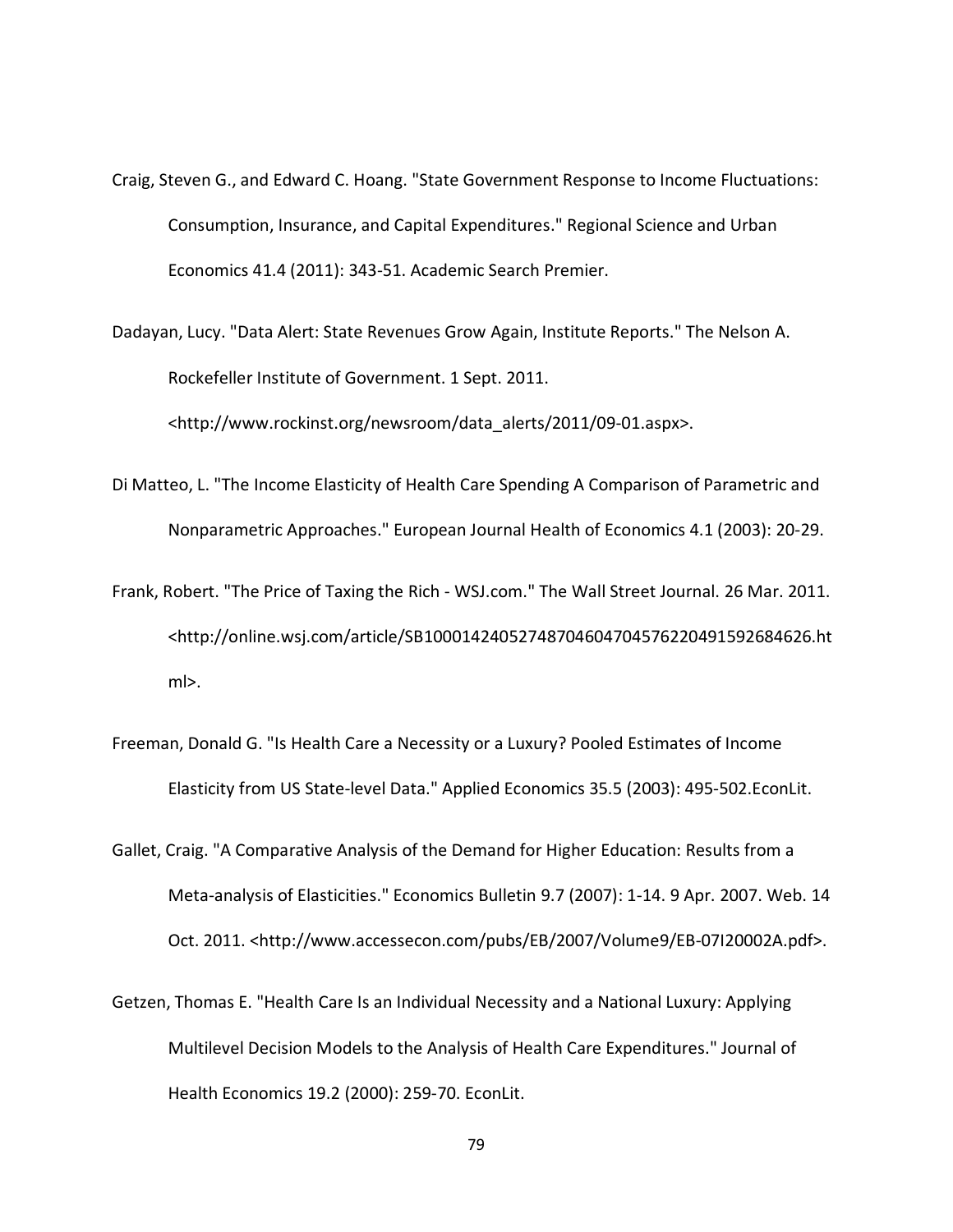Craig, Steven G., and Edward C. Hoang. "State Government Response to Income Fluctuations: Consumption, Insurance, and Capital Expenditures." Regional Science and Urban Economics 41.4 (2011): 343-51. Academic Search Premier.

Dadayan, Lucy. "Data Alert: State Revenues Grow Again, Institute Reports." The Nelson A. Rockefeller Institute of Government. 1 Sept. 2011. <http://www.rockinst.org/newsroom/data_alerts/2011/09-01.aspx>.

Di Matteo, L. "The Income Elasticity of Health Care Spending A Comparison of Parametric and Nonparametric Approaches." European Journal Health of Economics 4.1 (2003): 20-29.

Frank, Robert. "The Price of Taxing the Rich - WSJ.com." The Wall Street Journal. 26 Mar. 2011. <http://online.wsj.com/article/SB10001424052748704604704576220491592684626.html>.

Freeman, Donald G. "Is Health Care a Necessity or a Luxury? Pooled Estimates of Income Elasticity from US State-level Data." Applied Economics 35.5 (2003): 495-502.EconLit.

Gallet, Craig. "A Comparative Analysis of the Demand for Higher Education: Results from a Meta-analysis of Elasticities." Economics Bulletin 9.7 (2007): 1-14. 9 Apr. 2007. Web. 14 Oct. 2011. <http://www.accessecon.com/pubs/EB/2007/Volume9/EB-07I20002A.pdf>.

Getzen, Thomas E. "Health Care Is an Individual Necessity and a National Luxury: Applying Multilevel Decision Models to the Analysis of Health Care Expenditures." Journal of Health Economics 19.2 (2000): 259-70. EconLit.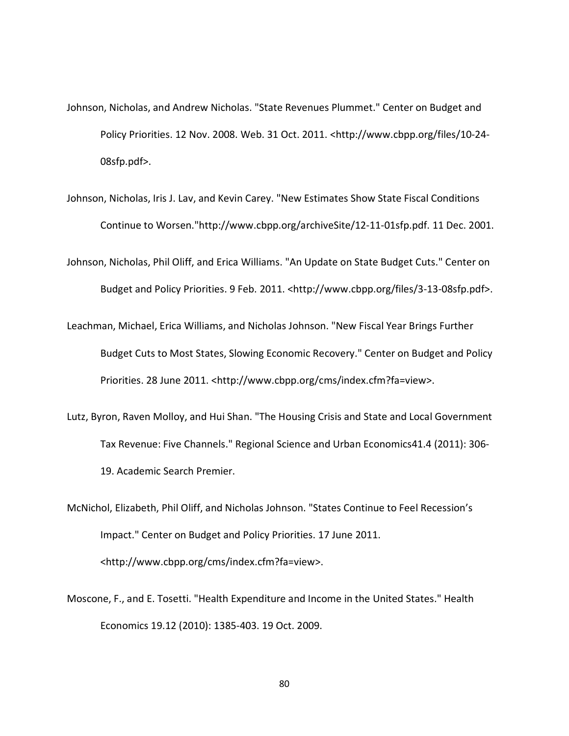Johnson, Nicholas, and Andrew Nicholas. "State Revenues Plummet." Center on Budget and Policy Priorities. 12 Nov. 2008. Web. 31 Oct. 2011. <http://www.cbpp.org/files/10-24-08sfp.pdf>.

Johnson, Nicholas, Iris J. Lav, and Kevin Carey. "New Estimates Show State Fiscal Conditions Continue to Worsen."http://www.cbpp.org/archiveSite/12-11-01sfp.pdf. 11 Dec. 2001.

Johnson, Nicholas, Phil Oliff, and Erica Williams. "An Update on State Budget Cuts." Center on Budget and Policy Priorities. 9 Feb. 2011. <http://www.cbpp.org/files/3-13-08sfp.pdf>.

Leachman, Michael, Erica Williams, and Nicholas Johnson. "New Fiscal Year Brings Further Budget Cuts to Most States, Slowing Economic Recovery." Center on Budget and Policy Priorities. 28 June 2011. <http://www.cbpp.org/cms/index.cfm?fa=view>.

Lutz, Byron, Raven Molloy, and Hui Shan. "The Housing Crisis and State and Local Government Tax Revenue: Five Channels." Regional Science and Urban Economics41.4 (2011): 306-19. Academic Search Premier.

McNichol, Elizabeth, Phil Oliff, and Nicholas Johnson. "States Continue to Feel Recession's Impact." Center on Budget and Policy Priorities. 17 June 2011. <http://www.cbpp.org/cms/index.cfm?fa=view>.

Moscone, F., and E. Tosetti. "Health Expenditure and Income in the United States." Health Economics 19.12 (2010): 1385-403. 19 Oct. 2009.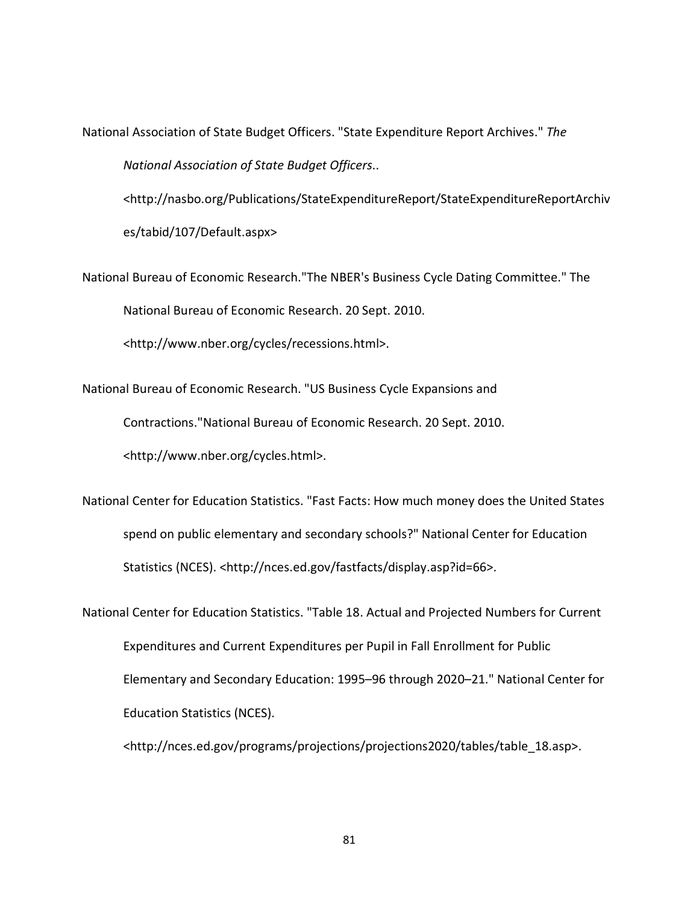National Association of State Budget Officers. "State Expenditure Report Archives." *The National Association of State Budget Officers*.. <http://nasbo.org/Publications/StateExpenditureReport/StateExpenditureReportArchives/tabid/107/Default.aspx>

National Bureau of Economic Research."The NBER's Business Cycle Dating Committee." The National Bureau of Economic Research. 20 Sept. 2010. <http://www.nber.org/cycles/recessions.html>.

National Bureau of Economic Research. "US Business Cycle Expansions and Contractions."National Bureau of Economic Research. 20 Sept. 2010. <http://www.nber.org/cycles.html>.

National Center for Education Statistics. "Fast Facts: How much money does the United States spend on public elementary and secondary schools?" National Center for Education Statistics (NCES). <http://nces.ed.gov/fastfacts/display.asp?id=66>.

National Center for Education Statistics. "Table 18. Actual and Projected Numbers for Current Expenditures and Current Expenditures per Pupil in Fall Enrollment for Public Elementary and Secondary Education: 1995–96 through 2020–21." National Center for Education Statistics (NCES). <http://nces.ed.gov/programs/projections/projections2020/tables/table_18.asp>.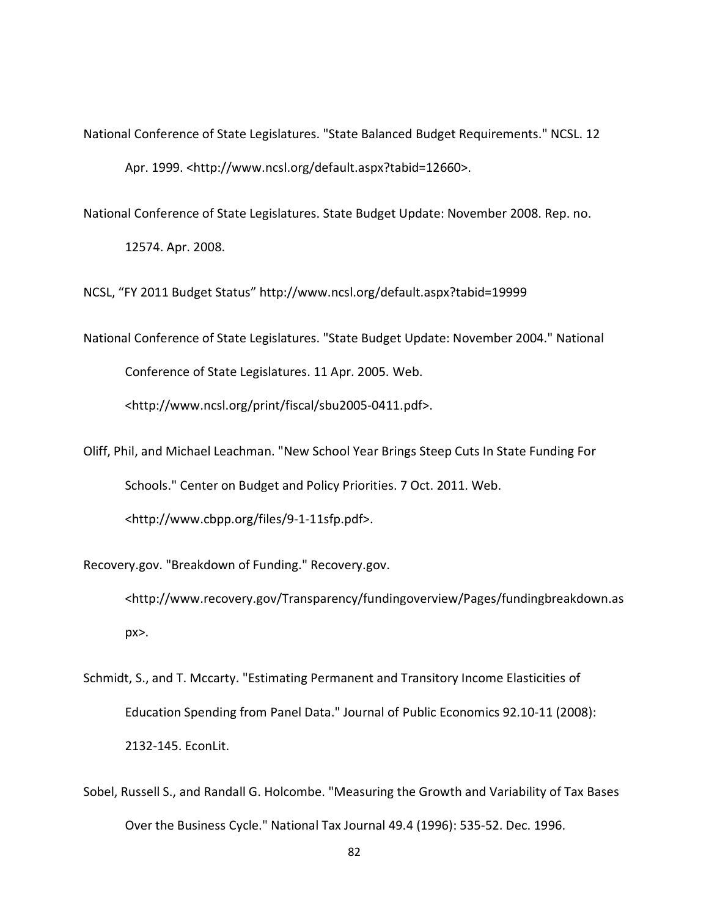National Conference of State Legislatures. "State Balanced Budget Requirements." NCSL. 12 Apr. 1999. <http://www.ncsl.org/default.aspx?tabid=12660>.

National Conference of State Legislatures. State Budget Update: November 2008. Rep. no. 12574. Apr. 2008.

NCSL, “FY 2011 Budget Status” http://www.ncsl.org/default.aspx?tabid=19999

National Conference of State Legislatures. "State Budget Update: November 2004." National Conference of State Legislatures. 11 Apr. 2005. Web. <http://www.ncsl.org/print/fiscal/sbu2005-0411.pdf>.

Oliff, Phil, and Michael Leachman. "New School Year Brings Steep Cuts In State Funding For Schools." Center on Budget and Policy Priorities. 7 Oct. 2011. Web. <http://www.cbpp.org/files/9-1-11sfp.pdf>.

Recovery.gov. "Breakdown of Funding." Recovery.gov. <http://www.recovery.gov/Transparency/fundingoverview/Pages/fundingbreakdown.aspx>.

Schmidt, S., and T. Mccarty. "Estimating Permanent and Transitory Income Elasticities of Education Spending from Panel Data." Journal of Public Economics 92.10-11 (2008): 2132-145. EconLit.

Sobel, Russell S., and Randall G. Holcombe. "Measuring the Growth and Variability of Tax Bases Over the Business Cycle." National Tax Journal 49.4 (1996): 535-52. Dec. 1996.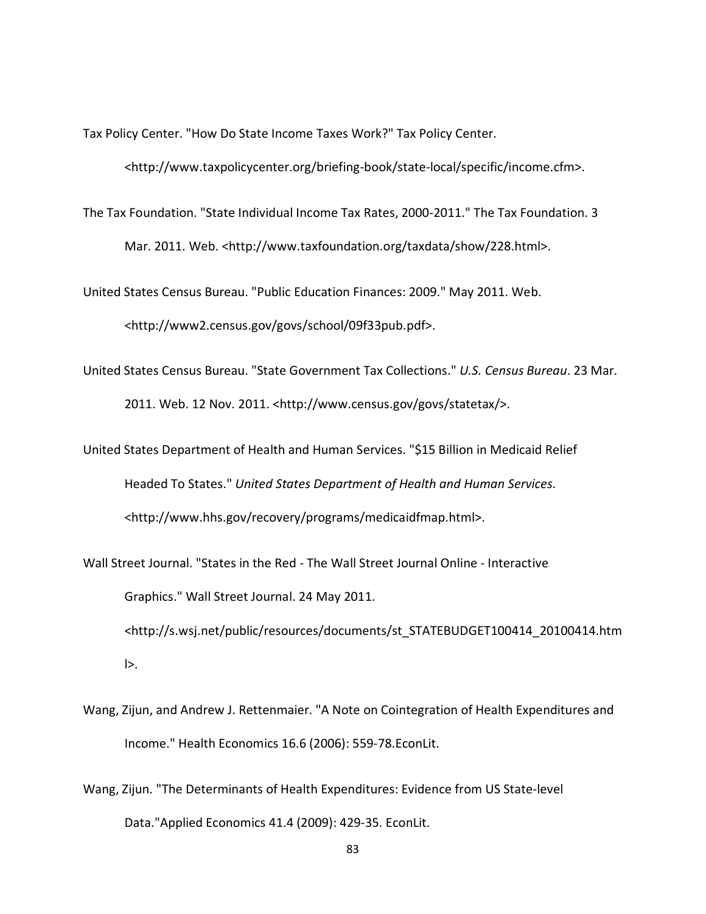Tax Policy Center. "How Do State Income Taxes Work?" Tax Policy Center. <http://www.taxpolicycenter.org/briefing-book/state-local/specific/income.cfm>.

The Tax Foundation. "State Individual Income Tax Rates, 2000-2011." The Tax Foundation. 3 Mar. 2011. Web. <http://www.taxfoundation.org/taxdata/show/228.html>.

United States Census Bureau. "Public Education Finances: 2009." May 2011. Web. <http://www2.census.gov/govs/school/09f33pub.pdf>.

United States Census Bureau. "State Government Tax Collections." *U.S. Census Bureau*. 23 Mar. 2011. Web. 12 Nov. 2011. <http://www.census.gov/govs/statetax/>.

United States Department of Health and Human Services. "$15 Billion in Medicaid Relief Headed To States." *United States Department of Health and Human Services*. <http://www.hhs.gov/recovery/programs/medicaidfmap.html>.

Wall Street Journal. "States in the Red - The Wall Street Journal Online - Interactive Graphics." Wall Street Journal. 24 May 2011. <http://s.wsj.net/public/resources/documents/st_STATEBUDGET100414_20100414.html>.

Wang, Zijun, and Andrew J. Rettenmaier. "A Note on Cointegration of Health Expenditures and Income." Health Economics 16.6 (2006): 559-78.EconLit.

Wang, Zijun. "The Determinants of Health Expenditures: Evidence from US State-level Data."Applied Economics 41.4 (2009): 429-35. EconLit.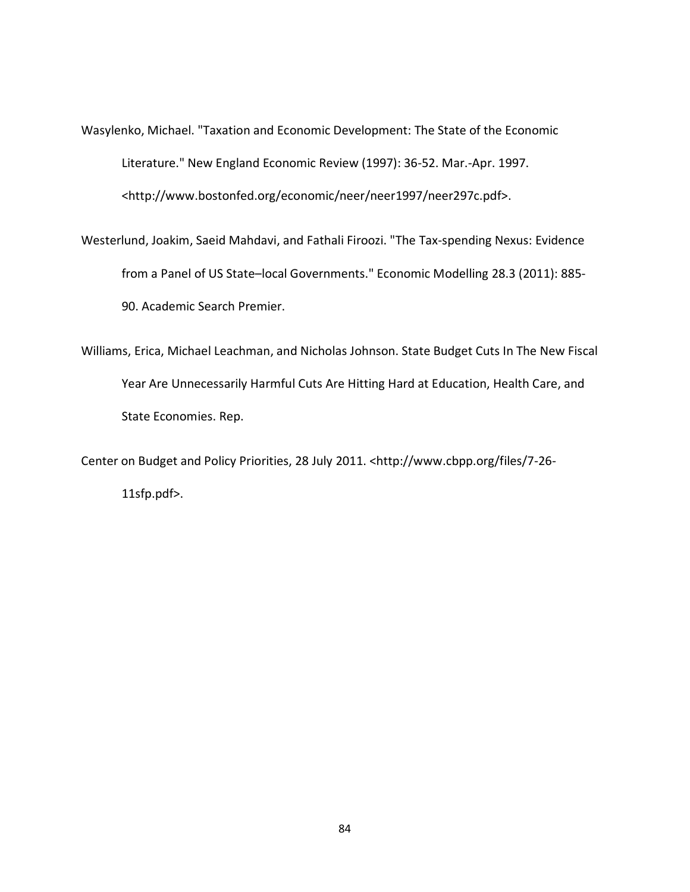Wasylenko, Michael. "Taxation and Economic Development: The State of the Economic Literature." New England Economic Review (1997): 36-52. Mar.-Apr. 1997. <http://www.bostonfed.org/economic/neer/neer1997/neer297c.pdf>.

Westerlund, Joakim, Saeid Mahdavi, and Fathali Firoozi. "The Tax-spending Nexus: Evidence from a Panel of US State–local Governments." Economic Modelling 28.3 (2011): 885-90. Academic Search Premier.

Williams, Erica, Michael Leachman, and Nicholas Johnson. State Budget Cuts In The New Fiscal Year Are Unnecessarily Harmful Cuts Are Hitting Hard at Education, Health Care, and State Economies. Rep.

Center on Budget and Policy Priorities, 28 July 2011. <http://www.cbpp.org/files/7-26-11sfp.pdf>.